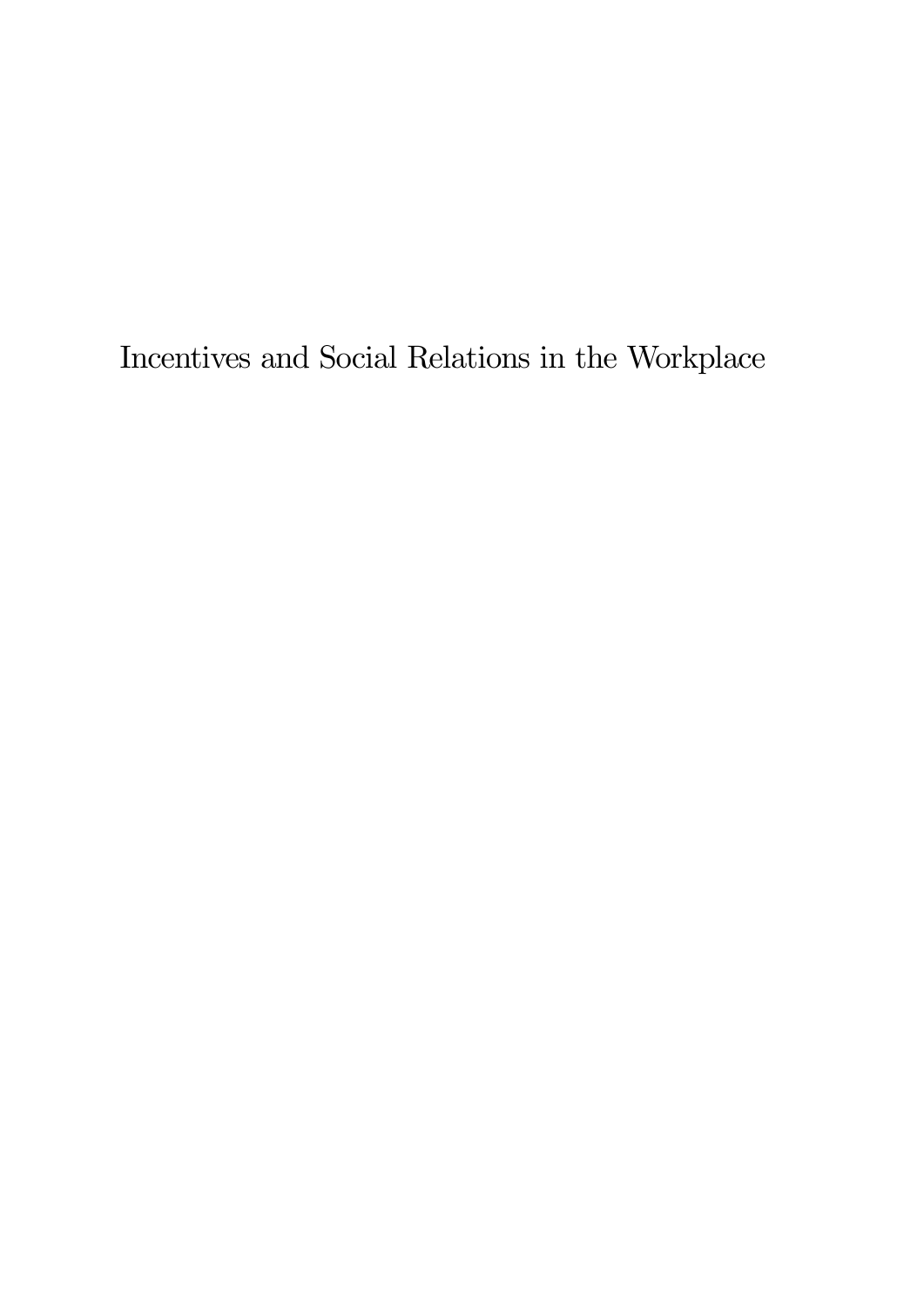# Incentives and Social Relations in the Workplace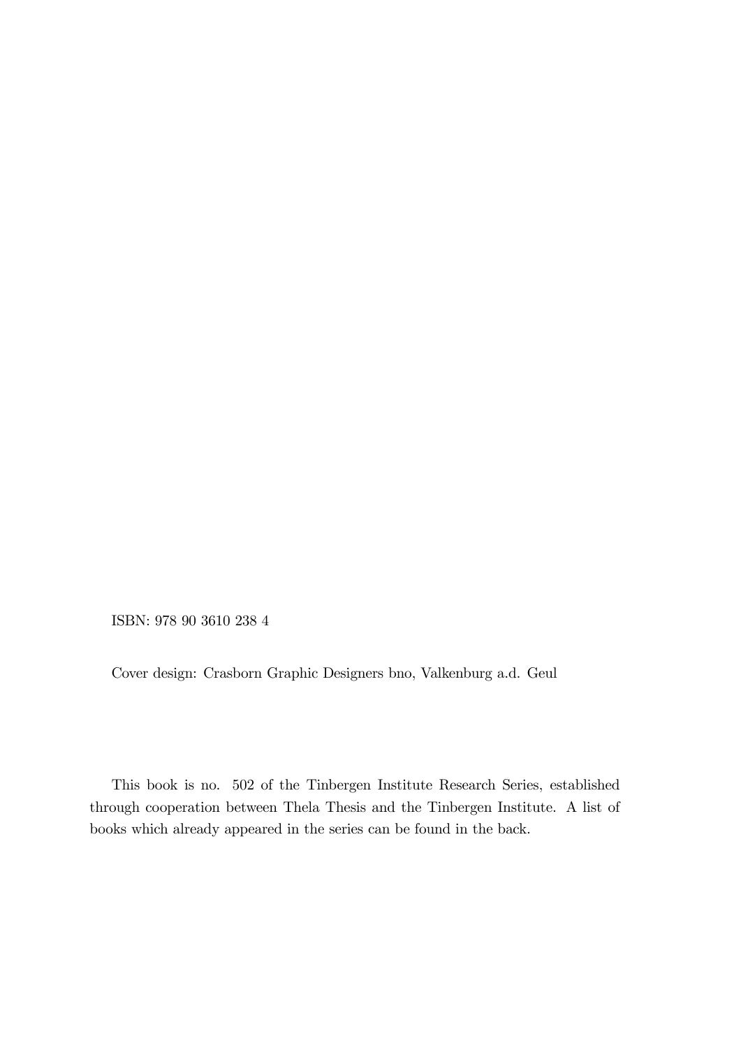ISBN: 978 90 3610 238 4

Cover design: Crasborn Graphic Designers bno, Valkenburg a.d. Geul

This book is no. 502 of the Tinbergen Institute Research Series, established through cooperation between Thela Thesis and the Tinbergen Institute. A list of books which already appeared in the series can be found in the back.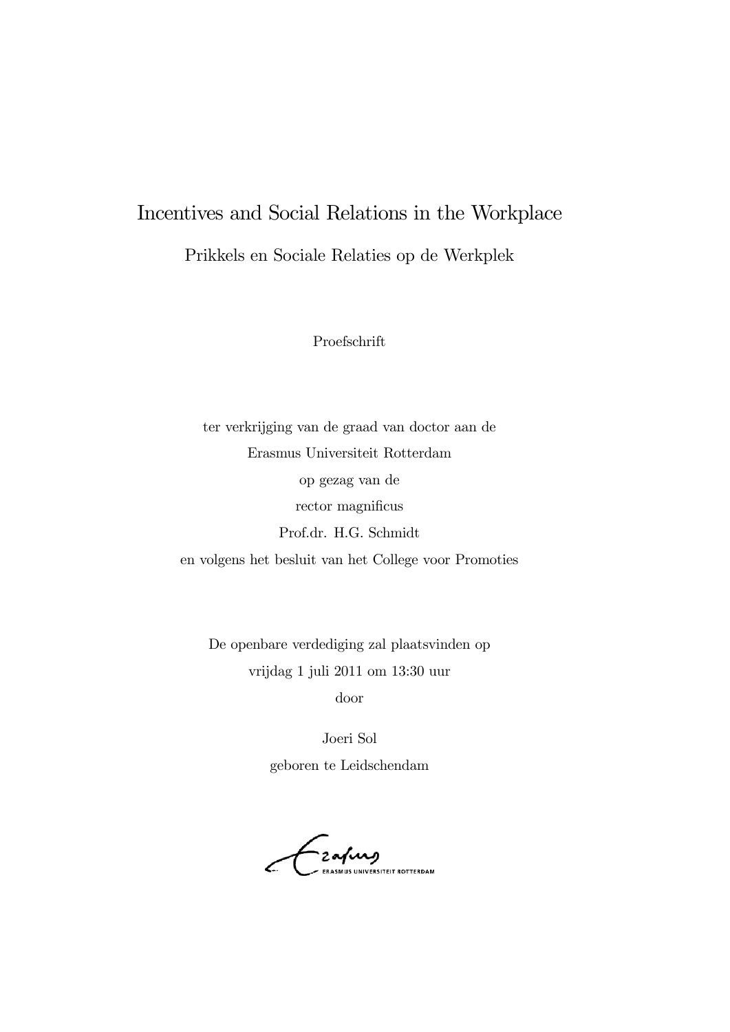# Incentives and Social Relations in the Workplace

## Prikkels en Sociale Relaties op de Werkplek

Proefschrift

ter verkrijging van de graad van doctor aan de
Erasmus Universiteit Rotterdam
op gezag van de
rector magnificus
Prof.dr. H.G. Schmidt
en volgens het besluit van het College voor Promoties

De openbare verdediging zal plaatsvinden op
vrijdag 1 juli 2011 om 13:30 uur
door

Joeri Sol
geboren te Leidschendam

ERASMUS UNIVERSITEIT ROTTERDAM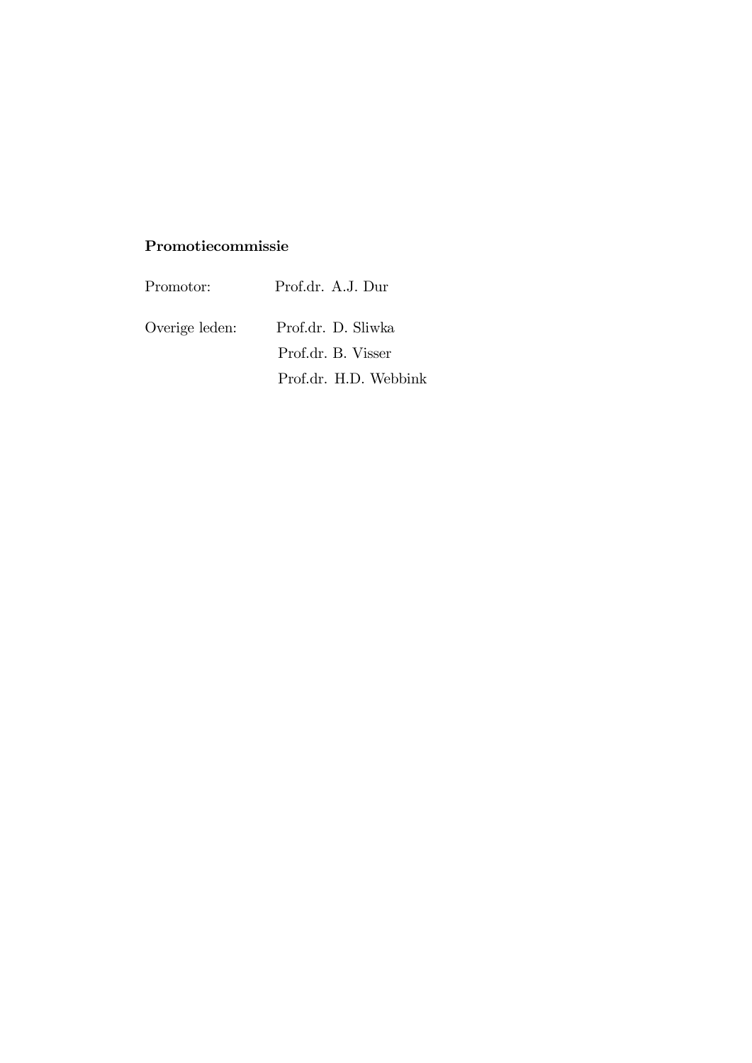**Promotiecommissie**

| | |
|---|---|
| Promotor: | Prof.dr. A.J. Dur |
| Overige leden: | Prof.dr. D. Sliwka |
| | Prof.dr. B. Visser |
| | Prof.dr. H.D. Webbink |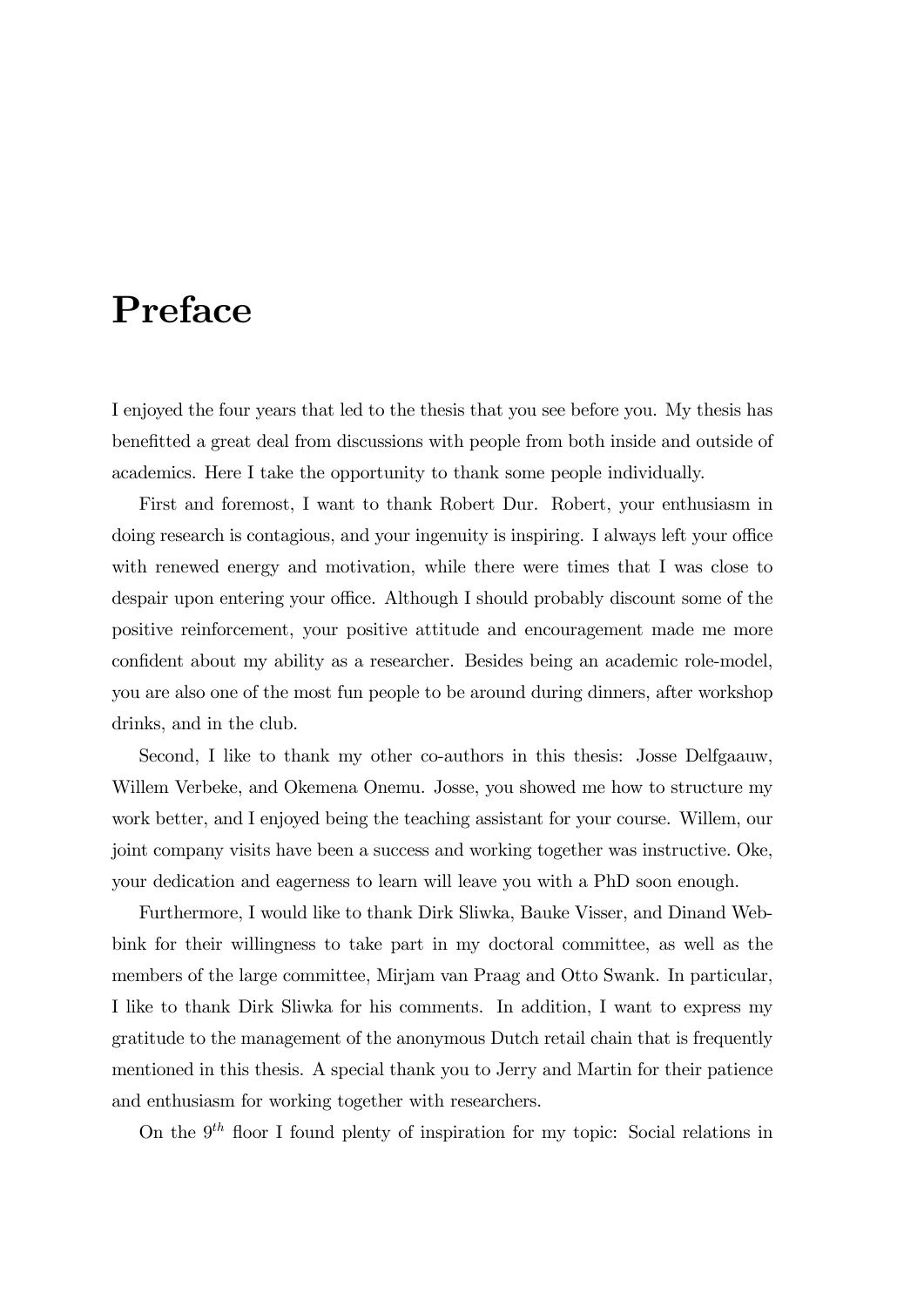# Preface

I enjoyed the four years that led to the thesis that you see before you. My thesis has benefitted a great deal from discussions with people from both inside and outside of academics. Here I take the opportunity to thank some people individually.

First and foremost, I want to thank Robert Dur. Robert, your enthusiasm in doing research is contagious, and your ingenuity is inspiring. I always left your office with renewed energy and motivation, while there were times that I was close to despair upon entering your office. Although I should probably discount some of the positive reinforcement, your positive attitude and encouragement made me more confident about my ability as a researcher. Besides being an academic role-model, you are also one of the most fun people to be around during dinners, after workshop drinks, and in the club.

Second, I like to thank my other co-authors in this thesis: Josse Delfgaauw, Willem Verbeke, and Okemena Onemu. Josse, you showed me how to structure my work better, and I enjoyed being the teaching assistant for your course. Willem, our joint company visits have been a success and working together was instructive. Oke, your dedication and eagerness to learn will leave you with a PhD soon enough.

Furthermore, I would like to thank Dirk Sliwka, Bauke Visser, and Dinand Webbink for their willingness to take part in my doctoral committee, as well as the members of the large committee, Mirjam van Praag and Otto Swank. In particular, I like to thank Dirk Sliwka for his comments. In addition, I want to express my gratitude to the management of the anonymous Dutch retail chain that is frequently mentioned in this thesis. A special thank you to Jerry and Martin for their patience and enthusiasm for working together with researchers.

On the $9^{th}$ floor I found plenty of inspiration for my topic: Social relations in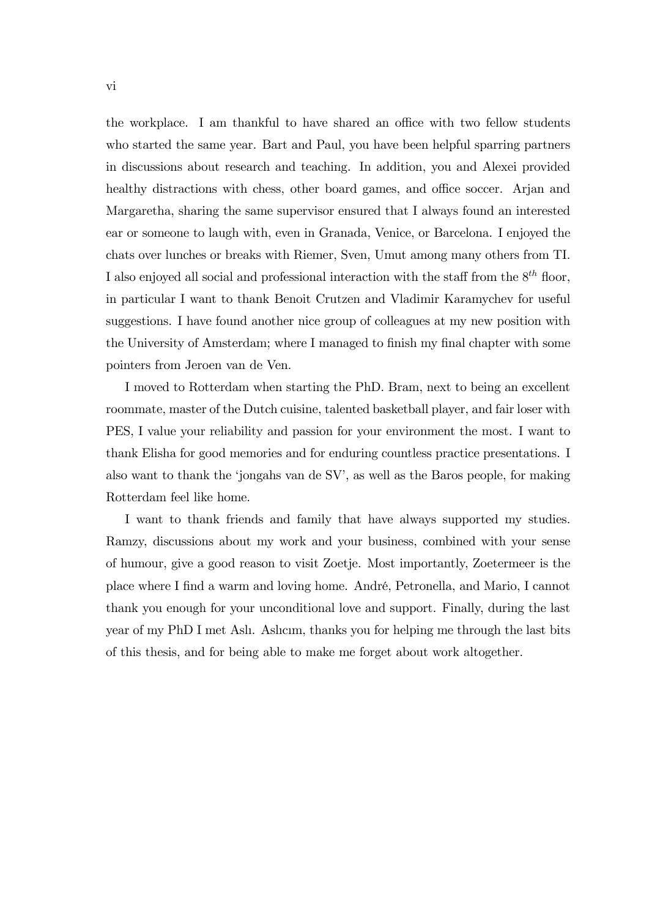the workplace. I am thankful to have shared an office with two fellow students who started the same year. Bart and Paul, you have been helpful sparring partners in discussions about research and teaching. In addition, you and Alexei provided healthy distractions with chess, other board games, and office soccer. Arjan and Margaretha, sharing the same supervisor ensured that I always found an interested ear or someone to laugh with, even in Granada, Venice, or Barcelona. I enjoyed the chats over lunches or breaks with Riemer, Sven, Umut among many others from TI. I also enjoyed all social and professional interaction with the staff from the $8^{th}$ floor, in particular I want to thank Benoit Crutzen and Vladimir Karamychev for useful suggestions. I have found another nice group of colleagues at my new position with the University of Amsterdam; where I managed to finish my final chapter with some pointers from Jeroen van de Ven.

I moved to Rotterdam when starting the PhD. Bram, next to being an excellent roommate, master of the Dutch cuisine, talented basketball player, and fair loser with PES, I value your reliability and passion for your environment the most. I want to thank Elisha for good memories and for enduring countless practice presentations. I also want to thank the 'jongahs van de SV', as well as the Baros people, for making Rotterdam feel like home.

I want to thank friends and family that have always supported my studies. Ramzy, discussions about my work and your business, combined with your sense of humour, give a good reason to visit Zoetje. Most importantly, Zoetermeer is the place where I find a warm and loving home. André, Petronella, and Mario, I cannot thank you enough for your unconditional love and support. Finally, during the last year of my PhD I met Aslı. Aslıcım, thanks you for helping me through the last bits of this thesis, and for being able to make me forget about work altogether.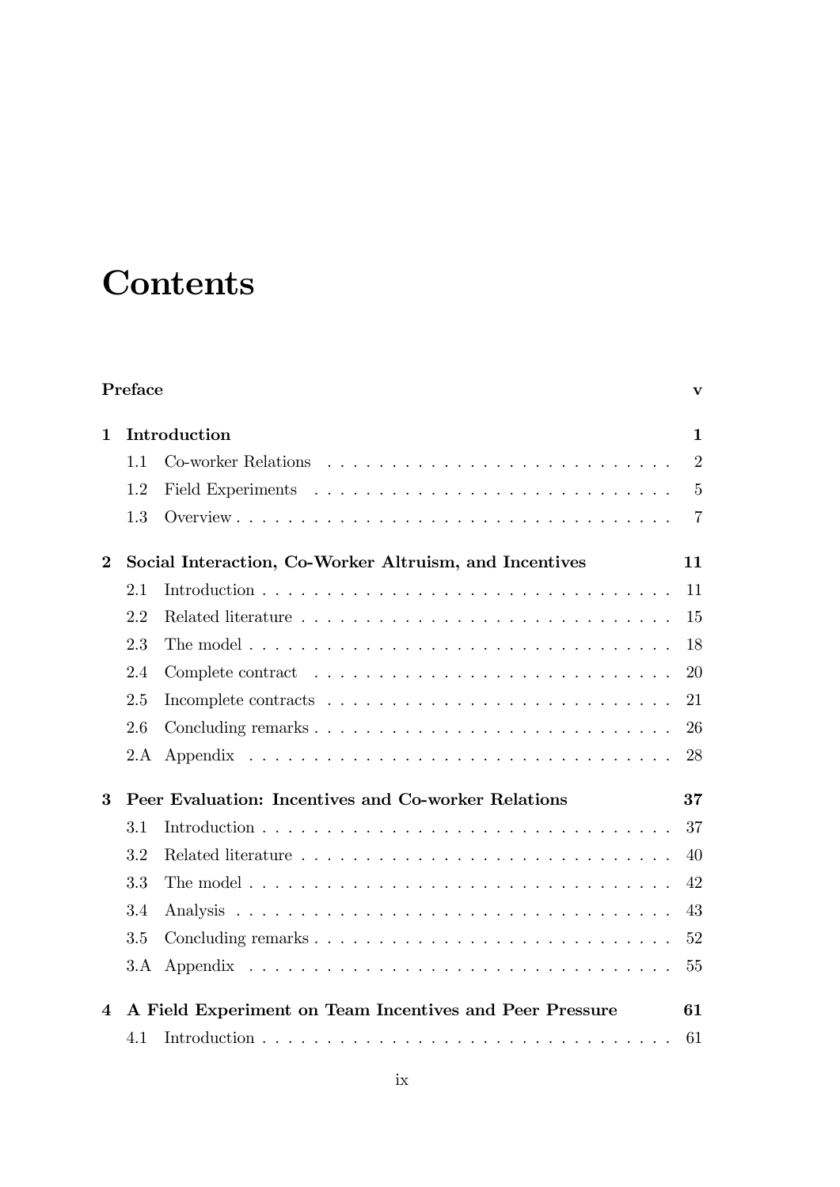# Contents

**Preface** **v**

**1 Introduction** **1**

- 1.1 Co-worker Relations . . . . . . . . . . . . . . . . . . . . . . . . . . 2
- 1.2 Field Experiments . . . . . . . . . . . . . . . . . . . . . . . . . . . 5
- 1.3 Overview . . . . . . . . . . . . . . . . . . . . . . . . . . . . . . . . 7

**2 Social Interaction, Co-Worker Altruism, and Incentives** **11**

- 2.1 Introduction . . . . . . . . . . . . . . . . . . . . . . . . . . . . . . 11
- 2.2 Related literature . . . . . . . . . . . . . . . . . . . . . . . . . . . 15
- 2.3 The model . . . . . . . . . . . . . . . . . . . . . . . . . . . . . . . 18
- 2.4 Complete contract . . . . . . . . . . . . . . . . . . . . . . . . . . . 20
- 2.5 Incomplete contracts . . . . . . . . . . . . . . . . . . . . . . . . . 21
- 2.6 Concluding remarks . . . . . . . . . . . . . . . . . . . . . . . . . . 26
- 2.A Appendix . . . . . . . . . . . . . . . . . . . . . . . . . . . . . . . 28

**3 Peer Evaluation: Incentives and Co-worker Relations** **37**

- 3.1 Introduction . . . . . . . . . . . . . . . . . . . . . . . . . . . . . . 37
- 3.2 Related literature . . . . . . . . . . . . . . . . . . . . . . . . . . . 40
- 3.3 The model . . . . . . . . . . . . . . . . . . . . . . . . . . . . . . . 42
- 3.4 Analysis . . . . . . . . . . . . . . . . . . . . . . . . . . . . . . . . 43
- 3.5 Concluding remarks . . . . . . . . . . . . . . . . . . . . . . . . . . 52
- 3.A Appendix . . . . . . . . . . . . . . . . . . . . . . . . . . . . . . . 55

**4 A Field Experiment on Team Incentives and Peer Pressure** **61**

- 4.1 Introduction . . . . . . . . . . . . . . . . . . . . . . . . . . . . . . 61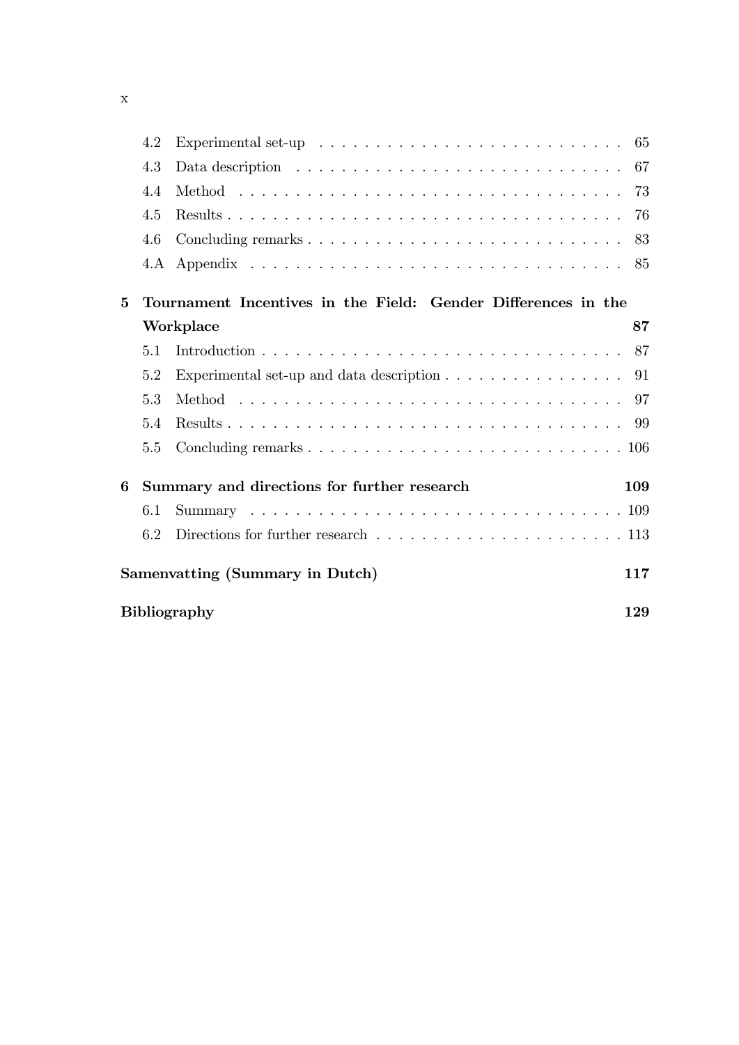- 4.2 Experimental set-up . . . . . . . . . . . . . . . . . . . . . . . . . . 65
- 4.3 Data description . . . . . . . . . . . . . . . . . . . . . . . . . . . 67
- 4.4 Method . . . . . . . . . . . . . . . . . . . . . . . . . . . . . . . . 73
- 4.5 Results . . . . . . . . . . . . . . . . . . . . . . . . . . . . . . . . 76
- 4.6 Concluding remarks . . . . . . . . . . . . . . . . . . . . . . . . . . 83
- 4.A Appendix . . . . . . . . . . . . . . . . . . . . . . . . . . . . . . . 85

**5 Tournament Incentives in the Field: Gender Differences in the Workplace** **87**

- 5.1 Introduction . . . . . . . . . . . . . . . . . . . . . . . . . . . . . . 87
- 5.2 Experimental set-up and data description . . . . . . . . . . . . . . . . 91
- 5.3 Method . . . . . . . . . . . . . . . . . . . . . . . . . . . . . . . . 97
- 5.4 Results . . . . . . . . . . . . . . . . . . . . . . . . . . . . . . . . 99
- 5.5 Concluding remarks . . . . . . . . . . . . . . . . . . . . . . . . . . 106

**6 Summary and directions for further research** **109**

- 6.1 Summary . . . . . . . . . . . . . . . . . . . . . . . . . . . . . . . 109
- 6.2 Directions for further research . . . . . . . . . . . . . . . . . . . . . 113

**Samenvatting (Summary in Dutch)** **117**

**Bibliography** **129**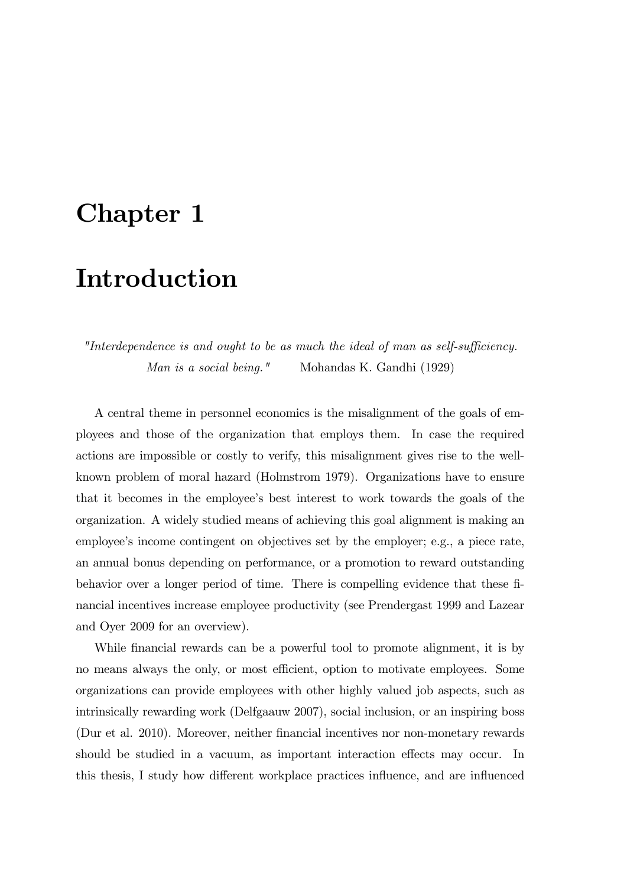# Chapter 1

# Introduction

*"Interdependence is and ought to be as much the ideal of man as self-sufficiency. Man is a social being."* Mohandas K. Gandhi (1929)

A central theme in personnel economics is the misalignment of the goals of employees and those of the organization that employs them. In case the required actions are impossible or costly to verify, this misalignment gives rise to the well-known problem of moral hazard (Holmstrom 1979). Organizations have to ensure that it becomes in the employee's best interest to work towards the goals of the organization. A widely studied means of achieving this goal alignment is making an employee's income contingent on objectives set by the employer; e.g., a piece rate, an annual bonus depending on performance, or a promotion to reward outstanding behavior over a longer period of time. There is compelling evidence that these financial incentives increase employee productivity (see Prendergast 1999 and Lazear and Oyer 2009 for an overview).

While financial rewards can be a powerful tool to promote alignment, it is by no means always the only, or most efficient, option to motivate employees. Some organizations can provide employees with other highly valued job aspects, such as intrinsically rewarding work (Delfgaauw 2007), social inclusion, or an inspiring boss (Dur et al. 2010). Moreover, neither financial incentives nor non-monetary rewards should be studied in a vacuum, as important interaction effects may occur. In this thesis, I study how different workplace practices influence, and are influenced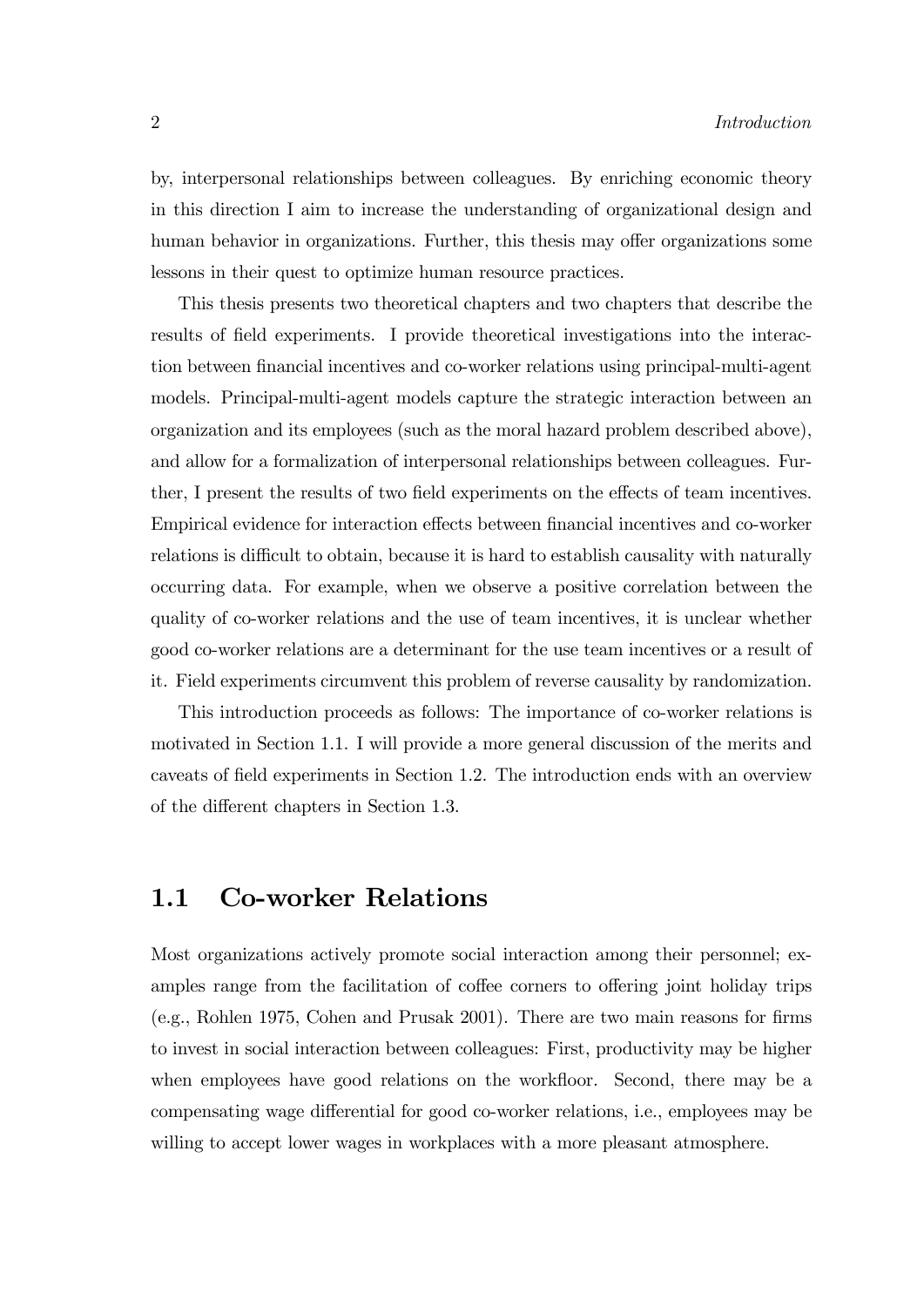by, interpersonal relationships between colleagues. By enriching economic theory in this direction I aim to increase the understanding of organizational design and human behavior in organizations. Further, this thesis may offer organizations some lessons in their quest to optimize human resource practices.

This thesis presents two theoretical chapters and two chapters that describe the results of field experiments. I provide theoretical investigations into the interaction between financial incentives and co-worker relations using principal-multi-agent models. Principal-multi-agent models capture the strategic interaction between an organization and its employees (such as the moral hazard problem described above), and allow for a formalization of interpersonal relationships between colleagues. Further, I present the results of two field experiments on the effects of team incentives. Empirical evidence for interaction effects between financial incentives and co-worker relations is difficult to obtain, because it is hard to establish causality with naturally occurring data. For example, when we observe a positive correlation between the quality of co-worker relations and the use of team incentives, it is unclear whether good co-worker relations are a determinant for the use team incentives or a result of it. Field experiments circumvent this problem of reverse causality by randomization.

This introduction proceeds as follows: The importance of co-worker relations is motivated in Section 1.1. I will provide a more general discussion of the merits and caveats of field experiments in Section 1.2. The introduction ends with an overview of the different chapters in Section 1.3.

## 1.1 Co-worker Relations

Most organizations actively promote social interaction among their personnel; examples range from the facilitation of coffee corners to offering joint holiday trips (e.g., Rohlen 1975, Cohen and Prusak 2001). There are two main reasons for firms to invest in social interaction between colleagues: First, productivity may be higher when employees have good relations on the workfloor. Second, there may be a compensating wage differential for good co-worker relations, i.e., employees may be willing to accept lower wages in workplaces with a more pleasant atmosphere.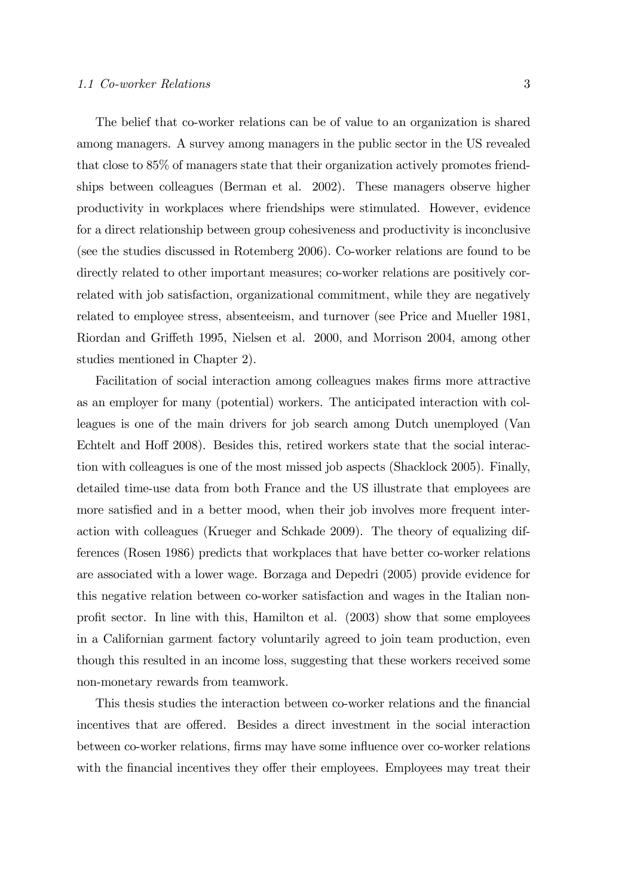The belief that co-worker relations can be of value to an organization is shared among managers. A survey among managers in the public sector in the US revealed that close to 85% of managers state that their organization actively promotes friendships between colleagues (Berman et al. 2002). These managers observe higher productivity in workplaces where friendships were stimulated. However, evidence for a direct relationship between group cohesiveness and productivity is inconclusive (see the studies discussed in Rotemberg 2006). Co-worker relations are found to be directly related to other important measures; co-worker relations are positively correlated with job satisfaction, organizational commitment, while they are negatively related to employee stress, absenteeism, and turnover (see Price and Mueller 1981, Riordan and Griffeth 1995, Nielsen et al. 2000, and Morrison 2004, among other studies mentioned in Chapter 2).

Facilitation of social interaction among colleagues makes firms more attractive as an employer for many (potential) workers. The anticipated interaction with colleagues is one of the main drivers for job search among Dutch unemployed (Van Echtelt and Hoff 2008). Besides this, retired workers state that the social interaction with colleagues is one of the most missed job aspects (Shacklock 2005). Finally, detailed time-use data from both France and the US illustrate that employees are more satisfied and in a better mood, when their job involves more frequent interaction with colleagues (Krueger and Schkade 2009). The theory of equalizing differences (Rosen 1986) predicts that workplaces that have better co-worker relations are associated with a lower wage. Borzaga and Depedri (2005) provide evidence for this negative relation between co-worker satisfaction and wages in the Italian non-profit sector. In line with this, Hamilton et al. (2003) show that some employees in a Californian garment factory voluntarily agreed to join team production, even though this resulted in an income loss, suggesting that these workers received some non-monetary rewards from teamwork.

This thesis studies the interaction between co-worker relations and the financial incentives that are offered. Besides a direct investment in the social interaction between co-worker relations, firms may have some influence over co-worker relations with the financial incentives they offer their employees. Employees may treat their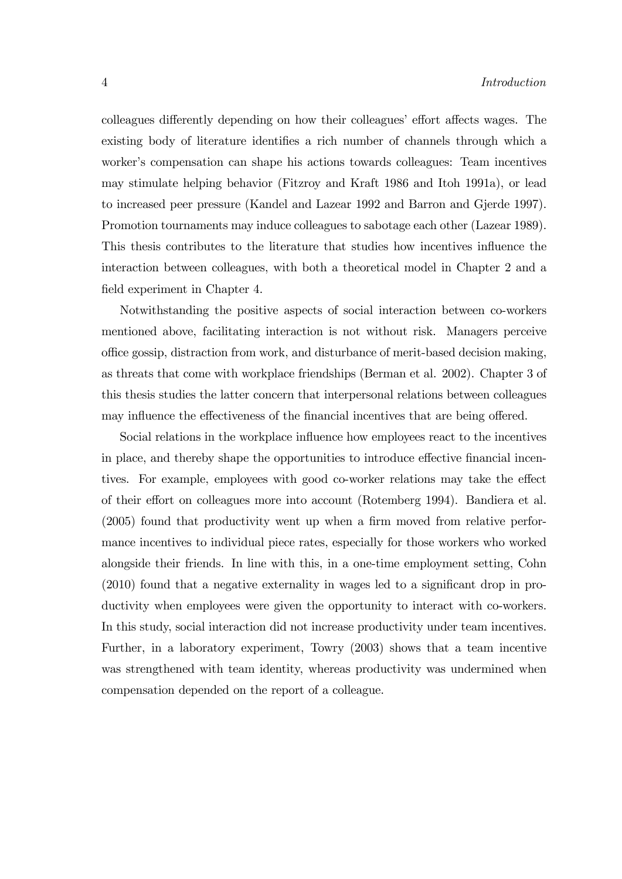colleagues differently depending on how their colleagues' effort affects wages. The existing body of literature identifies a rich number of channels through which a worker's compensation can shape his actions towards colleagues: Team incentives may stimulate helping behavior (Fitzroy and Kraft 1986 and Itoh 1991a), or lead to increased peer pressure (Kandel and Lazear 1992 and Barron and Gjerde 1997). Promotion tournaments may induce colleagues to sabotage each other (Lazear 1989). This thesis contributes to the literature that studies how incentives influence the interaction between colleagues, with both a theoretical model in Chapter 2 and a field experiment in Chapter 4.

Notwithstanding the positive aspects of social interaction between co-workers mentioned above, facilitating interaction is not without risk. Managers perceive office gossip, distraction from work, and disturbance of merit-based decision making, as threats that come with workplace friendships (Berman et al. 2002). Chapter 3 of this thesis studies the latter concern that interpersonal relations between colleagues may influence the effectiveness of the financial incentives that are being offered.

Social relations in the workplace influence how employees react to the incentives in place, and thereby shape the opportunities to introduce effective financial incentives. For example, employees with good co-worker relations may take the effect of their effort on colleagues more into account (Rotemberg 1994). Bandiera et al. (2005) found that productivity went up when a firm moved from relative performance incentives to individual piece rates, especially for those workers who worked alongside their friends. In line with this, in a one-time employment setting, Cohn (2010) found that a negative externality in wages led to a significant drop in productivity when employees were given the opportunity to interact with co-workers. In this study, social interaction did not increase productivity under team incentives. Further, in a laboratory experiment, Towry (2003) shows that a team incentive was strengthened with team identity, whereas productivity was undermined when compensation depended on the report of a colleague.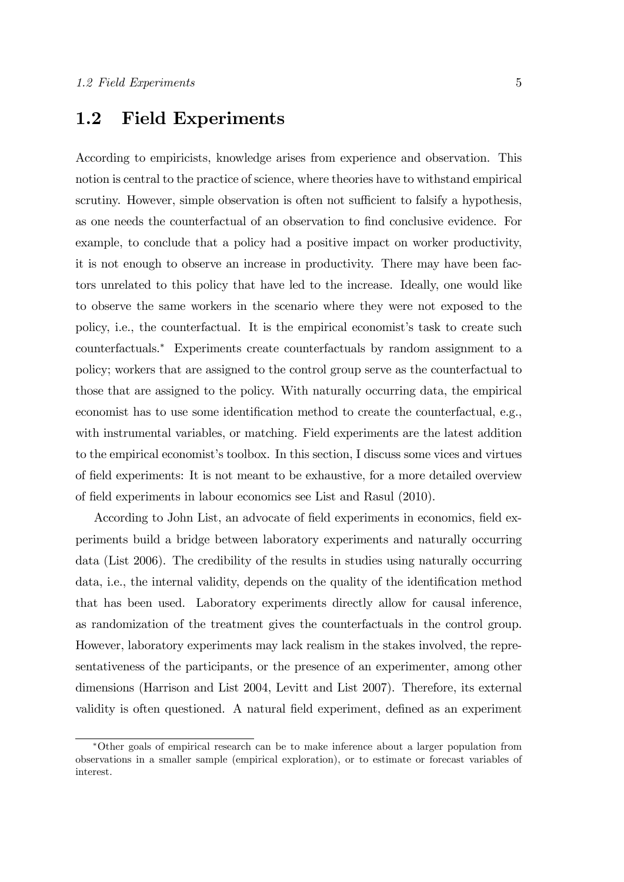## 1.2 Field Experiments

According to empiricists, knowledge arises from experience and observation. This notion is central to the practice of science, where theories have to withstand empirical scrutiny. However, simple observation is often not sufficient to falsify a hypothesis, as one needs the counterfactual of an observation to find conclusive evidence. For example, to conclude that a policy had a positive impact on worker productivity, it is not enough to observe an increase in productivity. There may have been factors unrelated to this policy that have led to the increase. Ideally, one would like to observe the same workers in the scenario where they were not exposed to the policy, i.e., the counterfactual. It is the empirical economist's task to create such counterfactuals.* Experiments create counterfactuals by random assignment to a policy; workers that are assigned to the control group serve as the counterfactual to those that are assigned to the policy. With naturally occurring data, the empirical economist has to use some identification method to create the counterfactual, e.g., with instrumental variables, or matching. Field experiments are the latest addition to the empirical economist's toolbox. In this section, I discuss some vices and virtues of field experiments: It is not meant to be exhaustive, for a more detailed overview of field experiments in labour economics see List and Rasul (2010).

According to John List, an advocate of field experiments in economics, field experiments build a bridge between laboratory experiments and naturally occurring data (List 2006). The credibility of the results in studies using naturally occurring data, i.e., the internal validity, depends on the quality of the identification method that has been used. Laboratory experiments directly allow for causal inference, as randomization of the treatment gives the counterfactuals in the control group. However, laboratory experiments may lack realism in the stakes involved, the representativeness of the participants, or the presence of an experimenter, among other dimensions (Harrison and List 2004, Levitt and List 2007). Therefore, its external validity is often questioned. A natural field experiment, defined as an experiment

*Other goals of empirical research can be to make inference about a larger population from observations in a smaller sample (empirical exploration), or to estimate or forecast variables of interest.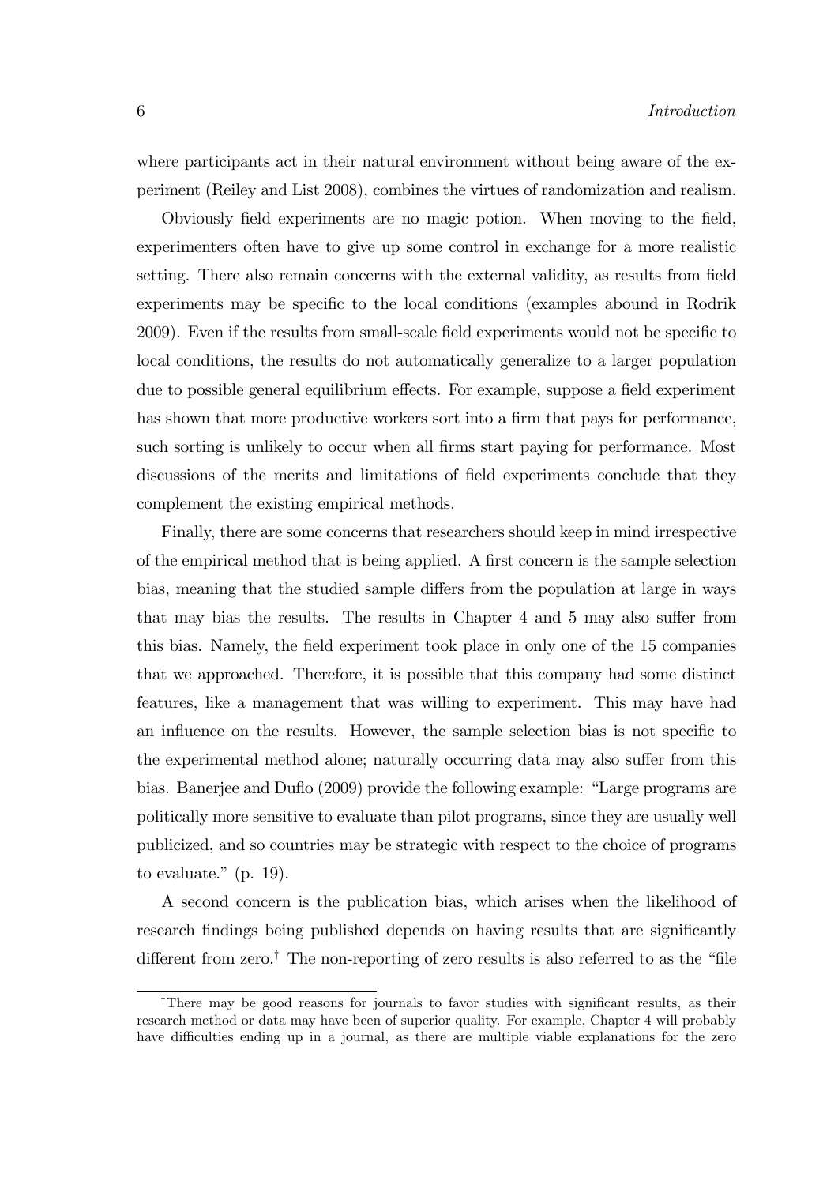where participants act in their natural environment without being aware of the experiment (Reiley and List 2008), combines the virtues of randomization and realism.

Obviously field experiments are no magic potion. When moving to the field, experimenters often have to give up some control in exchange for a more realistic setting. There also remain concerns with the external validity, as results from field experiments may be specific to the local conditions (examples abound in Rodrik 2009). Even if the results from small-scale field experiments would not be specific to local conditions, the results do not automatically generalize to a larger population due to possible general equilibrium effects. For example, suppose a field experiment has shown that more productive workers sort into a firm that pays for performance, such sorting is unlikely to occur when all firms start paying for performance. Most discussions of the merits and limitations of field experiments conclude that they complement the existing empirical methods.

Finally, there are some concerns that researchers should keep in mind irrespective of the empirical method that is being applied. A first concern is the sample selection bias, meaning that the studied sample differs from the population at large in ways that may bias the results. The results in Chapter 4 and 5 may also suffer from this bias. Namely, the field experiment took place in only one of the 15 companies that we approached. Therefore, it is possible that this company had some distinct features, like a management that was willing to experiment. This may have had an influence on the results. However, the sample selection bias is not specific to the experimental method alone; naturally occurring data may also suffer from this bias. Banerjee and Duflo (2009) provide the following example: "Large programs are politically more sensitive to evaluate than pilot programs, since they are usually well publicized, and so countries may be strategic with respect to the choice of programs to evaluate." (p. 19).

A second concern is the publication bias, which arises when the likelihood of research findings being published depends on having results that are significantly different from zero.[†] The non-reporting of zero results is also referred to as the "file

[†]There may be good reasons for journals to favor studies with significant results, as their research method or data may have been of superior quality. For example, Chapter 4 will probably have difficulties ending up in a journal, as there are multiple viable explanations for the zero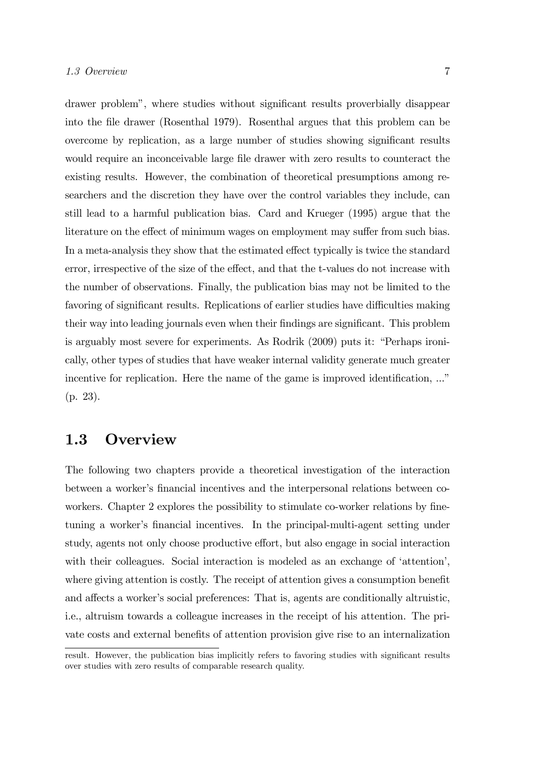drawer problem", where studies without significant results proverbially disappear into the file drawer (Rosenthal 1979). Rosenthal argues that this problem can be overcome by replication, as a large number of studies showing significant results would require an inconceivable large file drawer with zero results to counteract the existing results. However, the combination of theoretical presumptions among researchers and the discretion they have over the control variables they include, can still lead to a harmful publication bias. Card and Krueger (1995) argue that the literature on the effect of minimum wages on employment may suffer from such bias. In a meta-analysis they show that the estimated effect typically is twice the standard error, irrespective of the size of the effect, and that the t-values do not increase with the number of observations. Finally, the publication bias may not be limited to the favoring of significant results. Replications of earlier studies have difficulties making their way into leading journals even when their findings are significant. This problem is arguably most severe for experiments. As Rodrik (2009) puts it: "Perhaps ironically, other types of studies that have weaker internal validity generate much greater incentive for replication. Here the name of the game is improved identification, ..." (p. 23).

## 1.3 Overview

The following two chapters provide a theoretical investigation of the interaction between a worker's financial incentives and the interpersonal relations between co-workers. Chapter 2 explores the possibility to stimulate co-worker relations by fine-tuning a worker's financial incentives. In the principal-multi-agent setting under study, agents not only choose productive effort, but also engage in social interaction with their colleagues. Social interaction is modeled as an exchange of 'attention', where giving attention is costly. The receipt of attention gives a consumption benefit and affects a worker's social preferences: That is, agents are conditionally altruistic, i.e., altruism towards a colleague increases in the receipt of his attention. The private costs and external benefits of attention provision give rise to an internalization

result. However, the publication bias implicitly refers to favoring studies with significant results over studies with zero results of comparable research quality.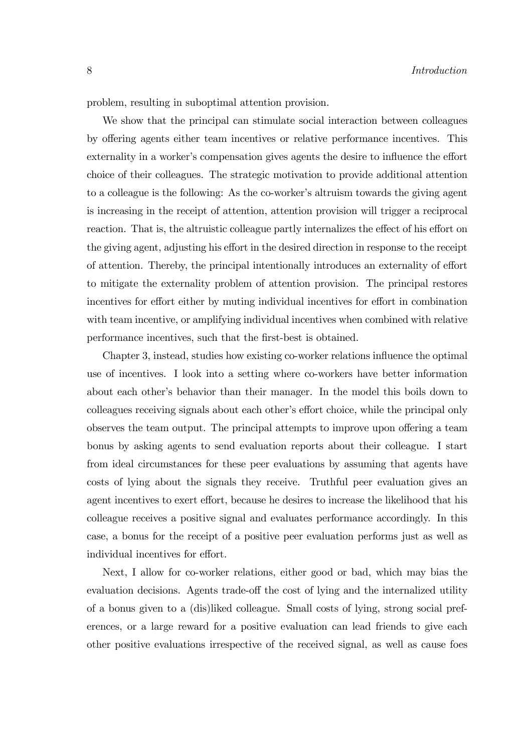problem, resulting in suboptimal attention provision.

We show that the principal can stimulate social interaction between colleagues by offering agents either team incentives or relative performance incentives. This externality in a worker's compensation gives agents the desire to influence the effort choice of their colleagues. The strategic motivation to provide additional attention to a colleague is the following: As the co-worker's altruism towards the giving agent is increasing in the receipt of attention, attention provision will trigger a reciprocal reaction. That is, the altruistic colleague partly internalizes the effect of his effort on the giving agent, adjusting his effort in the desired direction in response to the receipt of attention. Thereby, the principal intentionally introduces an externality of effort to mitigate the externality problem of attention provision. The principal restores incentives for effort either by muting individual incentives for effort in combination with team incentive, or amplifying individual incentives when combined with relative performance incentives, such that the first-best is obtained.

Chapter 3, instead, studies how existing co-worker relations influence the optimal use of incentives. I look into a setting where co-workers have better information about each other's behavior than their manager. In the model this boils down to colleagues receiving signals about each other's effort choice, while the principal only observes the team output. The principal attempts to improve upon offering a team bonus by asking agents to send evaluation reports about their colleague. I start from ideal circumstances for these peer evaluations by assuming that agents have costs of lying about the signals they receive. Truthful peer evaluation gives an agent incentives to exert effort, because he desires to increase the likelihood that his colleague receives a positive signal and evaluates performance accordingly. In this case, a bonus for the receipt of a positive peer evaluation performs just as well as individual incentives for effort.

Next, I allow for co-worker relations, either good or bad, which may bias the evaluation decisions. Agents trade-off the cost of lying and the internalized utility of a bonus given to a (dis)liked colleague. Small costs of lying, strong social preferences, or a large reward for a positive evaluation can lead friends to give each other positive evaluations irrespective of the received signal, as well as cause foes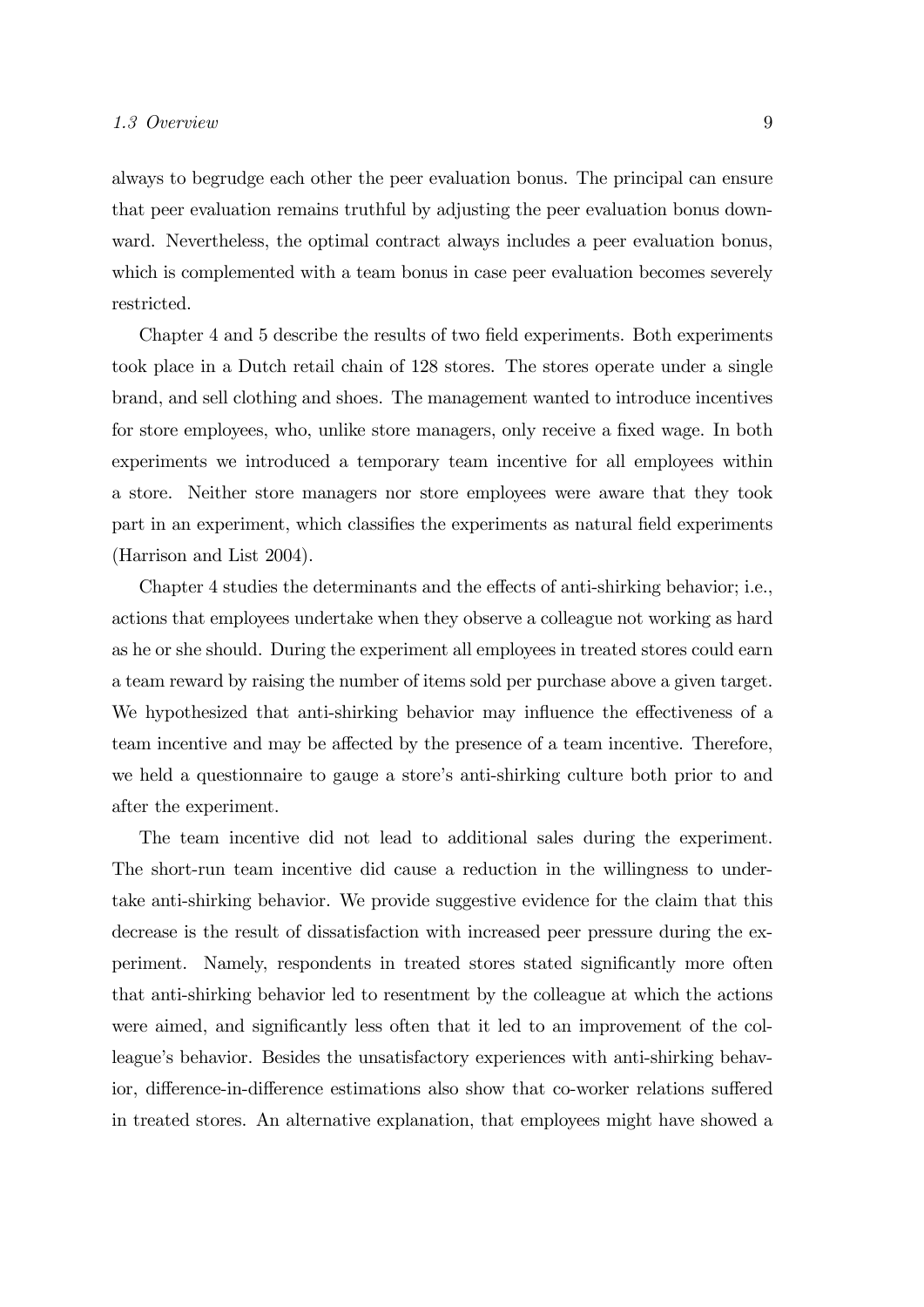always to begrudge each other the peer evaluation bonus. The principal can ensure that peer evaluation remains truthful by adjusting the peer evaluation bonus downward. Nevertheless, the optimal contract always includes a peer evaluation bonus, which is complemented with a team bonus in case peer evaluation becomes severely restricted.

Chapter 4 and 5 describe the results of two field experiments. Both experiments took place in a Dutch retail chain of 128 stores. The stores operate under a single brand, and sell clothing and shoes. The management wanted to introduce incentives for store employees, who, unlike store managers, only receive a fixed wage. In both experiments we introduced a temporary team incentive for all employees within a store. Neither store managers nor store employees were aware that they took part in an experiment, which classifies the experiments as natural field experiments (Harrison and List 2004).

Chapter 4 studies the determinants and the effects of anti-shirking behavior; i.e., actions that employees undertake when they observe a colleague not working as hard as he or she should. During the experiment all employees in treated stores could earn a team reward by raising the number of items sold per purchase above a given target. We hypothesized that anti-shirking behavior may influence the effectiveness of a team incentive and may be affected by the presence of a team incentive. Therefore, we held a questionnaire to gauge a store's anti-shirking culture both prior to and after the experiment.

The team incentive did not lead to additional sales during the experiment. The short-run team incentive did cause a reduction in the willingness to undertake anti-shirking behavior. We provide suggestive evidence for the claim that this decrease is the result of dissatisfaction with increased peer pressure during the experiment. Namely, respondents in treated stores stated significantly more often that anti-shirking behavior led to resentment by the colleague at which the actions were aimed, and significantly less often that it led to an improvement of the colleague's behavior. Besides the unsatisfactory experiences with anti-shirking behavior, difference-in-difference estimations also show that co-worker relations suffered in treated stores. An alternative explanation, that employees might have showed a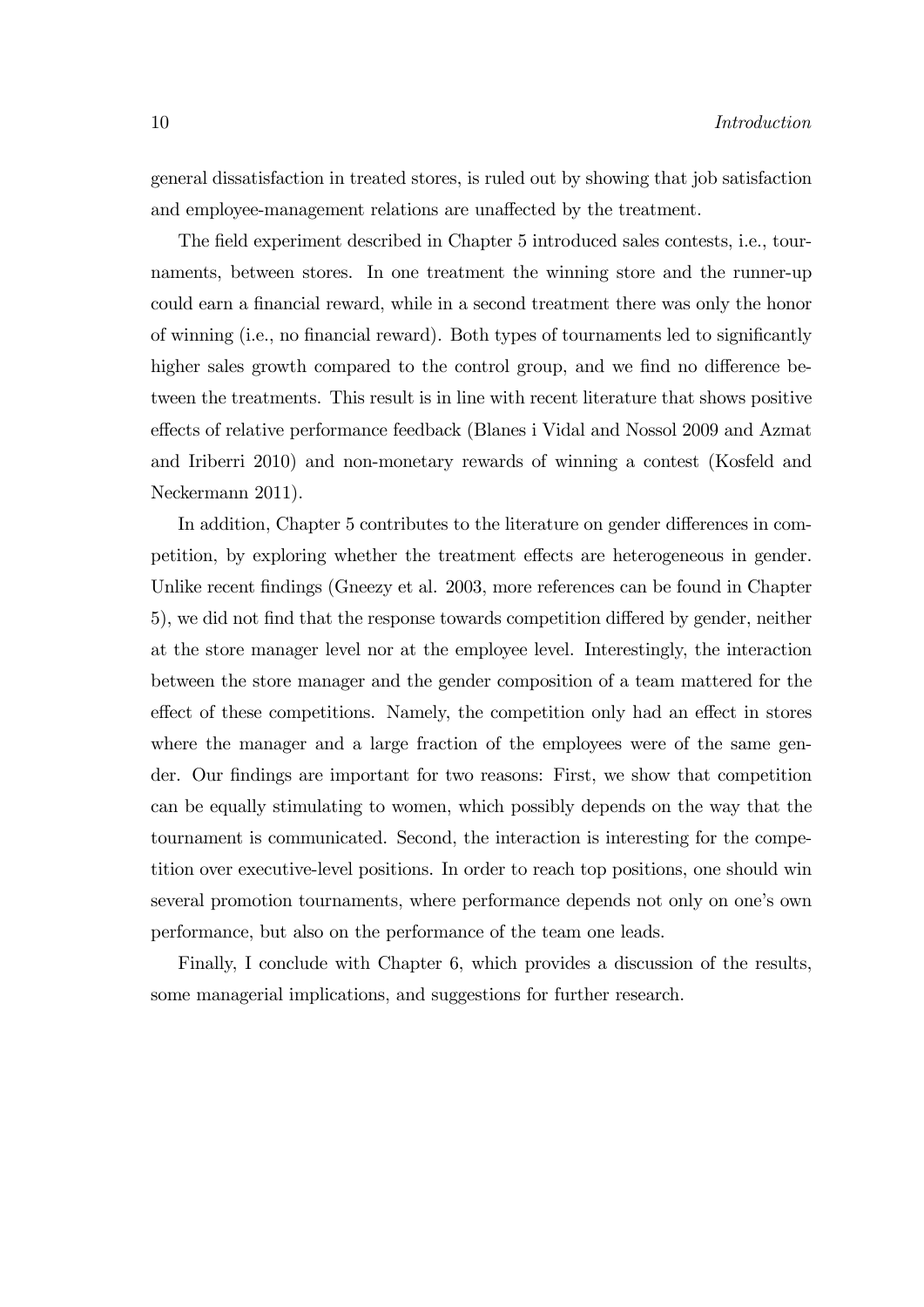general dissatisfaction in treated stores, is ruled out by showing that job satisfaction and employee-management relations are unaffected by the treatment.

The field experiment described in Chapter 5 introduced sales contests, i.e., tournaments, between stores. In one treatment the winning store and the runner-up could earn a financial reward, while in a second treatment there was only the honor of winning (i.e., no financial reward). Both types of tournaments led to significantly higher sales growth compared to the control group, and we find no difference between the treatments. This result is in line with recent literature that shows positive effects of relative performance feedback (Blanes i Vidal and Nossol 2009 and Azmat and Iriberri 2010) and non-monetary rewards of winning a contest (Kosfeld and Neckermann 2011).

In addition, Chapter 5 contributes to the literature on gender differences in competition, by exploring whether the treatment effects are heterogeneous in gender. Unlike recent findings (Gneezy et al. 2003, more references can be found in Chapter 5), we did not find that the response towards competition differed by gender, neither at the store manager level nor at the employee level. Interestingly, the interaction between the store manager and the gender composition of a team mattered for the effect of these competitions. Namely, the competition only had an effect in stores where the manager and a large fraction of the employees were of the same gender. Our findings are important for two reasons: First, we show that competition can be equally stimulating to women, which possibly depends on the way that the tournament is communicated. Second, the interaction is interesting for the competition over executive-level positions. In order to reach top positions, one should win several promotion tournaments, where performance depends not only on one's own performance, but also on the performance of the team one leads.

Finally, I conclude with Chapter 6, which provides a discussion of the results, some managerial implications, and suggestions for further research.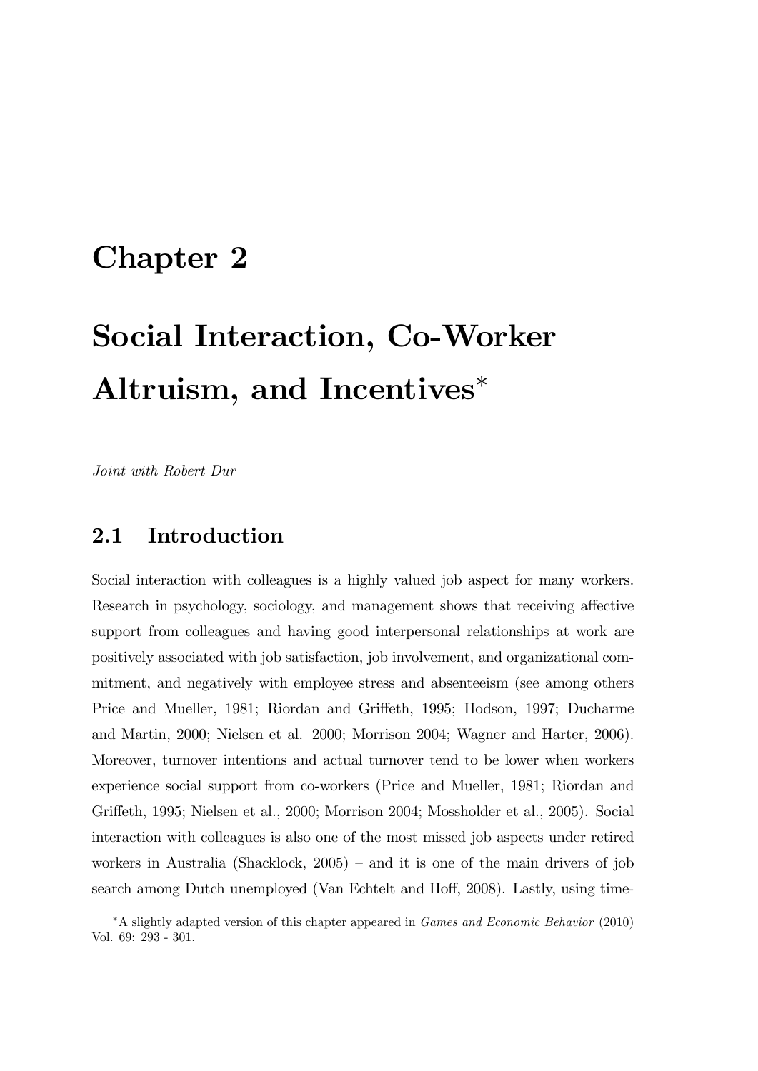# Chapter 2

# Social Interaction, Co-Worker Altruism, and Incentives*

*Joint with Robert Dur*

## 2.1 Introduction

Social interaction with colleagues is a highly valued job aspect for many workers. Research in psychology, sociology, and management shows that receiving affective support from colleagues and having good interpersonal relationships at work are positively associated with job satisfaction, job involvement, and organizational commitment, and negatively with employee stress and absenteeism (see among others Price and Mueller, 1981; Riordan and Griffeth, 1995; Hodson, 1997; Ducharme and Martin, 2000; Nielsen et al. 2000; Morrison 2004; Wagner and Harter, 2006). Moreover, turnover intentions and actual turnover tend to be lower when workers experience social support from co-workers (Price and Mueller, 1981; Riordan and Griffeth, 1995; Nielsen et al., 2000; Morrison 2004; Mossholder et al., 2005). Social interaction with colleagues is also one of the most missed job aspects under retired workers in Australia (Shacklock, 2005) – and it is one of the main drivers of job search among Dutch unemployed (Van Echtelt and Hoff, 2008). Lastly, using time-

*A slightly adapted version of this chapter appeared in *Games and Economic Behavior* (2010) Vol. 69: 293 - 301.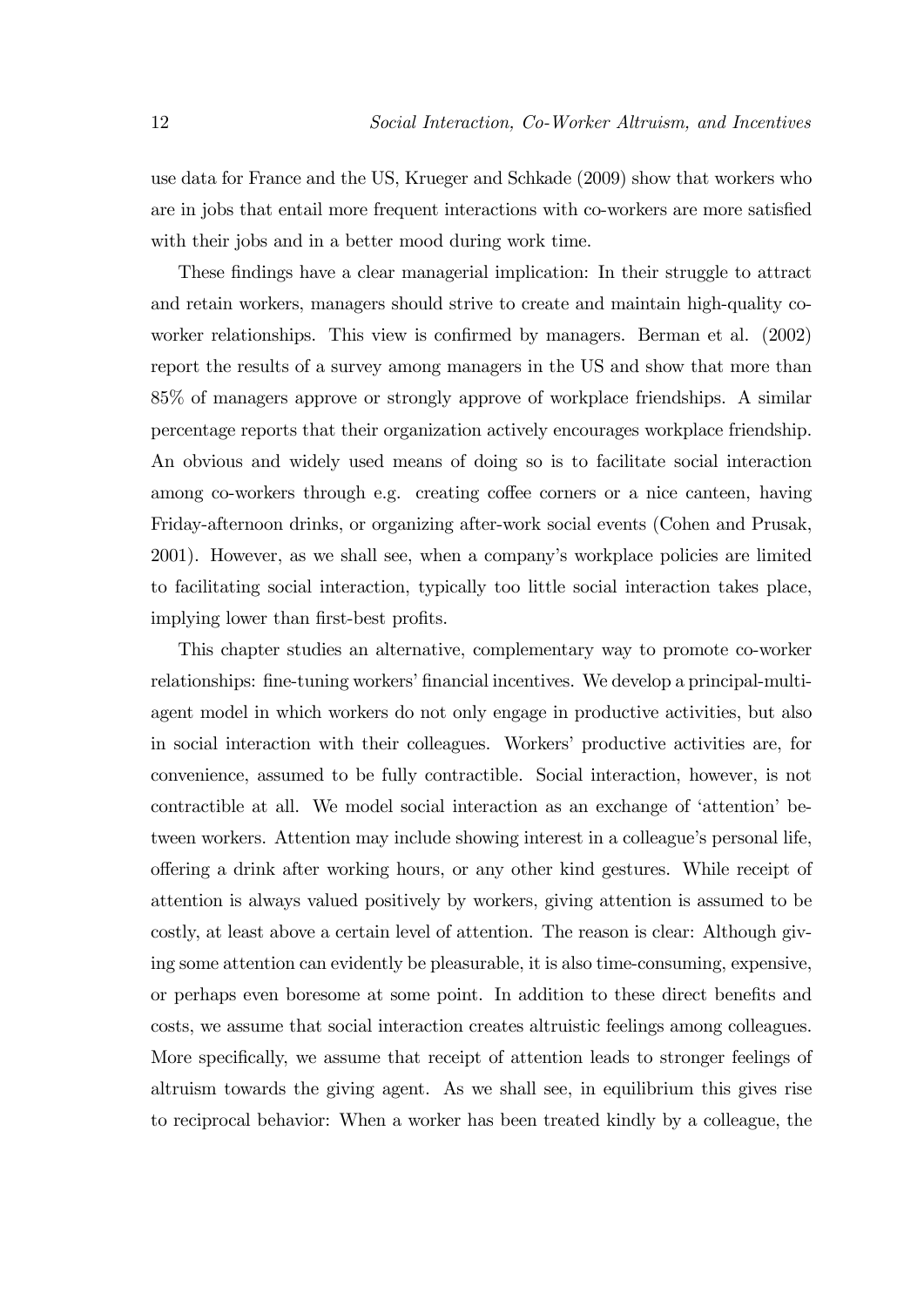use data for France and the US, Krueger and Schkade (2009) show that workers who are in jobs that entail more frequent interactions with co-workers are more satisfied with their jobs and in a better mood during work time.

These findings have a clear managerial implication: In their struggle to attract and retain workers, managers should strive to create and maintain high-quality co-worker relationships. This view is confirmed by managers. Berman et al. (2002) report the results of a survey among managers in the US and show that more than 85% of managers approve or strongly approve of workplace friendships. A similar percentage reports that their organization actively encourages workplace friendship. An obvious and widely used means of doing so is to facilitate social interaction among co-workers through e.g. creating coffee corners or a nice canteen, having Friday-afternoon drinks, or organizing after-work social events (Cohen and Prusak, 2001). However, as we shall see, when a company's workplace policies are limited to facilitating social interaction, typically too little social interaction takes place, implying lower than first-best profits.

This chapter studies an alternative, complementary way to promote co-worker relationships: fine-tuning workers' financial incentives. We develop a principal-multi-agent model in which workers do not only engage in productive activities, but also in social interaction with their colleagues. Workers' productive activities are, for convenience, assumed to be fully contractible. Social interaction, however, is not contractible at all. We model social interaction as an exchange of 'attention' between workers. Attention may include showing interest in a colleague's personal life, offering a drink after working hours, or any other kind gestures. While receipt of attention is always valued positively by workers, giving attention is assumed to be costly, at least above a certain level of attention. The reason is clear: Although giving some attention can evidently be pleasurable, it is also time-consuming, expensive, or perhaps even boresome at some point. In addition to these direct benefits and costs, we assume that social interaction creates altruistic feelings among colleagues. More specifically, we assume that receipt of attention leads to stronger feelings of altruism towards the giving agent. As we shall see, in equilibrium this gives rise to reciprocal behavior: When a worker has been treated kindly by a colleague, the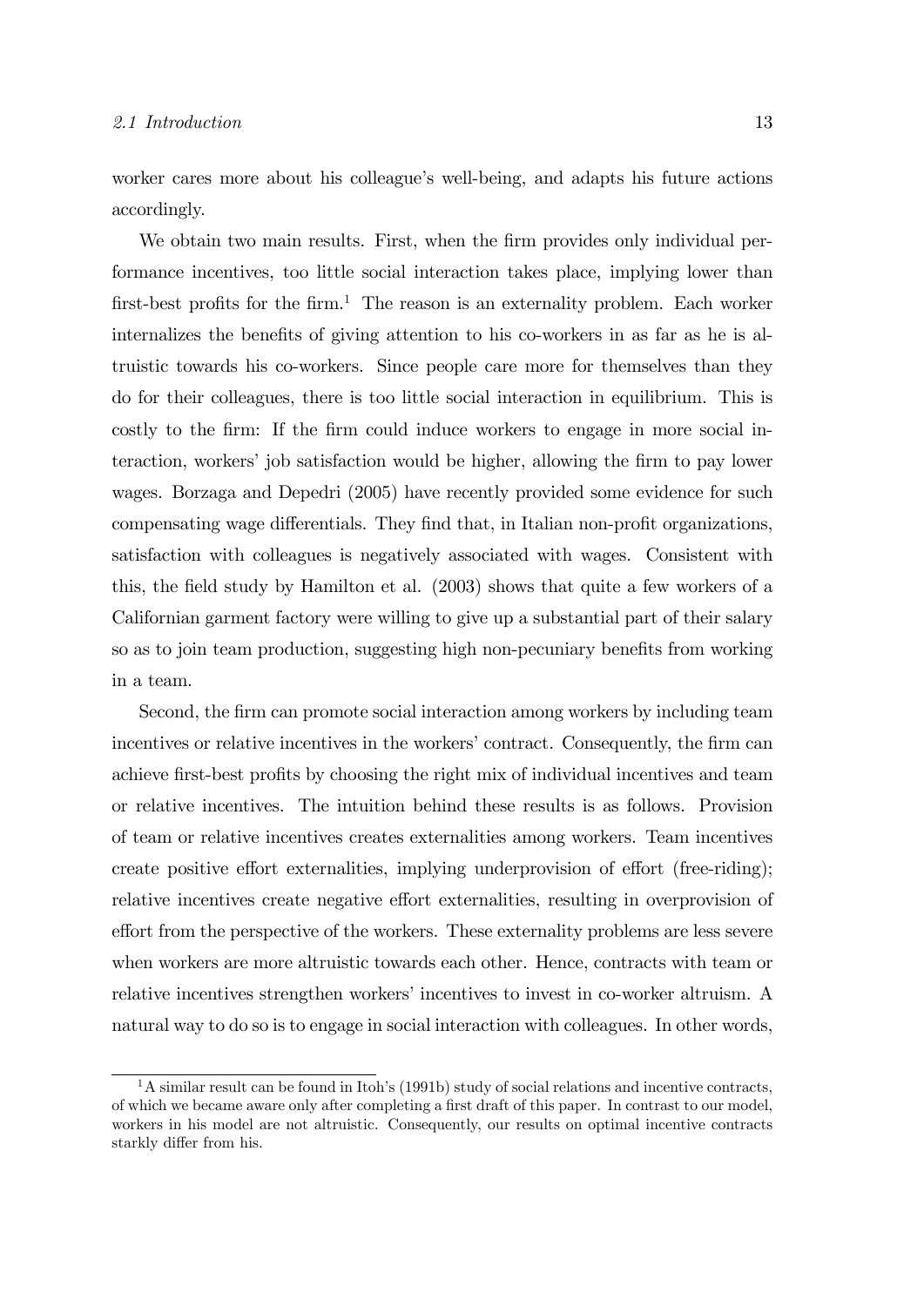worker cares more about his colleague's well-being, and adapts his future actions accordingly.

We obtain two main results. First, when the firm provides only individual performance incentives, too little social interaction takes place, implying lower than first-best profits for the firm.[1] The reason is an externality problem. Each worker internalizes the benefits of giving attention to his co-workers in as far as he is altruistic towards his co-workers. Since people care more for themselves than they do for their colleagues, there is too little social interaction in equilibrium. This is costly to the firm: If the firm could induce workers to engage in more social interaction, workers' job satisfaction would be higher, allowing the firm to pay lower wages. Borzaga and Depedri (2005) have recently provided some evidence for such compensating wage differentials. They find that, in Italian non-profit organizations, satisfaction with colleagues is negatively associated with wages. Consistent with this, the field study by Hamilton et al. (2003) shows that quite a few workers of a Californian garment factory were willing to give up a substantial part of their salary so as to join team production, suggesting high non-pecuniary benefits from working in a team.

Second, the firm can promote social interaction among workers by including team incentives or relative incentives in the workers' contract. Consequently, the firm can achieve first-best profits by choosing the right mix of individual incentives and team or relative incentives. The intuition behind these results is as follows. Provision of team or relative incentives creates externalities among workers. Team incentives create positive effort externalities, implying underprovision of effort (free-riding); relative incentives create negative effort externalities, resulting in overprovision of effort from the perspective of the workers. These externality problems are less severe when workers are more altruistic towards each other. Hence, contracts with team or relative incentives strengthen workers' incentives to invest in co-worker altruism. A natural way to do so is to engage in social interaction with colleagues. In other words,

[1] A similar result can be found in Itoh's (1991b) study of social relations and incentive contracts, of which we became aware only after completing a first draft of this paper. In contrast to our model, workers in his model are not altruistic. Consequently, our results on optimal incentive contracts starkly differ from his.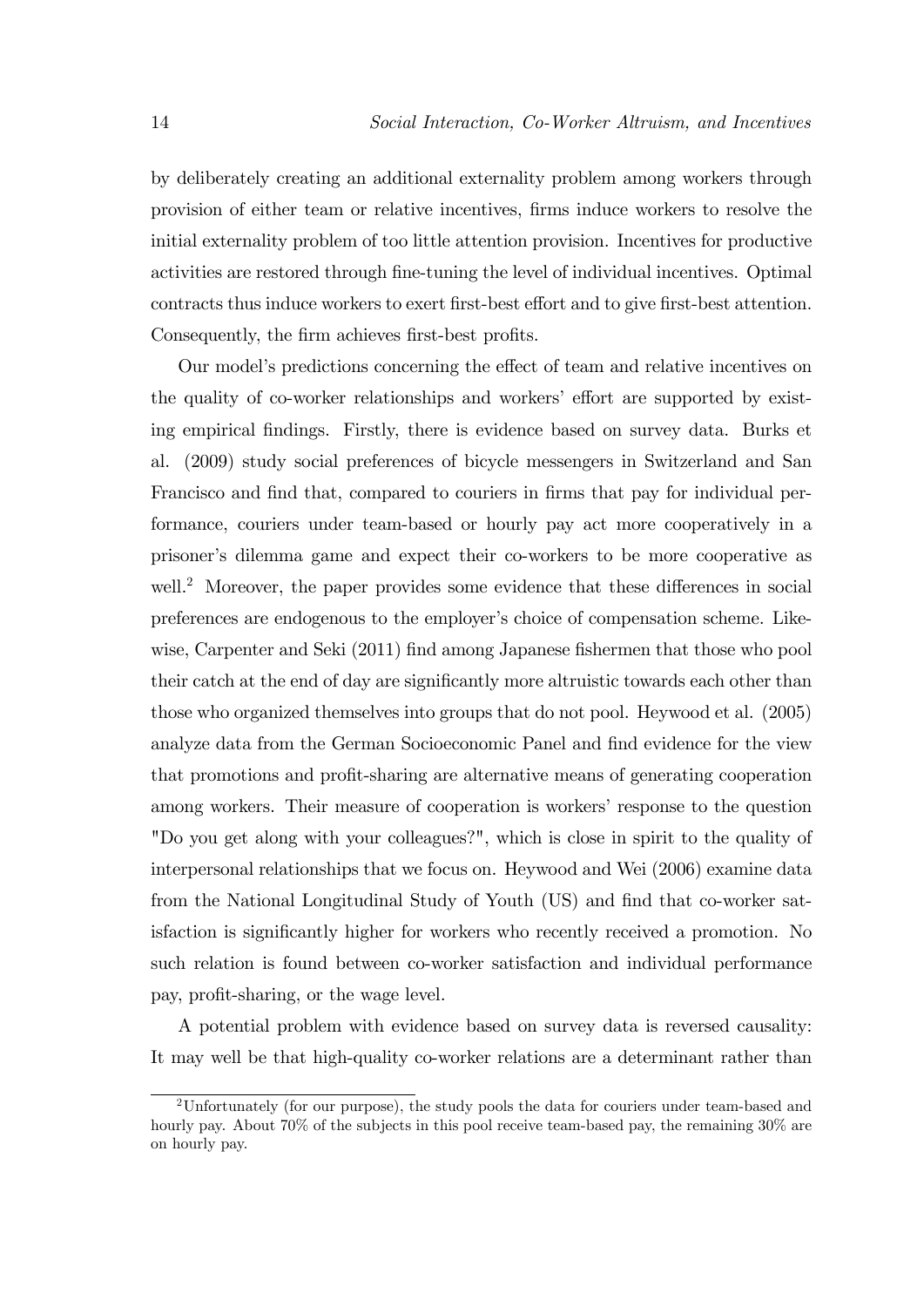by deliberately creating an additional externality problem among workers through provision of either team or relative incentives, firms induce workers to resolve the initial externality problem of too little attention provision. Incentives for productive activities are restored through fine-tuning the level of individual incentives. Optimal contracts thus induce workers to exert first-best effort and to give first-best attention. Consequently, the firm achieves first-best profits.

Our model's predictions concerning the effect of team and relative incentives on the quality of co-worker relationships and workers' effort are supported by existing empirical findings. Firstly, there is evidence based on survey data. Burks et al. (2009) study social preferences of bicycle messengers in Switzerland and San Francisco and find that, compared to couriers in firms that pay for individual performance, couriers under team-based or hourly pay act more cooperatively in a prisoner's dilemma game and expect their co-workers to be more cooperative as well.[2] Moreover, the paper provides some evidence that these differences in social preferences are endogenous to the employer's choice of compensation scheme. Likewise, Carpenter and Seki (2011) find among Japanese fishermen that those who pool their catch at the end of day are significantly more altruistic towards each other than those who organized themselves into groups that do not pool. Heywood et al. (2005) analyze data from the German Socioeconomic Panel and find evidence for the view that promotions and profit-sharing are alternative means of generating cooperation among workers. Their measure of cooperation is workers' response to the question "Do you get along with your colleagues?", which is close in spirit to the quality of interpersonal relationships that we focus on. Heywood and Wei (2006) examine data from the National Longitudinal Study of Youth (US) and find that co-worker satisfaction is significantly higher for workers who recently received a promotion. No such relation is found between co-worker satisfaction and individual performance pay, profit-sharing, or the wage level.

A potential problem with evidence based on survey data is reversed causality: It may well be that high-quality co-worker relations are a determinant rather than

[2] Unfortunately (for our purpose), the study pools the data for couriers under team-based and hourly pay. About 70% of the subjects in this pool receive team-based pay, the remaining 30% are on hourly pay.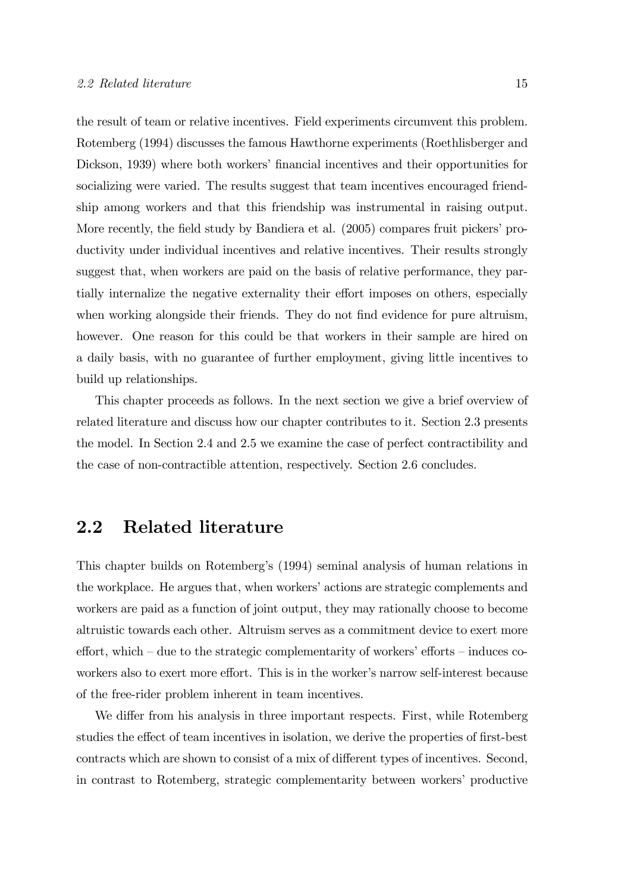the result of team or relative incentives. Field experiments circumvent this problem. Rotemberg (1994) discusses the famous Hawthorne experiments (Roethlisberger and Dickson, 1939) where both workers' financial incentives and their opportunities for socializing were varied. The results suggest that team incentives encouraged friendship among workers and that this friendship was instrumental in raising output. More recently, the field study by Bandiera et al. (2005) compares fruit pickers' productivity under individual incentives and relative incentives. Their results strongly suggest that, when workers are paid on the basis of relative performance, they partially internalize the negative externality their effort imposes on others, especially when working alongside their friends. They do not find evidence for pure altruism, however. One reason for this could be that workers in their sample are hired on a daily basis, with no guarantee of further employment, giving little incentives to build up relationships.

This chapter proceeds as follows. In the next section we give a brief overview of related literature and discuss how our chapter contributes to it. Section 2.3 presents the model. In Section 2.4 and 2.5 we examine the case of perfect contractibility and the case of non-contractible attention, respectively. Section 2.6 concludes.

## 2.2 Related literature

This chapter builds on Rotemberg's (1994) seminal analysis of human relations in the workplace. He argues that, when workers' actions are strategic complements and workers are paid as a function of joint output, they may rationally choose to become altruistic towards each other. Altruism serves as a commitment device to exert more effort, which – due to the strategic complementarity of workers' efforts – induces co-workers also to exert more effort. This is in the worker's narrow self-interest because of the free-rider problem inherent in team incentives.

We differ from his analysis in three important respects. First, while Rotemberg studies the effect of team incentives in isolation, we derive the properties of first-best contracts which are shown to consist of a mix of different types of incentives. Second, in contrast to Rotemberg, strategic complementarity between workers' productive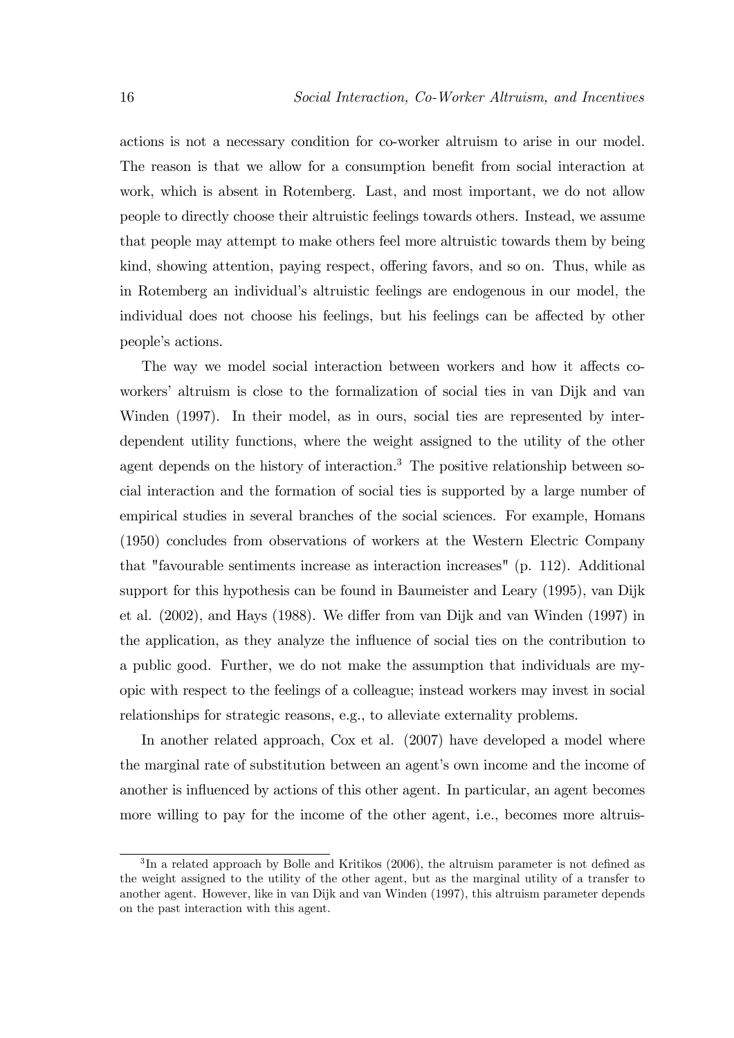actions is not a necessary condition for co-worker altruism to arise in our model. The reason is that we allow for a consumption benefit from social interaction at work, which is absent in Rotemberg. Last, and most important, we do not allow people to directly choose their altruistic feelings towards others. Instead, we assume that people may attempt to make others feel more altruistic towards them by being kind, showing attention, paying respect, offering favors, and so on. Thus, while as in Rotemberg an individual's altruistic feelings are endogenous in our model, the individual does not choose his feelings, but his feelings can be affected by other people's actions.

The way we model social interaction between workers and how it affects co-workers' altruism is close to the formalization of social ties in van Dijk and van Winden (1997). In their model, as in ours, social ties are represented by interdependent utility functions, where the weight assigned to the utility of the other agent depends on the history of interaction.[3] The positive relationship between social interaction and the formation of social ties is supported by a large number of empirical studies in several branches of the social sciences. For example, Homans (1950) concludes from observations of workers at the Western Electric Company that "favourable sentiments increase as interaction increases" (p. 112). Additional support for this hypothesis can be found in Baumeister and Leary (1995), van Dijk et al. (2002), and Hays (1988). We differ from van Dijk and van Winden (1997) in the application, as they analyze the influence of social ties on the contribution to a public good. Further, we do not make the assumption that individuals are myopic with respect to the feelings of a colleague; instead workers may invest in social relationships for strategic reasons, e.g., to alleviate externality problems.

In another related approach, Cox et al. (2007) have developed a model where the marginal rate of substitution between an agent's own income and the income of another is influenced by actions of this other agent. In particular, an agent becomes more willing to pay for the income of the other agent, i.e., becomes more altruis-

---

[3] In a related approach by Bolle and Kritikos (2006), the altruism parameter is not defined as the weight assigned to the utility of the other agent, but as the marginal utility of a transfer to another agent. However, like in van Dijk and van Winden (1997), this altruism parameter depends on the past interaction with this agent.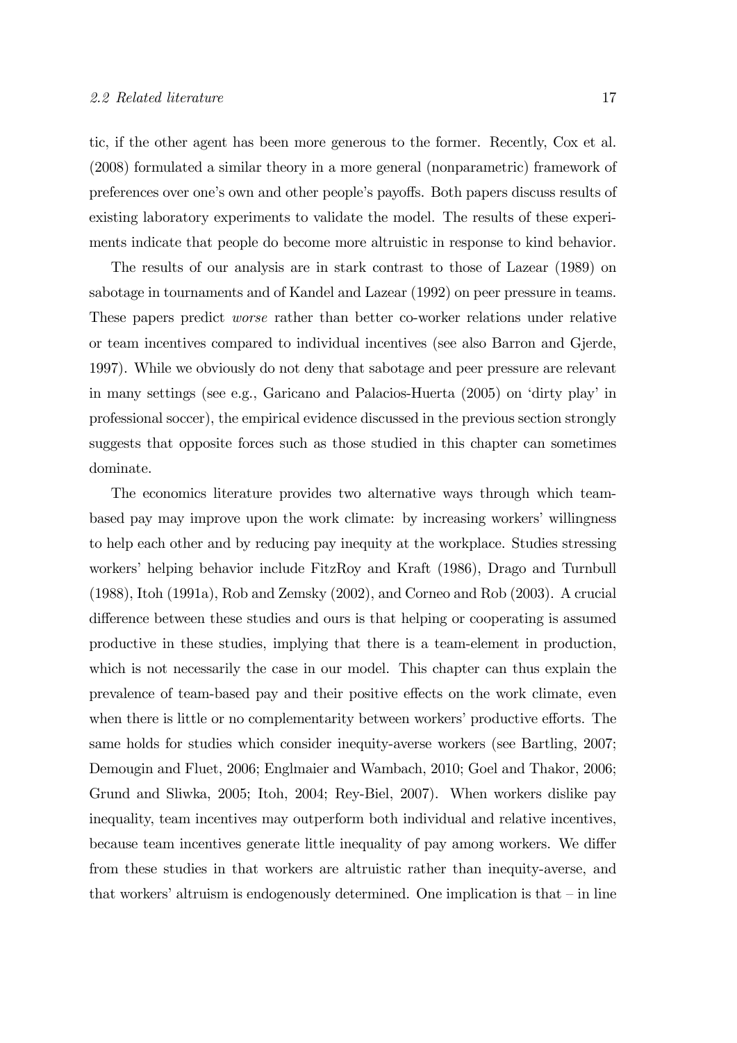tic, if the other agent has been more generous to the former. Recently, Cox et al. (2008) formulated a similar theory in a more general (nonparametric) framework of preferences over one's own and other people's payoffs. Both papers discuss results of existing laboratory experiments to validate the model. The results of these experiments indicate that people do become more altruistic in response to kind behavior.

The results of our analysis are in stark contrast to those of Lazear (1989) on sabotage in tournaments and of Kandel and Lazear (1992) on peer pressure in teams. These papers predict *worse* rather than better co-worker relations under relative or team incentives compared to individual incentives (see also Barron and Gjerde, 1997). While we obviously do not deny that sabotage and peer pressure are relevant in many settings (see e.g., Garicano and Palacios-Huerta (2005) on 'dirty play' in professional soccer), the empirical evidence discussed in the previous section strongly suggests that opposite forces such as those studied in this chapter can sometimes dominate.

The economics literature provides two alternative ways through which team-based pay may improve upon the work climate: by increasing workers' willingness to help each other and by reducing pay inequity at the workplace. Studies stressing workers' helping behavior include FitzRoy and Kraft (1986), Drago and Turnbull (1988), Itoh (1991a), Rob and Zemsky (2002), and Corneo and Rob (2003). A crucial difference between these studies and ours is that helping or cooperating is assumed productive in these studies, implying that there is a team-element in production, which is not necessarily the case in our model. This chapter can thus explain the prevalence of team-based pay and their positive effects on the work climate, even when there is little or no complementarity between workers' productive efforts. The same holds for studies which consider inequity-averse workers (see Bartling, 2007; Demougin and Fluet, 2006; Englmaier and Wambach, 2010; Goel and Thakor, 2006; Grund and Sliwka, 2005; Itoh, 2004; Rey-Biel, 2007). When workers dislike pay inequality, team incentives may outperform both individual and relative incentives, because team incentives generate little inequality of pay among workers. We differ from these studies in that workers are altruistic rather than inequity-averse, and that workers' altruism is endogenously determined. One implication is that – in line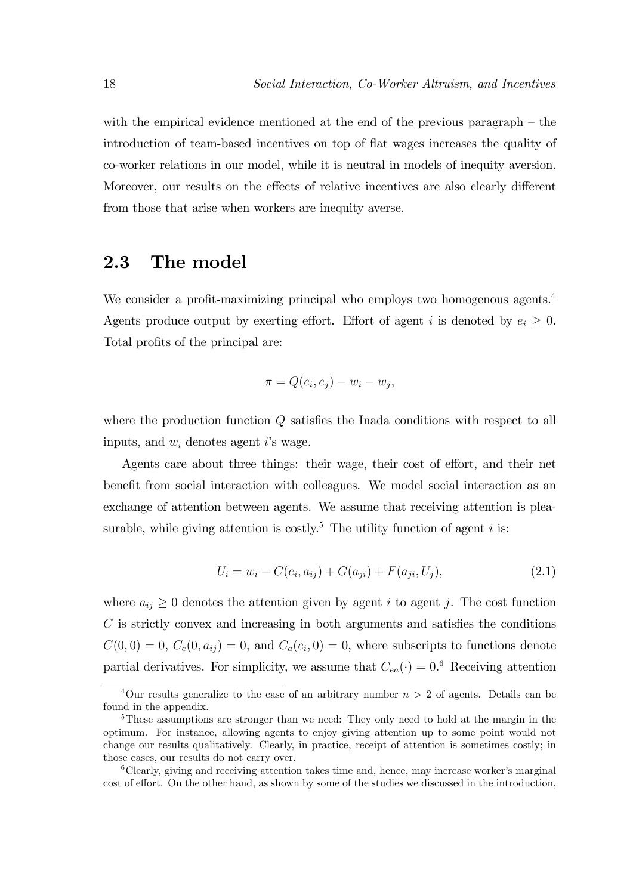with the empirical evidence mentioned at the end of the previous paragraph – the introduction of team-based incentives on top of flat wages increases the quality of co-worker relations in our model, while it is neutral in models of inequity aversion. Moreover, our results on the effects of relative incentives are also clearly different from those that arise when workers are inequity averse.

## 2.3 The model

We consider a profit-maximizing principal who employs two homogenous agents.[4] Agents produce output by exerting effort. Effort of agent $i$ is denoted by $e_i \geq 0$. Total profits of the principal are:

$$\pi = Q(e_i, e_j) - w_i - w_j,$$

where the production function $Q$ satisfies the Inada conditions with respect to all inputs, and $w_i$ denotes agent $i$'s wage.

Agents care about three things: their wage, their cost of effort, and their net benefit from social interaction with colleagues. We model social interaction as an exchange of attention between agents. We assume that receiving attention is pleasurable, while giving attention is costly.[5] The utility function of agent $i$ is:

$$U_i = w_i - C(e_i, a_{ij}) + G(a_{ji}) + F(a_{ji}, U_j), \tag{2.1}$$

where $a_{ij} \geq 0$ denotes the attention given by agent $i$ to agent $j$. The cost function $C$ is strictly convex and increasing in both arguments and satisfies the conditions $C(0, 0) = 0$, $C_e(0, a_{ij}) = 0$, and $C_a(e_i, 0) = 0$, where subscripts to functions denote partial derivatives. For simplicity, we assume that $C_{ea}(\cdot) = 0$.[6] Receiving attention

[4] Our results generalize to the case of an arbitrary number $n > 2$ of agents. Details can be found in the appendix.

[5] These assumptions are stronger than we need: They only need to hold at the margin in the optimum. For instance, allowing agents to enjoy giving attention up to some point would not change our results qualitatively. Clearly, in practice, receipt of attention is sometimes costly; in those cases, our results do not carry over.

[6] Clearly, giving and receiving attention takes time and, hence, may increase worker's marginal cost of effort. On the other hand, as shown by some of the studies we discussed in the introduction,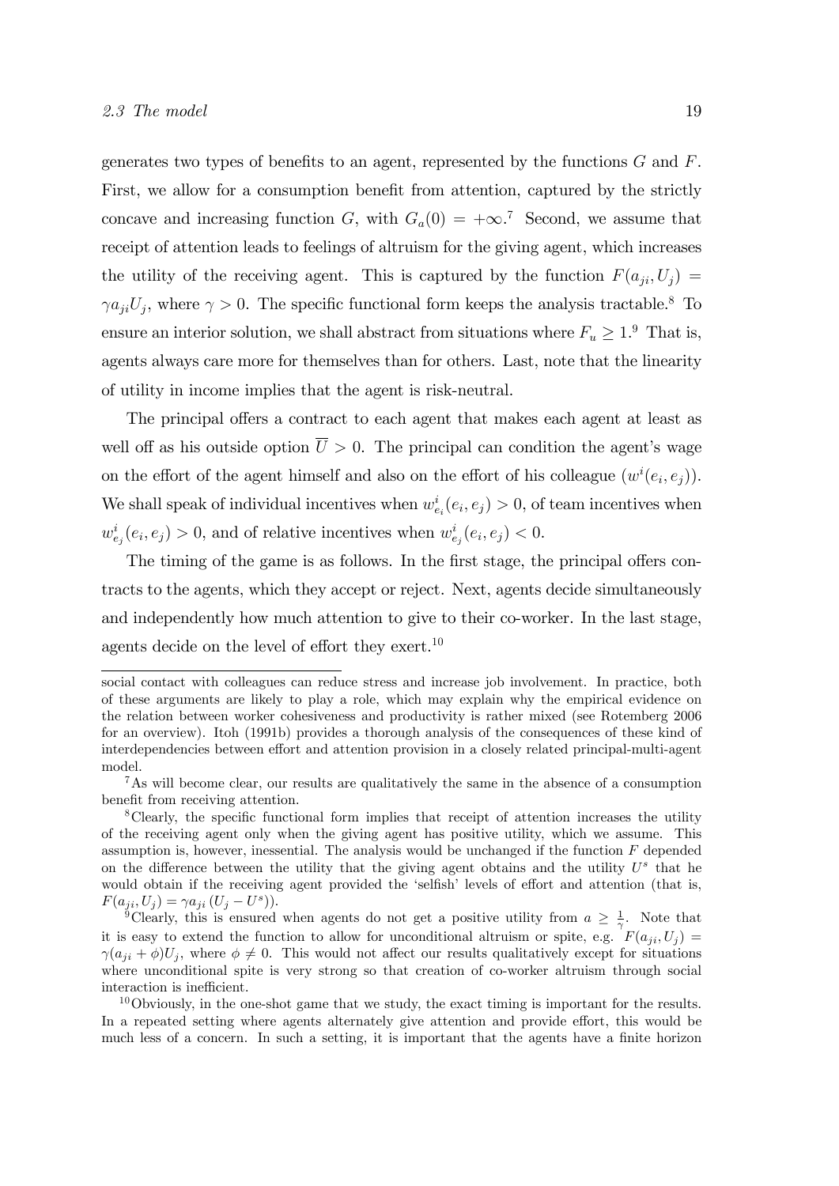generates two types of benefits to an agent, represented by the functions $G$ and $F$. First, we allow for a consumption benefit from attention, captured by the strictly concave and increasing function $G$, with $G_a(0) = +\infty$.[7] Second, we assume that receipt of attention leads to feelings of altruism for the giving agent, which increases the utility of the receiving agent. This is captured by the function $F(a_{ji}, U_j) = \gamma a_{ji} U_j$, where $\gamma > 0$. The specific functional form keeps the analysis tractable.[8] To ensure an interior solution, we shall abstract from situations where $F_u \geq 1$.[9] That is, agents always care more for themselves than for others. Last, note that the linearity of utility in income implies that the agent is risk-neutral.

The principal offers a contract to each agent that makes each agent at least as well off as his outside option $\overline{U} > 0$. The principal can condition the agent's wage on the effort of the agent himself and also on the effort of his colleague ($w^i(e_i, e_j)$). We shall speak of individual incentives when $w^i_{e_i}(e_i, e_j) > 0$, of team incentives when $w^i_{e_j}(e_i, e_j) > 0$, and of relative incentives when $w^i_{e_j}(e_i, e_j) < 0$.

The timing of the game is as follows. In the first stage, the principal offers contracts to the agents, which they accept or reject. Next, agents decide simultaneously and independently how much attention to give to their co-worker. In the last stage, agents decide on the level of effort they exert.[10]

---

social contact with colleagues can reduce stress and increase job involvement. In practice, both of these arguments are likely to play a role, which may explain why the empirical evidence on the relation between worker cohesiveness and productivity is rather mixed (see Rotemberg 2006 for an overview). Itoh (1991b) provides a thorough analysis of the consequences of these kind of interdependencies between effort and attention provision in a closely related principal-multi-agent model.

[7] As will become clear, our results are qualitatively the same in the absence of a consumption benefit from receiving attention.

[8] Clearly, the specific functional form implies that receipt of attention increases the utility of the receiving agent only when the giving agent has positive utility, which we assume. This assumption is, however, inessential. The analysis would be unchanged if the function $F$ depended on the difference between the utility that the giving agent obtains and the utility $U^s$ that he would obtain if the receiving agent provided the 'selfish' levels of effort and attention (that is, $F(a_{ji}, U_j) = \gamma a_{ji} (U_j - U^s)$).

[9] Clearly, this is ensured when agents do not get a positive utility from $a \geq \frac{1}{\gamma}$. Note that it is easy to extend the function to allow for unconditional altruism or spite, e.g. $F(a_{ji}, U_j) = \gamma(a_{ji} + \phi)U_j$, where $\phi \neq 0$. This would not affect our results qualitatively except for situations where unconditional spite is very strong so that creation of co-worker altruism through social interaction is inefficient.

[10] Obviously, in the one-shot game that we study, the exact timing is important for the results. In a repeated setting where agents alternately give attention and provide effort, this would be much less of a concern. In such a setting, it is important that the agents have a finite horizon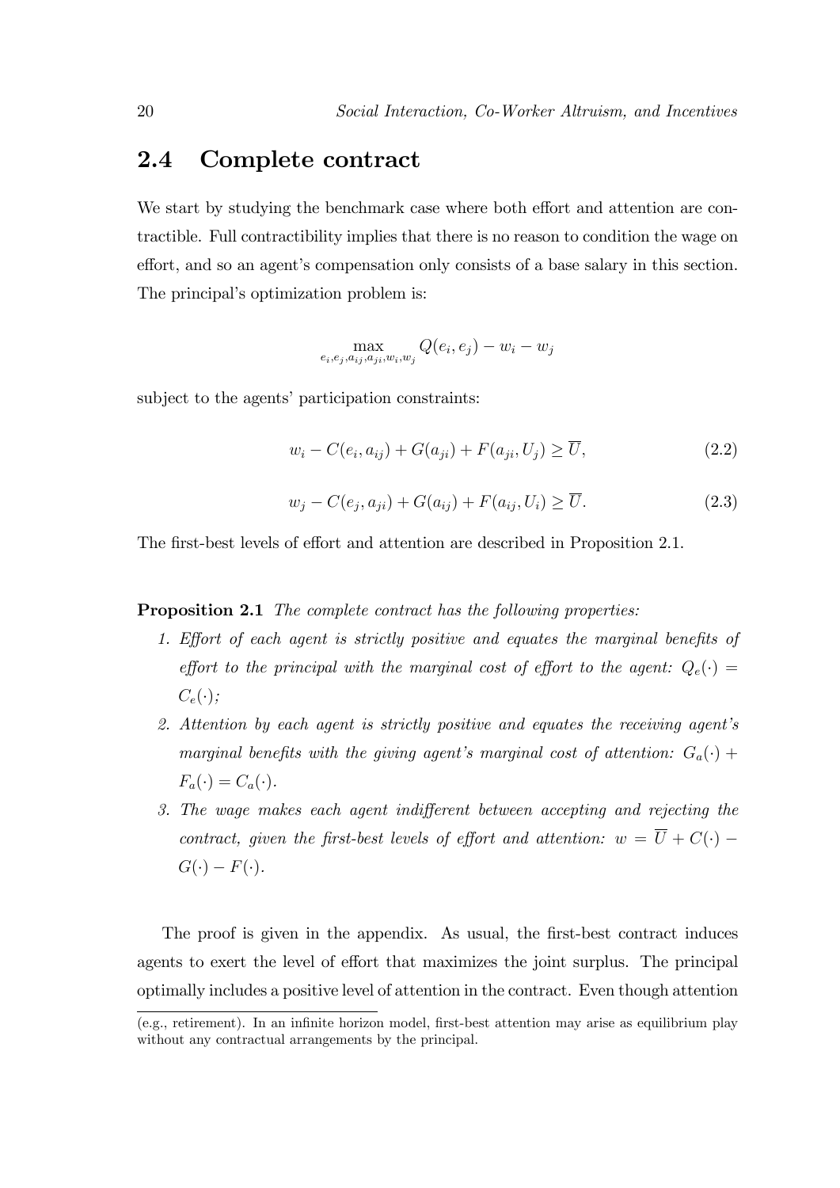## 2.4 Complete contract

We start by studying the benchmark case where both effort and attention are contractible. Full contractibility implies that there is no reason to condition the wage on effort, and so an agent's compensation only consists of a base salary in this section. The principal's optimization problem is:

$$\max_{e_i, e_j, a_{ij}, a_{ji}, w_i, w_j} Q(e_i, e_j) - w_i - w_j$$

subject to the agents' participation constraints:

$$w_i - C(e_i, a_{ij}) + G(a_{ji}) + F(a_{ji}, U_j) \geq \overline{U}, \tag{2.2}$$

$$w_j - C(e_j, a_{ji}) + G(a_{ij}) + F(a_{ij}, U_i) \geq \overline{U}. \tag{2.3}$$

The first-best levels of effort and attention are described in Proposition 2.1.

**Proposition 2.1** *The complete contract has the following properties:*

1. *Effort of each agent is strictly positive and equates the marginal benefits of effort to the principal with the marginal cost of effort to the agent: $Q_e(\cdot) = C_e(\cdot)$;*
2. *Attention by each agent is strictly positive and equates the receiving agent's marginal benefits with the giving agent's marginal cost of attention: $G_a(\cdot) + F_a(\cdot) = C_a(\cdot)$.*
3. *The wage makes each agent indifferent between accepting and rejecting the contract, given the first-best levels of effort and attention: $w = \overline{U} + C(\cdot) - G(\cdot) - F(\cdot)$.*

The proof is given in the appendix. As usual, the first-best contract induces agents to exert the level of effort that maximizes the joint surplus. The principal optimally includes a positive level of attention in the contract. Even though attention

(e.g., retirement). In an infinite horizon model, first-best attention may arise as equilibrium play without any contractual arrangements by the principal.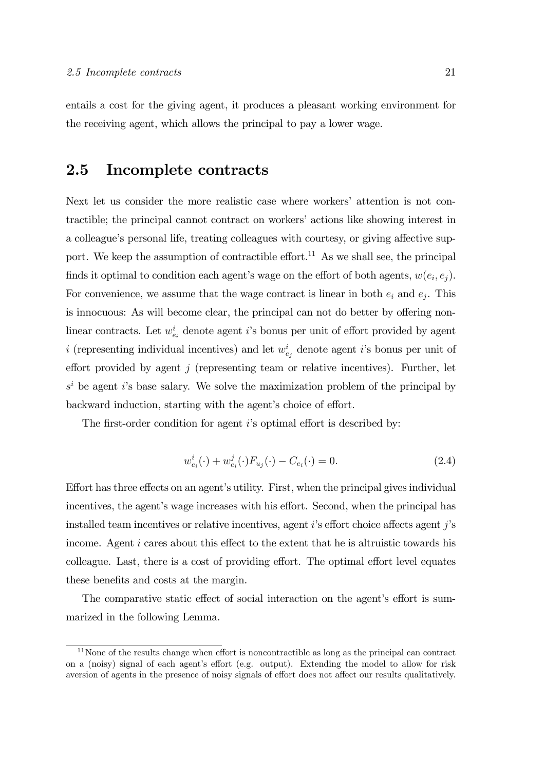entails a cost for the giving agent, it produces a pleasant working environment for the receiving agent, which allows the principal to pay a lower wage.

## 2.5 Incomplete contracts

Next let us consider the more realistic case where workers' attention is not contractible; the principal cannot contract on workers' actions like showing interest in a colleague's personal life, treating colleagues with courtesy, or giving affective support. We keep the assumption of contractible effort.[11] As we shall see, the principal finds it optimal to condition each agent's wage on the effort of both agents, $w(e_i, e_j)$. For convenience, we assume that the wage contract is linear in both $e_i$ and $e_j$. This is innocuous: As will become clear, the principal can not do better by offering nonlinear contracts. Let $w^i_{e_i}$ denote agent $i$'s bonus per unit of effort provided by agent $i$ (representing individual incentives) and let $w^i_{e_j}$ denote agent $i$'s bonus per unit of effort provided by agent $j$ (representing team or relative incentives). Further, let $s^i$ be agent $i$'s base salary. We solve the maximization problem of the principal by backward induction, starting with the agent's choice of effort.

The first-order condition for agent $i$'s optimal effort is described by:

$$w^i_{e_i}(\cdot) + w^j_{e_i}(\cdot)F_{u_j}(\cdot) - C_{e_i}(\cdot) = 0. \tag{2.4}$$

Effort has three effects on an agent's utility. First, when the principal gives individual incentives, the agent's wage increases with his effort. Second, when the principal has installed team incentives or relative incentives, agent $i$'s effort choice affects agent $j$'s income. Agent $i$ cares about this effect to the extent that he is altruistic towards his colleague. Last, there is a cost of providing effort. The optimal effort level equates these benefits and costs at the margin.

The comparative static effect of social interaction on the agent's effort is summarized in the following Lemma.

[11] None of the results change when effort is noncontractible as long as the principal can contract on a (noisy) signal of each agent's effort (e.g. output). Extending the model to allow for risk aversion of agents in the presence of noisy signals of effort does not affect our results qualitatively.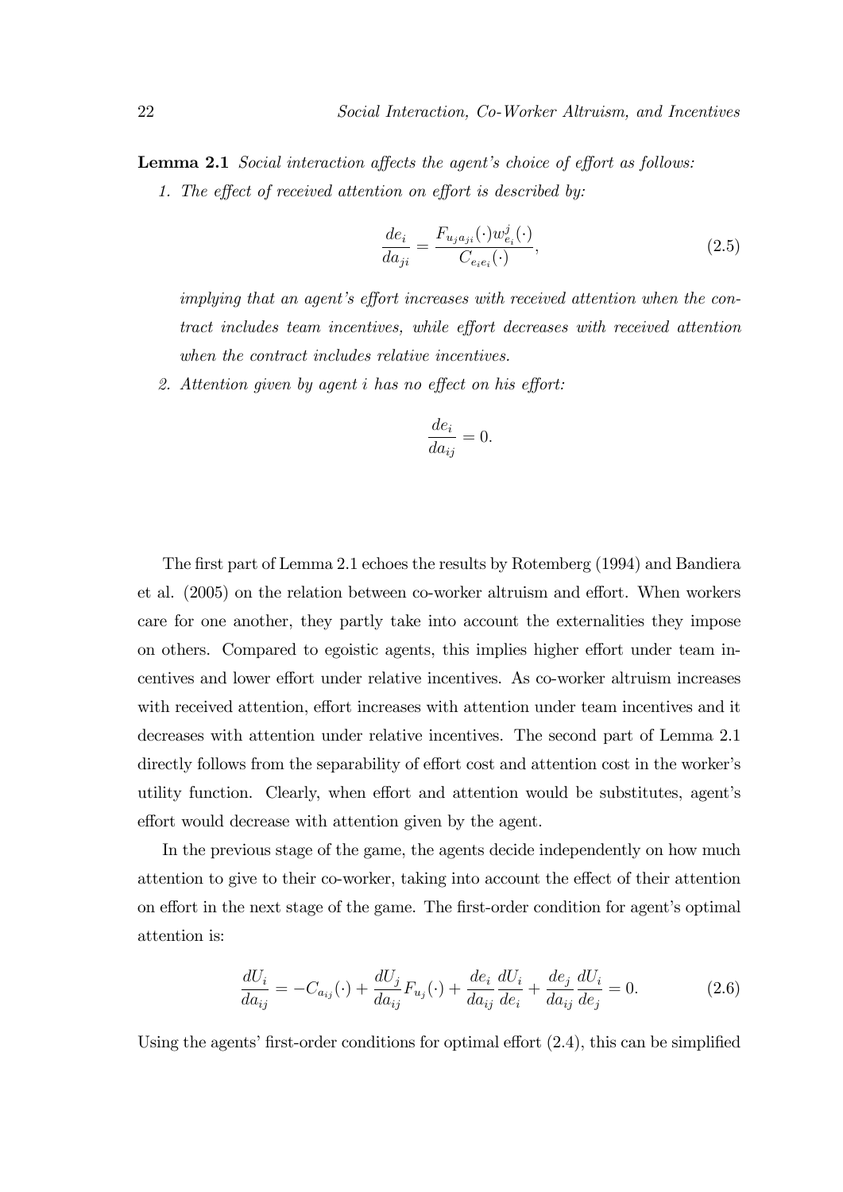**Lemma 2.1** *Social interaction affects the agent's choice of effort as follows:*

1. *The effect of received attention on effort is described by:*

$$\frac{de_i}{da_{ji}} = \frac{F_{u_j a_{ji}}(\cdot) w^j_{e_i}(\cdot)}{C_{e_i e_i}(\cdot)}, \tag{2.5}$$

*implying that an agent's effort increases with received attention when the contract includes team incentives, while effort decreases with received attention when the contract includes relative incentives.*

2. *Attention given by agent i has no effect on his effort:*

$$\frac{de_i}{da_{ij}} = 0.$$

The first part of Lemma 2.1 echoes the results by Rotemberg (1994) and Bandiera et al. (2005) on the relation between co-worker altruism and effort. When workers care for one another, they partly take into account the externalities they impose on others. Compared to egoistic agents, this implies higher effort under team incentives and lower effort under relative incentives. As co-worker altruism increases with received attention, effort increases with attention under team incentives and it decreases with attention under relative incentives. The second part of Lemma 2.1 directly follows from the separability of effort cost and attention cost in the worker's utility function. Clearly, when effort and attention would be substitutes, agent's effort would decrease with attention given by the agent.

In the previous stage of the game, the agents decide independently on how much attention to give to their co-worker, taking into account the effect of their attention on effort in the next stage of the game. The first-order condition for agent's optimal attention is:

$$\frac{dU_i}{da_{ij}} = -C_{a_{ij}}(\cdot) + \frac{dU_j}{da_{ij}} F_{u_j}(\cdot) + \frac{de_i}{da_{ij}} \frac{dU_i}{de_i} + \frac{de_j}{da_{ij}} \frac{dU_i}{de_j} = 0. \tag{2.6}$$

Using the agents' first-order conditions for optimal effort (2.4), this can be simplified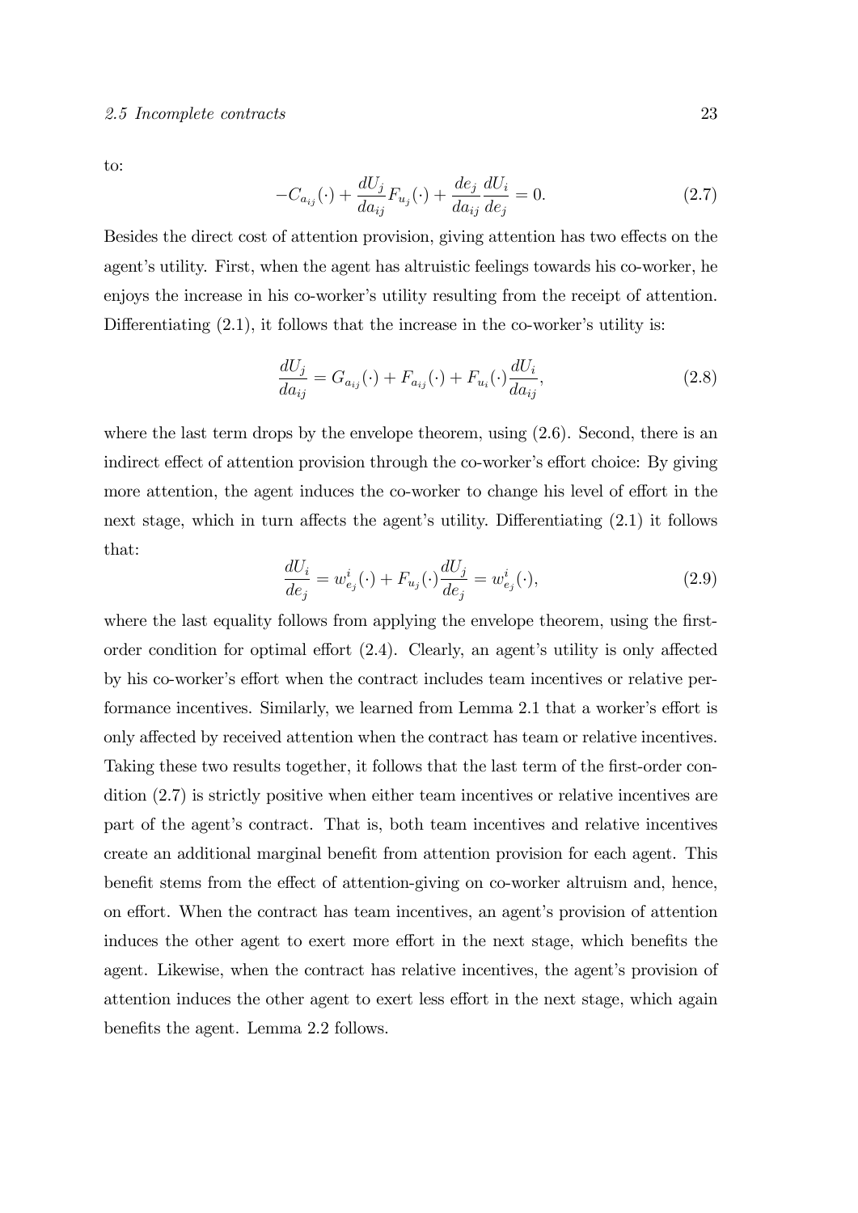to:

$$-C_{a_{ij}}(\cdot) + \frac{dU_j}{da_{ij}} F_{u_j}(\cdot) + \frac{de_j}{da_{ij}} \frac{dU_i}{de_j} = 0. \tag{2.7}$$

Besides the direct cost of attention provision, giving attention has two effects on the agent's utility. First, when the agent has altruistic feelings towards his co-worker, he enjoys the increase in his co-worker's utility resulting from the receipt of attention. Differentiating (2.1), it follows that the increase in the co-worker's utility is:

$$\frac{dU_j}{da_{ij}} = G_{a_{ij}}(\cdot) + F_{a_{ij}}(\cdot) + F_{u_i}(\cdot) \frac{dU_i}{da_{ij}}, \tag{2.8}$$

where the last term drops by the envelope theorem, using (2.6). Second, there is an indirect effect of attention provision through the co-worker's effort choice: By giving more attention, the agent induces the co-worker to change his level of effort in the next stage, which in turn affects the agent's utility. Differentiating (2.1) it follows that:

$$\frac{dU_i}{de_j} = w^i_{e_j}(\cdot) + F_{u_j}(\cdot) \frac{dU_j}{de_j} = w^i_{e_j}(\cdot), \tag{2.9}$$

where the last equality follows from applying the envelope theorem, using the first-order condition for optimal effort (2.4). Clearly, an agent's utility is only affected by his co-worker's effort when the contract includes team incentives or relative performance incentives. Similarly, we learned from Lemma 2.1 that a worker's effort is only affected by received attention when the contract has team or relative incentives. Taking these two results together, it follows that the last term of the first-order condition (2.7) is strictly positive when either team incentives or relative incentives are part of the agent's contract. That is, both team incentives and relative incentives create an additional marginal benefit from attention provision for each agent. This benefit stems from the effect of attention-giving on co-worker altruism and, hence, on effort. When the contract has team incentives, an agent's provision of attention induces the other agent to exert more effort in the next stage, which benefits the agent. Likewise, when the contract has relative incentives, the agent's provision of attention induces the other agent to exert less effort in the next stage, which again benefits the agent. Lemma 2.2 follows.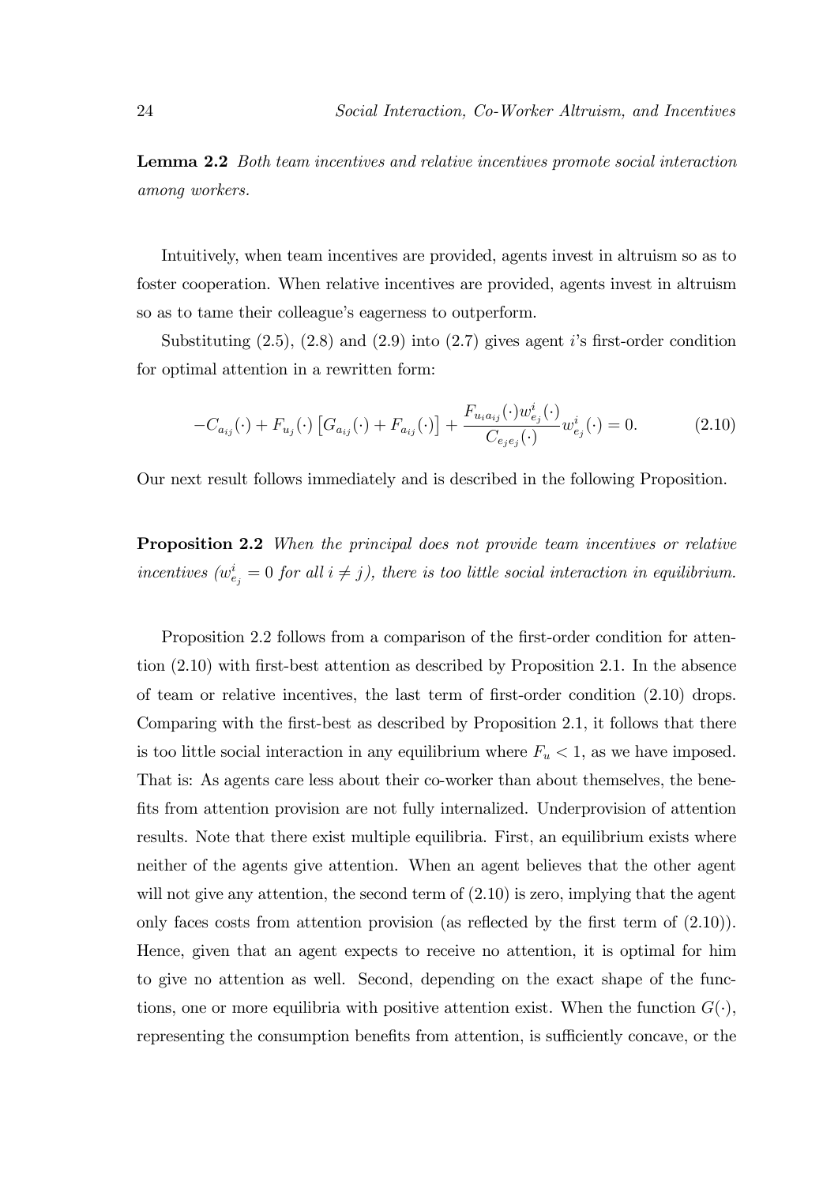**Lemma 2.2** *Both team incentives and relative incentives promote social interaction among workers.*

Intuitively, when team incentives are provided, agents invest in altruism so as to foster cooperation. When relative incentives are provided, agents invest in altruism so as to tame their colleague's eagerness to outperform.

Substituting (2.5), (2.8) and (2.9) into (2.7) gives agent $i$'s first-order condition for optimal attention in a rewritten form:

$$-C_{a_{ij}}(\cdot) + F_{u_j}(\cdot)\left[G_{a_{ij}}(\cdot) + F_{a_{ij}}(\cdot)\right] + \frac{F_{u_i a_{ij}}(\cdot) w^i_{e_j}(\cdot)}{C_{e_j e_j}(\cdot)} w^i_{e_j}(\cdot) = 0. \tag{2.10}$$

Our next result follows immediately and is described in the following Proposition.

**Proposition 2.2** *When the principal does not provide team incentives or relative incentives ($w^i_{e_j} = 0$ for all $i \neq j$), there is too little social interaction in equilibrium.*

Proposition 2.2 follows from a comparison of the first-order condition for attention (2.10) with first-best attention as described by Proposition 2.1. In the absence of team or relative incentives, the last term of first-order condition (2.10) drops. Comparing with the first-best as described by Proposition 2.1, it follows that there is too little social interaction in any equilibrium where $F_u < 1$, as we have imposed. That is: As agents care less about their co-worker than about themselves, the benefits from attention provision are not fully internalized. Underprovision of attention results. Note that there exist multiple equilibria. First, an equilibrium exists where neither of the agents give attention. When an agent believes that the other agent will not give any attention, the second term of (2.10) is zero, implying that the agent only faces costs from attention provision (as reflected by the first term of (2.10)). Hence, given that an agent expects to receive no attention, it is optimal for him to give no attention as well. Second, depending on the exact shape of the functions, one or more equilibria with positive attention exist. When the function $G(\cdot)$, representing the consumption benefits from attention, is sufficiently concave, or the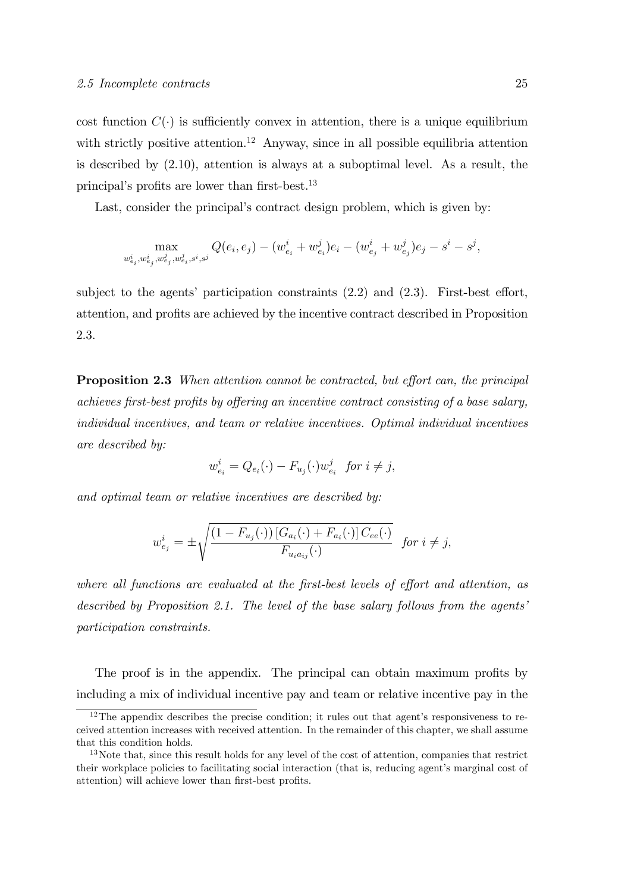cost function $C(\cdot)$ is sufficiently convex in attention, there is a unique equilibrium with strictly positive attention.[12] Anyway, since in all possible equilibria attention is described by (2.10), attention is always at a suboptimal level. As a result, the principal's profits are lower than first-best.[13]

Last, consider the principal's contract design problem, which is given by:

$$\max_{w^i_{e_i}, w^i_{e_j}, w^j_{e_j}, w^j_{e_i}, s^i, s^j} Q(e_i, e_j) - (w^i_{e_i} + w^j_{e_i})e_i - (w^i_{e_j} + w^j_{e_j})e_j - s^i - s^j,$$

subject to the agents' participation constraints (2.2) and (2.3). First-best effort, attention, and profits are achieved by the incentive contract described in Proposition 2.3.

**Proposition 2.3** *When attention cannot be contracted, but effort can, the principal achieves first-best profits by offering an incentive contract consisting of a base salary, individual incentives, and team or relative incentives. Optimal individual incentives are described by:*

$$w^i_{e_i} = Q_{e_i}(\cdot) - F_{u_j}(\cdot) w^j_{e_i} \quad \textit{for } i \neq j,$$

*and optimal team or relative incentives are described by:*

$$w^i_{e_j} = \pm \sqrt{\frac{(1 - F_{u_j}(\cdot))\left[G_{a_i}(\cdot) + F_{a_i}(\cdot)\right] C_{ee}(\cdot)}{F_{u_i a_{ij}}(\cdot)}} \quad \textit{for } i \neq j,$$

*where all functions are evaluated at the first-best levels of effort and attention, as described by Proposition 2.1. The level of the base salary follows from the agents' participation constraints.*

The proof is in the appendix. The principal can obtain maximum profits by including a mix of individual incentive pay and team or relative incentive pay in the

[12] The appendix describes the precise condition; it rules out that agent's responsiveness to received attention increases with received attention. In the remainder of this chapter, we shall assume that this condition holds.

[13] Note that, since this result holds for any level of the cost of attention, companies that restrict their workplace policies to facilitating social interaction (that is, reducing agent's marginal cost of attention) will achieve lower than first-best profits.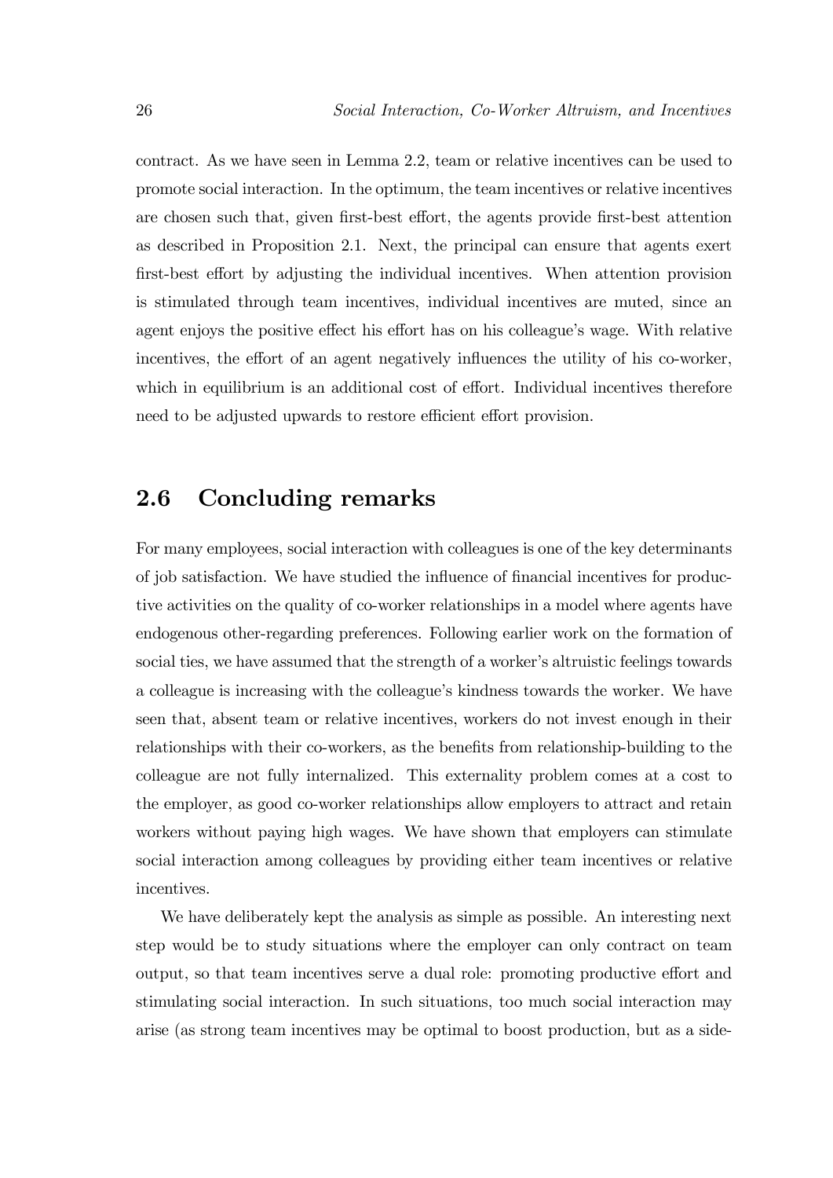contract. As we have seen in Lemma 2.2, team or relative incentives can be used to promote social interaction. In the optimum, the team incentives or relative incentives are chosen such that, given first-best effort, the agents provide first-best attention as described in Proposition 2.1. Next, the principal can ensure that agents exert first-best effort by adjusting the individual incentives. When attention provision is stimulated through team incentives, individual incentives are muted, since an agent enjoys the positive effect his effort has on his colleague's wage. With relative incentives, the effort of an agent negatively influences the utility of his co-worker, which in equilibrium is an additional cost of effort. Individual incentives therefore need to be adjusted upwards to restore efficient effort provision.

## 2.6 Concluding remarks

For many employees, social interaction with colleagues is one of the key determinants of job satisfaction. We have studied the influence of financial incentives for productive activities on the quality of co-worker relationships in a model where agents have endogenous other-regarding preferences. Following earlier work on the formation of social ties, we have assumed that the strength of a worker's altruistic feelings towards a colleague is increasing with the colleague's kindness towards the worker. We have seen that, absent team or relative incentives, workers do not invest enough in their relationships with their co-workers, as the benefits from relationship-building to the colleague are not fully internalized. This externality problem comes at a cost to the employer, as good co-worker relationships allow employers to attract and retain workers without paying high wages. We have shown that employers can stimulate social interaction among colleagues by providing either team incentives or relative incentives.

We have deliberately kept the analysis as simple as possible. An interesting next step would be to study situations where the employer can only contract on team output, so that team incentives serve a dual role: promoting productive effort and stimulating social interaction. In such situations, too much social interaction may arise (as strong team incentives may be optimal to boost production, but as a side-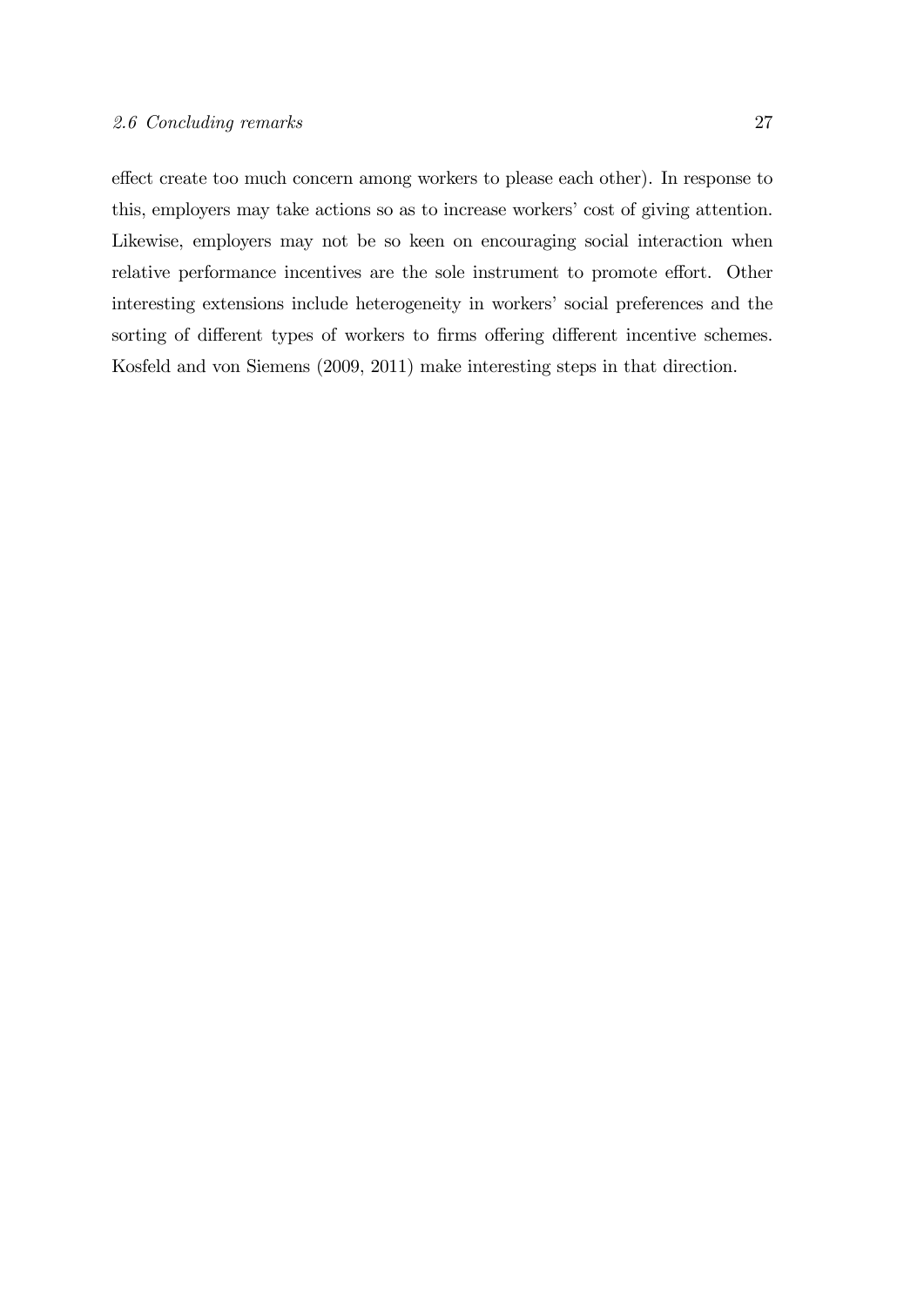effect create too much concern among workers to please each other). In response to this, employers may take actions so as to increase workers' cost of giving attention. Likewise, employers may not be so keen on encouraging social interaction when relative performance incentives are the sole instrument to promote effort. Other interesting extensions include heterogeneity in workers' social preferences and the sorting of different types of workers to firms offering different incentive schemes. Kosfeld and von Siemens (2009, 2011) make interesting steps in that direction.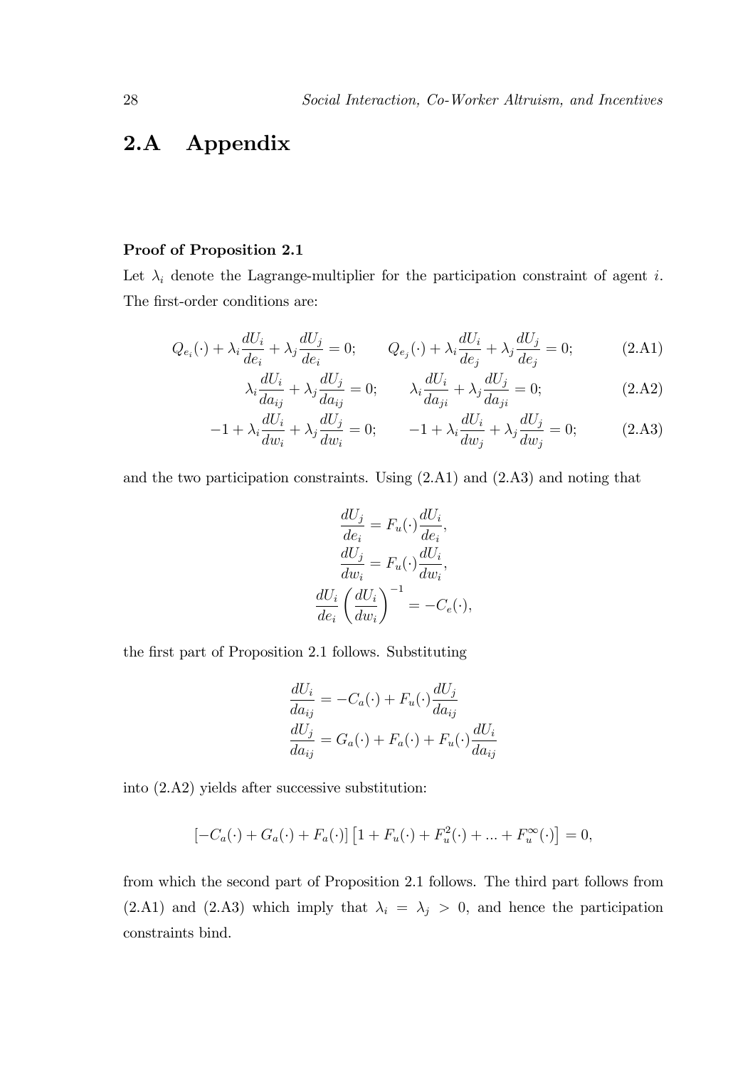## 2.A Appendix

**Proof of Proposition 2.1**

Let $\lambda_i$ denote the Lagrange-multiplier for the participation constraint of agent $i$. The first-order conditions are:

$$Q_{e_i}(\cdot) + \lambda_i \frac{dU_i}{de_i} + \lambda_j \frac{dU_j}{de_i} = 0; \qquad Q_{e_j}(\cdot) + \lambda_i \frac{dU_i}{de_j} + \lambda_j \frac{dU_j}{de_j} = 0; \tag{2.A1}$$

$$\lambda_i \frac{dU_i}{da_{ij}} + \lambda_j \frac{dU_j}{da_{ij}} = 0; \qquad \lambda_i \frac{dU_i}{da_{ji}} + \lambda_j \frac{dU_j}{da_{ji}} = 0; \tag{2.A2}$$

$$-1 + \lambda_i \frac{dU_i}{dw_i} + \lambda_j \frac{dU_j}{dw_i} = 0; \qquad -1 + \lambda_i \frac{dU_i}{dw_j} + \lambda_j \frac{dU_j}{dw_j} = 0; \tag{2.A3}$$

and the two participation constraints. Using (2.A1) and (2.A3) and noting that

$$\frac{dU_j}{de_i} = F_u(\cdot)\frac{dU_i}{de_i},$$
$$\frac{dU_j}{dw_i} = F_u(\cdot)\frac{dU_i}{dw_i},$$
$$\frac{dU_i}{de_i}\left(\frac{dU_i}{dw_i}\right)^{-1} = -C_e(\cdot),$$

the first part of Proposition 2.1 follows. Substituting

$$\frac{dU_i}{da_{ij}} = -C_a(\cdot) + F_u(\cdot)\frac{dU_j}{da_{ij}}$$
$$\frac{dU_j}{da_{ij}} = G_a(\cdot) + F_a(\cdot) + F_u(\cdot)\frac{dU_i}{da_{ij}}$$

into (2.A2) yields after successive substitution:

$$[-C_a(\cdot) + G_a(\cdot) + F_a(\cdot)]\left[1 + F_u(\cdot) + F_u^2(\cdot) + ... + F_u^\infty(\cdot)\right] = 0,$$

from which the second part of Proposition 2.1 follows. The third part follows from (2.A1) and (2.A3) which imply that $\lambda_i = \lambda_j > 0$, and hence the participation constraints bind.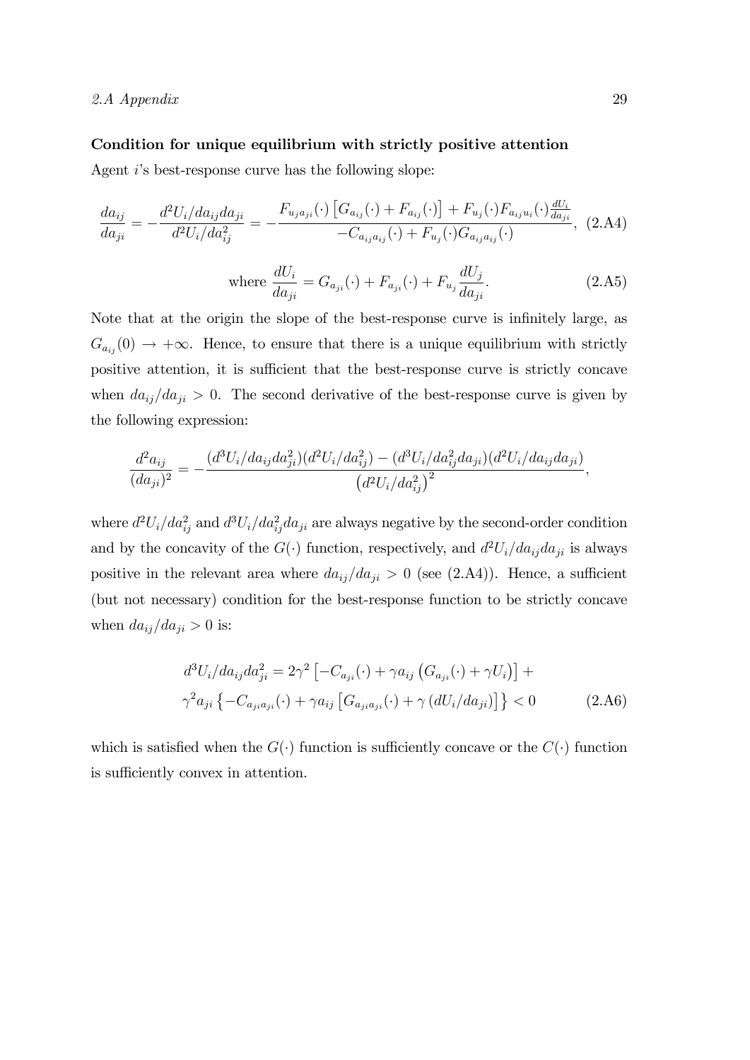**Condition for unique equilibrium with strictly positive attention**

Agent $i$'s best-response curve has the following slope:

$$\frac{da_{ij}}{da_{ji}} = -\frac{d^2U_i/da_{ij}da_{ji}}{d^2U_i/da_{ij}^2} = -\frac{F_{u_j a_{ji}}(\cdot)\left[G_{a_{ij}}(\cdot) + F_{a_{ij}}(\cdot)\right] + F_{u_j}(\cdot)F_{a_{ij}u_i}(\cdot)\frac{dU_i}{da_{ji}}}{-C_{a_{ij}a_{ij}}(\cdot) + F_{u_j}(\cdot)G_{a_{ij}a_{ij}}(\cdot)}, \quad (2.A4)$$

$$\text{where } \frac{dU_i}{da_{ji}} = G_{a_{ji}}(\cdot) + F_{a_{ji}}(\cdot) + F_{u_j}\frac{dU_j}{da_{ji}}. \quad (2.A5)$$

Note that at the origin the slope of the best-response curve is infinitely large, as $G_{a_{ij}}(0) \rightarrow +\infty$. Hence, to ensure that there is a unique equilibrium with strictly positive attention, it is sufficient that the best-response curve is strictly concave when $da_{ij}/da_{ji} > 0$. The second derivative of the best-response curve is given by the following expression:

$$\frac{d^2a_{ij}}{(da_{ji})^2} = -\frac{(d^3U_i/da_{ij}da_{ji}^2)(d^2U_i/da_{ij}^2) - (d^3U_i/da_{ij}^2da_{ji})(d^2U_i/da_{ij}da_{ji})}{\left(d^2U_i/da_{ij}^2\right)^2},$$

where $d^2U_i/da_{ij}^2$ and $d^3U_i/da_{ij}^2da_{ji}$ are always negative by the second-order condition and by the concavity of the $G(\cdot)$ function, respectively, and $d^2U_i/da_{ij}da_{ji}$ is always positive in the relevant area where $da_{ij}/da_{ji} > 0$ (see (2.A4)). Hence, a sufficient (but not necessary) condition for the best-response function to be strictly concave when $da_{ij}/da_{ji} > 0$ is:

$$\begin{aligned} d^3U_i/da_{ij}da_{ji}^2 &= 2\gamma^2\left[-C_{a_{ji}}(\cdot) + \gamma a_{ij}\left(G_{a_{ji}}(\cdot) + \gamma U_i\right)\right] + \\ &\gamma^2 a_{ji}\left\{-C_{a_{ji}a_{ji}}(\cdot) + \gamma a_{ij}\left[G_{a_{ji}a_{ji}}(\cdot) + \gamma\left(dU_i/da_{ji}\right)\right]\right\} < 0 \end{aligned} \quad (2.A6)$$

which is satisfied when the $G(\cdot)$ function is sufficiently concave or the $C(\cdot)$ function is sufficiently convex in attention.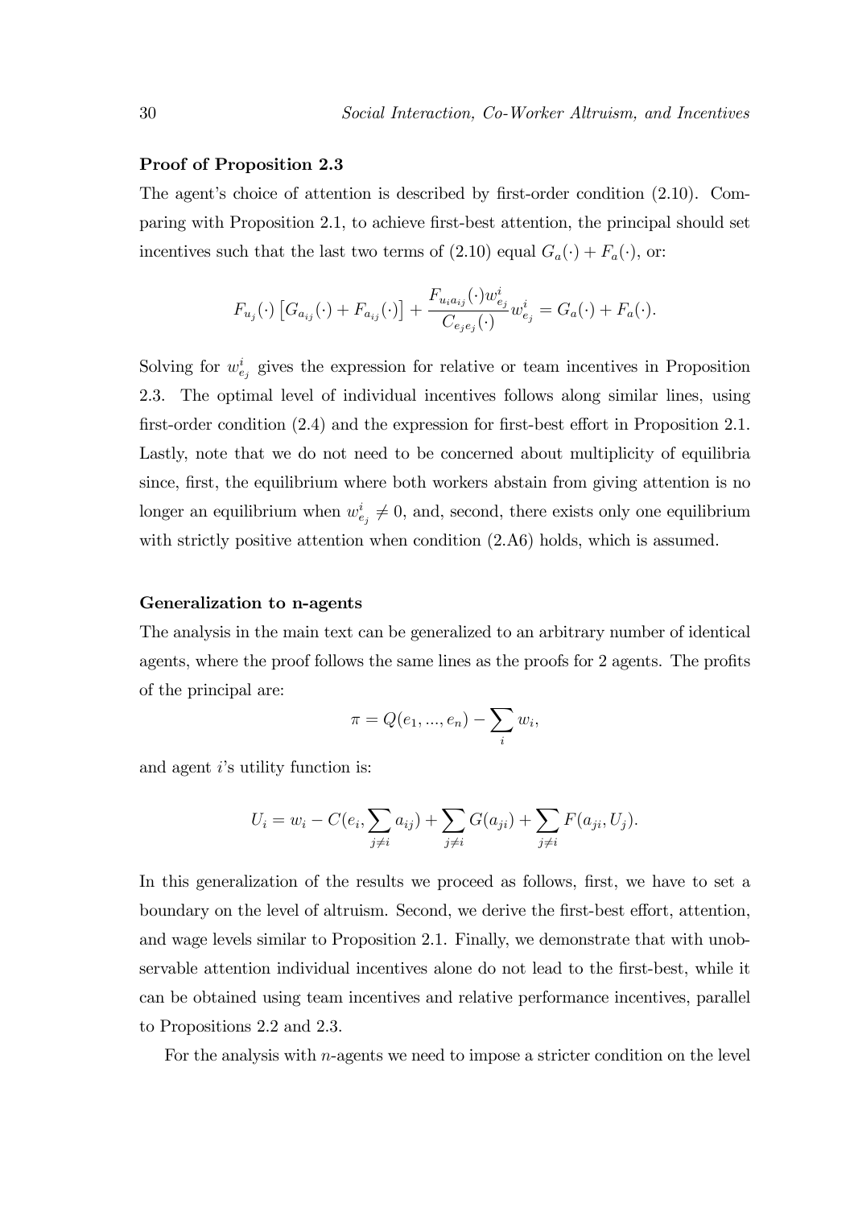**Proof of Proposition 2.3**

The agent's choice of attention is described by first-order condition (2.10). Comparing with Proposition 2.1, to achieve first-best attention, the principal should set incentives such that the last two terms of (2.10) equal $G_a(\cdot) + F_a(\cdot)$, or:

$$F_{u_j}(\cdot)\left[G_{a_{ij}}(\cdot) + F_{a_{ij}}(\cdot)\right] + \frac{F_{u_i a_{ij}}(\cdot) w^i_{e_j}}{C_{e_j e_j}(\cdot)} w^i_{e_j} = G_a(\cdot) + F_a(\cdot).$$

Solving for $w^i_{e_j}$ gives the expression for relative or team incentives in Proposition 2.3. The optimal level of individual incentives follows along similar lines, using first-order condition (2.4) and the expression for first-best effort in Proposition 2.1. Lastly, note that we do not need to be concerned about multiplicity of equilibria since, first, the equilibrium where both workers abstain from giving attention is no longer an equilibrium when $w^i_{e_j} \neq 0$, and, second, there exists only one equilibrium with strictly positive attention when condition (2.A6) holds, which is assumed.

**Generalization to n-agents**

The analysis in the main text can be generalized to an arbitrary number of identical agents, where the proof follows the same lines as the proofs for 2 agents. The profits of the principal are:

$$\pi = Q(e_1, ..., e_n) - \sum_i w_i,$$

and agent $i$'s utility function is:

$$U_i = w_i - C(e_i, \sum_{j \neq i} a_{ij}) + \sum_{j \neq i} G(a_{ji}) + \sum_{j \neq i} F(a_{ji}, U_j).$$

In this generalization of the results we proceed as follows, first, we have to set a boundary on the level of altruism. Second, we derive the first-best effort, attention, and wage levels similar to Proposition 2.1. Finally, we demonstrate that with unobservable attention individual incentives alone do not lead to the first-best, while it can be obtained using team incentives and relative performance incentives, parallel to Propositions 2.2 and 2.3.

For the analysis with $n$-agents we need to impose a stricter condition on the level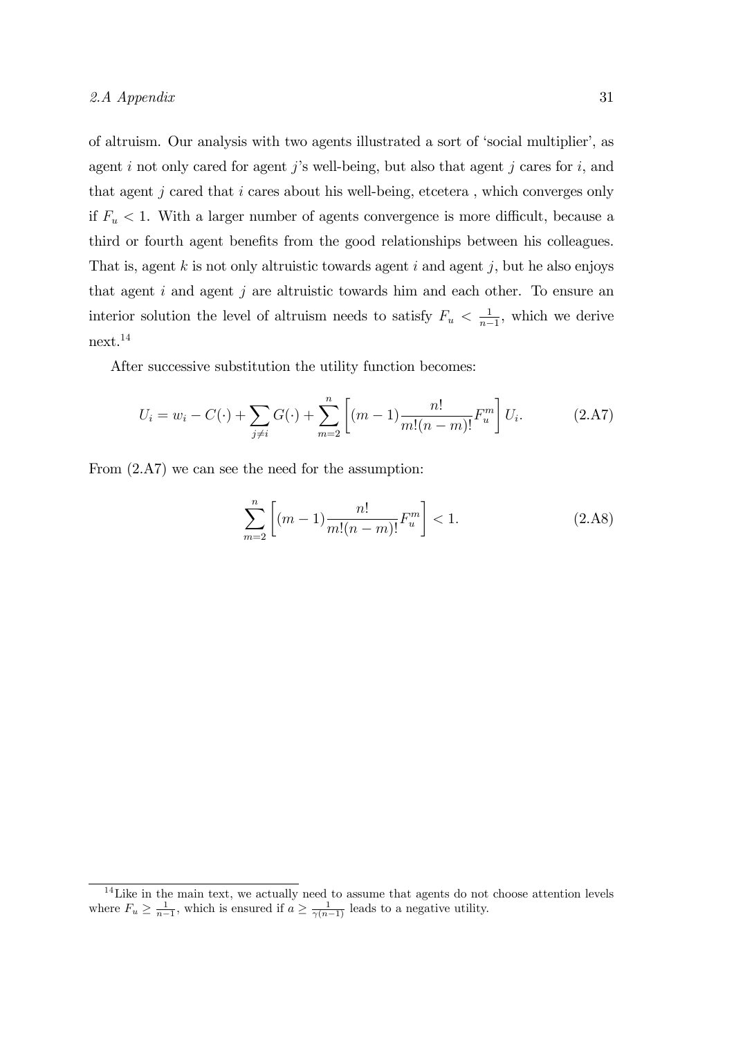of altruism. Our analysis with two agents illustrated a sort of 'social multiplier', as agent $i$ not only cared for agent $j$'s well-being, but also that agent $j$ cares for $i$, and that agent $j$ cared that $i$ cares about his well-being, etcetera , which converges only if $F_u < 1$. With a larger number of agents convergence is more difficult, because a third or fourth agent benefits from the good relationships between his colleagues. That is, agent $k$ is not only altruistic towards agent $i$ and agent $j$, but he also enjoys that agent $i$ and agent $j$ are altruistic towards him and each other. To ensure an interior solution the level of altruism needs to satisfy $F_u < \frac{1}{n-1}$, which we derive next.[14]

After successive substitution the utility function becomes:

$$U_i = w_i - C(\cdot) + \sum_{j \neq i} G(\cdot) + \sum_{m=2}^{n} \left[ (m-1) \frac{n!}{m!(n-m)!} F_u^m \right] U_i. \tag{2.A7}$$

From (2.A7) we can see the need for the assumption:

$$\sum_{m=2}^{n} \left[ (m-1) \frac{n!}{m!(n-m)!} F_u^m \right] < 1. \tag{2.A8}$$

[14] Like in the main text, we actually need to assume that agents do not choose attention levels where $F_u \geq \frac{1}{n-1}$, which is ensured if $a \geq \frac{1}{\gamma(n-1)}$ leads to a negative utility.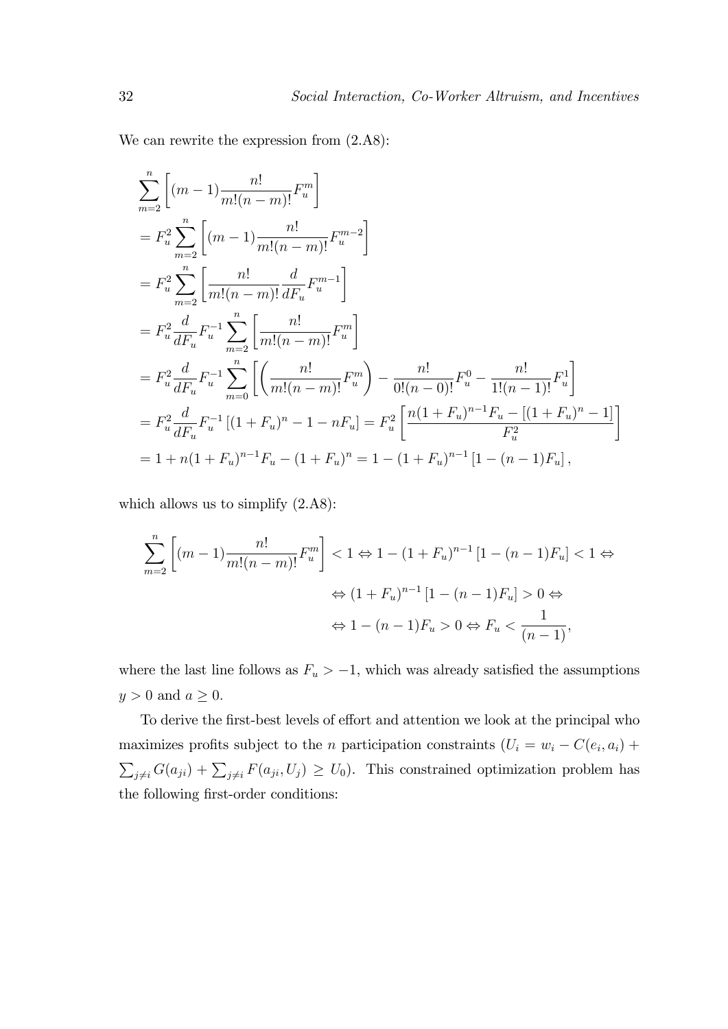We can rewrite the expression from (2.A8):

$$
\begin{aligned}
&\sum_{m=2}^{n}\left[(m-1)\frac{n!}{m!(n-m)!}F_u^m\right] \\
&= F_u^2\sum_{m=2}^{n}\left[(m-1)\frac{n!}{m!(n-m)!}F_u^{m-2}\right] \\
&= F_u^2\sum_{m=2}^{n}\left[\frac{n!}{m!(n-m)!}\frac{d}{dF_u}F_u^{m-1}\right] \\
&= F_u^2\frac{d}{dF_u}F_u^{-1}\sum_{m=2}^{n}\left[\frac{n!}{m!(n-m)!}F_u^m\right] \\
&= F_u^2\frac{d}{dF_u}F_u^{-1}\sum_{m=0}^{n}\left[\left(\frac{n!}{m!(n-m)!}F_u^m\right)-\frac{n!}{0!(n-0)!}F_u^0-\frac{n!}{1!(n-1)!}F_u^1\right] \\
&= F_u^2\frac{d}{dF_u}F_u^{-1}\left[(1+F_u)^n-1-nF_u\right] = F_u^2\left[\frac{n(1+F_u)^{n-1}F_u-\left[(1+F_u)^n-1\right]}{F_u^2}\right] \\
&= 1+n(1+F_u)^{n-1}F_u-(1+F_u)^n = 1-(1+F_u)^{n-1}\left[1-(n-1)F_u\right],
\end{aligned}
$$

which allows us to simplify (2.A8):

$$
\begin{aligned}
\sum_{m=2}^{n}\left[(m-1)\frac{n!}{m!(n-m)!}F_u^m\right] < 1 &\Leftrightarrow 1-(1+F_u)^{n-1}\left[1-(n-1)F_u\right] < 1 \Leftrightarrow \\
&\Leftrightarrow (1+F_u)^{n-1}\left[1-(n-1)F_u\right] > 0 \Leftrightarrow \\
&\Leftrightarrow 1-(n-1)F_u > 0 \Leftrightarrow F_u < \frac{1}{(n-1)},
\end{aligned}
$$

where the last line follows as $F_u > -1$, which was already satisfied the assumptions $y > 0$ and $a \geq 0$.

To derive the first-best levels of effort and attention we look at the principal who maximizes profits subject to the $n$ participation constraints ($U_i = w_i - C(e_i, a_i) + \sum_{j\neq i} G(a_{ji}) + \sum_{j\neq i} F(a_{ji}, U_j) \geq U_0$). This constrained optimization problem has the following first-order conditions: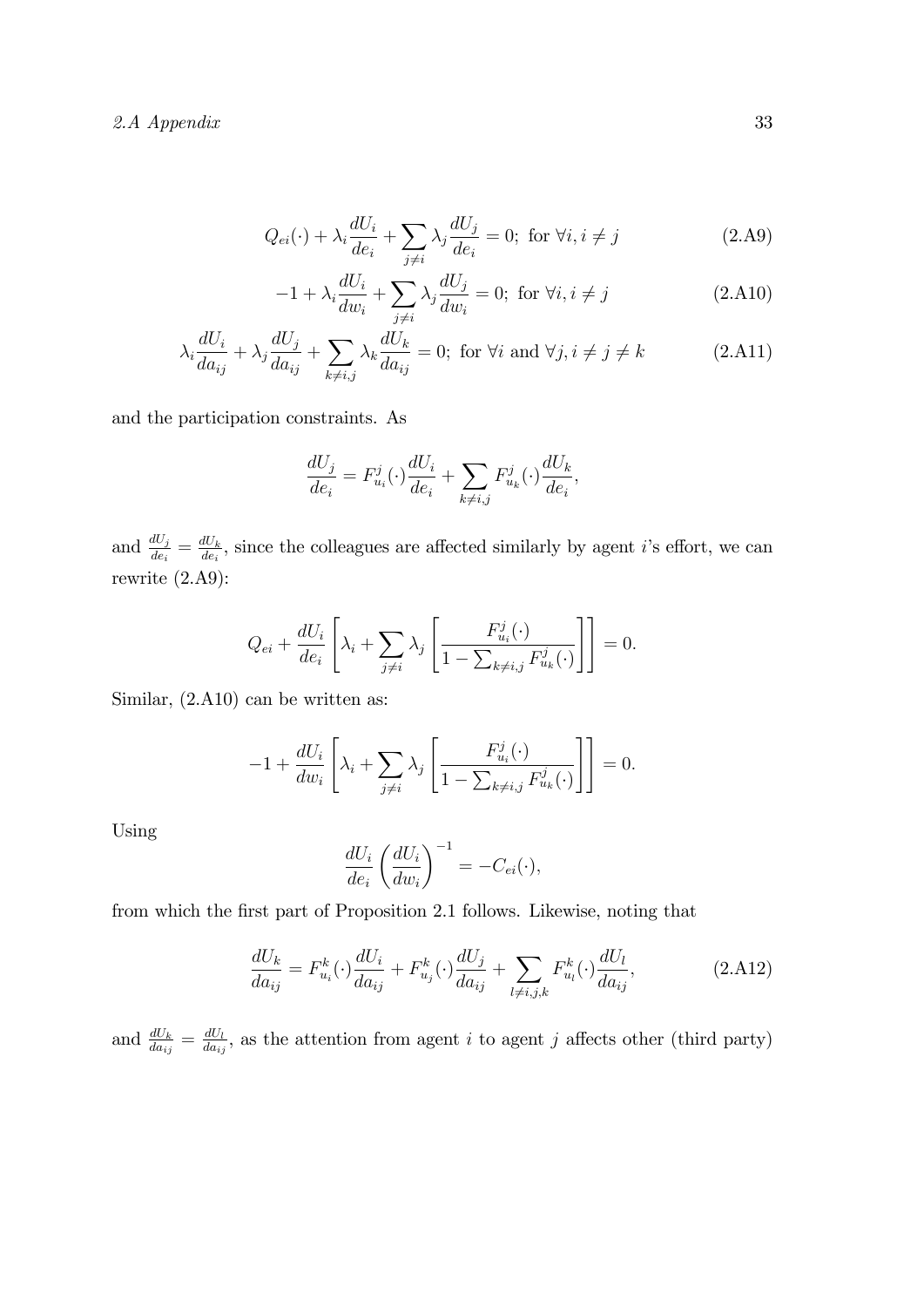$$Q_{ei}(\cdot) + \lambda_i \frac{dU_i}{de_i} + \sum_{j \neq i} \lambda_j \frac{dU_j}{de_i} = 0; \text{ for } \forall i, i \neq j \tag{2.A9}$$

$$-1 + \lambda_i \frac{dU_i}{dw_i} + \sum_{j \neq i} \lambda_j \frac{dU_j}{dw_i} = 0; \text{ for } \forall i, i \neq j \tag{2.A10}$$

$$\lambda_i \frac{dU_i}{da_{ij}} + \lambda_j \frac{dU_j}{da_{ij}} + \sum_{k \neq i,j} \lambda_k \frac{dU_k}{da_{ij}} = 0; \text{ for } \forall i \text{ and } \forall j, i \neq j \neq k \tag{2.A11}$$

and the participation constraints. As

$$\frac{dU_j}{de_i} = F^j_{u_i}(\cdot) \frac{dU_i}{de_i} + \sum_{k \neq i,j} F^j_{u_k}(\cdot) \frac{dU_k}{de_i},$$

and $\frac{dU_j}{de_i} = \frac{dU_k}{de_i}$, since the colleagues are affected similarly by agent $i$'s effort, we can rewrite (2.A9):

$$Q_{ei} + \frac{dU_i}{de_i} \left[ \lambda_i + \sum_{j \neq i} \lambda_j \left[ \frac{F^j_{u_i}(\cdot)}{1 - \sum_{k \neq i,j} F^j_{u_k}(\cdot)} \right] \right] = 0.$$

Similar, (2.A10) can be written as:

$$-1 + \frac{dU_i}{dw_i} \left[ \lambda_i + \sum_{j \neq i} \lambda_j \left[ \frac{F^j_{u_i}(\cdot)}{1 - \sum_{k \neq i,j} F^j_{u_k}(\cdot)} \right] \right] = 0.$$

Using

$$\frac{dU_i}{de_i} \left( \frac{dU_i}{dw_i} \right)^{-1} = -C_{ei}(\cdot),$$

from which the first part of Proposition 2.1 follows. Likewise, noting that

$$\frac{dU_k}{da_{ij}} = F^k_{u_i}(\cdot) \frac{dU_i}{da_{ij}} + F^k_{u_j}(\cdot) \frac{dU_j}{da_{ij}} + \sum_{l \neq i,j,k} F^k_{u_l}(\cdot) \frac{dU_l}{da_{ij}}, \tag{2.A12}$$

and $\frac{dU_k}{da_{ij}} = \frac{dU_l}{da_{ij}}$, as the attention from agent $i$ to agent $j$ affects other (third party)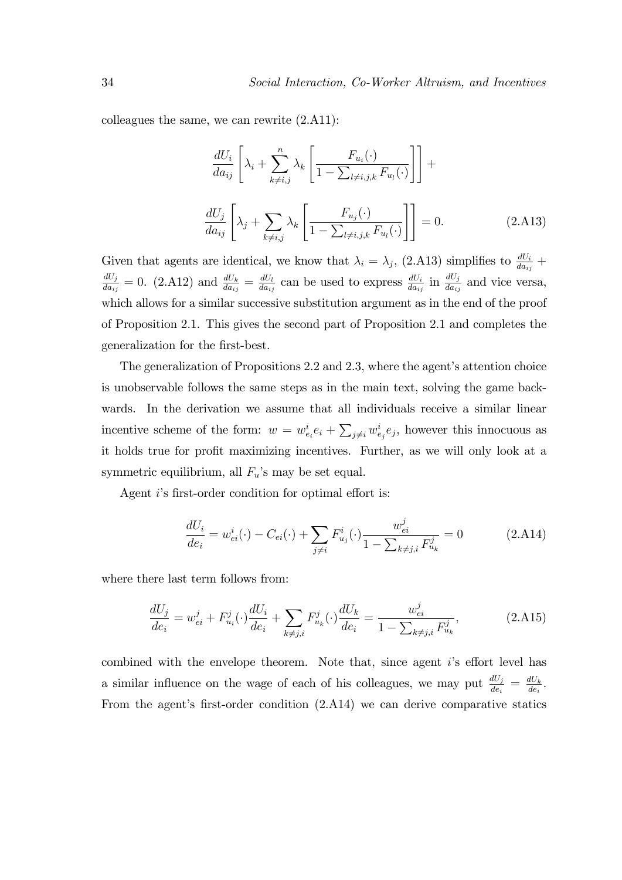colleagues the same, we can rewrite (2.A11):

$$\frac{dU_i}{da_{ij}}\left[\lambda_i+\sum_{k\neq i,j}^{n}\lambda_k\left[\frac{F_{u_i}(\cdot)}{1-\sum_{l\neq i,j,k}F_{u_l}(\cdot)}\right]\right]+$$

$$\frac{dU_j}{da_{ij}}\left[\lambda_j+\sum_{k\neq i,j}\lambda_k\left[\frac{F_{u_j}(\cdot)}{1-\sum_{l\neq i,j,k}F_{u_l}(\cdot)}\right]\right]=0. \tag{2.A13}$$

Given that agents are identical, we know that $\lambda_i=\lambda_j$, (2.A13) simplifies to $\frac{dU_i}{da_{ij}}+\frac{dU_j}{da_{ij}}=0$. (2.A12) and $\frac{dU_k}{da_{ij}}=\frac{dU_l}{da_{ij}}$ can be used to express $\frac{dU_i}{da_{ij}}$ in $\frac{dU_j}{da_{ij}}$ and vice versa, which allows for a similar successive substitution argument as in the end of the proof of Proposition 2.1. This gives the second part of Proposition 2.1 and completes the generalization for the first-best.

The generalization of Propositions 2.2 and 2.3, where the agent's attention choice is unobservable follows the same steps as in the main text, solving the game backwards. In the derivation we assume that all individuals receive a similar linear incentive scheme of the form: $w=w^i_{e_i}e_i+\sum_{j\neq i}w^i_{e_j}e_j$, however this innocuous as it holds true for profit maximizing incentives. Further, as we will only look at a symmetric equilibrium, all $F_u$'s may be set equal.

Agent $i$'s first-order condition for optimal effort is:

$$\frac{dU_i}{de_i}=w^i_{ei}(\cdot)-C_{ei}(\cdot)+\sum_{j\neq i}F^i_{u_j}(\cdot)\frac{w^j_{ei}}{1-\sum_{k\neq j,i}F^j_{u_k}}=0 \tag{2.A14}$$

where there last term follows from:

$$\frac{dU_j}{de_i}=w^j_{ei}+F^j_{u_i}(\cdot)\frac{dU_i}{de_i}+\sum_{k\neq j,i}F^j_{u_k}(\cdot)\frac{dU_k}{de_i}=\frac{w^j_{ei}}{1-\sum_{k\neq j,i}F^j_{u_k}}, \tag{2.A15}$$

combined with the envelope theorem. Note that, since agent $i$'s effort level has a similar influence on the wage of each of his colleagues, we may put $\frac{dU_j}{de_i}=\frac{dU_k}{de_i}$. From the agent's first-order condition (2.A14) we can derive comparative statics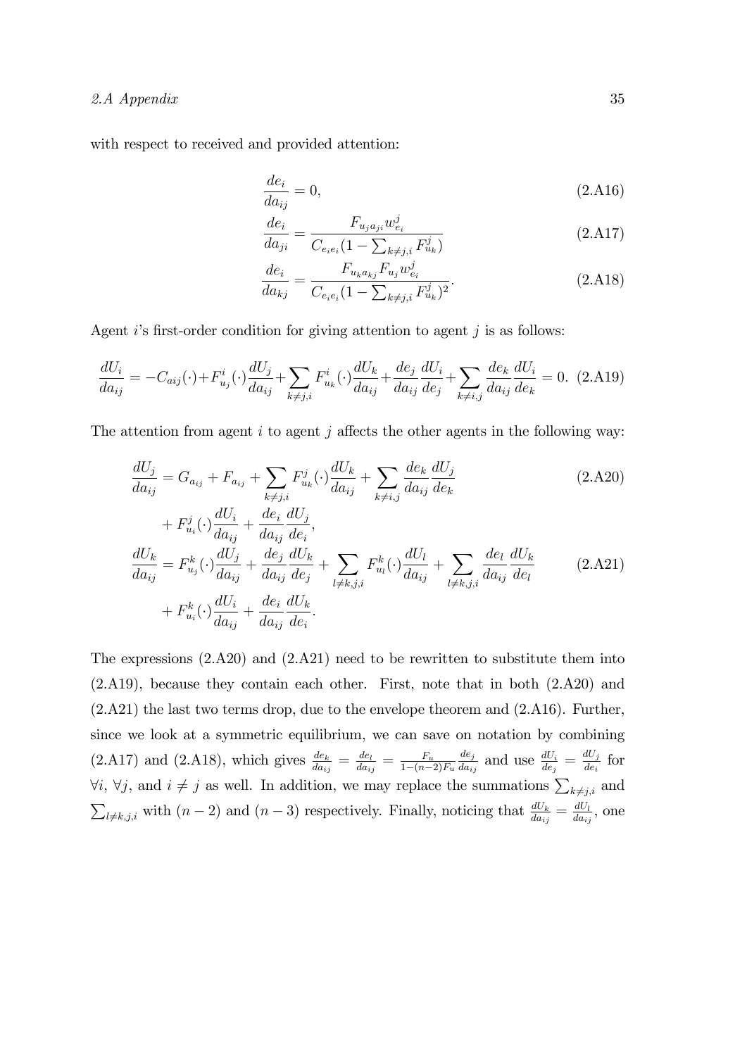with respect to received and provided attention:

$$\frac{de_i}{da_{ij}} = 0, \tag{2.A16}$$

$$\frac{de_i}{da_{ji}} = \frac{F_{u_j a_{ji}} w^j_{e_i}}{C_{e_i e_i}(1 - \sum_{k \neq j,i} F^j_{u_k})} \tag{2.A17}$$

$$\frac{de_i}{da_{kj}} = \frac{F_{u_k a_{kj}} F_{u_j} w^j_{e_i}}{C_{e_i e_i}(1 - \sum_{k \neq j,i} F^j_{u_k})^2}. \tag{2.A18}$$

Agent $i$'s first-order condition for giving attention to agent $j$ is as follows:

$$\frac{dU_i}{da_{ij}} = -C_{aij}(\cdot) + F^i_{u_j}(\cdot)\frac{dU_j}{da_{ij}} + \sum_{k \neq j,i} F^i_{u_k}(\cdot)\frac{dU_k}{da_{ij}} + \frac{de_j}{da_{ij}}\frac{dU_i}{de_j} + \sum_{k \neq i,j} \frac{de_k}{da_{ij}}\frac{dU_i}{de_k} = 0. \tag{2.A19}$$

The attention from agent $i$ to agent $j$ affects the other agents in the following way:

$$\begin{aligned}\frac{dU_j}{da_{ij}} &= G_{a_{ij}} + F_{a_{ij}} + \sum_{k \neq j,i} F^j_{u_k}(\cdot)\frac{dU_k}{da_{ij}} + \sum_{k \neq i,j} \frac{de_k}{da_{ij}}\frac{dU_j}{de_k} \\ &\quad + F^j_{u_i}(\cdot)\frac{dU_i}{da_{ij}} + \frac{de_i}{da_{ij}}\frac{dU_j}{de_i},\end{aligned} \tag{2.A20}$$

$$\begin{aligned}\frac{dU_k}{da_{ij}} &= F^k_{u_j}(\cdot)\frac{dU_j}{da_{ij}} + \frac{de_j}{da_{ij}}\frac{dU_k}{de_j} + \sum_{l \neq k,j,i} F^k_{u_l}(\cdot)\frac{dU_l}{da_{ij}} + \sum_{l \neq k,j,i} \frac{de_l}{da_{ij}}\frac{dU_k}{de_l} \\ &\quad + F^k_{u_i}(\cdot)\frac{dU_i}{da_{ij}} + \frac{de_i}{da_{ij}}\frac{dU_k}{de_i}.\end{aligned} \tag{2.A21}$$

The expressions (2.A20) and (2.A21) need to be rewritten to substitute them into (2.A19), because they contain each other. First, note that in both (2.A20) and (2.A21) the last two terms drop, due to the envelope theorem and (2.A16). Further, since we look at a symmetric equilibrium, we can save on notation by combining (2.A17) and (2.A18), which gives $\frac{de_k}{da_{ij}} = \frac{de_l}{da_{ij}} = \frac{F_u}{1-(n-2)F_u}\frac{de_j}{da_{ij}}$ and use $\frac{dU_i}{de_j} = \frac{dU_j}{de_i}$ for $\forall i$, $\forall j$, and $i \neq j$ as well. In addition, we may replace the summations $\sum_{k \neq j,i}$ and $\sum_{l \neq k,j,i}$ with $(n-2)$ and $(n-3)$ respectively. Finally, noticing that $\frac{dU_k}{da_{ij}} = \frac{dU_l}{da_{ij}}$, one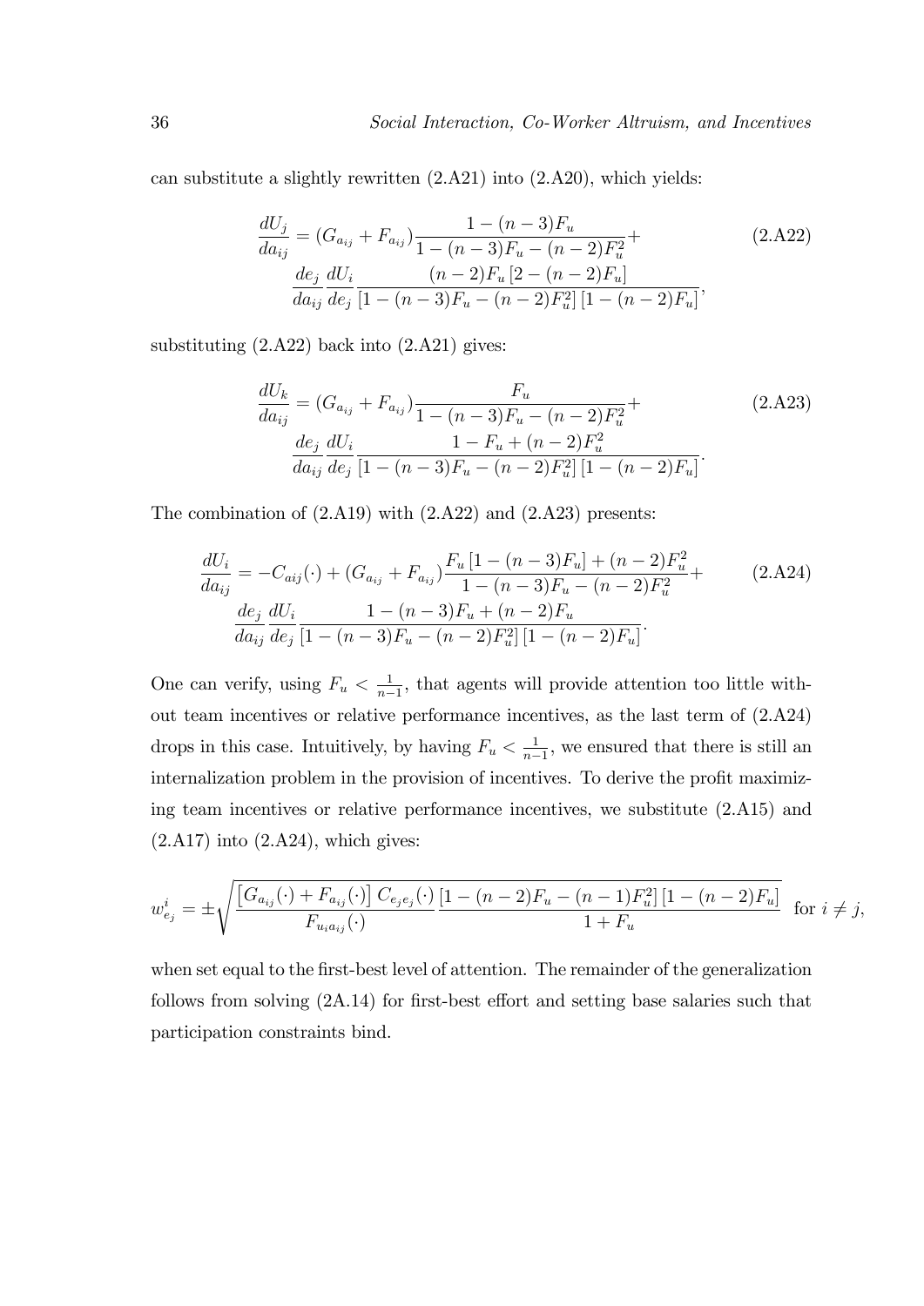can substitute a slightly rewritten (2.A21) into (2.A20), which yields:

$$
\begin{aligned}
\frac{dU_j}{da_{ij}} &= (G_{a_{ij}} + F_{a_{ij}})\frac{1-(n-3)F_u}{1-(n-3)F_u-(n-2)F_u^2} + \\
&\quad \frac{de_j}{da_{ij}}\frac{dU_i}{de_j}\frac{(n-2)F_u\left[2-(n-2)F_u\right]}{\left[1-(n-3)F_u-(n-2)F_u^2\right]\left[1-(n-2)F_u\right]},
\end{aligned}
\tag{2.A22}
$$

substituting (2.A22) back into (2.A21) gives:

$$
\begin{aligned}
\frac{dU_k}{da_{ij}} &= (G_{a_{ij}} + F_{a_{ij}})\frac{F_u}{1-(n-3)F_u-(n-2)F_u^2} + \\
&\quad \frac{de_j}{da_{ij}}\frac{dU_i}{de_j}\frac{1-F_u+(n-2)F_u^2}{\left[1-(n-3)F_u-(n-2)F_u^2\right]\left[1-(n-2)F_u\right]}.
\end{aligned}
\tag{2.A23}
$$

The combination of (2.A19) with (2.A22) and (2.A23) presents:

$$
\begin{aligned}
\frac{dU_i}{da_{ij}} &= -C_{aij}(\cdot) + (G_{a_{ij}} + F_{a_{ij}})\frac{F_u\left[1-(n-3)F_u\right]+(n-2)F_u^2}{1-(n-3)F_u-(n-2)F_u^2} + \\
&\quad \frac{de_j}{da_{ij}}\frac{dU_i}{de_j}\frac{1-(n-3)F_u+(n-2)F_u}{\left[1-(n-3)F_u-(n-2)F_u^2\right]\left[1-(n-2)F_u\right]}.
\end{aligned}
\tag{2.A24}
$$

One can verify, using $F_u < \frac{1}{n-1}$, that agents will provide attention too little without team incentives or relative performance incentives, as the last term of (2.A24) drops in this case. Intuitively, by having $F_u < \frac{1}{n-1}$, we ensured that there is still an internalization problem in the provision of incentives. To derive the profit maximizing team incentives or relative performance incentives, we substitute (2.A15) and (2.A17) into (2.A24), which gives:

$$
w_{e_j}^i = \pm\sqrt{\frac{\left[G_{a_{ij}}(\cdot)+F_{a_{ij}}(\cdot)\right]C_{e_je_j}(\cdot)}{F_{u_ia_{ij}}(\cdot)}\frac{\left[1-(n-2)F_u-(n-1)F_u^2\right]\left[1-(n-2)F_u\right]}{1+F_u}} \quad \text{for } i \neq j,
$$

when set equal to the first-best level of attention. The remainder of the generalization follows from solving (2A.14) for first-best effort and setting base salaries such that participation constraints bind.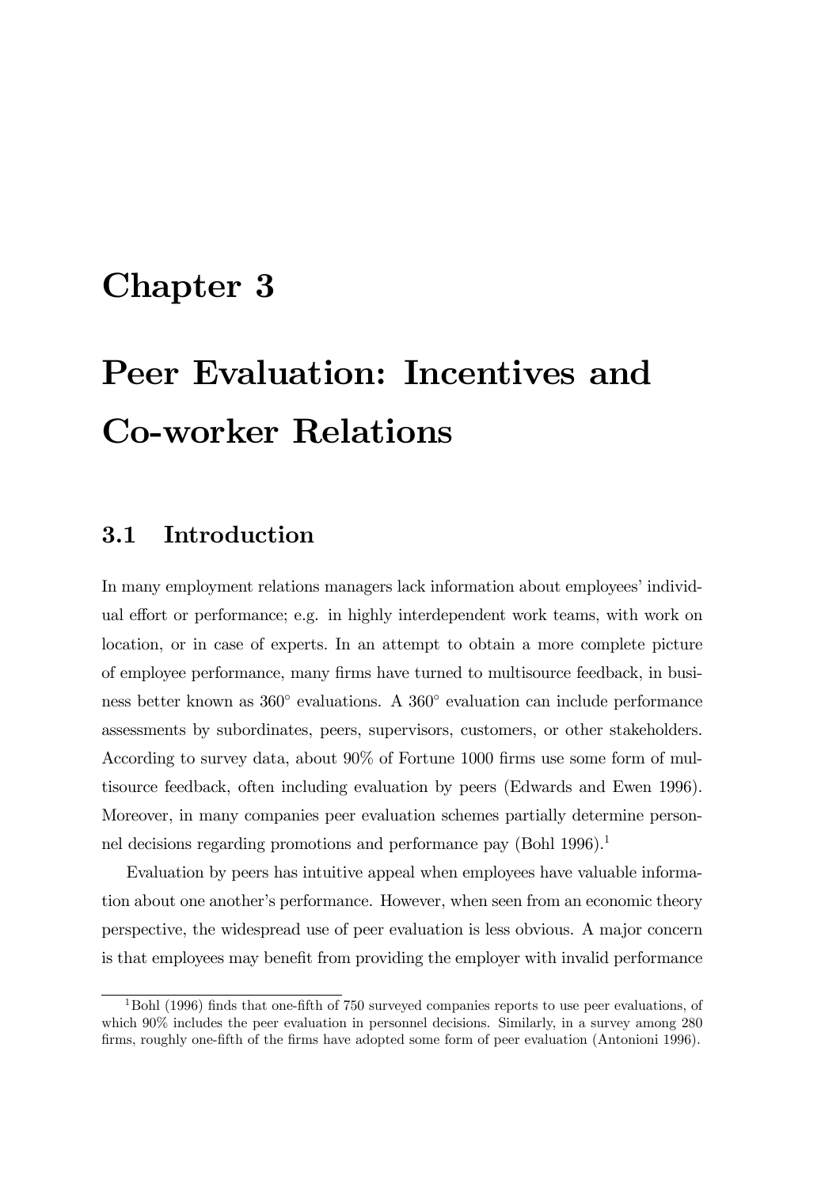# Chapter 3

# Peer Evaluation: Incentives and Co-worker Relations

## 3.1 Introduction

In many employment relations managers lack information about employees' individual effort or performance; e.g. in highly interdependent work teams, with work on location, or in case of experts. In an attempt to obtain a more complete picture of employee performance, many firms have turned to multisource feedback, in business better known as 360° evaluations. A 360° evaluation can include performance assessments by subordinates, peers, supervisors, customers, or other stakeholders. According to survey data, about 90% of Fortune 1000 firms use some form of multisource feedback, often including evaluation by peers (Edwards and Ewen 1996). Moreover, in many companies peer evaluation schemes partially determine personnel decisions regarding promotions and performance pay (Bohl 1996).[1]

Evaluation by peers has intuitive appeal when employees have valuable information about one another's performance. However, when seen from an economic theory perspective, the widespread use of peer evaluation is less obvious. A major concern is that employees may benefit from providing the employer with invalid performance

[1] Bohl (1996) finds that one-fifth of 750 surveyed companies reports to use peer evaluations, of which 90% includes the peer evaluation in personnel decisions. Similarly, in a survey among 280 firms, roughly one-fifth of the firms have adopted some form of peer evaluation (Antonioni 1996).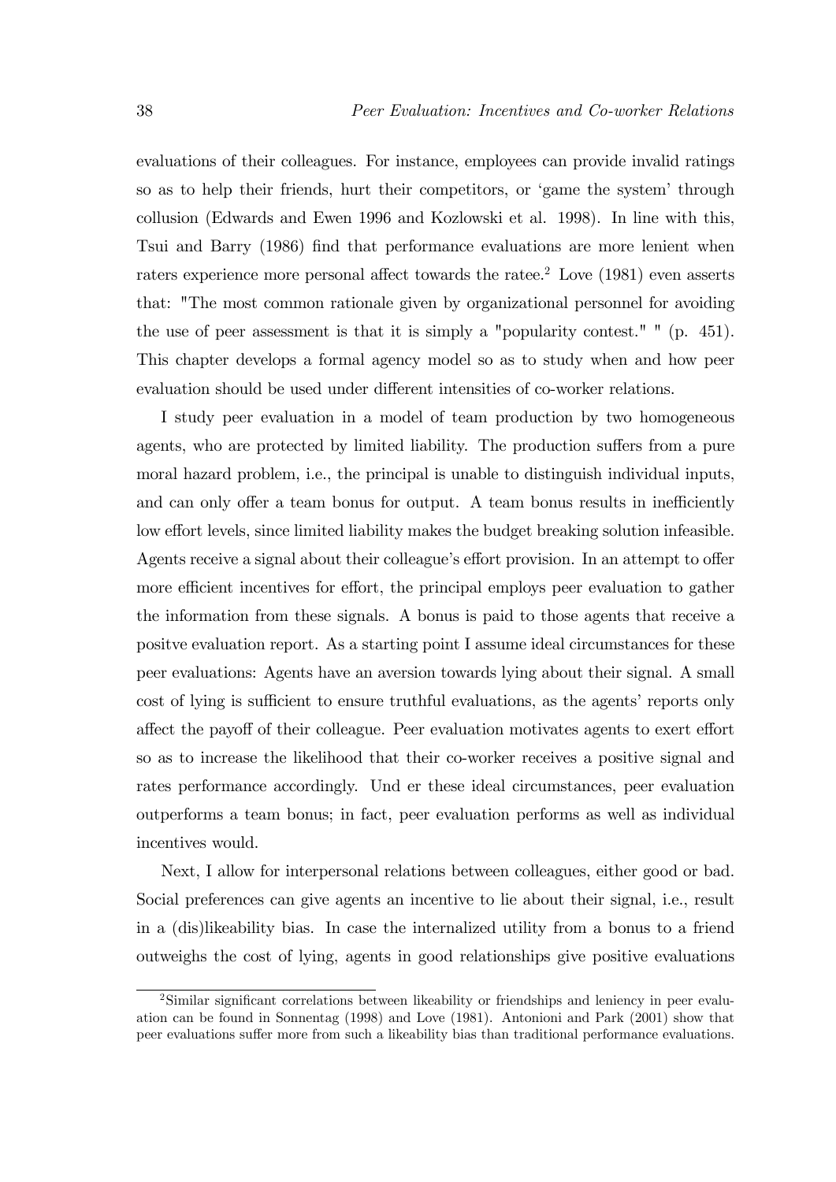evaluations of their colleagues. For instance, employees can provide invalid ratings so as to help their friends, hurt their competitors, or 'game the system' through collusion (Edwards and Ewen 1996 and Kozlowski et al. 1998). In line with this, Tsui and Barry (1986) find that performance evaluations are more lenient when raters experience more personal affect towards the ratee.[2] Love (1981) even asserts that: "The most common rationale given by organizational personnel for avoiding the use of peer assessment is that it is simply a "popularity contest." " (p. 451). This chapter develops a formal agency model so as to study when and how peer evaluation should be used under different intensities of co-worker relations.

I study peer evaluation in a model of team production by two homogeneous agents, who are protected by limited liability. The production suffers from a pure moral hazard problem, i.e., the principal is unable to distinguish individual inputs, and can only offer a team bonus for output. A team bonus results in inefficiently low effort levels, since limited liability makes the budget breaking solution infeasible. Agents receive a signal about their colleague's effort provision. In an attempt to offer more efficient incentives for effort, the principal employs peer evaluation to gather the information from these signals. A bonus is paid to those agents that receive a positve evaluation report. As a starting point I assume ideal circumstances for these peer evaluations: Agents have an aversion towards lying about their signal. A small cost of lying is sufficient to ensure truthful evaluations, as the agents' reports only affect the payoff of their colleague. Peer evaluation motivates agents to exert effort so as to increase the likelihood that their co-worker receives a positive signal and rates performance accordingly. Und er these ideal circumstances, peer evaluation outperforms a team bonus; in fact, peer evaluation performs as well as individual incentives would.

Next, I allow for interpersonal relations between colleagues, either good or bad. Social preferences can give agents an incentive to lie about their signal, i.e., result in a (dis)likeability bias. In case the internalized utility from a bonus to a friend outweighs the cost of lying, agents in good relationships give positive evaluations

[2] Similar significant correlations between likeability or friendships and leniency in peer evaluation can be found in Sonnentag (1998) and Love (1981). Antonioni and Park (2001) show that peer evaluations suffer more from such a likeability bias than traditional performance evaluations.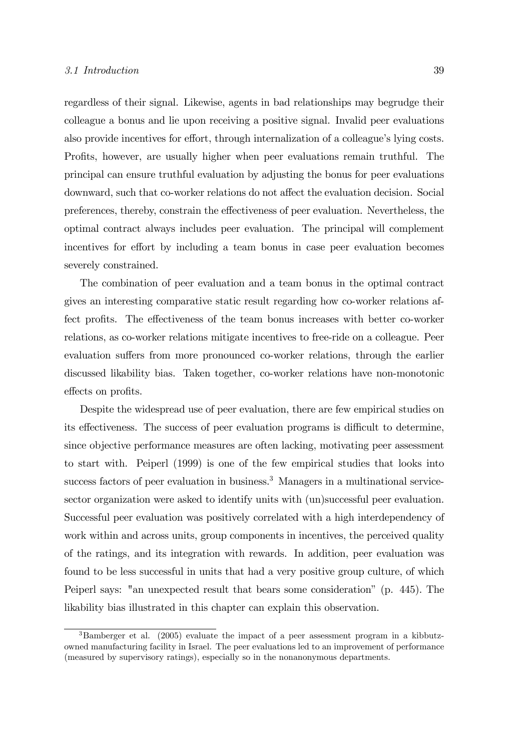regardless of their signal. Likewise, agents in bad relationships may begrudge their colleague a bonus and lie upon receiving a positive signal. Invalid peer evaluations also provide incentives for effort, through internalization of a colleague's lying costs. Profits, however, are usually higher when peer evaluations remain truthful. The principal can ensure truthful evaluation by adjusting the bonus for peer evaluations downward, such that co-worker relations do not affect the evaluation decision. Social preferences, thereby, constrain the effectiveness of peer evaluation. Nevertheless, the optimal contract always includes peer evaluation. The principal will complement incentives for effort by including a team bonus in case peer evaluation becomes severely constrained.

The combination of peer evaluation and a team bonus in the optimal contract gives an interesting comparative static result regarding how co-worker relations affect profits. The effectiveness of the team bonus increases with better co-worker relations, as co-worker relations mitigate incentives to free-ride on a colleague. Peer evaluation suffers from more pronounced co-worker relations, through the earlier discussed likability bias. Taken together, co-worker relations have non-monotonic effects on profits.

Despite the widespread use of peer evaluation, there are few empirical studies on its effectiveness. The success of peer evaluation programs is difficult to determine, since objective performance measures are often lacking, motivating peer assessment to start with. Peiperl (1999) is one of the few empirical studies that looks into success factors of peer evaluation in business.[3] Managers in a multinational service-sector organization were asked to identify units with (un)successful peer evaluation. Successful peer evaluation was positively correlated with a high interdependency of work within and across units, group components in incentives, the perceived quality of the ratings, and its integration with rewards. In addition, peer evaluation was found to be less successful in units that had a very positive group culture, of which Peiperl says: "an unexpected result that bears some consideration" (p. 445). The likability bias illustrated in this chapter can explain this observation.

[3] Bamberger et al. (2005) evaluate the impact of a peer assessment program in a kibbutz-owned manufacturing facility in Israel. The peer evaluations led to an improvement of performance (measured by supervisory ratings), especially so in the nonanonymous departments.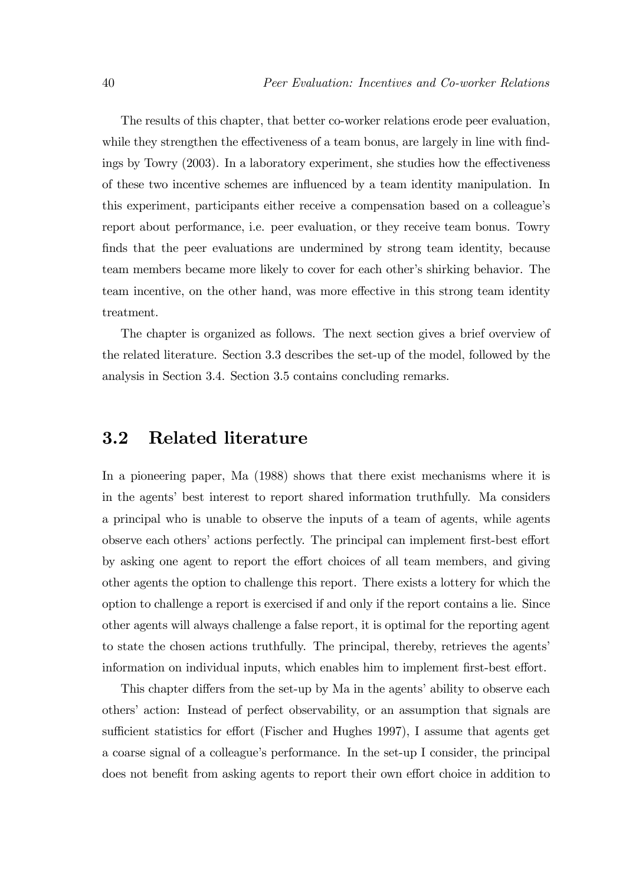The results of this chapter, that better co-worker relations erode peer evaluation, while they strengthen the effectiveness of a team bonus, are largely in line with findings by Towry (2003). In a laboratory experiment, she studies how the effectiveness of these two incentive schemes are influenced by a team identity manipulation. In this experiment, participants either receive a compensation based on a colleague's report about performance, i.e. peer evaluation, or they receive team bonus. Towry finds that the peer evaluations are undermined by strong team identity, because team members became more likely to cover for each other's shirking behavior. The team incentive, on the other hand, was more effective in this strong team identity treatment.

The chapter is organized as follows. The next section gives a brief overview of the related literature. Section 3.3 describes the set-up of the model, followed by the analysis in Section 3.4. Section 3.5 contains concluding remarks.

## 3.2 Related literature

In a pioneering paper, Ma (1988) shows that there exist mechanisms where it is in the agents' best interest to report shared information truthfully. Ma considers a principal who is unable to observe the inputs of a team of agents, while agents observe each others' actions perfectly. The principal can implement first-best effort by asking one agent to report the effort choices of all team members, and giving other agents the option to challenge this report. There exists a lottery for which the option to challenge a report is exercised if and only if the report contains a lie. Since other agents will always challenge a false report, it is optimal for the reporting agent to state the chosen actions truthfully. The principal, thereby, retrieves the agents' information on individual inputs, which enables him to implement first-best effort.

This chapter differs from the set-up by Ma in the agents' ability to observe each others' action: Instead of perfect observability, or an assumption that signals are sufficient statistics for effort (Fischer and Hughes 1997), I assume that agents get a coarse signal of a colleague's performance. In the set-up I consider, the principal does not benefit from asking agents to report their own effort choice in addition to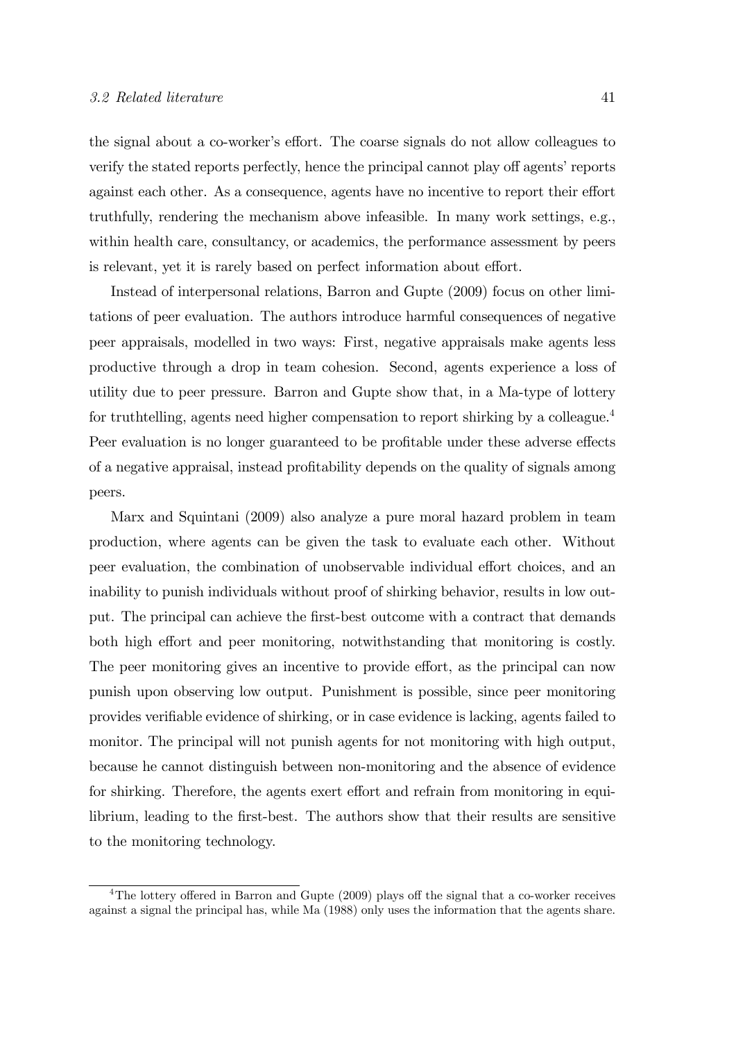the signal about a co-worker's effort. The coarse signals do not allow colleagues to verify the stated reports perfectly, hence the principal cannot play off agents' reports against each other. As a consequence, agents have no incentive to report their effort truthfully, rendering the mechanism above infeasible. In many work settings, e.g., within health care, consultancy, or academics, the performance assessment by peers is relevant, yet it is rarely based on perfect information about effort.

Instead of interpersonal relations, Barron and Gupte (2009) focus on other limitations of peer evaluation. The authors introduce harmful consequences of negative peer appraisals, modelled in two ways: First, negative appraisals make agents less productive through a drop in team cohesion. Second, agents experience a loss of utility due to peer pressure. Barron and Gupte show that, in a Ma-type of lottery for truthtelling, agents need higher compensation to report shirking by a colleague.[4] Peer evaluation is no longer guaranteed to be profitable under these adverse effects of a negative appraisal, instead profitability depends on the quality of signals among peers.

Marx and Squintani (2009) also analyze a pure moral hazard problem in team production, where agents can be given the task to evaluate each other. Without peer evaluation, the combination of unobservable individual effort choices, and an inability to punish individuals without proof of shirking behavior, results in low output. The principal can achieve the first-best outcome with a contract that demands both high effort and peer monitoring, notwithstanding that monitoring is costly. The peer monitoring gives an incentive to provide effort, as the principal can now punish upon observing low output. Punishment is possible, since peer monitoring provides verifiable evidence of shirking, or in case evidence is lacking, agents failed to monitor. The principal will not punish agents for not monitoring with high output, because he cannot distinguish between non-monitoring and the absence of evidence for shirking. Therefore, the agents exert effort and refrain from monitoring in equilibrium, leading to the first-best. The authors show that their results are sensitive to the monitoring technology.

[4] The lottery offered in Barron and Gupte (2009) plays off the signal that a co-worker receives against a signal the principal has, while Ma (1988) only uses the information that the agents share.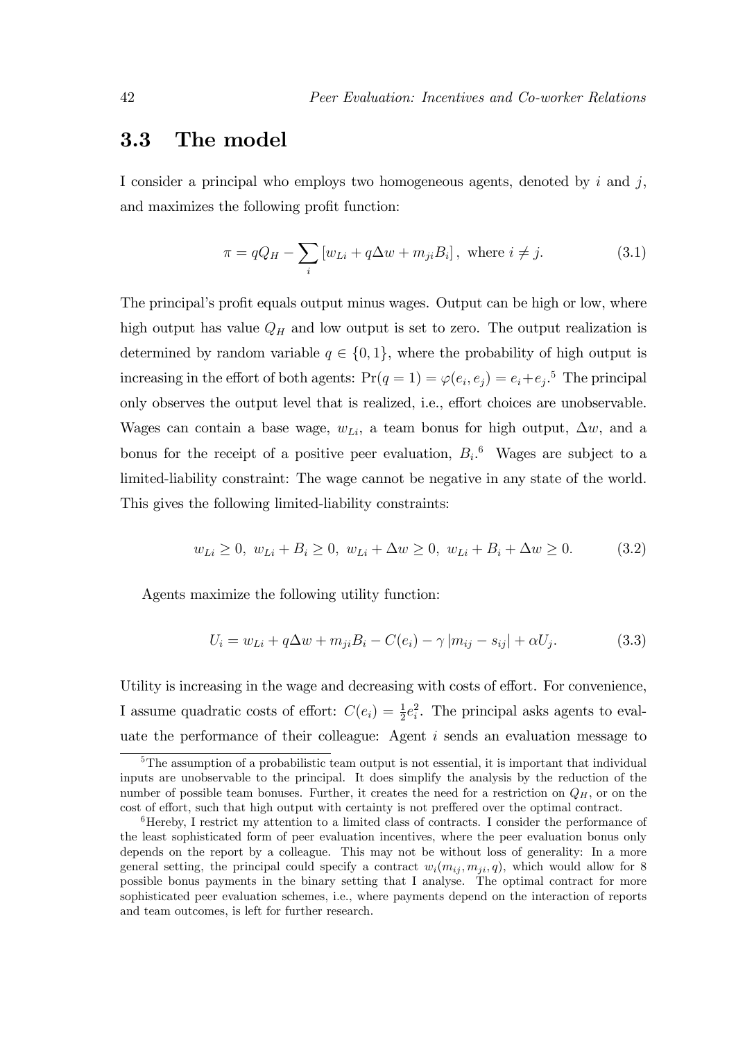## 3.3 The model

I consider a principal who employs two homogeneous agents, denoted by $i$ and $j$, and maximizes the following profit function:

$$\pi = qQ_H - \sum_i \left[ w_{Li} + q\Delta w + m_{ji}B_i \right], \text{ where } i \neq j. \tag{3.1}$$

The principal's profit equals output minus wages. Output can be high or low, where high output has value $Q_H$ and low output is set to zero. The output realization is determined by random variable $q \in \{0, 1\}$, where the probability of high output is increasing in the effort of both agents: $\Pr(q = 1) = \varphi(e_i, e_j) = e_i + e_j$.[5] The principal only observes the output level that is realized, i.e., effort choices are unobservable. Wages can contain a base wage, $w_{Li}$, a team bonus for high output, $\Delta w$, and a bonus for the receipt of a positive peer evaluation, $B_i$.[6] Wages are subject to a limited-liability constraint: The wage cannot be negative in any state of the world. This gives the following limited-liability constraints:

$$w_{Li} \geq 0, \ w_{Li} + B_i \geq 0, \ w_{Li} + \Delta w \geq 0, \ w_{Li} + B_i + \Delta w \geq 0. \tag{3.2}$$

Agents maximize the following utility function:

$$U_i = w_{Li} + q\Delta w + m_{ji}B_i - C(e_i) - \gamma \left| m_{ij} - s_{ij} \right| + \alpha U_j. \tag{3.3}$$

Utility is increasing in the wage and decreasing with costs of effort. For convenience, I assume quadratic costs of effort: $C(e_i) = \frac{1}{2}e_i^2$. The principal asks agents to evaluate the performance of their colleague: Agent $i$ sends an evaluation message to

[5] The assumption of a probabilistic team output is not essential, it is important that individual inputs are unobservable to the principal. It does simplify the analysis by the reduction of the number of possible team bonuses. Further, it creates the need for a restriction on $Q_H$, or on the cost of effort, such that high output with certainty is not preffered over the optimal contract.

[6] Hereby, I restrict my attention to a limited class of contracts. I consider the performance of the least sophisticated form of peer evaluation incentives, where the peer evaluation bonus only depends on the report by a colleague. This may not be without loss of generality: In a more general setting, the principal could specify a contract $w_i(m_{ij}, m_{ji}, q)$, which would allow for 8 possible bonus payments in the binary setting that I analyse. The optimal contract for more sophisticated peer evaluation schemes, i.e., where payments depend on the interaction of reports and team outcomes, is left for further research.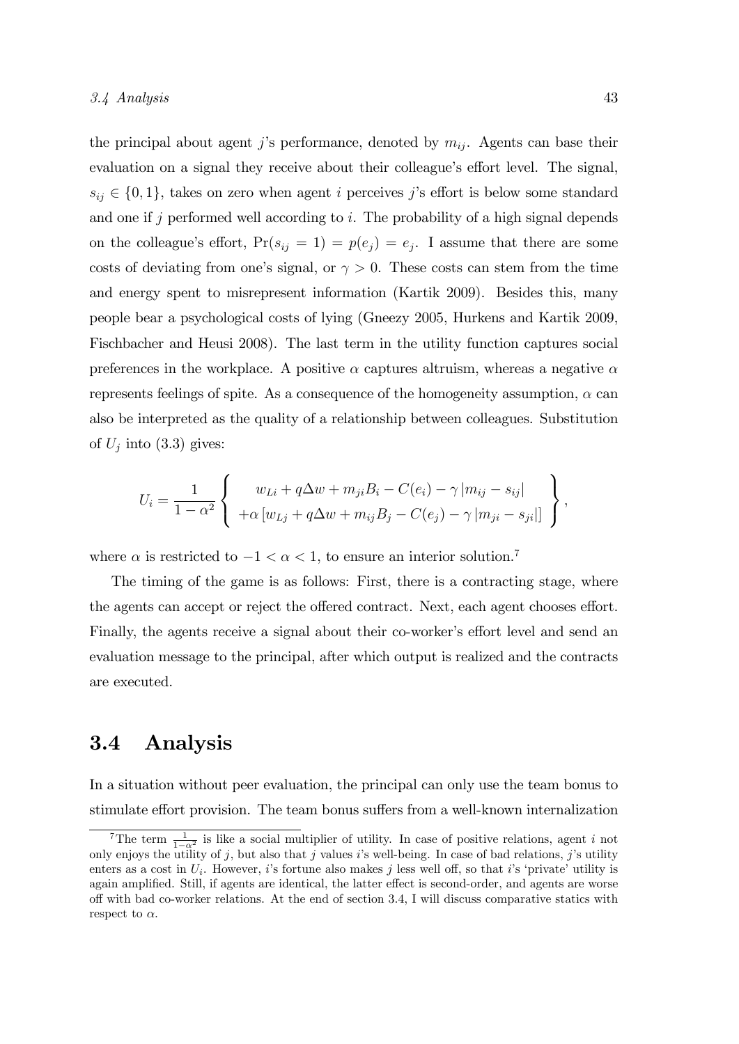the principal about agent $j$'s performance, denoted by $m_{ij}$. Agents can base their evaluation on a signal they receive about their colleague's effort level. The signal, $s_{ij} \in \{0, 1\}$, takes on zero when agent $i$ perceives $j$'s effort is below some standard and one if $j$ performed well according to $i$. The probability of a high signal depends on the colleague's effort, $\Pr(s_{ij} = 1) = p(e_j) = e_j$. I assume that there are some costs of deviating from one's signal, or $\gamma > 0$. These costs can stem from the time and energy spent to misrepresent information (Kartik 2009). Besides this, many people bear a psychological costs of lying (Gneezy 2005, Hurkens and Kartik 2009, Fischbacher and Heusi 2008). The last term in the utility function captures social preferences in the workplace. A positive $\alpha$ captures altruism, whereas a negative $\alpha$ represents feelings of spite. As a consequence of the homogeneity assumption, $\alpha$ can also be interpreted as the quality of a relationship between colleagues. Substitution of $U_j$ into (3.3) gives:

$$U_i = \frac{1}{1-\alpha^2} \left\{ \begin{array}{c} w_{Li} + q\Delta w + m_{ji}B_i - C(e_i) - \gamma \left| m_{ij} - s_{ij} \right| \\ +\alpha \left[ w_{Lj} + q\Delta w + m_{ij}B_j - C(e_j) - \gamma \left| m_{ji} - s_{ji} \right| \right] \end{array} \right\},$$

where $\alpha$ is restricted to $-1 < \alpha < 1$, to ensure an interior solution.[7]

The timing of the game is as follows: First, there is a contracting stage, where the agents can accept or reject the offered contract. Next, each agent chooses effort. Finally, the agents receive a signal about their co-worker's effort level and send an evaluation message to the principal, after which output is realized and the contracts are executed.

## 3.4 Analysis

In a situation without peer evaluation, the principal can only use the team bonus to stimulate effort provision. The team bonus suffers from a well-known internalization

[7] The term $\frac{1}{1-\alpha^2}$ is like a social multiplier of utility. In case of positive relations, agent $i$ not only enjoys the utility of $j$, but also that $j$ values $i$'s well-being. In case of bad relations, $j$'s utility enters as a cost in $U_i$. However, $i$'s fortune also makes $j$ less well off, so that $i$'s 'private' utility is again amplified. Still, if agents are identical, the latter effect is second-order, and agents are worse off with bad co-worker relations. At the end of section 3.4, I will discuss comparative statics with respect to $\alpha$.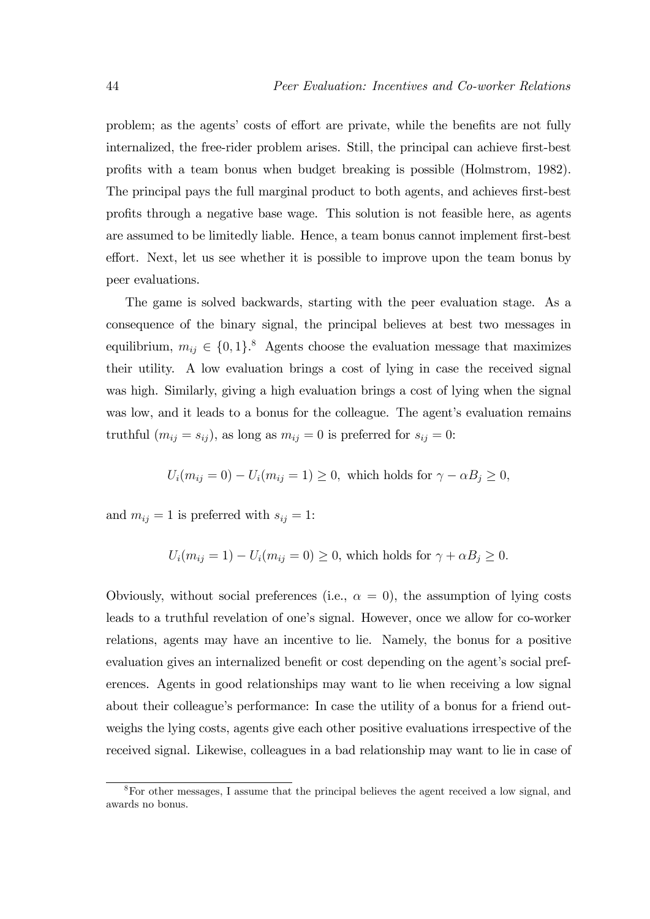problem; as the agents' costs of effort are private, while the benefits are not fully internalized, the free-rider problem arises. Still, the principal can achieve first-best profits with a team bonus when budget breaking is possible (Holmstrom, 1982). The principal pays the full marginal product to both agents, and achieves first-best profits through a negative base wage. This solution is not feasible here, as agents are assumed to be limitedly liable. Hence, a team bonus cannot implement first-best effort. Next, let us see whether it is possible to improve upon the team bonus by peer evaluations.

The game is solved backwards, starting with the peer evaluation stage. As a consequence of the binary signal, the principal believes at best two messages in equilibrium, $m_{ij} \in \{0, 1\}$.[8] Agents choose the evaluation message that maximizes their utility. A low evaluation brings a cost of lying in case the received signal was high. Similarly, giving a high evaluation brings a cost of lying when the signal was low, and it leads to a bonus for the colleague. The agent's evaluation remains truthful ($m_{ij} = s_{ij}$), as long as $m_{ij} = 0$ is preferred for $s_{ij} = 0$:

$$U_i(m_{ij} = 0) - U_i(m_{ij} = 1) \geq 0, \text{ which holds for } \gamma - \alpha B_j \geq 0,$$

and $m_{ij} = 1$ is preferred with $s_{ij} = 1$:

$$U_i(m_{ij} = 1) - U_i(m_{ij} = 0) \geq 0, \text{ which holds for } \gamma + \alpha B_j \geq 0.$$

Obviously, without social preferences (i.e., $\alpha = 0$), the assumption of lying costs leads to a truthful revelation of one's signal. However, once we allow for co-worker relations, agents may have an incentive to lie. Namely, the bonus for a positive evaluation gives an internalized benefit or cost depending on the agent's social preferences. Agents in good relationships may want to lie when receiving a low signal about their colleague's performance: In case the utility of a bonus for a friend outweighs the lying costs, agents give each other positive evaluations irrespective of the received signal. Likewise, colleagues in a bad relationship may want to lie in case of

[8] For other messages, I assume that the principal believes the agent received a low signal, and awards no bonus.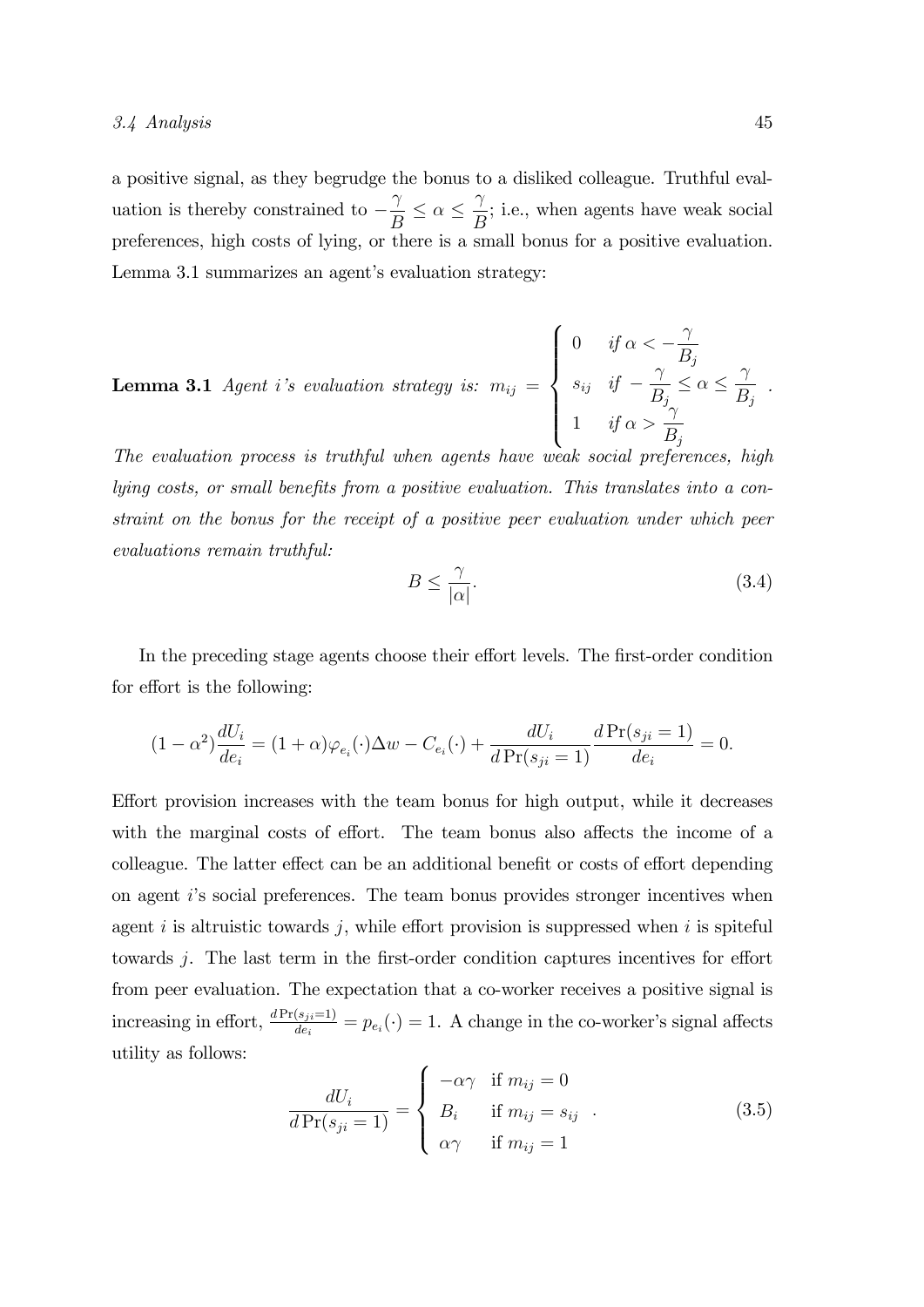a positive signal, as they begrudge the bonus to a disliked colleague. Truthful evaluation is thereby constrained to $-\frac{\gamma}{B} \leq \alpha \leq \frac{\gamma}{B}$; i.e., when agents have weak social preferences, high costs of lying, or there is a small bonus for a positive evaluation. Lemma 3.1 summarizes an agent's evaluation strategy:

**Lemma 3.1** *Agent i's evaluation strategy is:* $m_{ij} = \begin{cases} 0 & \text{if } \alpha < -\frac{\gamma}{B_j} \\ s_{ij} & \text{if } -\frac{\gamma}{B_j} \leq \alpha \leq \frac{\gamma}{B_j} \\ 1 & \text{if } \alpha > \frac{\gamma}{B_j} \end{cases}$.

*The evaluation process is truthful when agents have weak social preferences, high lying costs, or small benefits from a positive evaluation. This translates into a constraint on the bonus for the receipt of a positive peer evaluation under which peer evaluations remain truthful:*

$$B \leq \frac{\gamma}{|\alpha|}. \tag{3.4}$$

In the preceding stage agents choose their effort levels. The first-order condition for effort is the following:

$$(1-\alpha^2)\frac{dU_i}{de_i} = (1+\alpha)\varphi_{e_i}(\cdot)\Delta w - C_{e_i}(\cdot) + \frac{dU_i}{d\Pr(s_{ji}=1)}\frac{d\Pr(s_{ji}=1)}{de_i} = 0.$$

Effort provision increases with the team bonus for high output, while it decreases with the marginal costs of effort. The team bonus also affects the income of a colleague. The latter effect can be an additional benefit or costs of effort depending on agent $i$'s social preferences. The team bonus provides stronger incentives when agent $i$ is altruistic towards $j$, while effort provision is suppressed when $i$ is spiteful towards $j$. The last term in the first-order condition captures incentives for effort from peer evaluation. The expectation that a co-worker receives a positive signal is increasing in effort, $\frac{d\Pr(s_{ji}=1)}{de_i} = p_{e_i}(\cdot) = 1$. A change in the co-worker's signal affects utility as follows:

$$\frac{dU_i}{d\Pr(s_{ji}=1)} = \begin{cases} -\alpha\gamma & \text{if } m_{ij} = 0 \\ B_i & \text{if } m_{ij} = s_{ij} \\ \alpha\gamma & \text{if } m_{ij} = 1 \end{cases}. \tag{3.5}$$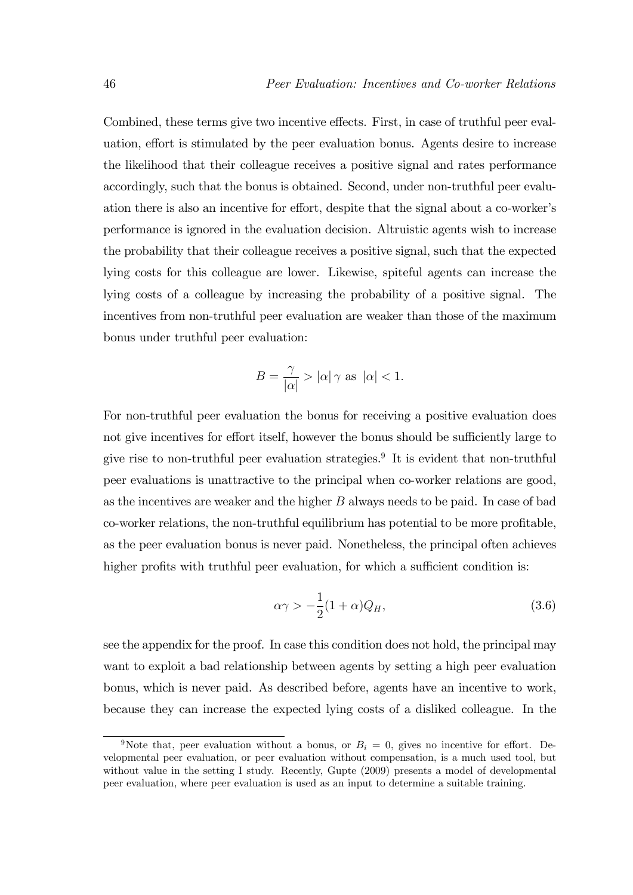Combined, these terms give two incentive effects. First, in case of truthful peer evaluation, effort is stimulated by the peer evaluation bonus. Agents desire to increase the likelihood that their colleague receives a positive signal and rates performance accordingly, such that the bonus is obtained. Second, under non-truthful peer evaluation there is also an incentive for effort, despite that the signal about a co-worker's performance is ignored in the evaluation decision. Altruistic agents wish to increase the probability that their colleague receives a positive signal, such that the expected lying costs for this colleague are lower. Likewise, spiteful agents can increase the lying costs of a colleague by increasing the probability of a positive signal. The incentives from non-truthful peer evaluation are weaker than those of the maximum bonus under truthful peer evaluation:

$$B = \frac{\gamma}{|\alpha|} > |\alpha| \gamma \text{ as } |\alpha| < 1.$$

For non-truthful peer evaluation the bonus for receiving a positive evaluation does not give incentives for effort itself, however the bonus should be sufficiently large to give rise to non-truthful peer evaluation strategies.[9] It is evident that non-truthful peer evaluations is unattractive to the principal when co-worker relations are good, as the incentives are weaker and the higher $B$ always needs to be paid. In case of bad co-worker relations, the non-truthful equilibrium has potential to be more profitable, as the peer evaluation bonus is never paid. Nonetheless, the principal often achieves higher profits with truthful peer evaluation, for which a sufficient condition is:

$$\alpha\gamma > -\frac{1}{2}(1+\alpha)Q_H, \tag{3.6}$$

see the appendix for the proof. In case this condition does not hold, the principal may want to exploit a bad relationship between agents by setting a high peer evaluation bonus, which is never paid. As described before, agents have an incentive to work, because they can increase the expected lying costs of a disliked colleague. In the

[9] Note that, peer evaluation without a bonus, or $B_i = 0$, gives no incentive for effort. Developmental peer evaluation, or peer evaluation without compensation, is a much used tool, but without value in the setting I study. Recently, Gupte (2009) presents a model of developmental peer evaluation, where peer evaluation is used as an input to determine a suitable training.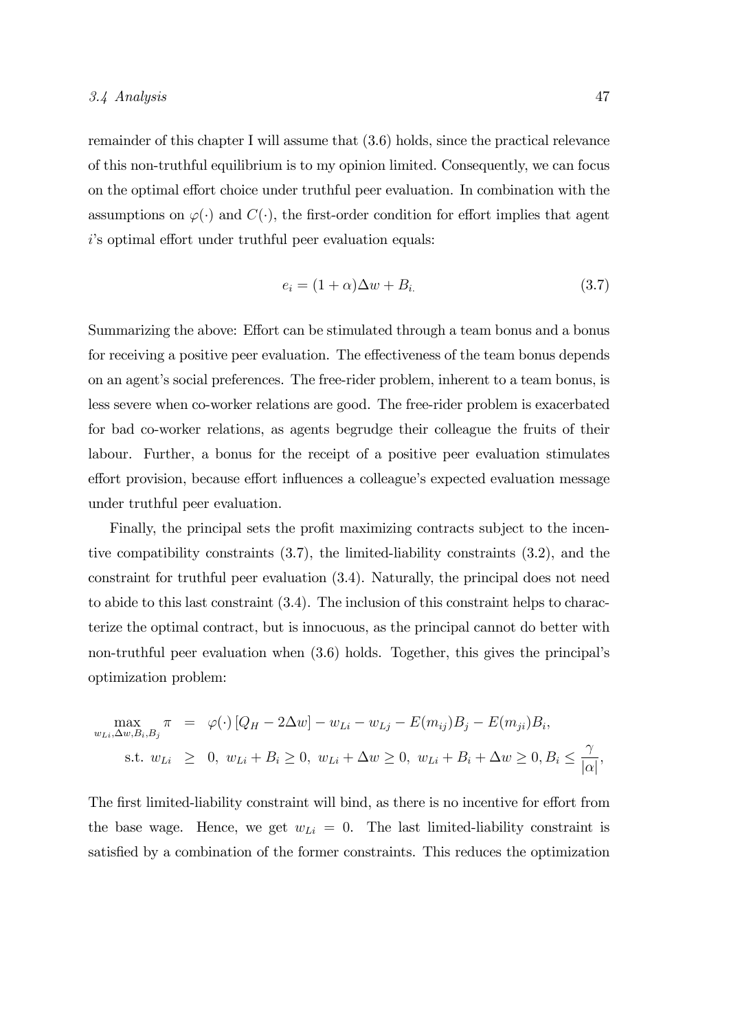remainder of this chapter I will assume that (3.6) holds, since the practical relevance of this non-truthful equilibrium is to my opinion limited. Consequently, we can focus on the optimal effort choice under truthful peer evaluation. In combination with the assumptions on $\varphi(\cdot)$ and $C(\cdot)$, the first-order condition for effort implies that agent $i$'s optimal effort under truthful peer evaluation equals:

$$e_i = (1 + \alpha)\Delta w + B_i. \tag{3.7}$$

Summarizing the above: Effort can be stimulated through a team bonus and a bonus for receiving a positive peer evaluation. The effectiveness of the team bonus depends on an agent's social preferences. The free-rider problem, inherent to a team bonus, is less severe when co-worker relations are good. The free-rider problem is exacerbated for bad co-worker relations, as agents begrudge their colleague the fruits of their labour. Further, a bonus for the receipt of a positive peer evaluation stimulates effort provision, because effort influences a colleague's expected evaluation message under truthful peer evaluation.

Finally, the principal sets the profit maximizing contracts subject to the incentive compatibility constraints (3.7), the limited-liability constraints (3.2), and the constraint for truthful peer evaluation (3.4). Naturally, the principal does not need to abide to this last constraint (3.4). The inclusion of this constraint helps to characterize the optimal contract, but is innocuous, as the principal cannot do better with non-truthful peer evaluation when (3.6) holds. Together, this gives the principal's optimization problem:

$$\begin{aligned}
\max_{w_{Li}, \Delta w, B_i, B_j} \pi &= \varphi(\cdot)\left[Q_H - 2\Delta w\right] - w_{Li} - w_{Lj} - E(m_{ij})B_j - E(m_{ji})B_i, \\
\text{s.t. } w_{Li} &\geq 0, \; w_{Li} + B_i \geq 0, \; w_{Li} + \Delta w \geq 0, \; w_{Li} + B_i + \Delta w \geq 0, B_i \leq \frac{\gamma}{|\alpha|},
\end{aligned}$$

The first limited-liability constraint will bind, as there is no incentive for effort from the base wage. Hence, we get $w_{Li} = 0$. The last limited-liability constraint is satisfied by a combination of the former constraints. This reduces the optimization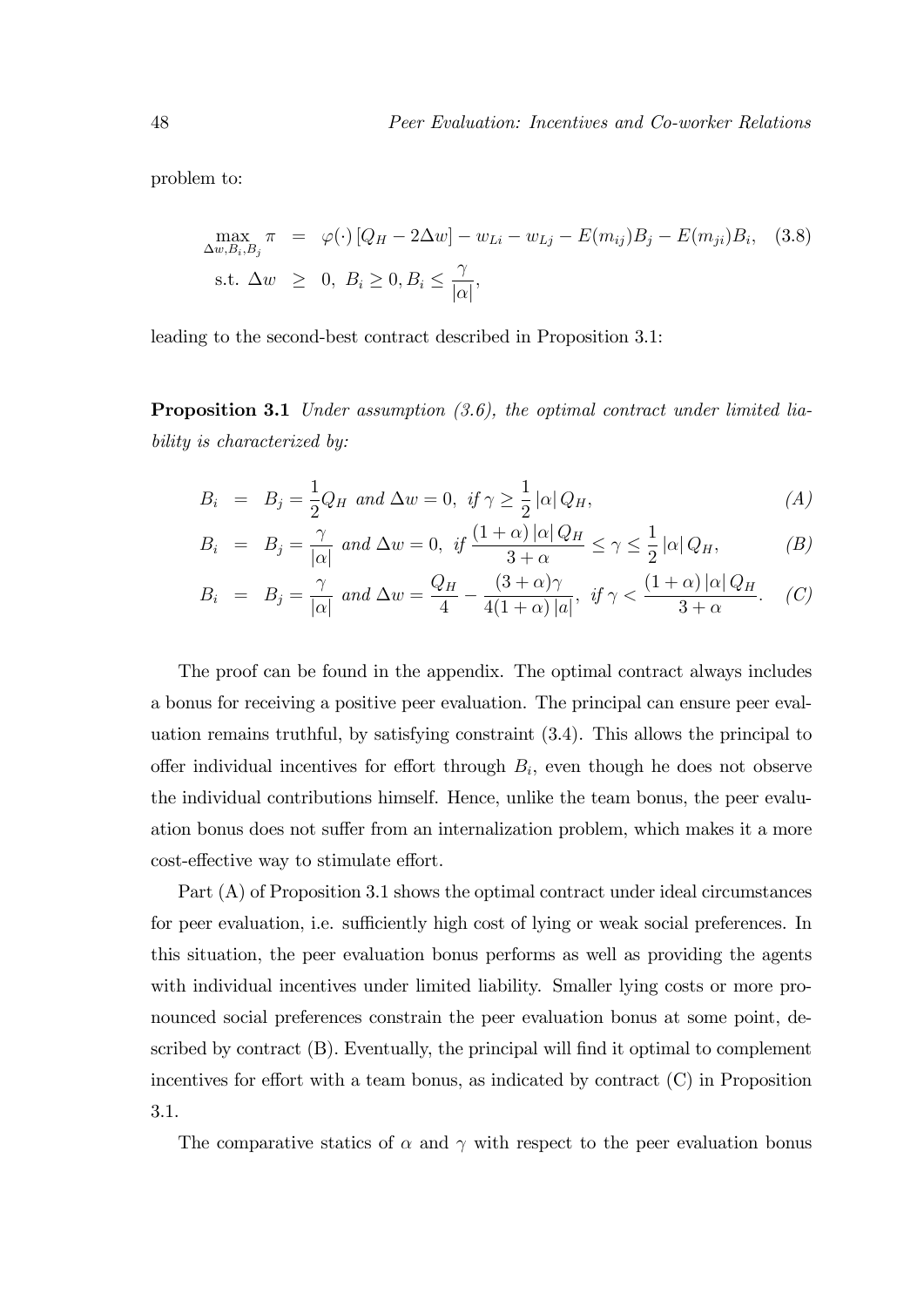problem to:

$$\max_{\Delta w, B_i, B_j} \pi = \varphi(\cdot)\left[Q_H - 2\Delta w\right] - w_{Li} - w_{Lj} - E(m_{ij})B_j - E(m_{ji})B_i, \quad (3.8)$$

$$\text{s.t. } \Delta w \geq 0, \; B_i \geq 0, B_i \leq \frac{\gamma}{|\alpha|},$$

leading to the second-best contract described in Proposition 3.1:

**Proposition 3.1** *Under assumption (3.6), the optimal contract under limited liability is characterized by:*

$$B_i = B_j = \frac{1}{2}Q_H \text{ and } \Delta w = 0, \text{ if } \gamma \geq \frac{1}{2}|\alpha| Q_H, \quad (A)$$

$$B_i = B_j = \frac{\gamma}{|\alpha|} \text{ and } \Delta w = 0, \text{ if } \frac{(1+\alpha)|\alpha| Q_H}{3+\alpha} \leq \gamma \leq \frac{1}{2}|\alpha| Q_H, \quad (B)$$

$$B_i = B_j = \frac{\gamma}{|\alpha|} \text{ and } \Delta w = \frac{Q_H}{4} - \frac{(3+\alpha)\gamma}{4(1+\alpha)|a|}, \text{ if } \gamma < \frac{(1+\alpha)|\alpha| Q_H}{3+\alpha}. \quad (C)$$

The proof can be found in the appendix. The optimal contract always includes a bonus for receiving a positive peer evaluation. The principal can ensure peer evaluation remains truthful, by satisfying constraint (3.4). This allows the principal to offer individual incentives for effort through $B_i$, even though he does not observe the individual contributions himself. Hence, unlike the team bonus, the peer evaluation bonus does not suffer from an internalization problem, which makes it a more cost-effective way to stimulate effort.

Part (A) of Proposition 3.1 shows the optimal contract under ideal circumstances for peer evaluation, i.e. sufficiently high cost of lying or weak social preferences. In this situation, the peer evaluation bonus performs as well as providing the agents with individual incentives under limited liability. Smaller lying costs or more pronounced social preferences constrain the peer evaluation bonus at some point, described by contract (B). Eventually, the principal will find it optimal to complement incentives for effort with a team bonus, as indicated by contract (C) in Proposition 3.1.

The comparative statics of $\alpha$ and $\gamma$ with respect to the peer evaluation bonus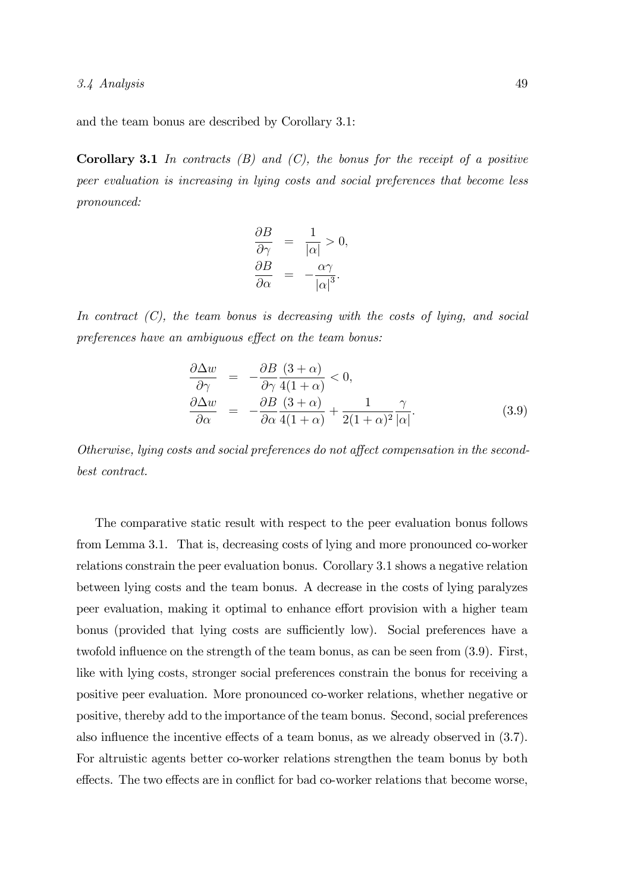and the team bonus are described by Corollary 3.1:

**Corollary 3.1** *In contracts (B) and (C), the bonus for the receipt of a positive peer evaluation is increasing in lying costs and social preferences that become less pronounced:*

$$
\begin{aligned}
\frac{\partial B}{\partial \gamma} &= \frac{1}{|\alpha|} > 0, \\
\frac{\partial B}{\partial \alpha} &= -\frac{\alpha\gamma}{|\alpha|^3}.
\end{aligned}
$$

*In contract (C), the team bonus is decreasing with the costs of lying, and social preferences have an ambiguous effect on the team bonus:*

$$
\begin{aligned}
\frac{\partial \Delta w}{\partial \gamma} &= -\frac{\partial B}{\partial \gamma}\frac{(3+\alpha)}{4(1+\alpha)} < 0, \\
\frac{\partial \Delta w}{\partial \alpha} &= -\frac{\partial B}{\partial \alpha}\frac{(3+\alpha)}{4(1+\alpha)} + \frac{1}{2(1+\alpha)^2}\frac{\gamma}{|\alpha|}.
\end{aligned} \tag{3.9}
$$

*Otherwise, lying costs and social preferences do not affect compensation in the second-best contract.*

The comparative static result with respect to the peer evaluation bonus follows from Lemma 3.1. That is, decreasing costs of lying and more pronounced co-worker relations constrain the peer evaluation bonus. Corollary 3.1 shows a negative relation between lying costs and the team bonus. A decrease in the costs of lying paralyzes peer evaluation, making it optimal to enhance effort provision with a higher team bonus (provided that lying costs are sufficiently low). Social preferences have a twofold influence on the strength of the team bonus, as can be seen from (3.9). First, like with lying costs, stronger social preferences constrain the bonus for receiving a positive peer evaluation. More pronounced co-worker relations, whether negative or positive, thereby add to the importance of the team bonus. Second, social preferences also influence the incentive effects of a team bonus, as we already observed in (3.7). For altruistic agents better co-worker relations strengthen the team bonus by both effects. The two effects are in conflict for bad co-worker relations that become worse,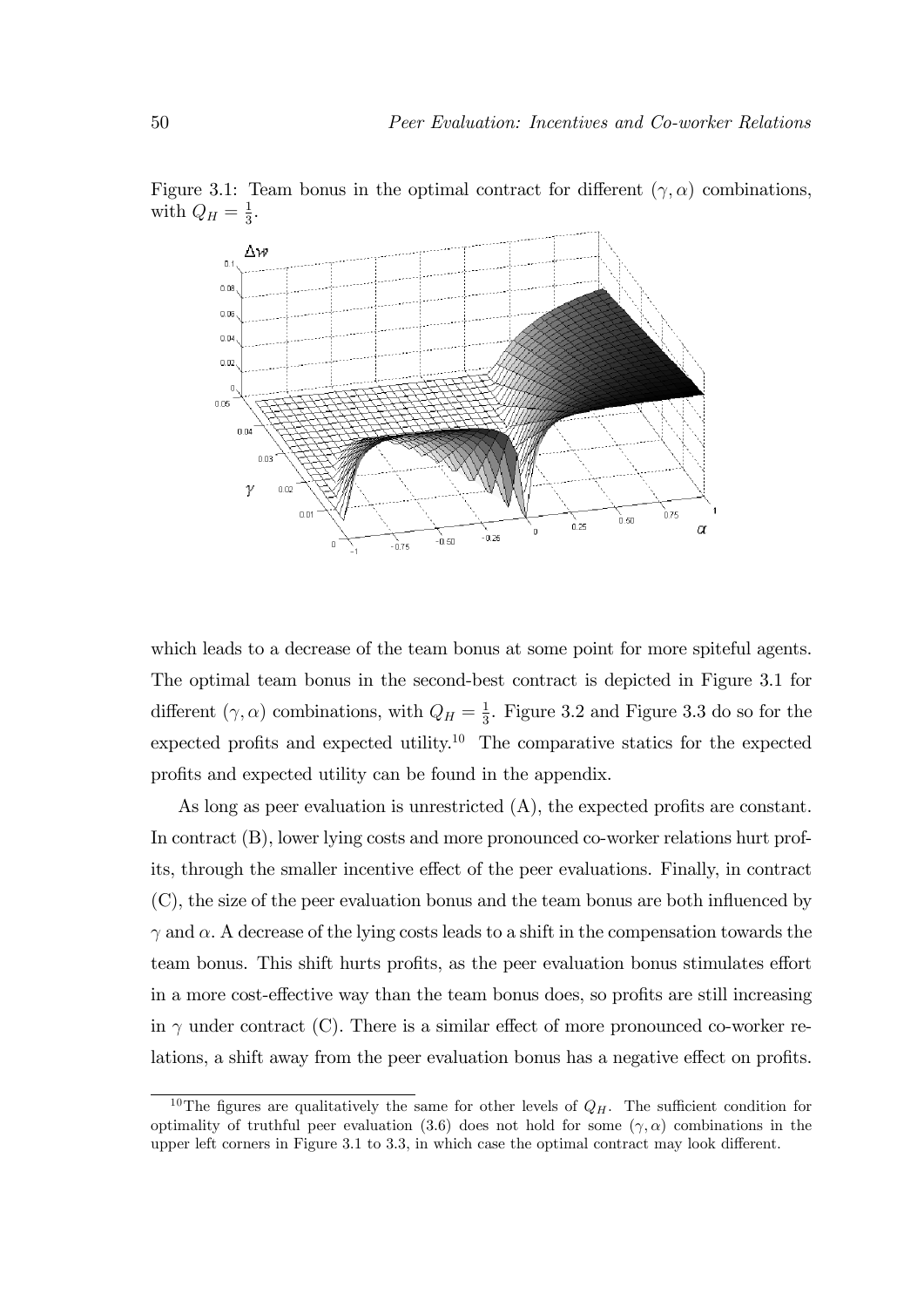Figure 3.1: Team bonus in the optimal contract for different $(\gamma, \alpha)$ combinations, with $Q_H = \frac{1}{3}$.

which leads to a decrease of the team bonus at some point for more spiteful agents. The optimal team bonus in the second-best contract is depicted in Figure 3.1 for different $(\gamma, \alpha)$ combinations, with $Q_H = \frac{1}{3}$. Figure 3.2 and Figure 3.3 do so for the expected profits and expected utility.[10] The comparative statics for the expected profits and expected utility can be found in the appendix.

As long as peer evaluation is unrestricted (A), the expected profits are constant. In contract (B), lower lying costs and more pronounced co-worker relations hurt profits, through the smaller incentive effect of the peer evaluations. Finally, in contract (C), the size of the peer evaluation bonus and the team bonus are both influenced by $\gamma$ and $\alpha$. A decrease of the lying costs leads to a shift in the compensation towards the team bonus. This shift hurts profits, as the peer evaluation bonus stimulates effort in a more cost-effective way than the team bonus does, so profits are still increasing in $\gamma$ under contract (C). There is a similar effect of more pronounced co-worker relations, a shift away from the peer evaluation bonus has a negative effect on profits.

[10] The figures are qualitatively the same for other levels of $Q_H$. The sufficient condition for optimality of truthful peer evaluation (3.6) does not hold for some $(\gamma, \alpha)$ combinations in the upper left corners in Figure 3.1 to 3.3, in which case the optimal contract may look different.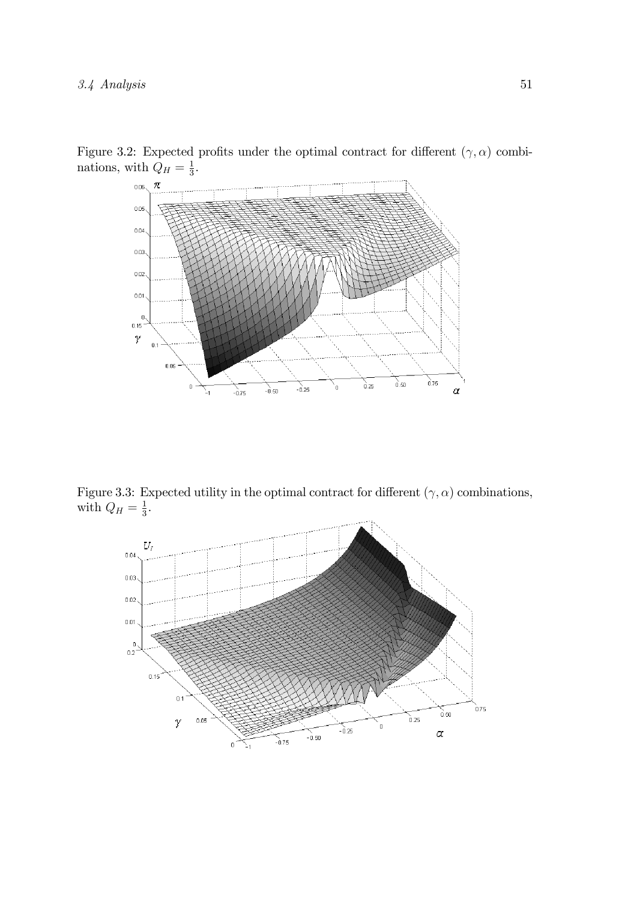Figure 3.2: Expected profits under the optimal contract for different $(\gamma, \alpha)$ combinations, with $Q_H = \frac{1}{3}$.

Figure 3.3: Expected utility in the optimal contract for different $(\gamma, \alpha)$ combinations, with $Q_H = \frac{1}{3}$.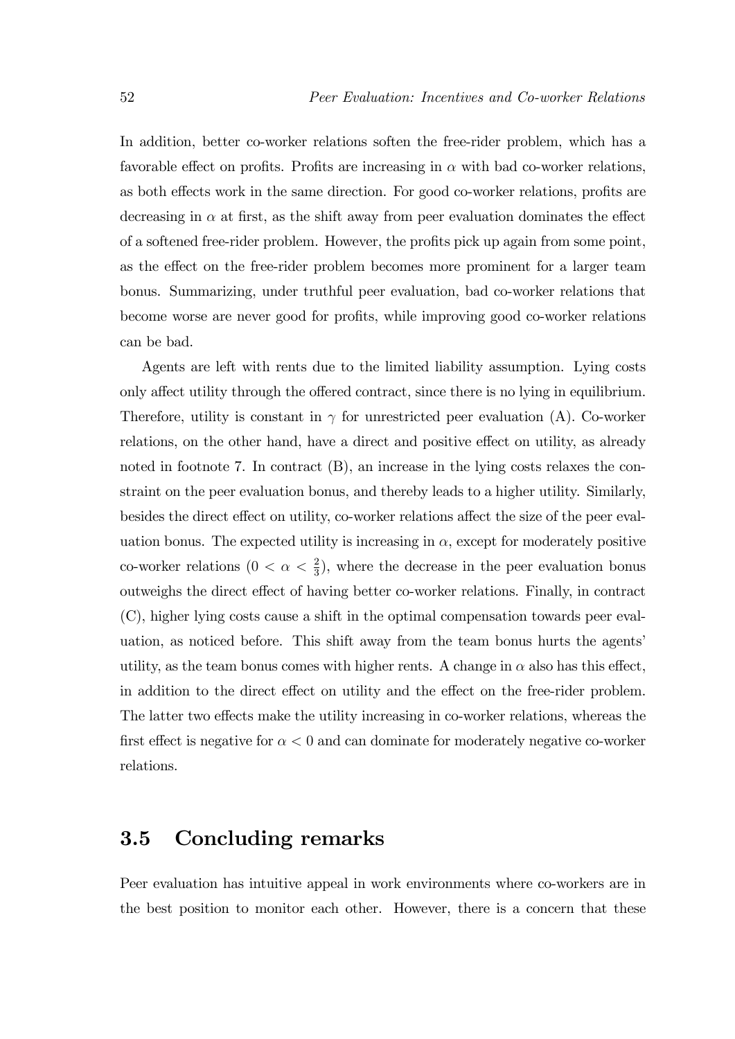In addition, better co-worker relations soften the free-rider problem, which has a favorable effect on profits. Profits are increasing in $\alpha$ with bad co-worker relations, as both effects work in the same direction. For good co-worker relations, profits are decreasing in $\alpha$ at first, as the shift away from peer evaluation dominates the effect of a softened free-rider problem. However, the profits pick up again from some point, as the effect on the free-rider problem becomes more prominent for a larger team bonus. Summarizing, under truthful peer evaluation, bad co-worker relations that become worse are never good for profits, while improving good co-worker relations can be bad.

Agents are left with rents due to the limited liability assumption. Lying costs only affect utility through the offered contract, since there is no lying in equilibrium. Therefore, utility is constant in $\gamma$ for unrestricted peer evaluation (A). Co-worker relations, on the other hand, have a direct and positive effect on utility, as already noted in footnote 7. In contract (B), an increase in the lying costs relaxes the constraint on the peer evaluation bonus, and thereby leads to a higher utility. Similarly, besides the direct effect on utility, co-worker relations affect the size of the peer evaluation bonus. The expected utility is increasing in $\alpha$, except for moderately positive co-worker relations ($0 < \alpha < \frac{2}{3}$), where the decrease in the peer evaluation bonus outweighs the direct effect of having better co-worker relations. Finally, in contract (C), higher lying costs cause a shift in the optimal compensation towards peer evaluation, as noticed before. This shift away from the team bonus hurts the agents' utility, as the team bonus comes with higher rents. A change in $\alpha$ also has this effect, in addition to the direct effect on utility and the effect on the free-rider problem. The latter two effects make the utility increasing in co-worker relations, whereas the first effect is negative for $\alpha < 0$ and can dominate for moderately negative co-worker relations.

## 3.5 Concluding remarks

Peer evaluation has intuitive appeal in work environments where co-workers are in the best position to monitor each other. However, there is a concern that these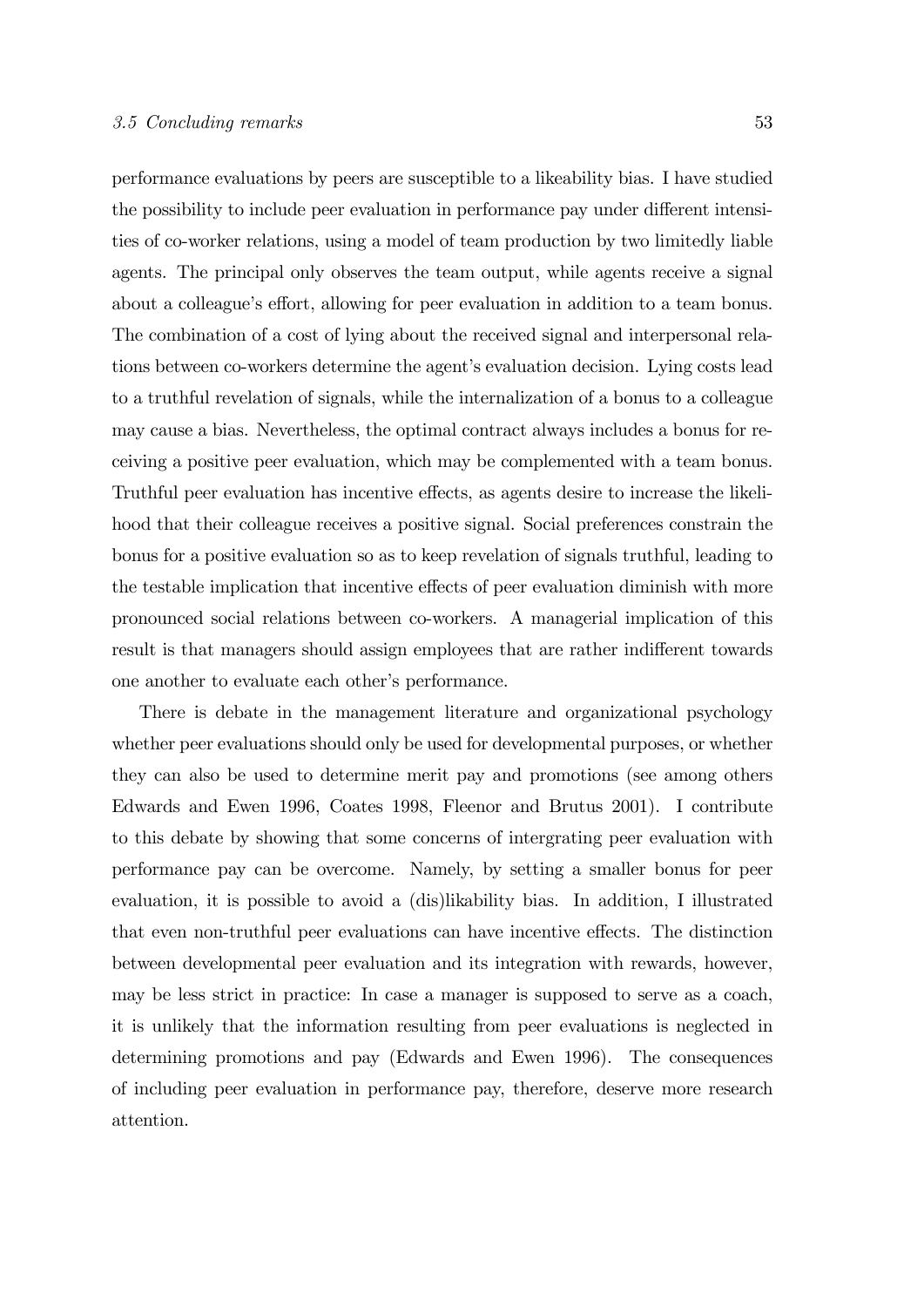performance evaluations by peers are susceptible to a likeability bias. I have studied the possibility to include peer evaluation in performance pay under different intensities of co-worker relations, using a model of team production by two limitedly liable agents. The principal only observes the team output, while agents receive a signal about a colleague's effort, allowing for peer evaluation in addition to a team bonus. The combination of a cost of lying about the received signal and interpersonal relations between co-workers determine the agent's evaluation decision. Lying costs lead to a truthful revelation of signals, while the internalization of a bonus to a colleague may cause a bias. Nevertheless, the optimal contract always includes a bonus for receiving a positive peer evaluation, which may be complemented with a team bonus. Truthful peer evaluation has incentive effects, as agents desire to increase the likelihood that their colleague receives a positive signal. Social preferences constrain the bonus for a positive evaluation so as to keep revelation of signals truthful, leading to the testable implication that incentive effects of peer evaluation diminish with more pronounced social relations between co-workers. A managerial implication of this result is that managers should assign employees that are rather indifferent towards one another to evaluate each other's performance.

There is debate in the management literature and organizational psychology whether peer evaluations should only be used for developmental purposes, or whether they can also be used to determine merit pay and promotions (see among others Edwards and Ewen 1996, Coates 1998, Fleenor and Brutus 2001). I contribute to this debate by showing that some concerns of intergrating peer evaluation with performance pay can be overcome. Namely, by setting a smaller bonus for peer evaluation, it is possible to avoid a (dis)likability bias. In addition, I illustrated that even non-truthful peer evaluations can have incentive effects. The distinction between developmental peer evaluation and its integration with rewards, however, may be less strict in practice: In case a manager is supposed to serve as a coach, it is unlikely that the information resulting from peer evaluations is neglected in determining promotions and pay (Edwards and Ewen 1996). The consequences of including peer evaluation in performance pay, therefore, deserve more research attention.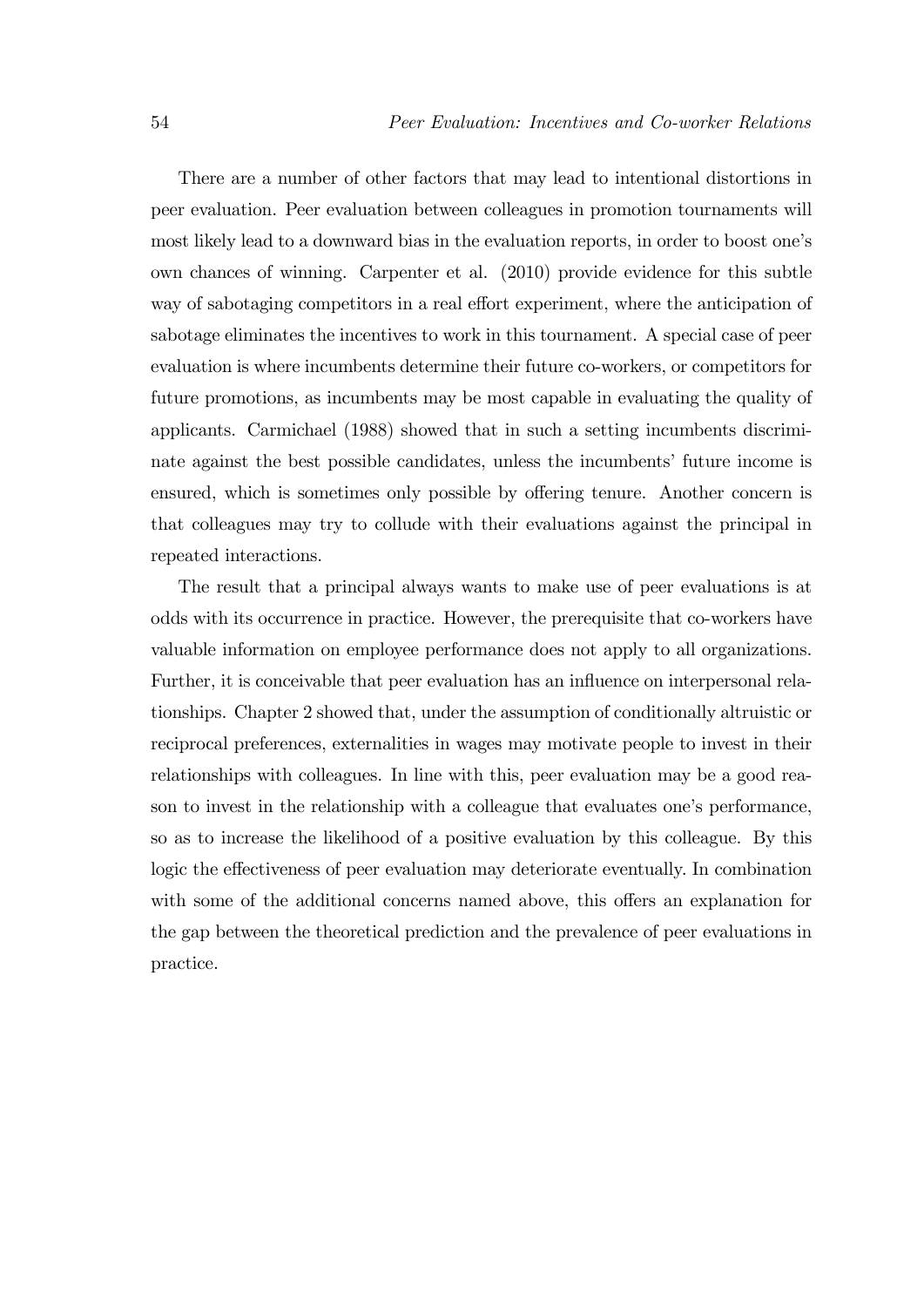There are a number of other factors that may lead to intentional distortions in peer evaluation. Peer evaluation between colleagues in promotion tournaments will most likely lead to a downward bias in the evaluation reports, in order to boost one's own chances of winning. Carpenter et al. (2010) provide evidence for this subtle way of sabotaging competitors in a real effort experiment, where the anticipation of sabotage eliminates the incentives to work in this tournament. A special case of peer evaluation is where incumbents determine their future co-workers, or competitors for future promotions, as incumbents may be most capable in evaluating the quality of applicants. Carmichael (1988) showed that in such a setting incumbents discriminate against the best possible candidates, unless the incumbents' future income is ensured, which is sometimes only possible by offering tenure. Another concern is that colleagues may try to collude with their evaluations against the principal in repeated interactions.

The result that a principal always wants to make use of peer evaluations is at odds with its occurrence in practice. However, the prerequisite that co-workers have valuable information on employee performance does not apply to all organizations. Further, it is conceivable that peer evaluation has an influence on interpersonal relationships. Chapter 2 showed that, under the assumption of conditionally altruistic or reciprocal preferences, externalities in wages may motivate people to invest in their relationships with colleagues. In line with this, peer evaluation may be a good reason to invest in the relationship with a colleague that evaluates one's performance, so as to increase the likelihood of a positive evaluation by this colleague. By this logic the effectiveness of peer evaluation may deteriorate eventually. In combination with some of the additional concerns named above, this offers an explanation for the gap between the theoretical prediction and the prevalence of peer evaluations in practice.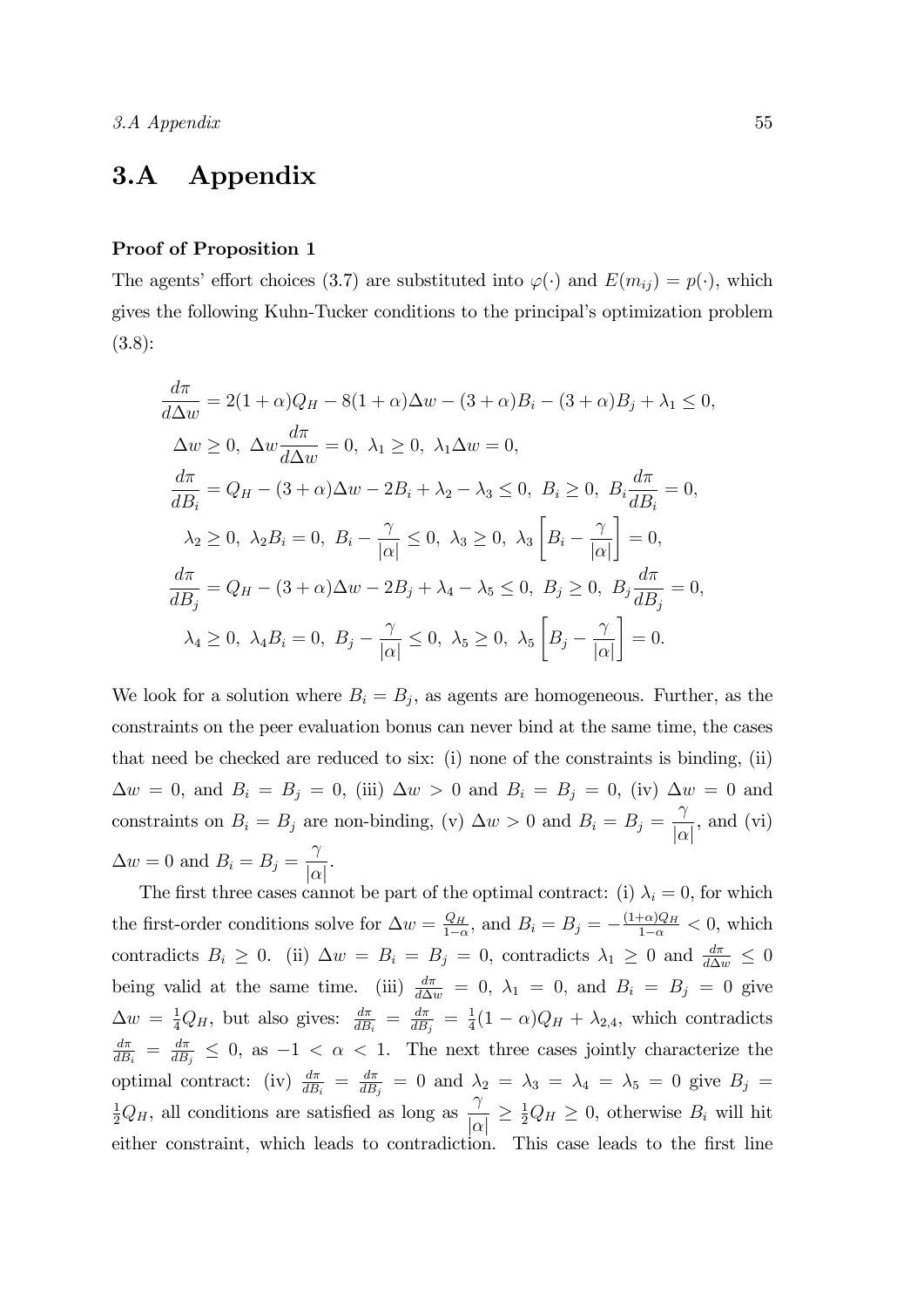## 3.A Appendix

**Proof of Proposition 1**

The agents' effort choices (3.7) are substituted into $\varphi(\cdot)$ and $E(m_{ij}) = p(\cdot)$, which gives the following Kuhn-Tucker conditions to the principal's optimization problem (3.8):

$$
\begin{aligned}
\frac{d\pi}{d\Delta w} &= 2(1+\alpha)Q_H - 8(1+\alpha)\Delta w - (3+\alpha)B_i - (3+\alpha)B_j + \lambda_1 \leq 0, \\
&\Delta w \geq 0,\ \Delta w \frac{d\pi}{d\Delta w} = 0,\ \lambda_1 \geq 0,\ \lambda_1 \Delta w = 0, \\
\frac{d\pi}{dB_i} &= Q_H - (3+\alpha)\Delta w - 2B_i + \lambda_2 - \lambda_3 \leq 0,\ B_i \geq 0,\ B_i \frac{d\pi}{dB_i} = 0, \\
&\lambda_2 \geq 0,\ \lambda_2 B_i = 0,\ B_i - \frac{\gamma}{|\alpha|} \leq 0,\ \lambda_3 \geq 0,\ \lambda_3 \left[ B_i - \frac{\gamma}{|\alpha|} \right] = 0, \\
\frac{d\pi}{dB_j} &= Q_H - (3+\alpha)\Delta w - 2B_j + \lambda_4 - \lambda_5 \leq 0,\ B_j \geq 0,\ B_j \frac{d\pi}{dB_j} = 0, \\
&\lambda_4 \geq 0,\ \lambda_4 B_i = 0,\ B_j - \frac{\gamma}{|\alpha|} \leq 0,\ \lambda_5 \geq 0,\ \lambda_5 \left[ B_j - \frac{\gamma}{|\alpha|} \right] = 0.
\end{aligned}
$$

We look for a solution where $B_i = B_j$, as agents are homogeneous. Further, as the constraints on the peer evaluation bonus can never bind at the same time, the cases that need be checked are reduced to six: (i) none of the constraints is binding, (ii) $\Delta w = 0$, and $B_i = B_j = 0$, (iii) $\Delta w > 0$ and $B_i = B_j = 0$, (iv) $\Delta w = 0$ and constraints on $B_i = B_j$ are non-binding, (v) $\Delta w > 0$ and $B_i = B_j = \frac{\gamma}{|\alpha|}$, and (vi) $\Delta w = 0$ and $B_i = B_j = \frac{\gamma}{|\alpha|}$.

The first three cases cannot be part of the optimal contract: (i) $\lambda_i = 0$, for which the first-order conditions solve for $\Delta w = \frac{Q_H}{1-\alpha}$, and $B_i = B_j = -\frac{(1+\alpha)Q_H}{1-\alpha} < 0$, which contradicts $B_i \geq 0$. (ii) $\Delta w = B_i = B_j = 0$, contradicts $\lambda_1 \geq 0$ and $\frac{d\pi}{d\Delta w} \leq 0$ being valid at the same time. (iii) $\frac{d\pi}{d\Delta w} = 0$, $\lambda_1 = 0$, and $B_i = B_j = 0$ give $\Delta w = \frac{1}{4}Q_H$, but also gives: $\frac{d\pi}{dB_i} = \frac{d\pi}{dB_j} = \frac{1}{4}(1-\alpha)Q_H + \lambda_{2,4}$, which contradicts $\frac{d\pi}{dB_i} = \frac{d\pi}{dB_j} \leq 0$, as $-1 < \alpha < 1$. The next three cases jointly characterize the optimal contract: (iv) $\frac{d\pi}{dB_i} = \frac{d\pi}{dB_j} = 0$ and $\lambda_2 = \lambda_3 = \lambda_4 = \lambda_5 = 0$ give $B_j = \frac{1}{2}Q_H$, all conditions are satisfied as long as $\frac{\gamma}{|\alpha|} \geq \frac{1}{2}Q_H \geq 0$, otherwise $B_i$ will hit either constraint, which leads to contradiction. This case leads to the first line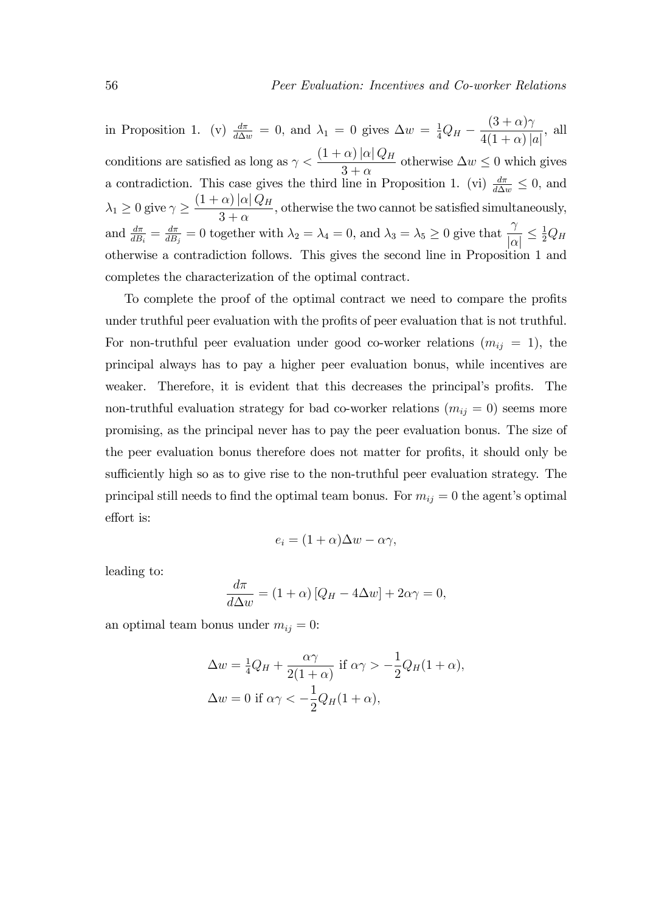in Proposition 1. (v) $\frac{d\pi}{d\Delta w} = 0$, and $\lambda_1 = 0$ gives $\Delta w = \frac{1}{4}Q_H - \dfrac{(3+\alpha)\gamma}{4(1+\alpha)|a|}$, all conditions are satisfied as long as $\gamma < \dfrac{(1+\alpha)|\alpha| Q_H}{3+\alpha}$ otherwise $\Delta w \leq 0$ which gives a contradiction. This case gives the third line in Proposition 1. (vi) $\frac{d\pi}{d\Delta w} \leq 0$, and $\lambda_1 \geq 0$ give $\gamma \geq \dfrac{(1+\alpha)|\alpha| Q_H}{3+\alpha}$, otherwise the two cannot be satisfied simultaneously, and $\frac{d\pi}{dB_i} = \frac{d\pi}{dB_j} = 0$ together with $\lambda_2 = \lambda_4 = 0$, and $\lambda_3 = \lambda_5 \geq 0$ give that $\dfrac{\gamma}{|\alpha|} \leq \frac{1}{2}Q_H$ otherwise a contradiction follows. This gives the second line in Proposition 1 and completes the characterization of the optimal contract.

To complete the proof of the optimal contract we need to compare the profits under truthful peer evaluation with the profits of peer evaluation that is not truthful. For non-truthful peer evaluation under good co-worker relations ($m_{ij} = 1$), the principal always has to pay a higher peer evaluation bonus, while incentives are weaker. Therefore, it is evident that this decreases the principal's profits. The non-truthful evaluation strategy for bad co-worker relations ($m_{ij} = 0$) seems more promising, as the principal never has to pay the peer evaluation bonus. The size of the peer evaluation bonus therefore does not matter for profits, it should only be sufficiently high so as to give rise to the non-truthful peer evaluation strategy. The principal still needs to find the optimal team bonus. For $m_{ij} = 0$ the agent's optimal effort is:

$$e_i = (1+\alpha)\Delta w - \alpha\gamma,$$

leading to:

$$\frac{d\pi}{d\Delta w} = (1+\alpha)\left[Q_H - 4\Delta w\right] + 2\alpha\gamma = 0,$$

an optimal team bonus under $m_{ij} = 0$:

$$\Delta w = \tfrac{1}{4}Q_H + \frac{\alpha\gamma}{2(1+\alpha)} \text{ if } \alpha\gamma > -\frac{1}{2}Q_H(1+\alpha),$$

$$\Delta w = 0 \text{ if } \alpha\gamma < -\frac{1}{2}Q_H(1+\alpha),$$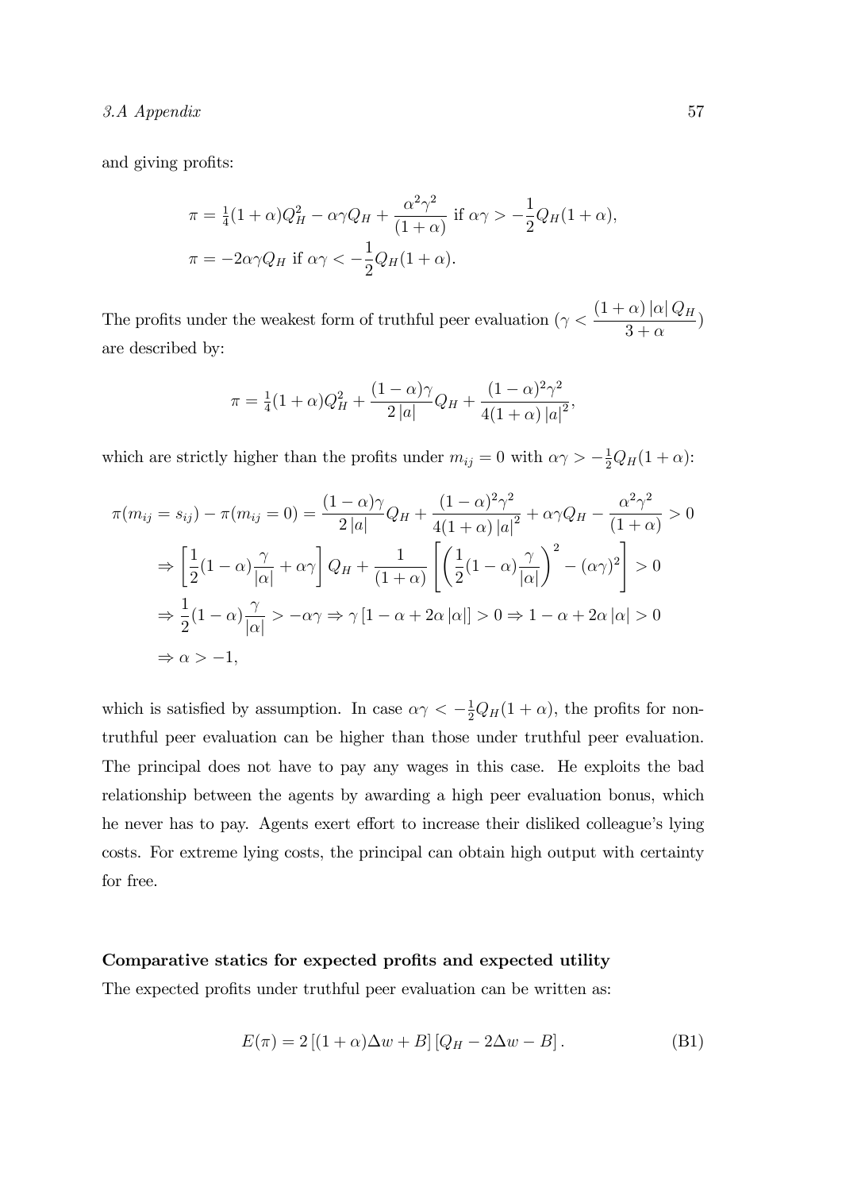and giving profits:

$$\pi = \tfrac{1}{4}(1+\alpha)Q_H^2 - \alpha\gamma Q_H + \frac{\alpha^2\gamma^2}{(1+\alpha)} \text{ if } \alpha\gamma > -\frac{1}{2}Q_H(1+\alpha),$$
$$\pi = -2\alpha\gamma Q_H \text{ if } \alpha\gamma < -\frac{1}{2}Q_H(1+\alpha).$$

The profits under the weakest form of truthful peer evaluation ($\gamma < \dfrac{(1+\alpha)\,|\alpha|\,Q_H}{3+\alpha}$) are described by:

$$\pi = \tfrac{1}{4}(1+\alpha)Q_H^2 + \frac{(1-\alpha)\gamma}{2\,|a|}Q_H + \frac{(1-\alpha)^2\gamma^2}{4(1+\alpha)\,|a|^2},$$

which are strictly higher than the profits under $m_{ij} = 0$ with $\alpha\gamma > -\frac{1}{2}Q_H(1+\alpha)$:

$$\begin{aligned}
\pi(m_{ij} = s_{ij}) - \pi(m_{ij} = 0) &= \frac{(1-\alpha)\gamma}{2\,|a|}Q_H + \frac{(1-\alpha)^2\gamma^2}{4(1+\alpha)\,|a|^2} + \alpha\gamma Q_H - \frac{\alpha^2\gamma^2}{(1+\alpha)} > 0 \\
&\Rightarrow \left[\frac{1}{2}(1-\alpha)\frac{\gamma}{|\alpha|} + \alpha\gamma\right]Q_H + \frac{1}{(1+\alpha)}\left[\left(\frac{1}{2}(1-\alpha)\frac{\gamma}{|\alpha|}\right)^2 - (\alpha\gamma)^2\right] > 0 \\
&\Rightarrow \frac{1}{2}(1-\alpha)\frac{\gamma}{|\alpha|} > -\alpha\gamma \Rightarrow \gamma\left[1-\alpha+2\alpha\,|\alpha|\right] > 0 \Rightarrow 1-\alpha+2\alpha\,|\alpha| > 0 \\
&\Rightarrow \alpha > -1,
\end{aligned}$$

which is satisfied by assumption. In case $\alpha\gamma < -\frac{1}{2}Q_H(1+\alpha)$, the profits for non-truthful peer evaluation can be higher than those under truthful peer evaluation. The principal does not have to pay any wages in this case. He exploits the bad relationship between the agents by awarding a high peer evaluation bonus, which he never has to pay. Agents exert effort to increase their disliked colleague's lying costs. For extreme lying costs, the principal can obtain high output with certainty for free.

**Comparative statics for expected profits and expected utility**

The expected profits under truthful peer evaluation can be written as:

$$E(\pi) = 2\left[(1+\alpha)\Delta w + B\right]\left[Q_H - 2\Delta w - B\right]. \tag{B1}$$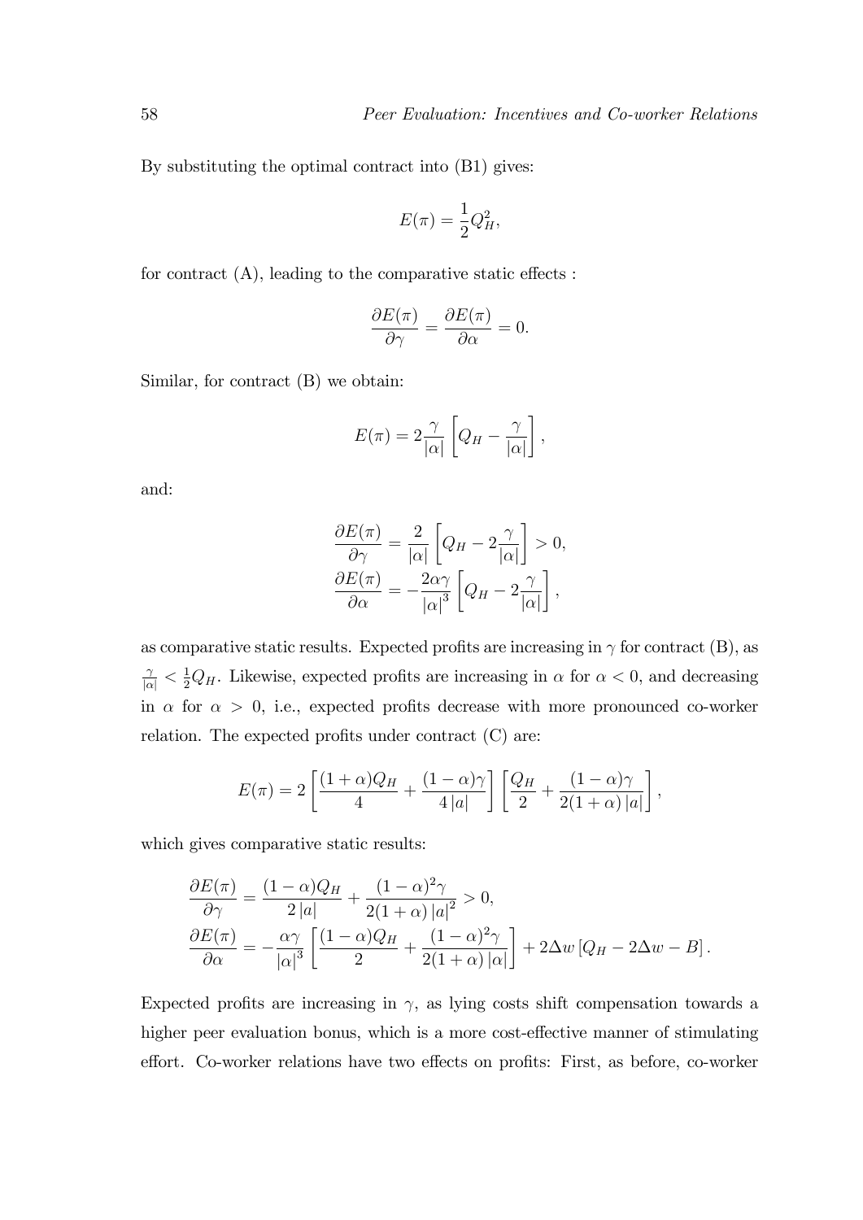By substituting the optimal contract into (B1) gives:

$$E(\pi) = \frac{1}{2}Q_H^2,$$

for contract (A), leading to the comparative static effects :

$$\frac{\partial E(\pi)}{\partial \gamma} = \frac{\partial E(\pi)}{\partial \alpha} = 0.$$

Similar, for contract (B) we obtain:

$$E(\pi) = 2\frac{\gamma}{|\alpha|}\left[Q_H - \frac{\gamma}{|\alpha|}\right],$$

and:

$$\begin{aligned}
\frac{\partial E(\pi)}{\partial \gamma} &= \frac{2}{|\alpha|}\left[Q_H - 2\frac{\gamma}{|\alpha|}\right] > 0, \\
\frac{\partial E(\pi)}{\partial \alpha} &= -\frac{2\alpha\gamma}{|\alpha|^3}\left[Q_H - 2\frac{\gamma}{|\alpha|}\right],
\end{aligned}$$

as comparative static results. Expected profits are increasing in $\gamma$ for contract (B), as $\frac{\gamma}{|\alpha|} < \frac{1}{2}Q_H$. Likewise, expected profits are increasing in $\alpha$ for $\alpha < 0$, and decreasing in $\alpha$ for $\alpha > 0$, i.e., expected profits decrease with more pronounced co-worker relation. The expected profits under contract (C) are:

$$E(\pi) = 2\left[\frac{(1+\alpha)Q_H}{4} + \frac{(1-\alpha)\gamma}{4\,|a|}\right]\left[\frac{Q_H}{2} + \frac{(1-\alpha)\gamma}{2(1+\alpha)\,|a|}\right],$$

which gives comparative static results:

$$\begin{aligned}
\frac{\partial E(\pi)}{\partial \gamma} &= \frac{(1-\alpha)Q_H}{2\,|a|} + \frac{(1-\alpha)^2\gamma}{2(1+\alpha)\,|a|^2} > 0, \\
\frac{\partial E(\pi)}{\partial \alpha} &= -\frac{\alpha\gamma}{|\alpha|^3}\left[\frac{(1-\alpha)Q_H}{2} + \frac{(1-\alpha)^2\gamma}{2(1+\alpha)\,|\alpha|}\right] + 2\Delta w\left[Q_H - 2\Delta w - B\right].
\end{aligned}$$

Expected profits are increasing in $\gamma$, as lying costs shift compensation towards a higher peer evaluation bonus, which is a more cost-effective manner of stimulating effort. Co-worker relations have two effects on profits: First, as before, co-worker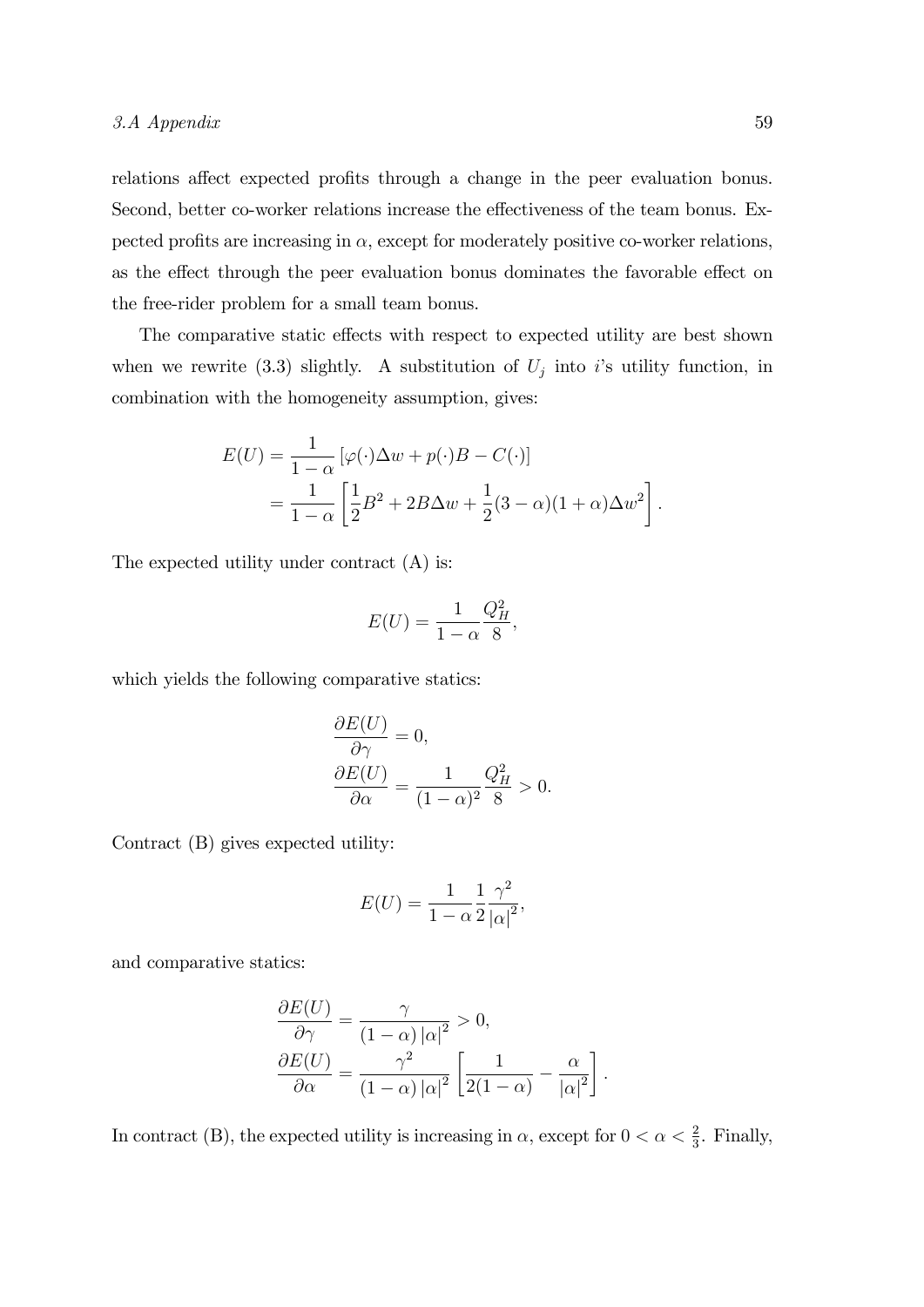relations affect expected profits through a change in the peer evaluation bonus. Second, better co-worker relations increase the effectiveness of the team bonus. Expected profits are increasing in $\alpha$, except for moderately positive co-worker relations, as the effect through the peer evaluation bonus dominates the favorable effect on the free-rider problem for a small team bonus.

The comparative static effects with respect to expected utility are best shown when we rewrite (3.3) slightly. A substitution of $U_j$ into $i$'s utility function, in combination with the homogeneity assumption, gives:

$$
\begin{aligned}
E(U) &= \frac{1}{1-\alpha}\left[\varphi(\cdot)\Delta w + p(\cdot)B - C(\cdot)\right] \\
&= \frac{1}{1-\alpha}\left[\frac{1}{2}B^2 + 2B\Delta w + \frac{1}{2}(3-\alpha)(1+\alpha)\Delta w^2\right].
\end{aligned}
$$

The expected utility under contract (A) is:

$$
E(U) = \frac{1}{1-\alpha}\frac{Q_H^2}{8},
$$

which yields the following comparative statics:

$$
\begin{aligned}
\frac{\partial E(U)}{\partial \gamma} &= 0, \\
\frac{\partial E(U)}{\partial \alpha} &= \frac{1}{(1-\alpha)^2}\frac{Q_H^2}{8} > 0.
\end{aligned}
$$

Contract (B) gives expected utility:

$$
E(U) = \frac{1}{1-\alpha}\frac{1}{2}\frac{\gamma^2}{|\alpha|^2},
$$

and comparative statics:

$$
\begin{aligned}
\frac{\partial E(U)}{\partial \gamma} &= \frac{\gamma}{(1-\alpha)|\alpha|^2} > 0, \\
\frac{\partial E(U)}{\partial \alpha} &= \frac{\gamma^2}{(1-\alpha)|\alpha|^2}\left[\frac{1}{2(1-\alpha)} - \frac{\alpha}{|\alpha|^2}\right].
\end{aligned}
$$

In contract (B), the expected utility is increasing in $\alpha$, except for $0 < \alpha < \frac{2}{3}$. Finally,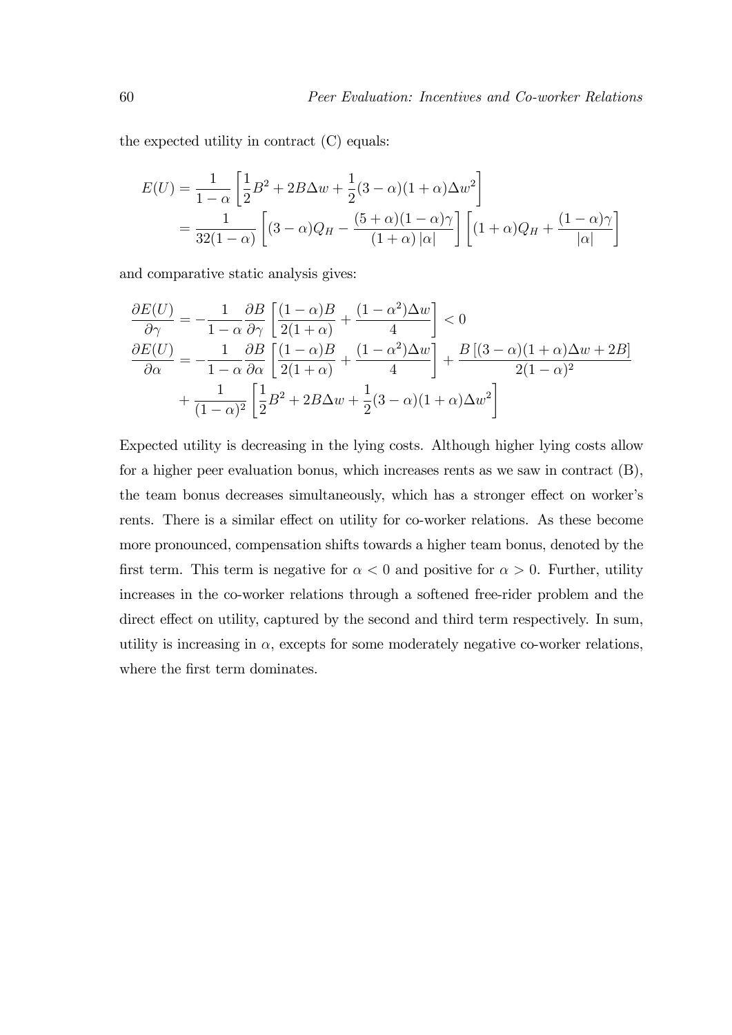the expected utility in contract (C) equals:

$$
\begin{aligned}
E(U) &= \frac{1}{1-\alpha}\left[\frac{1}{2}B^2 + 2B\Delta w + \frac{1}{2}(3-\alpha)(1+\alpha)\Delta w^2\right] \\
&= \frac{1}{32(1-\alpha)}\left[(3-\alpha)Q_H - \frac{(5+\alpha)(1-\alpha)\gamma}{(1+\alpha)\left|\alpha\right|}\right]\left[(1+\alpha)Q_H + \frac{(1-\alpha)\gamma}{\left|\alpha\right|}\right]
\end{aligned}
$$

and comparative static analysis gives:

$$
\begin{aligned}
\frac{\partial E(U)}{\partial \gamma} &= -\frac{1}{1-\alpha}\frac{\partial B}{\partial \gamma}\left[\frac{(1-\alpha)B}{2(1+\alpha)} + \frac{(1-\alpha^2)\Delta w}{4}\right] < 0 \\
\frac{\partial E(U)}{\partial \alpha} &= -\frac{1}{1-\alpha}\frac{\partial B}{\partial \alpha}\left[\frac{(1-\alpha)B}{2(1+\alpha)} + \frac{(1-\alpha^2)\Delta w}{4}\right] + \frac{B\left[(3-\alpha)(1+\alpha)\Delta w + 2B\right]}{2(1-\alpha)^2} \\
&\quad + \frac{1}{(1-\alpha)^2}\left[\frac{1}{2}B^2 + 2B\Delta w + \frac{1}{2}(3-\alpha)(1+\alpha)\Delta w^2\right]
\end{aligned}
$$

Expected utility is decreasing in the lying costs. Although higher lying costs allow for a higher peer evaluation bonus, which increases rents as we saw in contract (B), the team bonus decreases simultaneously, which has a stronger effect on worker's rents. There is a similar effect on utility for co-worker relations. As these become more pronounced, compensation shifts towards a higher team bonus, denoted by the first term. This term is negative for $\alpha < 0$ and positive for $\alpha > 0$. Further, utility increases in the co-worker relations through a softened free-rider problem and the direct effect on utility, captured by the second and third term respectively. In sum, utility is increasing in $\alpha$, excepts for some moderately negative co-worker relations, where the first term dominates.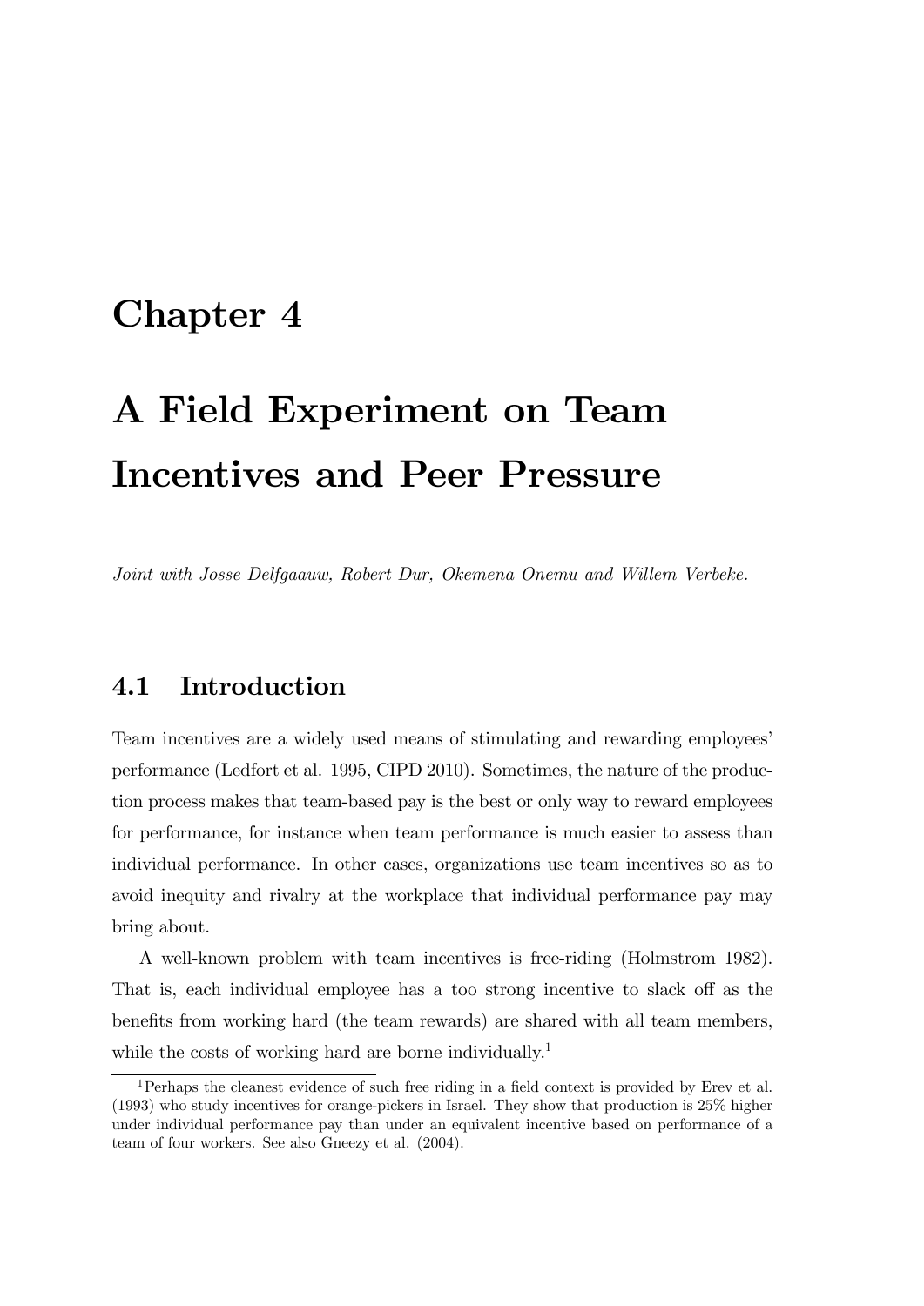# Chapter 4

# A Field Experiment on Team Incentives and Peer Pressure

*Joint with Josse Delfgaauw, Robert Dur, Okemena Onemu and Willem Verbeke.*

## 4.1 Introduction

Team incentives are a widely used means of stimulating and rewarding employees' performance (Ledfort et al. 1995, CIPD 2010). Sometimes, the nature of the production process makes that team-based pay is the best or only way to reward employees for performance, for instance when team performance is much easier to assess than individual performance. In other cases, organizations use team incentives so as to avoid inequity and rivalry at the workplace that individual performance pay may bring about.

A well-known problem with team incentives is free-riding (Holmstrom 1982). That is, each individual employee has a too strong incentive to slack off as the benefits from working hard (the team rewards) are shared with all team members, while the costs of working hard are borne individually.[1]

[1] Perhaps the cleanest evidence of such free riding in a field context is provided by Erev et al. (1993) who study incentives for orange-pickers in Israel. They show that production is 25% higher under individual performance pay than under an equivalent incentive based on performance of a team of four workers. See also Gneezy et al. (2004).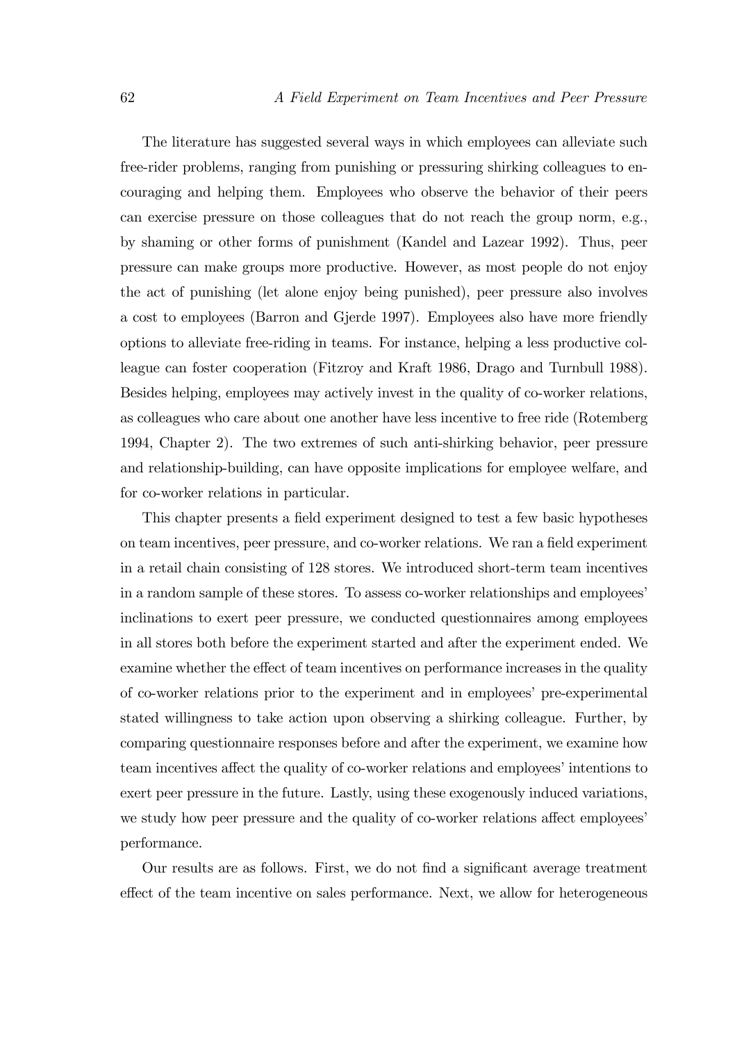The literature has suggested several ways in which employees can alleviate such free-rider problems, ranging from punishing or pressuring shirking colleagues to encouraging and helping them. Employees who observe the behavior of their peers can exercise pressure on those colleagues that do not reach the group norm, e.g., by shaming or other forms of punishment (Kandel and Lazear 1992). Thus, peer pressure can make groups more productive. However, as most people do not enjoy the act of punishing (let alone enjoy being punished), peer pressure also involves a cost to employees (Barron and Gjerde 1997). Employees also have more friendly options to alleviate free-riding in teams. For instance, helping a less productive colleague can foster cooperation (Fitzroy and Kraft 1986, Drago and Turnbull 1988). Besides helping, employees may actively invest in the quality of co-worker relations, as colleagues who care about one another have less incentive to free ride (Rotemberg 1994, Chapter 2). The two extremes of such anti-shirking behavior, peer pressure and relationship-building, can have opposite implications for employee welfare, and for co-worker relations in particular.

This chapter presents a field experiment designed to test a few basic hypotheses on team incentives, peer pressure, and co-worker relations. We ran a field experiment in a retail chain consisting of 128 stores. We introduced short-term team incentives in a random sample of these stores. To assess co-worker relationships and employees' inclinations to exert peer pressure, we conducted questionnaires among employees in all stores both before the experiment started and after the experiment ended. We examine whether the effect of team incentives on performance increases in the quality of co-worker relations prior to the experiment and in employees' pre-experimental stated willingness to take action upon observing a shirking colleague. Further, by comparing questionnaire responses before and after the experiment, we examine how team incentives affect the quality of co-worker relations and employees' intentions to exert peer pressure in the future. Lastly, using these exogenously induced variations, we study how peer pressure and the quality of co-worker relations affect employees' performance.

Our results are as follows. First, we do not find a significant average treatment effect of the team incentive on sales performance. Next, we allow for heterogeneous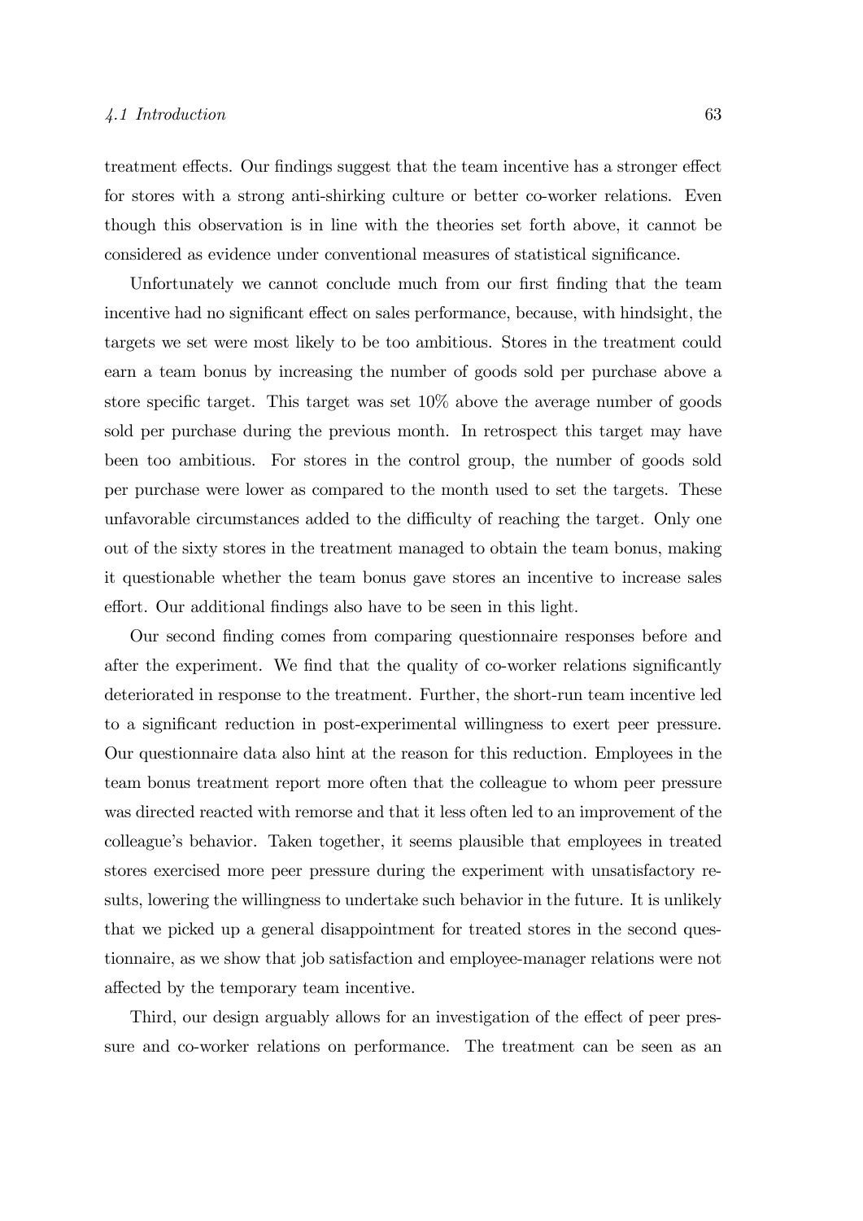treatment effects. Our findings suggest that the team incentive has a stronger effect for stores with a strong anti-shirking culture or better co-worker relations. Even though this observation is in line with the theories set forth above, it cannot be considered as evidence under conventional measures of statistical significance.

Unfortunately we cannot conclude much from our first finding that the team incentive had no significant effect on sales performance, because, with hindsight, the targets we set were most likely to be too ambitious. Stores in the treatment could earn a team bonus by increasing the number of goods sold per purchase above a store specific target. This target was set 10% above the average number of goods sold per purchase during the previous month. In retrospect this target may have been too ambitious. For stores in the control group, the number of goods sold per purchase were lower as compared to the month used to set the targets. These unfavorable circumstances added to the difficulty of reaching the target. Only one out of the sixty stores in the treatment managed to obtain the team bonus, making it questionable whether the team bonus gave stores an incentive to increase sales effort. Our additional findings also have to be seen in this light.

Our second finding comes from comparing questionnaire responses before and after the experiment. We find that the quality of co-worker relations significantly deteriorated in response to the treatment. Further, the short-run team incentive led to a significant reduction in post-experimental willingness to exert peer pressure. Our questionnaire data also hint at the reason for this reduction. Employees in the team bonus treatment report more often that the colleague to whom peer pressure was directed reacted with remorse and that it less often led to an improvement of the colleague's behavior. Taken together, it seems plausible that employees in treated stores exercised more peer pressure during the experiment with unsatisfactory results, lowering the willingness to undertake such behavior in the future. It is unlikely that we picked up a general disappointment for treated stores in the second questionnaire, as we show that job satisfaction and employee-manager relations were not affected by the temporary team incentive.

Third, our design arguably allows for an investigation of the effect of peer pressure and co-worker relations on performance. The treatment can be seen as an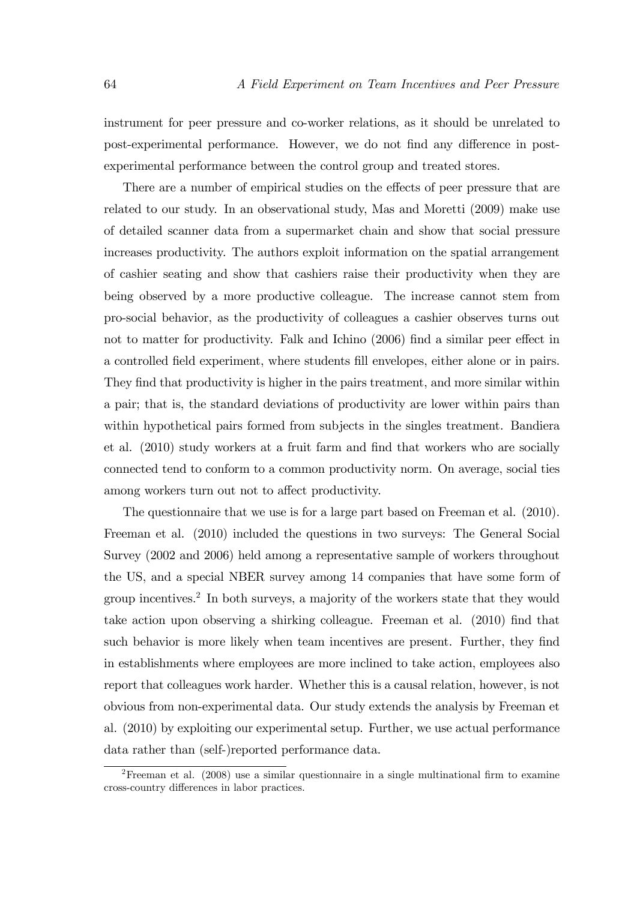instrument for peer pressure and co-worker relations, as it should be unrelated to post-experimental performance. However, we do not find any difference in post-experimental performance between the control group and treated stores.

There are a number of empirical studies on the effects of peer pressure that are related to our study. In an observational study, Mas and Moretti (2009) make use of detailed scanner data from a supermarket chain and show that social pressure increases productivity. The authors exploit information on the spatial arrangement of cashier seating and show that cashiers raise their productivity when they are being observed by a more productive colleague. The increase cannot stem from pro-social behavior, as the productivity of colleagues a cashier observes turns out not to matter for productivity. Falk and Ichino (2006) find a similar peer effect in a controlled field experiment, where students fill envelopes, either alone or in pairs. They find that productivity is higher in the pairs treatment, and more similar within a pair; that is, the standard deviations of productivity are lower within pairs than within hypothetical pairs formed from subjects in the singles treatment. Bandiera et al. (2010) study workers at a fruit farm and find that workers who are socially connected tend to conform to a common productivity norm. On average, social ties among workers turn out not to affect productivity.

The questionnaire that we use is for a large part based on Freeman et al. (2010). Freeman et al. (2010) included the questions in two surveys: The General Social Survey (2002 and 2006) held among a representative sample of workers throughout the US, and a special NBER survey among 14 companies that have some form of group incentives.[2] In both surveys, a majority of the workers state that they would take action upon observing a shirking colleague. Freeman et al. (2010) find that such behavior is more likely when team incentives are present. Further, they find in establishments where employees are more inclined to take action, employees also report that colleagues work harder. Whether this is a causal relation, however, is not obvious from non-experimental data. Our study extends the analysis by Freeman et al. (2010) by exploiting our experimental setup. Further, we use actual performance data rather than (self-)reported performance data.

[2] Freeman et al. (2008) use a similar questionnaire in a single multinational firm to examine cross-country differences in labor practices.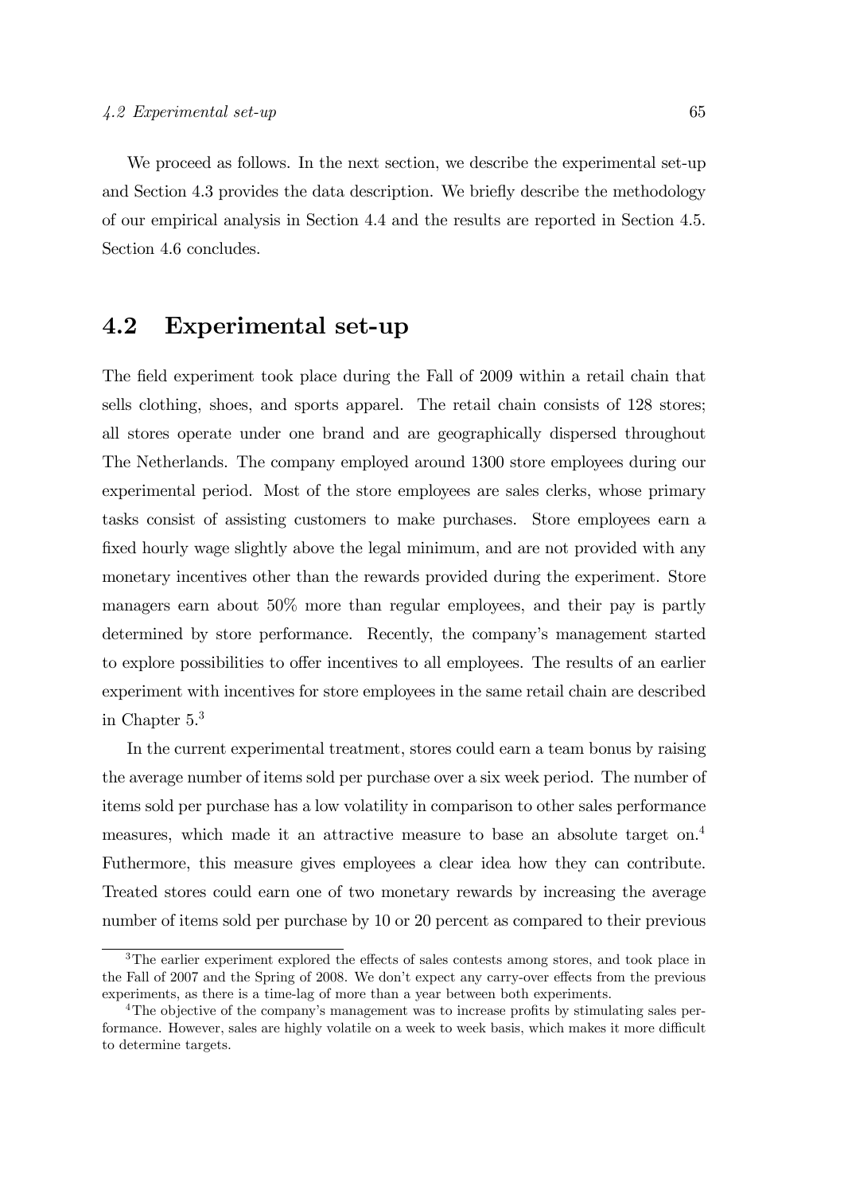We proceed as follows. In the next section, we describe the experimental set-up and Section 4.3 provides the data description. We briefly describe the methodology of our empirical analysis in Section 4.4 and the results are reported in Section 4.5. Section 4.6 concludes.

## 4.2 Experimental set-up

The field experiment took place during the Fall of 2009 within a retail chain that sells clothing, shoes, and sports apparel. The retail chain consists of 128 stores; all stores operate under one brand and are geographically dispersed throughout The Netherlands. The company employed around 1300 store employees during our experimental period. Most of the store employees are sales clerks, whose primary tasks consist of assisting customers to make purchases. Store employees earn a fixed hourly wage slightly above the legal minimum, and are not provided with any monetary incentives other than the rewards provided during the experiment. Store managers earn about 50% more than regular employees, and their pay is partly determined by store performance. Recently, the company's management started to explore possibilities to offer incentives to all employees. The results of an earlier experiment with incentives for store employees in the same retail chain are described in Chapter 5.[3]

In the current experimental treatment, stores could earn a team bonus by raising the average number of items sold per purchase over a six week period. The number of items sold per purchase has a low volatility in comparison to other sales performance measures, which made it an attractive measure to base an absolute target on.[4] Futhermore, this measure gives employees a clear idea how they can contribute. Treated stores could earn one of two monetary rewards by increasing the average number of items sold per purchase by 10 or 20 percent as compared to their previous

[3] The earlier experiment explored the effects of sales contests among stores, and took place in the Fall of 2007 and the Spring of 2008. We don't expect any carry-over effects from the previous experiments, as there is a time-lag of more than a year between both experiments.

[4] The objective of the company's management was to increase profits by stimulating sales performance. However, sales are highly volatile on a week to week basis, which makes it more difficult to determine targets.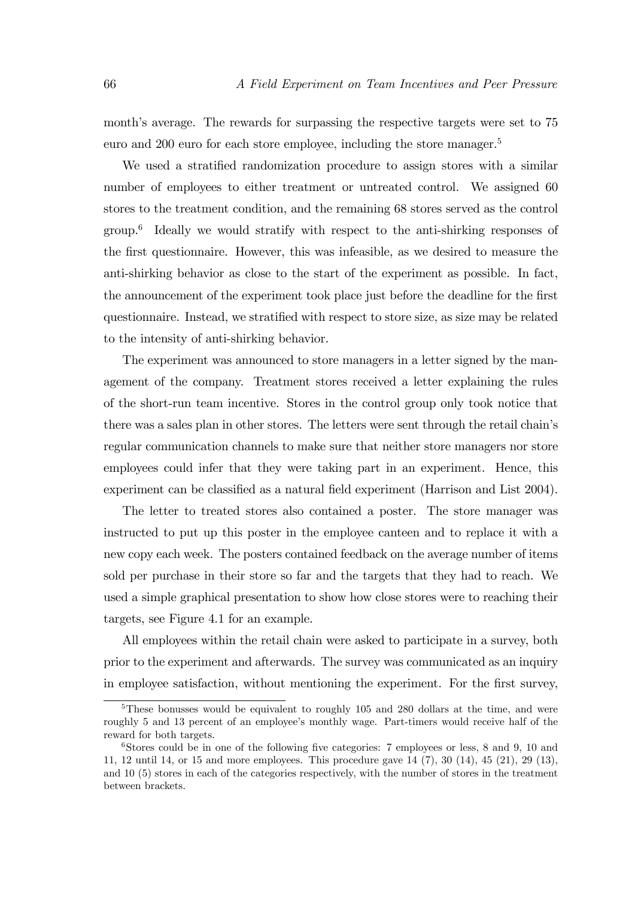month's average. The rewards for surpassing the respective targets were set to 75 euro and 200 euro for each store employee, including the store manager.[5]

We used a stratified randomization procedure to assign stores with a similar number of employees to either treatment or untreated control. We assigned 60 stores to the treatment condition, and the remaining 68 stores served as the control group.[6] Ideally we would stratify with respect to the anti-shirking responses of the first questionnaire. However, this was infeasible, as we desired to measure the anti-shirking behavior as close to the start of the experiment as possible. In fact, the announcement of the experiment took place just before the deadline for the first questionnaire. Instead, we stratified with respect to store size, as size may be related to the intensity of anti-shirking behavior.

The experiment was announced to store managers in a letter signed by the management of the company. Treatment stores received a letter explaining the rules of the short-run team incentive. Stores in the control group only took notice that there was a sales plan in other stores. The letters were sent through the retail chain's regular communication channels to make sure that neither store managers nor store employees could infer that they were taking part in an experiment. Hence, this experiment can be classified as a natural field experiment (Harrison and List 2004).

The letter to treated stores also contained a poster. The store manager was instructed to put up this poster in the employee canteen and to replace it with a new copy each week. The posters contained feedback on the average number of items sold per purchase in their store so far and the targets that they had to reach. We used a simple graphical presentation to show how close stores were to reaching their targets, see Figure 4.1 for an example.

All employees within the retail chain were asked to participate in a survey, both prior to the experiment and afterwards. The survey was communicated as an inquiry in employee satisfaction, without mentioning the experiment. For the first survey,

---

[5] These bonusses would be equivalent to roughly 105 and 280 dollars at the time, and were roughly 5 and 13 percent of an employee's monthly wage. Part-timers would receive half of the reward for both targets.

[6] Stores could be in one of the following five categories: 7 employees or less, 8 and 9, 10 and 11, 12 until 14, or 15 and more employees. This procedure gave 14 (7), 30 (14), 45 (21), 29 (13), and 10 (5) stores in each of the categories respectively, with the number of stores in the treatment between brackets.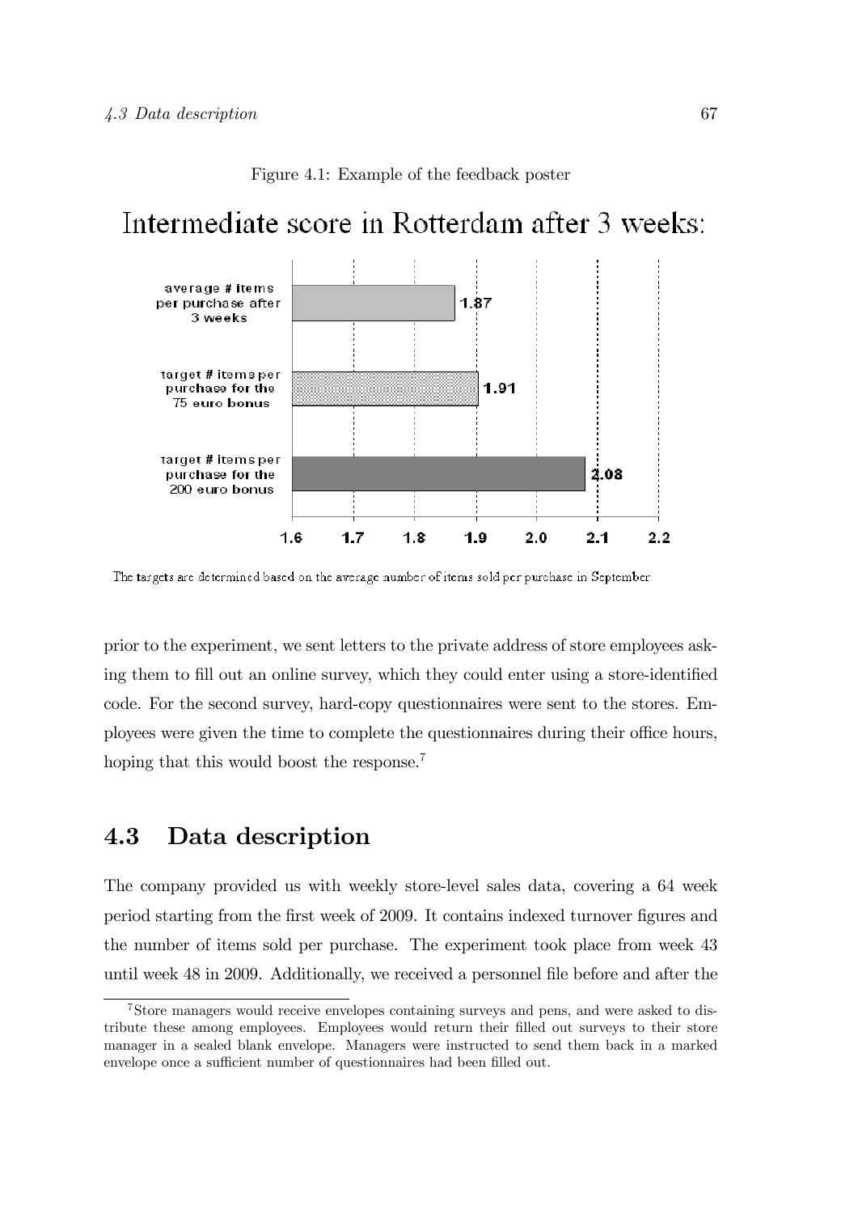Figure 4.1: Example of the feedback poster

Intermediate score in Rotterdam after 3 weeks:

| | |
|---|---|
| average # items per purchase after 3 weeks | 1.87 |
| target # items per purchase for the 75 euro bonus | 1.91 |
| target # items per purchase for the 200 euro bonus | 2.08 |

The targets are determined based on the average number of items sold per purchase in September.

prior to the experiment, we sent letters to the private address of store employees asking them to fill out an online survey, which they could enter using a store-identified code. For the second survey, hard-copy questionnaires were sent to the stores. Employees were given the time to complete the questionnaires during their office hours, hoping that this would boost the response.[7]

## 4.3 Data description

The company provided us with weekly store-level sales data, covering a 64 week period starting from the first week of 2009. It contains indexed turnover figures and the number of items sold per purchase. The experiment took place from week 43 until week 48 in 2009. Additionally, we received a personnel file before and after the

[7] Store managers would receive envelopes containing surveys and pens, and were asked to distribute these among employees. Employees would return their filled out surveys to their store manager in a sealed blank envelope. Managers were instructed to send them back in a marked envelope once a sufficient number of questionnaires had been filled out.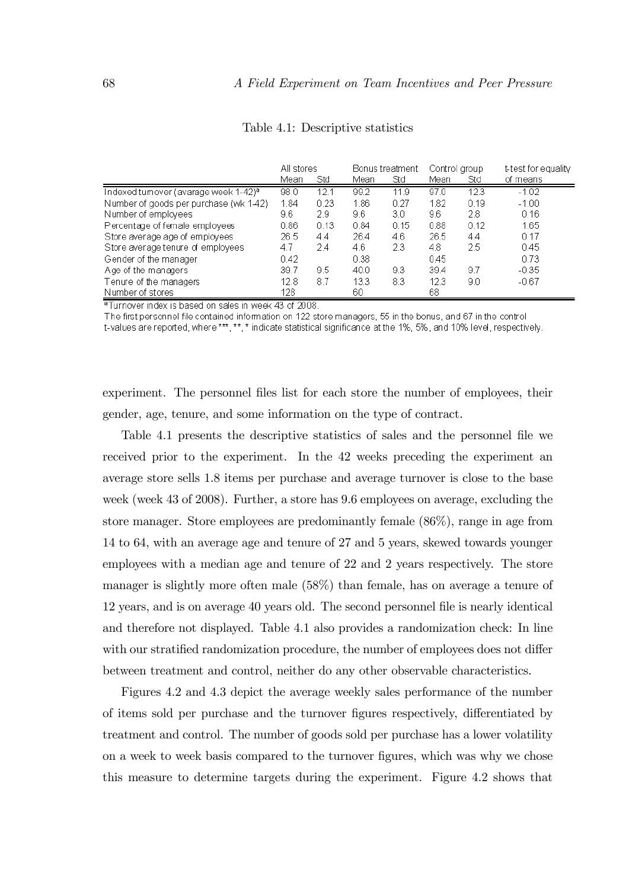Table 4.1: Descriptive statistics

| | All stores | | Bonus treatment | | Control group | | t-test for equality |
|---|---|---|---|---|---|---|---|
| | Mean | Std | Mean | Std | Mean | Std | of means |
| Indexed turnover (avarage week 1-42)[a] | 98.0 | 12.1 | 99.2 | 11.9 | 97.0 | 12.3 | -1.02 |
| Number of goods per purchase (wk 1-42) | 1.84 | 0.23 | 1.86 | 0.27 | 1.82 | 0.19 | -1.00 |
| Number of employees | 9.6 | 2.9 | 9.6 | 3.0 | 9.6 | 2.8 | 0.16 |
| Percentage of female employees | 0.86 | 0.13 | 0.84 | 0.15 | 0.88 | 0.12 | 1.65 |
| Store average age of employees | 26.5 | 4.4 | 26.4 | 4.6 | 26.5 | 4.4 | 0.17 |
| Store average tenure of employees | 4.7 | 2.4 | 4.6 | 2.3 | 4.8 | 2.5 | 0.45 |
| Gender of the manager | 0.42 | | 0.38 | | 0.45 | | 0.73 |
| Age of the managers | 39.7 | 9.5 | 40.0 | 9.3 | 39.4 | 9.7 | -0.35 |
| Tenure of the managers | 12.8 | 8.7 | 13.3 | 8.3 | 12.3 | 9.0 | -0.67 |
| Number of stores | 128 | | 60 | | 68 | | |

[a] Turnover index is based on sales in week 43 of 2008.
The first personnel file contained information on 122 store managers, 55 in the bonus, and 67 in the control
t-values are reported, where ***, **, * indicate statistical significance at the 1%, 5%, and 10% level, respectively.

experiment. The personnel files list for each store the number of employees, their gender, age, tenure, and some information on the type of contract.

Table 4.1 presents the descriptive statistics of sales and the personnel file we received prior to the experiment. In the 42 weeks preceding the experiment an average store sells 1.8 items per purchase and average turnover is close to the base week (week 43 of 2008). Further, a store has 9.6 employees on average, excluding the store manager. Store employees are predominantly female (86%), range in age from 14 to 64, with an average age and tenure of 27 and 5 years, skewed towards younger employees with a median age and tenure of 22 and 2 years respectively. The store manager is slightly more often male (58%) than female, has on average a tenure of 12 years, and is on average 40 years old. The second personnel file is nearly identical and therefore not displayed. Table 4.1 also provides a randomization check: In line with our stratified randomization procedure, the number of employees does not differ between treatment and control, neither do any other observable characteristics.

Figures 4.2 and 4.3 depict the average weekly sales performance of the number of items sold per purchase and the turnover figures respectively, differentiated by treatment and control. The number of goods sold per purchase has a lower volatility on a week to week basis compared to the turnover figures, which was why we chose this measure to determine targets during the experiment. Figure 4.2 shows that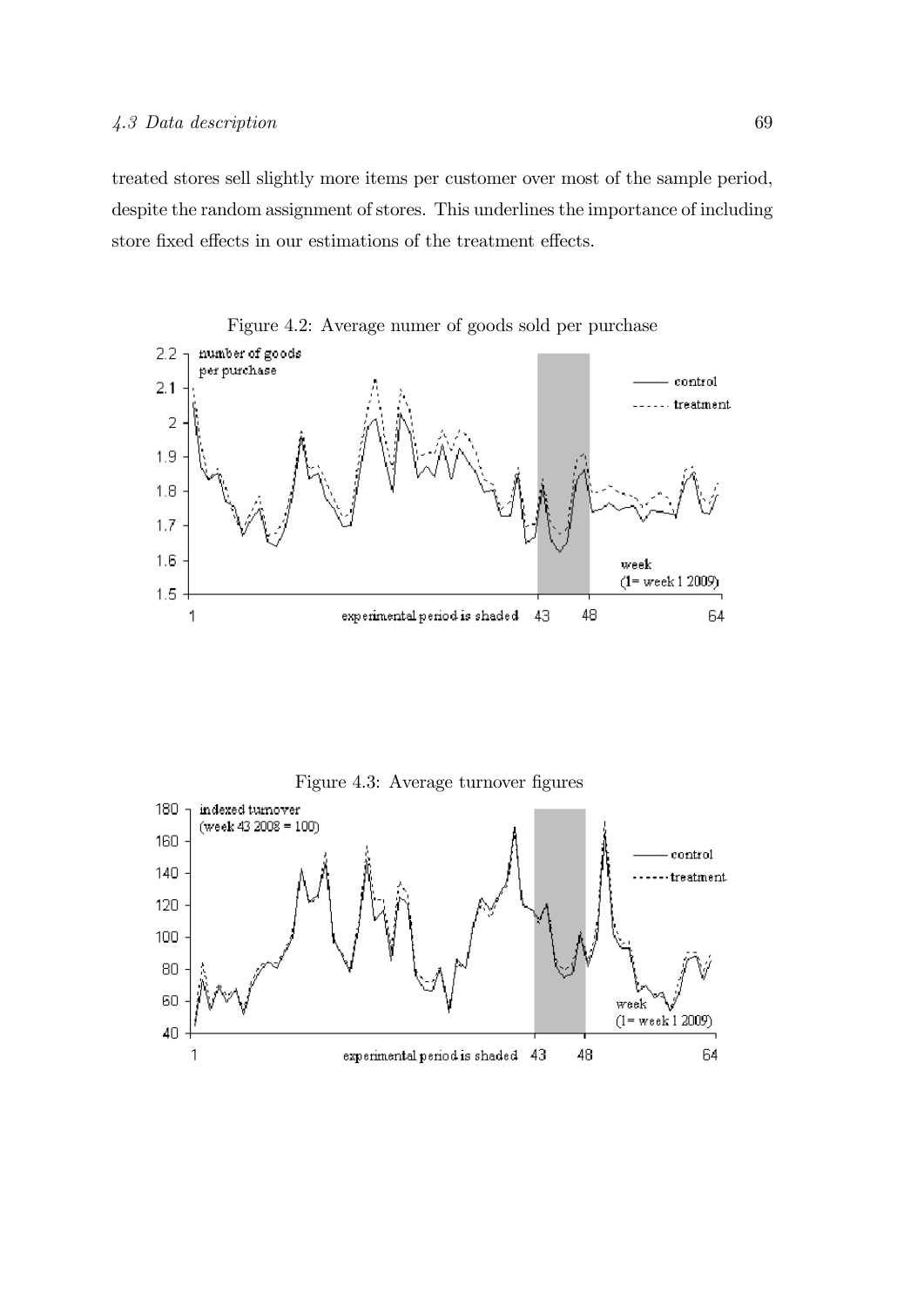treated stores sell slightly more items per customer over most of the sample period, despite the random assignment of stores. This underlines the importance of including store fixed effects in our estimations of the treatment effects.

Figure 4.2: Average numer of goods sold per purchase

Figure 4.3: Average turnover figures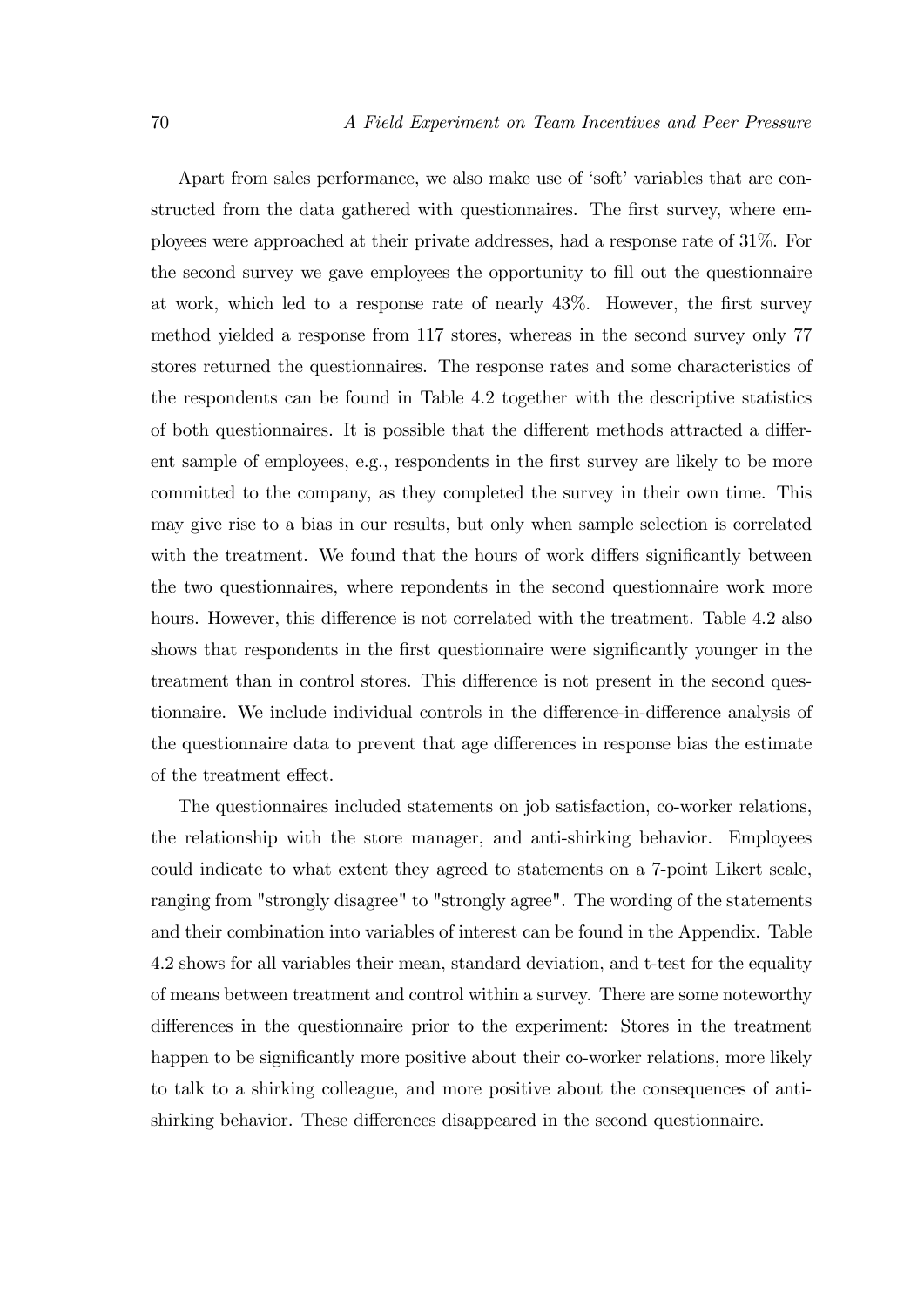Apart from sales performance, we also make use of 'soft' variables that are constructed from the data gathered with questionnaires. The first survey, where employees were approached at their private addresses, had a response rate of 31%. For the second survey we gave employees the opportunity to fill out the questionnaire at work, which led to a response rate of nearly 43%. However, the first survey method yielded a response from 117 stores, whereas in the second survey only 77 stores returned the questionnaires. The response rates and some characteristics of the respondents can be found in Table 4.2 together with the descriptive statistics of both questionnaires. It is possible that the different methods attracted a different sample of employees, e.g., respondents in the first survey are likely to be more committed to the company, as they completed the survey in their own time. This may give rise to a bias in our results, but only when sample selection is correlated with the treatment. We found that the hours of work differs significantly between the two questionnaires, where repondents in the second questionnaire work more hours. However, this difference is not correlated with the treatment. Table 4.2 also shows that respondents in the first questionnaire were significantly younger in the treatment than in control stores. This difference is not present in the second questionnaire. We include individual controls in the difference-in-difference analysis of the questionnaire data to prevent that age differences in response bias the estimate of the treatment effect.

The questionnaires included statements on job satisfaction, co-worker relations, the relationship with the store manager, and anti-shirking behavior. Employees could indicate to what extent they agreed to statements on a 7-point Likert scale, ranging from "strongly disagree" to "strongly agree". The wording of the statements and their combination into variables of interest can be found in the Appendix. Table 4.2 shows for all variables their mean, standard deviation, and t-test for the equality of means between treatment and control within a survey. There are some noteworthy differences in the questionnaire prior to the experiment: Stores in the treatment happen to be significantly more positive about their co-worker relations, more likely to talk to a shirking colleague, and more positive about the consequences of anti-shirking behavior. These differences disappeared in the second questionnaire.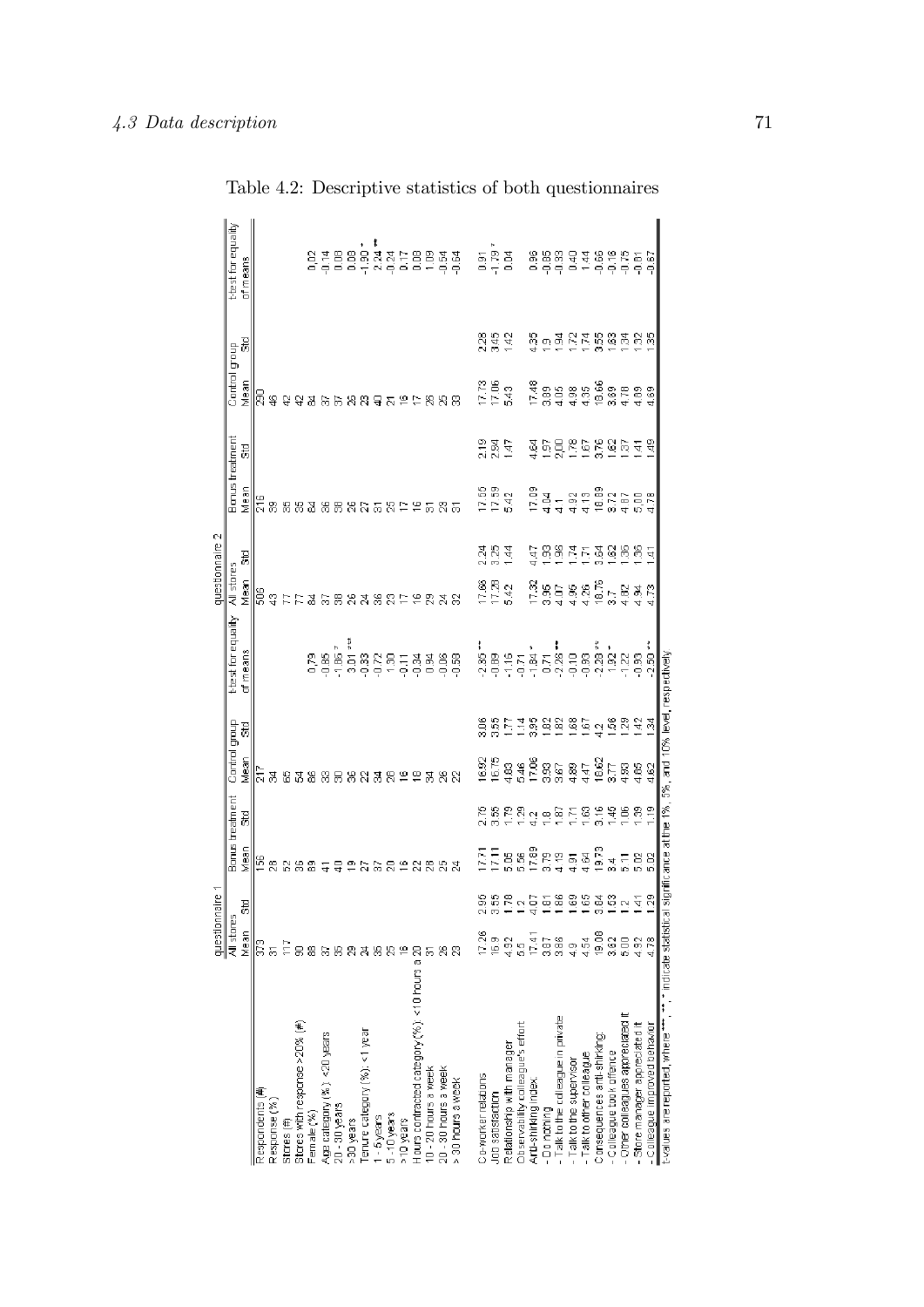Table 4.2: Descriptive statistics of both questionnaires

| | questionnaire 1 | | | | | | | questionnaire 2 | | | | | | |
|---|---|---|---|---|---|---|---|---|---|---|---|---|---|---|
| | All stores | | Bonus treatment | | Control group | | t-test for equality | All stores | | Bonus treatment | | Control group | | t-test for equality |
| | Mean | Std | Mean | Std | Mean | Std | of means | Mean | Std | Mean | Std | Mean | Std | of means |
| Respondents (#) | 373 | | 156 | | 217 | | | 506 | | 216 | | 290 | | |
| Response (%) | 31 | | 28 | | 34 | | | 43 | | 39 | | 46 | | |
| Stores (#) | 117 | | 52 | | 65 | | | 77 | | 35 | | 42 | | |
| Stores with response >20% (#) | 90 | | 36 | | 54 | | | 77 | | 35 | | 42 | | |
| Female (%) | 88 | | 89 | | 86 | | 0,79 | 84 | | 84 | | 84 | | 0,02 |
| Age category (%): <20 years | 37 | | 41 | | 33 | | -0.85 | 37 | | 36 | | 37 | | -0.14 |
| 20 - 30 years | 35 | | 40 | | 30 | | -1.86 * | 38 | | 38 | | 37 | | 0.08 |
| >30 years | 29 | | 19 | | 36 | | 3.01 *** | 26 | | 26 | | 26 | | 0.08 |
| Tenure category (%): <1 year | 24 | | 27 | | 22 | | -0.83 | 24 | | 27 | | 23 | | -1.90 * |
| 1 - 5 years | 35 | | 37 | | 34 | | -0.72 | 36 | | 31 | | 40 | | 2.24 ** |
| 5 - 10 years | 25 | | 20 | | 28 | | 1.30 | 23 | | 25 | | 21 | | -0.24 |
| >10 years | 16 | | 16 | | 16 | | -0.11 | 17 | | 17 | | 16 | | 0.17 |
| Hours contracted category (%): <10 hours a | 20 | | 22 | | 18 | | -0.34 | 16 | | 16 | | 17 | | 0.08 |
| 10 - 20 hours a week | 31 | | 28 | | 34 | | 0.94 | 29 | | 31 | | 26 | | 1.09 |
| 20 - 30 hours a week | 26 | | 25 | | 26 | | -0.06 | 24 | | 23 | | 25 | | -0.54 |
| > 30 hours a week | 23 | | 24 | | 22 | | -0.58 | 32 | | 31 | | 33 | | -0.64 |
| Co-worker relations | 17.26 | 2.95 | 17.71 | 2.76 | 16.92 | 3.06 | -2.85 ** | 17.66 | 2.24 | 17.55 | 2.19 | 17.73 | 2.28 | 0.91 |
| Job satisfaction | 16.9 | 3.55 | 17.11 | 3.55 | 16.75 | 3.55 | -0.89 | 17.28 | 3.25 | 17.59 | 2.94 | 17.06 | 3.45 | -1.79 * |
| Relationship with manager | 4.92 | 1.78 | 5.05 | 1.79 | 4.83 | 1.77 | -1.16 | 5.42 | 1.44 | 5.42 | 1.47 | 5.43 | 1.42 | 0.04 |
| Observability colleague's effort | 5.5 | 1.2 | 5.56 | 1.29 | 5.46 | 1.14 | -0.71 | | | | | | | |
| Anti-shirking index | 17.41 | 4.07 | 17.89 | 4.2 | 17.06 | 3.95 | -1.84 * | 17.32 | 4.47 | 17.09 | 4.64 | 17.48 | 4.35 | 0.96 |
| - Do nothing | 3.87 | 1.81 | 3.79 | 1.8 | 3.93 | 1.82 | 0.71 | 3.95 | 1.93 | 4.04 | 1.97 | 3.89 | 1.9 | -0.85 |
| - Talk to the colleague in private | 3.88 | 1.86 | 4.19 | 1.87 | 3.67 | 1.82 | -2.28 ** | 4.07 | 1.96 | 4.1 | 2.00 | 4.05 | 1.94 | -0.33 |
| - Talk to the supervisor | 4.9 | 1.69 | 4.91 | 1.71 | 4.89 | 1.68 | -0.10 | 4.95 | 1.74 | 4.92 | 1.78 | 4.98 | 1.72 | 0.40 |
| - Talk to other colleague | 4.54 | 1.65 | 4.64 | 1.63 | 4.47 | 1.67 | -0.93 | 4.26 | 1.71 | 4.13 | 1.67 | 4.35 | 1.74 | 1.44 |
| Consequences anti-shirking: | 19.08 | 3.84 | 19.73 | 3.16 | 18.62 | 4.2 | -2.29 ** | 18.76 | 3.64 | 18.89 | 3.76 | 18.66 | 3.55 | -0.66 |
| - Colleague took offence | 3.62 | 1.53 | 3.4 | 1.45 | 3.77 | 1.56 | 1.92 * | 3.7 | 1.62 | 3.72 | 1.62 | 3.69 | 1.63 | -0.16 |
| - Other colleagues appreciated it | 5.00 | 1.2 | 5.11 | 1.06 | 4.93 | 1.29 | -1.22 | 4.82 | 1.36 | 4.87 | 1.37 | 4.78 | 1.34 | -0.75 |
| - Store manager appreciated it | 4.82 | 1.41 | 5.02 | 1.39 | 4.65 | 1.42 | -0.93 | 4.94 | 1.36 | 5.00 | 1.41 | 4.89 | 1.32 | -0.81 |
| - Colleague improved behavior | 4.78 | 1.29 | 5.02 | 1.19 | 4.62 | 1.34 | -2.50 ** | 4.73 | 1.41 | 4.78 | 1.49 | 4.69 | 1.35 | -0.67 |

t-values are reported, where ***, **, * indicate statistical significance at the 1%, 5%, and 10% level, respectively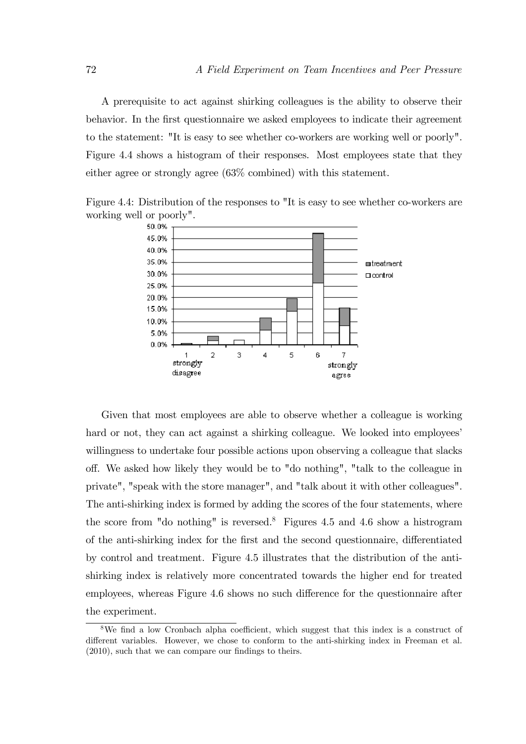A prerequisite to act against shirking colleagues is the ability to observe their behavior. In the first questionnaire we asked employees to indicate their agreement to the statement: "It is easy to see whether co-workers are working well or poorly". Figure 4.4 shows a histogram of their responses. Most employees state that they either agree or strongly agree (63% combined) with this statement.

Figure 4.4: Distribution of the responses to "It is easy to see whether co-workers are working well or poorly".

Given that most employees are able to observe whether a colleague is working hard or not, they can act against a shirking colleague. We looked into employees' willingness to undertake four possible actions upon observing a colleague that slacks off. We asked how likely they would be to "do nothing", "talk to the colleague in private", "speak with the store manager", and "talk about it with other colleagues". The anti-shirking index is formed by adding the scores of the four statements, where the score from "do nothing" is reversed.[8] Figures 4.5 and 4.6 show a histrogram of the anti-shirking index for the first and the second questionnaire, differentiated by control and treatment. Figure 4.5 illustrates that the distribution of the anti-shirking index is relatively more concentrated towards the higher end for treated employees, whereas Figure 4.6 shows no such difference for the questionnaire after the experiment.

[8] We find a low Cronbach alpha coefficient, which suggest that this index is a construct of different variables. However, we chose to conform to the anti-shirking index in Freeman et al. (2010), such that we can compare our findings to theirs.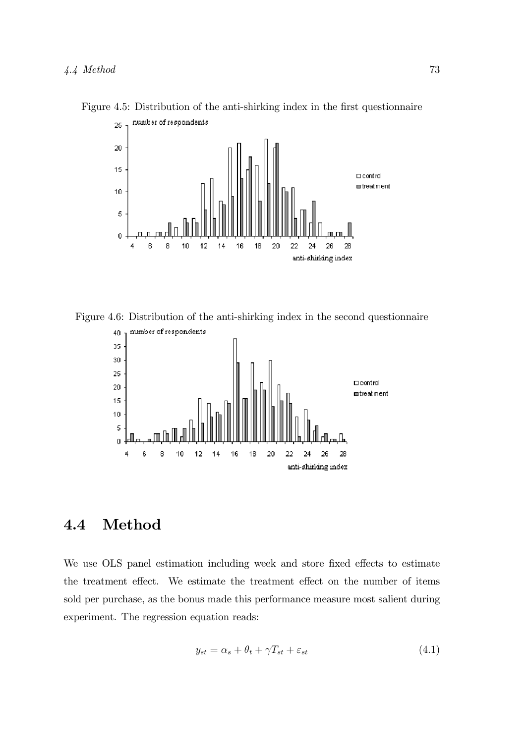Figure 4.5: Distribution of the anti-shirking index in the first questionnaire

Figure 4.6: Distribution of the anti-shirking index in the second questionnaire

## 4.4 Method

We use OLS panel estimation including week and store fixed effects to estimate the treatment effect. We estimate the treatment effect on the number of items sold per purchase, as the bonus made this performance measure most salient during experiment. The regression equation reads:

$$y_{st} = \alpha_s + \theta_t + \gamma T_{st} + \varepsilon_{st} \tag{4.1}$$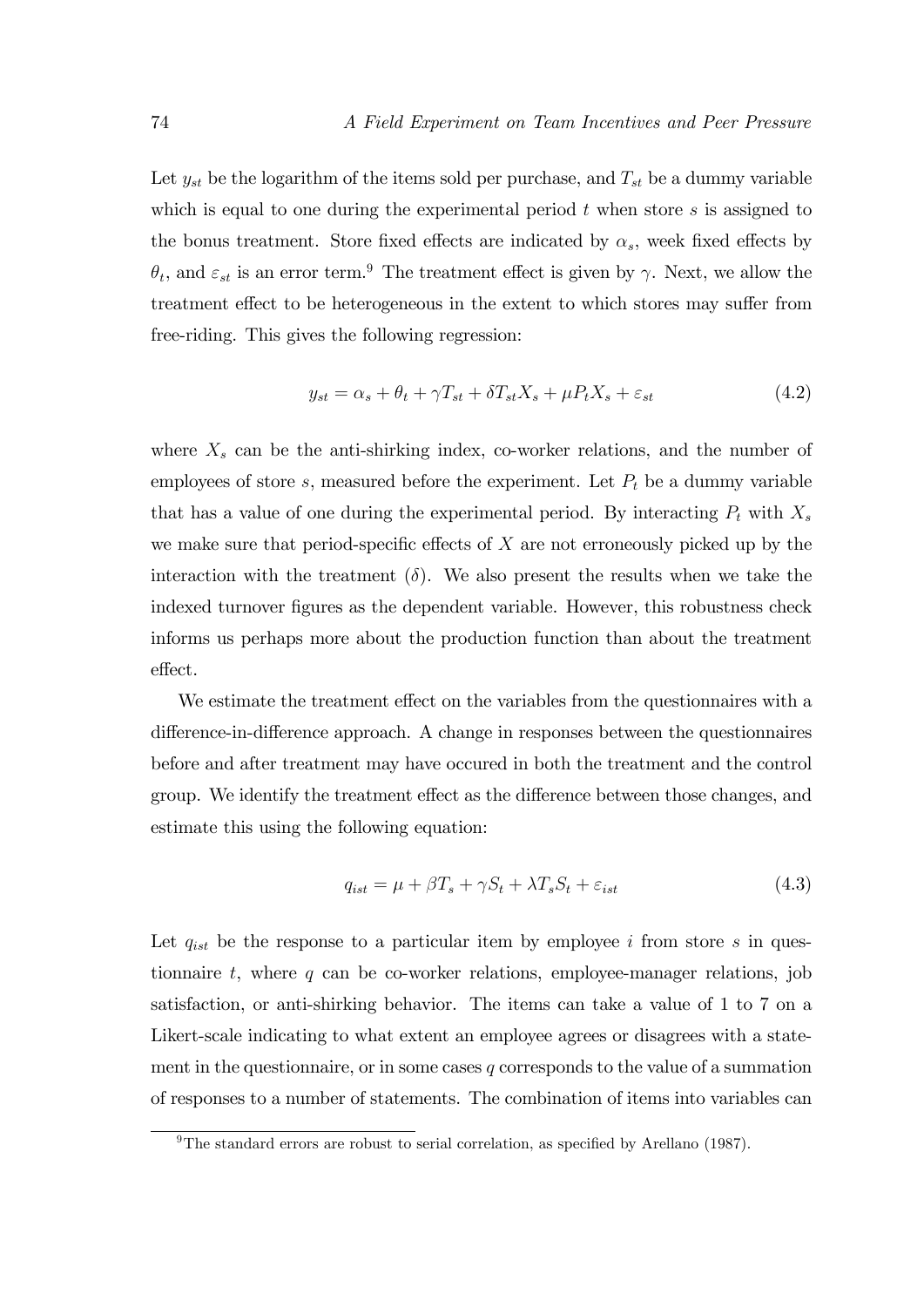Let $y_{st}$ be the logarithm of the items sold per purchase, and $T_{st}$ be a dummy variable which is equal to one during the experimental period $t$ when store $s$ is assigned to the bonus treatment. Store fixed effects are indicated by $\alpha_s$, week fixed effects by $\theta_t$, and $\varepsilon_{st}$ is an error term.[9] The treatment effect is given by $\gamma$. Next, we allow the treatment effect to be heterogeneous in the extent to which stores may suffer from free-riding. This gives the following regression:

$$y_{st} = \alpha_s + \theta_t + \gamma T_{st} + \delta T_{st} X_s + \mu P_t X_s + \varepsilon_{st} \tag{4.2}$$

where $X_s$ can be the anti-shirking index, co-worker relations, and the number of employees of store $s$, measured before the experiment. Let $P_t$ be a dummy variable that has a value of one during the experimental period. By interacting $P_t$ with $X_s$ we make sure that period-specific effects of $X$ are not erroneously picked up by the interaction with the treatment ($\delta$). We also present the results when we take the indexed turnover figures as the dependent variable. However, this robustness check informs us perhaps more about the production function than about the treatment effect.

We estimate the treatment effect on the variables from the questionnaires with a difference-in-difference approach. A change in responses between the questionnaires before and after treatment may have occured in both the treatment and the control group. We identify the treatment effect as the difference between those changes, and estimate this using the following equation:

$$q_{ist} = \mu + \beta T_s + \gamma S_t + \lambda T_s S_t + \varepsilon_{ist} \tag{4.3}$$

Let $q_{ist}$ be the response to a particular item by employee $i$ from store $s$ in questionnaire $t$, where $q$ can be co-worker relations, employee-manager relations, job satisfaction, or anti-shirking behavior. The items can take a value of 1 to 7 on a Likert-scale indicating to what extent an employee agrees or disagrees with a statement in the questionnaire, or in some cases $q$ corresponds to the value of a summation of responses to a number of statements. The combination of items into variables can

[9] The standard errors are robust to serial correlation, as specified by Arellano (1987).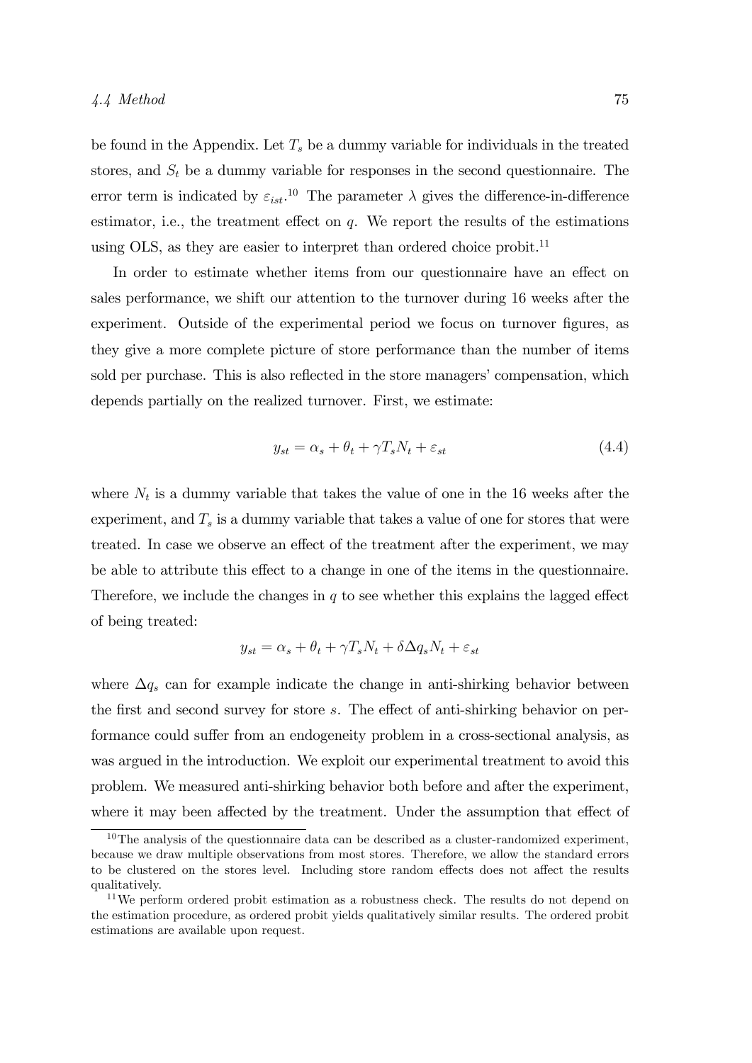be found in the Appendix. Let $T_s$ be a dummy variable for individuals in the treated stores, and $S_t$ be a dummy variable for responses in the second questionnaire. The error term is indicated by $\varepsilon_{ist}$.[10] The parameter $\lambda$ gives the difference-in-difference estimator, i.e., the treatment effect on $q$. We report the results of the estimations using OLS, as they are easier to interpret than ordered choice probit.[11]

In order to estimate whether items from our questionnaire have an effect on sales performance, we shift our attention to the turnover during 16 weeks after the experiment. Outside of the experimental period we focus on turnover figures, as they give a more complete picture of store performance than the number of items sold per purchase. This is also reflected in the store managers' compensation, which depends partially on the realized turnover. First, we estimate:

$$y_{st} = \alpha_s + \theta_t + \gamma T_s N_t + \varepsilon_{st} \tag{4.4}$$

where $N_t$ is a dummy variable that takes the value of one in the 16 weeks after the experiment, and $T_s$ is a dummy variable that takes a value of one for stores that were treated. In case we observe an effect of the treatment after the experiment, we may be able to attribute this effect to a change in one of the items in the questionnaire. Therefore, we include the changes in $q$ to see whether this explains the lagged effect of being treated:

$$y_{st} = \alpha_s + \theta_t + \gamma T_s N_t + \delta \Delta q_s N_t + \varepsilon_{st}$$

where $\Delta q_s$ can for example indicate the change in anti-shirking behavior between the first and second survey for store $s$. The effect of anti-shirking behavior on performance could suffer from an endogeneity problem in a cross-sectional analysis, as was argued in the introduction. We exploit our experimental treatment to avoid this problem. We measured anti-shirking behavior both before and after the experiment, where it may been affected by the treatment. Under the assumption that effect of

[10] The analysis of the questionnaire data can be described as a cluster-randomized experiment, because we draw multiple observations from most stores. Therefore, we allow the standard errors to be clustered on the stores level. Including store random effects does not affect the results qualitatively.

[11] We perform ordered probit estimation as a robustness check. The results do not depend on the estimation procedure, as ordered probit yields qualitatively similar results. The ordered probit estimations are available upon request.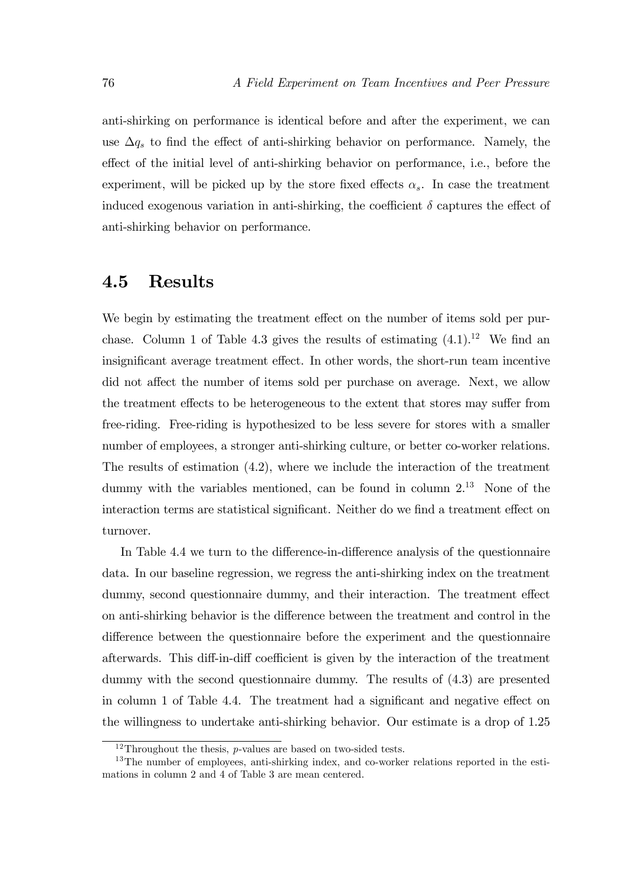anti-shirking on performance is identical before and after the experiment, we can use $\Delta q_s$ to find the effect of anti-shirking behavior on performance. Namely, the effect of the initial level of anti-shirking behavior on performance, i.e., before the experiment, will be picked up by the store fixed effects $\alpha_s$. In case the treatment induced exogenous variation in anti-shirking, the coefficient $\delta$ captures the effect of anti-shirking behavior on performance.

## 4.5 Results

We begin by estimating the treatment effect on the number of items sold per purchase. Column 1 of Table 4.3 gives the results of estimating (4.1).[12] We find an insignificant average treatment effect. In other words, the short-run team incentive did not affect the number of items sold per purchase on average. Next, we allow the treatment effects to be heterogeneous to the extent that stores may suffer from free-riding. Free-riding is hypothesized to be less severe for stores with a smaller number of employees, a stronger anti-shirking culture, or better co-worker relations. The results of estimation (4.2), where we include the interaction of the treatment dummy with the variables mentioned, can be found in column 2.[13] None of the interaction terms are statistical significant. Neither do we find a treatment effect on turnover.

In Table 4.4 we turn to the difference-in-difference analysis of the questionnaire data. In our baseline regression, we regress the anti-shirking index on the treatment dummy, second questionnaire dummy, and their interaction. The treatment effect on anti-shirking behavior is the difference between the treatment and control in the difference between the questionnaire before the experiment and the questionnaire afterwards. This diff-in-diff coefficient is given by the interaction of the treatment dummy with the second questionnaire dummy. The results of (4.3) are presented in column 1 of Table 4.4. The treatment had a significant and negative effect on the willingness to undertake anti-shirking behavior. Our estimate is a drop of 1.25

[12] Throughout the thesis, $p$-values are based on two-sided tests.

[13] The number of employees, anti-shirking index, and co-worker relations reported in the estimations in column 2 and 4 of Table 3 are mean centered.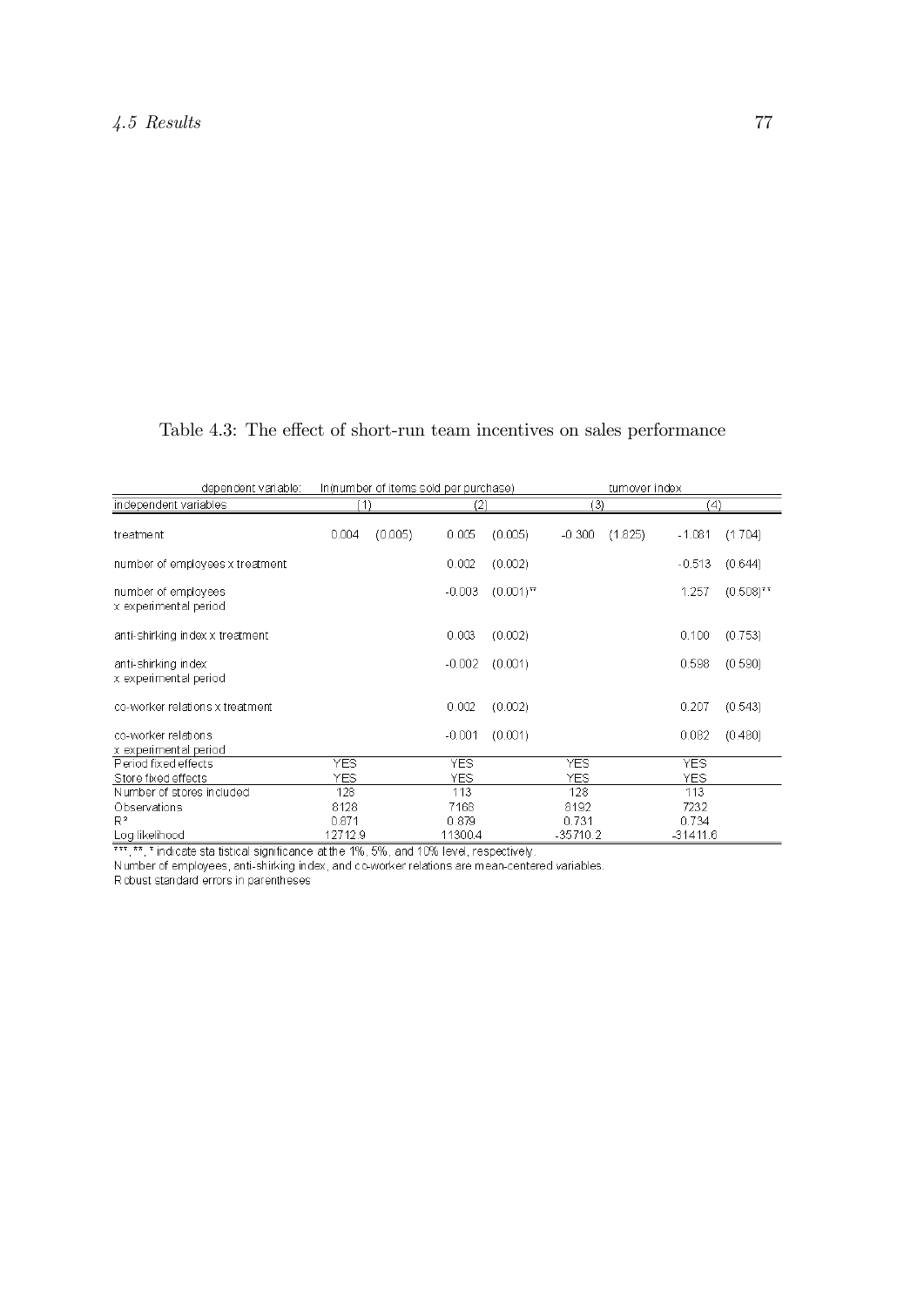Table 4.3: The effect of short-run team incentives on sales performance

| dependent variable: | ln(number of items sold per purchase) | | | | turnover index | | | |
|---|---|---|---|---|---|---|---|---|
| independent variables | (1) | | (2) | | (3) | | (4) | |
| treatment | 0.004 | (0.005) | 0.005 | (0.005) | -0.300 | (1.825) | -1.081 | (1.704) |
| number of employees x treatment | | | 0.002 | (0.002) | | | -0.513 | (0.644) |
| number of employees x experimental period | | | -0.003 | (0.001)** | | | 1.257 | (0.508)** |
| anti-shirking index x treatment | | | 0.003 | (0.002) | | | 0.100 | (0.753) |
| anti-shirking index x experimental period | | | -0.002 | (0.001) | | | 0.598 | (0.590) |
| co-worker relations x treatment | | | 0.002 | (0.002) | | | 0.207 | (0.543) |
| co-worker relations x experimental period | | | -0.001 | (0.001) | | | 0.082 | (0.480) |
| Period fixed effects | YES | | YES | | YES | | YES | |
| Store fixed effects | YES | | YES | | YES | | YES | |
| Number of stores included | 128 | | 113 | | 128 | | 113 | |
| Observations | 8128 | | 7168 | | 8192 | | 7232 | |
| $R^2$ | 0.871 | | 0.879 | | 0.731 | | 0.734 | |
| Log likelihood | 12712.9 | | 11300.4 | | -35710.2 | | -31411.6 | |

***, **, * indicate statistical significance at the 1%, 5%, and 10% level, respectively.
Number of employees, anti-shirking index, and co-worker relations are mean-centered variables.
Robust standard errors in parentheses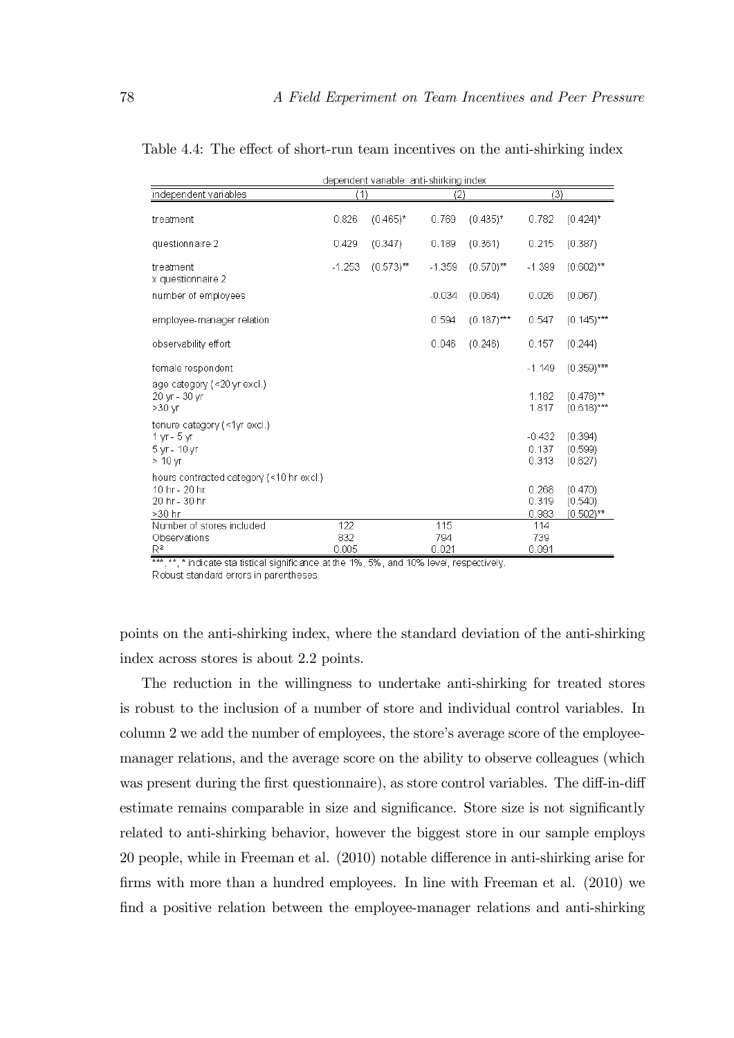Table 4.4: The effect of short-run team incentives on the anti-shirking index

| dependent variable: anti-shirking index | | | | | | |
|---|---|---|---|---|---|---|
| independent variables | (1) | | (2) | | (3) | |
| treatment | 0.826 | (0.465)* | 0.769 | (0.435)* | 0.782 | (0.424)* |
| questionnaire 2 | 0.429 | (0.347) | 0.189 | (0.361) | 0.215 | (0.387) |
| treatment x questionnaire 2 | -1.253 | (0.573)** | -1.359 | (0.570)** | -1.399 | (0.602)** |
| number of employees | | | -0.034 | (0.064) | 0.026 | (0.067) |
| employee-manager relation | | | 0.594 | (0.187)*** | 0.547 | (0.145)*** |
| observability effort | | | 0.046 | (0.246) | 0.157 | (0.244) |
| female respondent | | | | | -1.149 | (0.359)*** |
| age category (<20 yr excl.) | | | | | | |
| 20 yr - 30 yr | | | | | 1.182 | (0.478)** |
| >30 yr | | | | | 1.817 | (0.618)*** |
| tenure category (<1yr excl.) | | | | | | |
| 1 yr - 5 yr | | | | | -0.432 | (0.394) |
| 5 yr - 10 yr | | | | | 0.137 | (0.599) |
| > 10 yr | | | | | 0.313 | (0.627) |
| hours contracted category (<10 hr excl.) | | | | | | |
| 10 hr - 20 hr | | | | | 0.268 | (0.470) |
| 20 hr - 30 hr | | | | | 0.319 | (0.540) |
| >30 hr | | | | | 0.983 | (0.502)** |
| Number of stores included | 122 | | 115 | | 114 | |
| Observations | 832 | | 794 | | 739 | |
| $R^2$ | 0.005 | | 0.021 | | 0.091 | |

***, **, * indicate statistical significance at the 1%, 5%, and 10% level, respectively.
Robust standard errors in parentheses

points on the anti-shirking index, where the standard deviation of the anti-shirking index across stores is about 2.2 points.

The reduction in the willingness to undertake anti-shirking for treated stores is robust to the inclusion of a number of store and individual control variables. In column 2 we add the number of employees, the store's average score of the employee-manager relations, and the average score on the ability to observe colleagues (which was present during the first questionnaire), as store control variables. The diff-in-diff estimate remains comparable in size and significance. Store size is not significantly related to anti-shirking behavior, however the biggest store in our sample employs 20 people, while in Freeman et al. (2010) notable difference in anti-shirking arise for firms with more than a hundred employees. In line with Freeman et al. (2010) we find a positive relation between the employee-manager relations and anti-shirking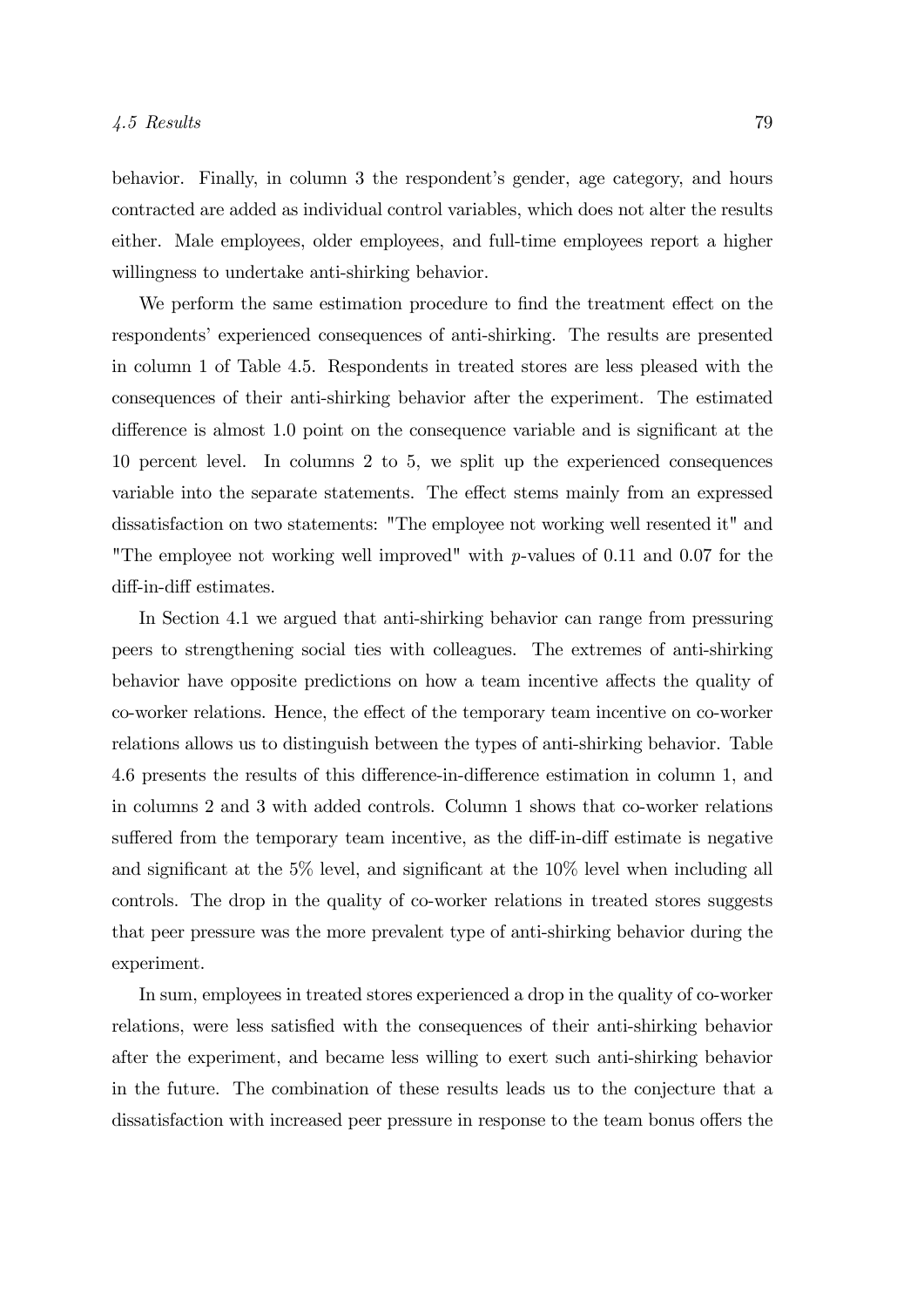behavior. Finally, in column 3 the respondent's gender, age category, and hours contracted are added as individual control variables, which does not alter the results either. Male employees, older employees, and full-time employees report a higher willingness to undertake anti-shirking behavior.

We perform the same estimation procedure to find the treatment effect on the respondents' experienced consequences of anti-shirking. The results are presented in column 1 of Table 4.5. Respondents in treated stores are less pleased with the consequences of their anti-shirking behavior after the experiment. The estimated difference is almost 1.0 point on the consequence variable and is significant at the 10 percent level. In columns 2 to 5, we split up the experienced consequences variable into the separate statements. The effect stems mainly from an expressed dissatisfaction on two statements: "The employee not working well resented it" and "The employee not working well improved" with $p$-values of 0.11 and 0.07 for the diff-in-diff estimates.

In Section 4.1 we argued that anti-shirking behavior can range from pressuring peers to strengthening social ties with colleagues. The extremes of anti-shirking behavior have opposite predictions on how a team incentive affects the quality of co-worker relations. Hence, the effect of the temporary team incentive on co-worker relations allows us to distinguish between the types of anti-shirking behavior. Table 4.6 presents the results of this difference-in-difference estimation in column 1, and in columns 2 and 3 with added controls. Column 1 shows that co-worker relations suffered from the temporary team incentive, as the diff-in-diff estimate is negative and significant at the 5% level, and significant at the 10% level when including all controls. The drop in the quality of co-worker relations in treated stores suggests that peer pressure was the more prevalent type of anti-shirking behavior during the experiment.

In sum, employees in treated stores experienced a drop in the quality of co-worker relations, were less satisfied with the consequences of their anti-shirking behavior after the experiment, and became less willing to exert such anti-shirking behavior in the future. The combination of these results leads us to the conjecture that a dissatisfaction with increased peer pressure in response to the team bonus offers the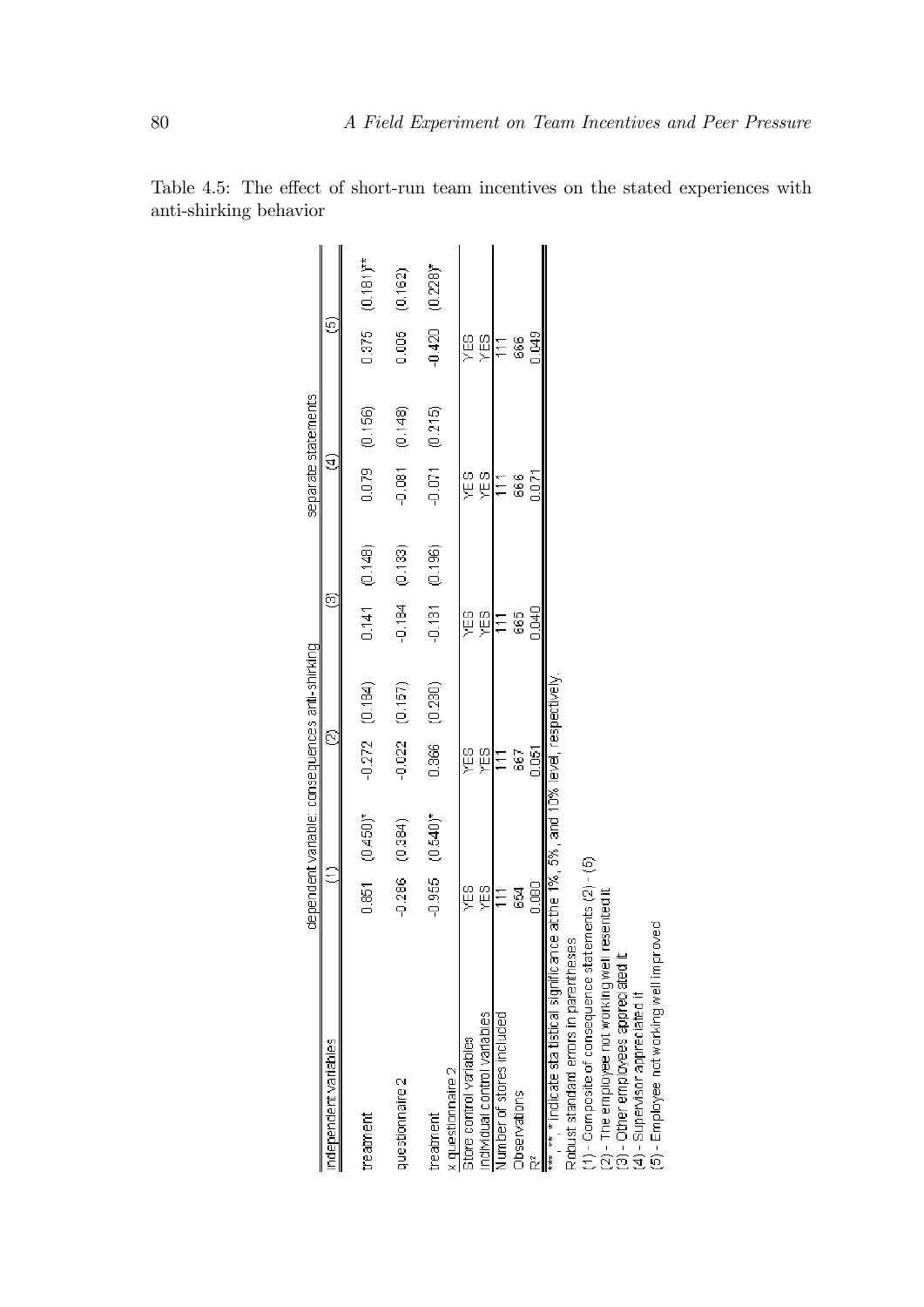Table 4.5: The effect of short-run team incentives on the stated experiences with anti-shirking behavior

| | dependent variable: consequences anti-shirking | | | | | | | | | |
|---|---|---|---|---|---|---|---|---|---|---|
| | | | | | separate statements | | | | | |
| independent variables | (1) | | (2) | | (3) | | (4) | | (5) | |
| treatment | 0.851 | (0.450)* | -0.272 | (0.184) | 0.141 | (0.148) | 0.079 | (0.156) | 0.375 | (0.181)** |
| questionnaire 2 | -0.286 | (0.384) | -0.022 | (0.157) | -0.184 | (0.133) | -0.081 | (0.148) | 0.005 | (0.162) |
| treatment x questionnaire 2 | -0.955 | (0.540)* | 0.366 | (0.230) | -0.131 | (0.196) | -0.071 | (0.215) | -0.420 | (0.228)* |
| Store control variables | YES | | YES | | YES | | YES | | YES | |
| Individual control variables | YES | | YES | | YES | | YES | | YES | |
| Number of stores included | 111 | | 111 | | 111 | | 111 | | 111 | |
| Observations | 654 | | 667 | | 665 | | 666 | | 666 | |
| $R^2$ | 0.080 | | 0.051 | | 0.040 | | 0.071 | | 0.049 | |

***, **, * indicate statistical significance at the 1%, 5%, and 10% level, respectively.
Robust standard errors in parentheses
(1) - Composite of consequence statements (2) - (5)
(2) - The employee not working well resented it
(3) - Other employees appreciated it
(4) - Supervisor appreciated it
(5) - Employee not working well improved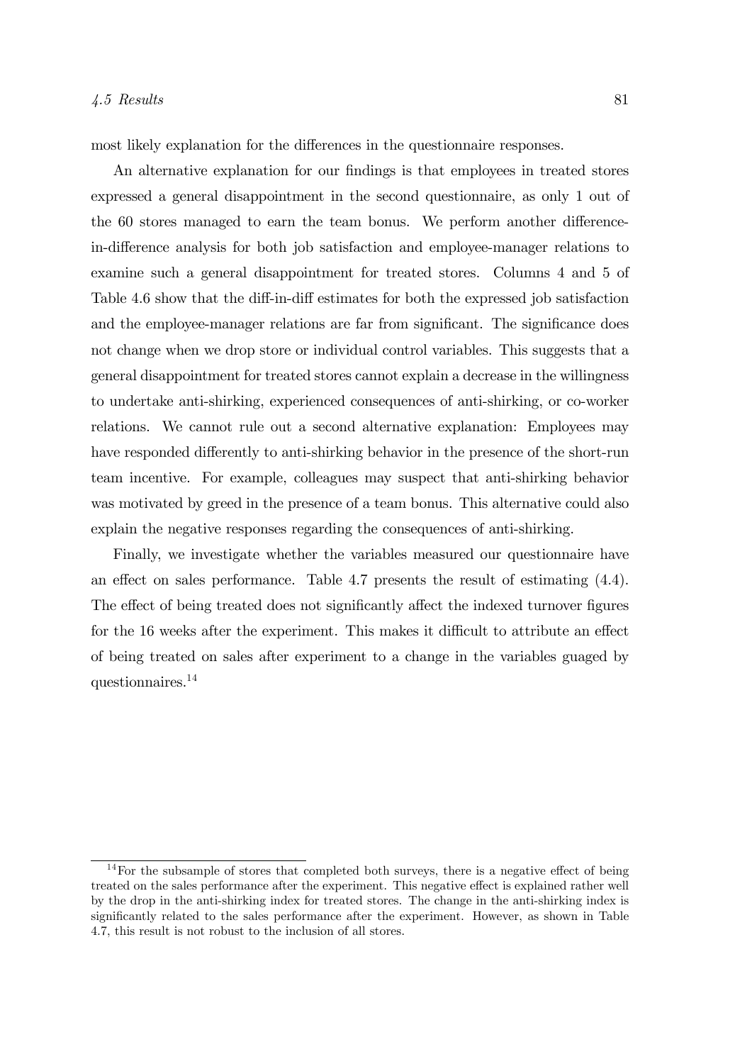most likely explanation for the differences in the questionnaire responses.

An alternative explanation for our findings is that employees in treated stores expressed a general disappointment in the second questionnaire, as only 1 out of the 60 stores managed to earn the team bonus. We perform another difference-in-difference analysis for both job satisfaction and employee-manager relations to examine such a general disappointment for treated stores. Columns 4 and 5 of Table 4.6 show that the diff-in-diff estimates for both the expressed job satisfaction and the employee-manager relations are far from significant. The significance does not change when we drop store or individual control variables. This suggests that a general disappointment for treated stores cannot explain a decrease in the willingness to undertake anti-shirking, experienced consequences of anti-shirking, or co-worker relations. We cannot rule out a second alternative explanation: Employees may have responded differently to anti-shirking behavior in the presence of the short-run team incentive. For example, colleagues may suspect that anti-shirking behavior was motivated by greed in the presence of a team bonus. This alternative could also explain the negative responses regarding the consequences of anti-shirking.

Finally, we investigate whether the variables measured our questionnaire have an effect on sales performance. Table 4.7 presents the result of estimating (4.4). The effect of being treated does not significantly affect the indexed turnover figures for the 16 weeks after the experiment. This makes it difficult to attribute an effect of being treated on sales after experiment to a change in the variables guaged by questionnaires.[14]

[14] For the subsample of stores that completed both surveys, there is a negative effect of being treated on the sales performance after the experiment. This negative effect is explained rather well by the drop in the anti-shirking index for treated stores. The change in the anti-shirking index is significantly related to the sales performance after the experiment. However, as shown in Table 4.7, this result is not robust to the inclusion of all stores.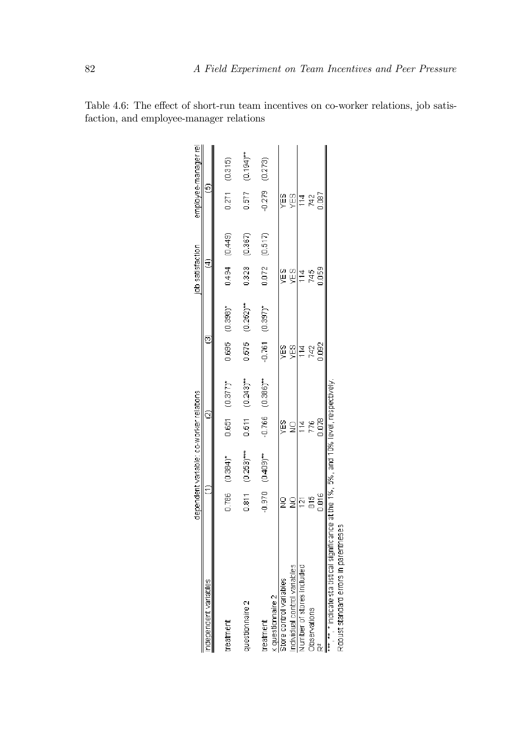Table 4.6: The effect of short-run team incentives on co-worker relations, job satisfaction, and employee-manager relations

| independent variables | dependent variable: co-worker relations | | | | | | job satisfaction | | employee-manager rel | |
|---|---|---|---|---|---|---|---|---|---|---|
| | (1) | | (2) | | (3) | | (4) | | (5) | |
| treatment | 0.786 | (0.384)* | 0.651 | (0.377)* | 0.695 | (0.398)* | 0.494 | (0.449) | 0.271 | (0.315) |
| questionnaire 2 | 0.811 | (0.253)*** | 0.511 | (0.243)** | 0.575 | (0.252)** | 0.323 | (0.367) | 0.577 | (0.194)** |
| treatment x questionnaire 2 | -0.970 | (0.409)** | -0.766 | (0.386)** | -0.761 | (0.397)* | 0.072 | (0.517) | -0.279 | (0.273) |
| Store control variables | NO | | YES | | YES | | YES | | YES | |
| Individual control variables | NO | | NO | | YES | | YES | | YES | |
| Number of stores included | 121 | | 114 | | 114 | | 114 | | 114 | |
| Observations | 815 | | 776 | | 742 | | 745 | | 742 | |
| $R^2$ | 0.016 | | 0.078 | | 0.092 | | 0.059 | | 0.087 | |

***, **, * indicate statistical significance at the 1%, 5%, and 10% level, respectively.
Robust standard errors in parentheses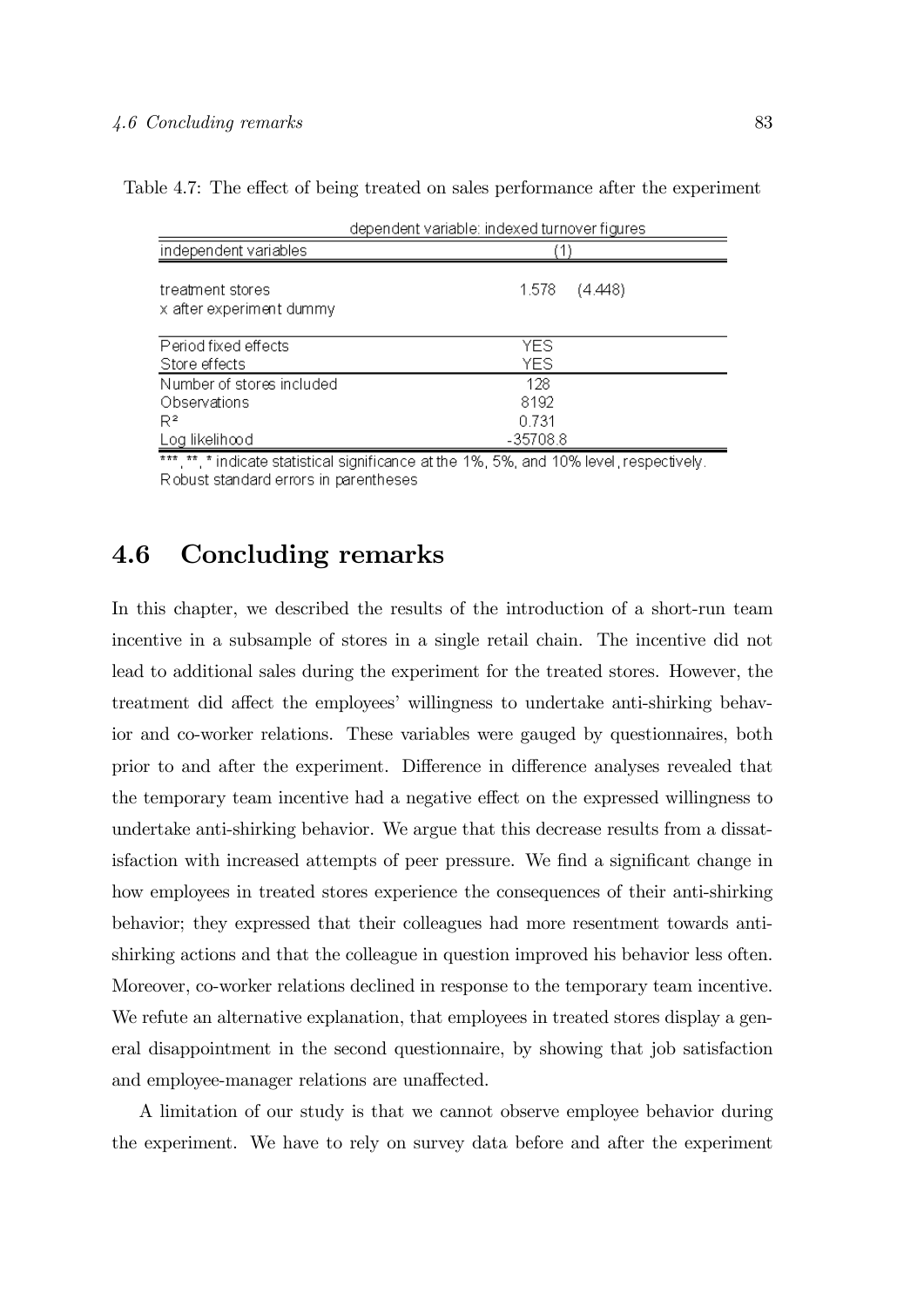Table 4.7: The effect of being treated on sales performance after the experiment

| dependent variable: indexed turnover figures | |
|---|---|
| independent variables | (1) |
| treatment stores x after experiment dummy | 1.578 (4.448) |
| Period fixed effects | YES |
| Store effects | YES |
| Number of stores included | 128 |
| Observations | 8192 |
| $R^2$ | 0.731 |
| Log likelihood | -35708.8 |

***, **, * indicate statistical significance at the 1%, 5%, and 10% level, respectively.
Robust standard errors in parentheses

## 4.6 Concluding remarks

In this chapter, we described the results of the introduction of a short-run team incentive in a subsample of stores in a single retail chain. The incentive did not lead to additional sales during the experiment for the treated stores. However, the treatment did affect the employees' willingness to undertake anti-shirking behavior and co-worker relations. These variables were gauged by questionnaires, both prior to and after the experiment. Difference in difference analyses revealed that the temporary team incentive had a negative effect on the expressed willingness to undertake anti-shirking behavior. We argue that this decrease results from a dissatisfaction with increased attempts of peer pressure. We find a significant change in how employees in treated stores experience the consequences of their anti-shirking behavior; they expressed that their colleagues had more resentment towards anti-shirking actions and that the colleague in question improved his behavior less often. Moreover, co-worker relations declined in response to the temporary team incentive. We refute an alternative explanation, that employees in treated stores display a general disappointment in the second questionnaire, by showing that job satisfaction and employee-manager relations are unaffected.

A limitation of our study is that we cannot observe employee behavior during the experiment. We have to rely on survey data before and after the experiment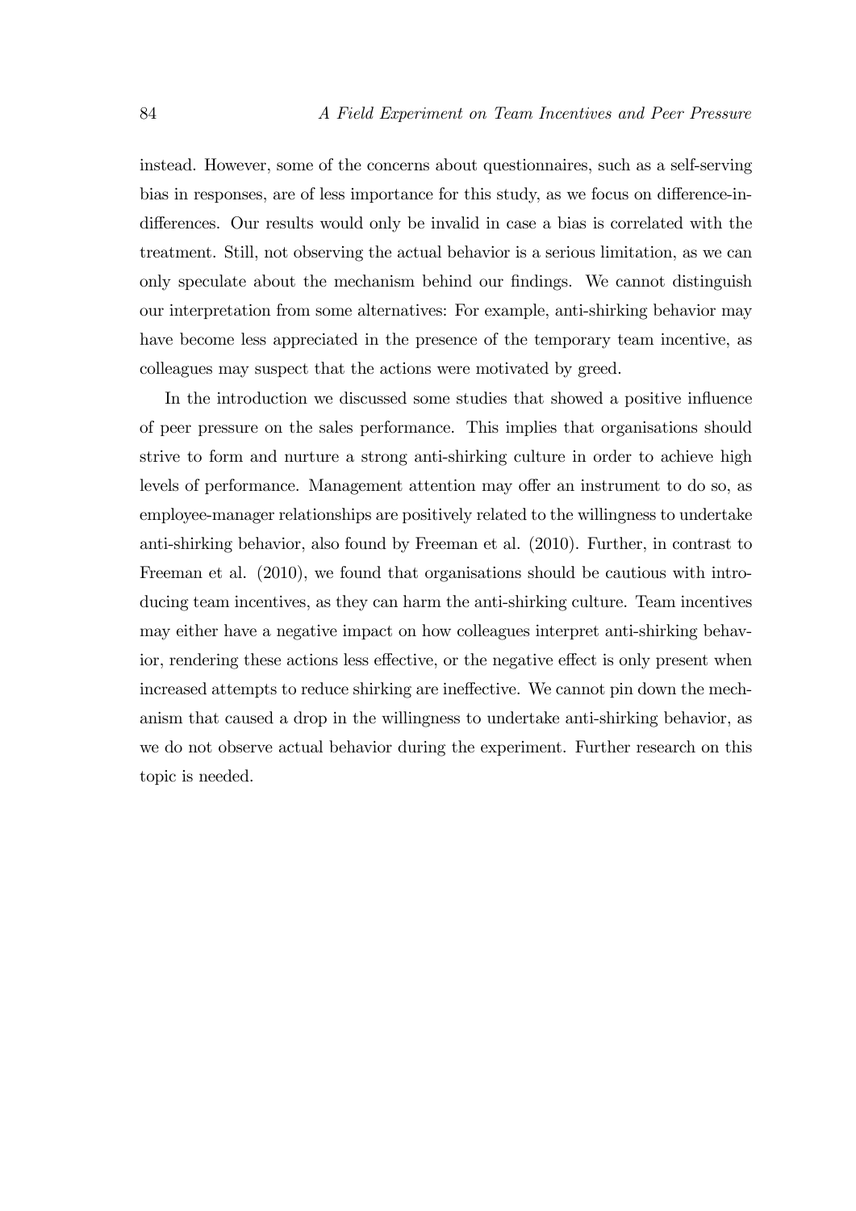instead. However, some of the concerns about questionnaires, such as a self-serving bias in responses, are of less importance for this study, as we focus on difference-in-differences. Our results would only be invalid in case a bias is correlated with the treatment. Still, not observing the actual behavior is a serious limitation, as we can only speculate about the mechanism behind our findings. We cannot distinguish our interpretation from some alternatives: For example, anti-shirking behavior may have become less appreciated in the presence of the temporary team incentive, as colleagues may suspect that the actions were motivated by greed.

In the introduction we discussed some studies that showed a positive influence of peer pressure on the sales performance. This implies that organisations should strive to form and nurture a strong anti-shirking culture in order to achieve high levels of performance. Management attention may offer an instrument to do so, as employee-manager relationships are positively related to the willingness to undertake anti-shirking behavior, also found by Freeman et al. (2010). Further, in contrast to Freeman et al. (2010), we found that organisations should be cautious with introducing team incentives, as they can harm the anti-shirking culture. Team incentives may either have a negative impact on how colleagues interpret anti-shirking behavior, rendering these actions less effective, or the negative effect is only present when increased attempts to reduce shirking are ineffective. We cannot pin down the mechanism that caused a drop in the willingness to undertake anti-shirking behavior, as we do not observe actual behavior during the experiment. Further research on this topic is needed.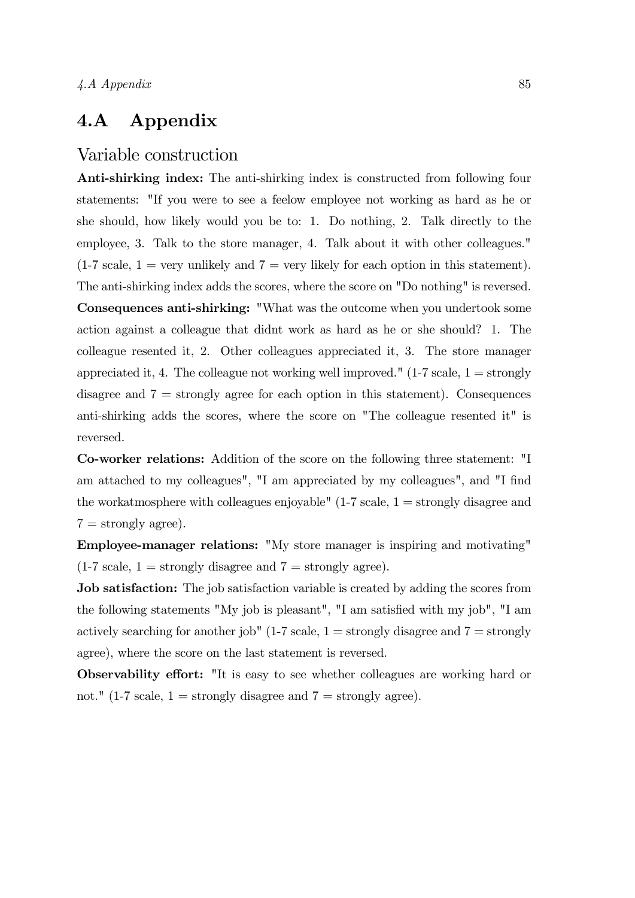## 4.A Appendix

### Variable construction

**Anti-shirking index:** The anti-shirking index is constructed from following four statements: "If you were to see a feelow employee not working as hard as he or she should, how likely would you be to: 1. Do nothing, 2. Talk directly to the employee, 3. Talk to the store manager, 4. Talk about it with other colleagues." (1-7 scale, 1 = very unlikely and 7 = very likely for each option in this statement). The anti-shirking index adds the scores, where the score on "Do nothing" is reversed.

**Consequences anti-shirking:** "What was the outcome when you undertook some action against a colleague that didnt work as hard as he or she should? 1. The colleague resented it, 2. Other colleagues appreciated it, 3. The store manager appreciated it, 4. The colleague not working well improved." (1-7 scale, 1 = strongly disagree and 7 = strongly agree for each option in this statement). Consequences anti-shirking adds the scores, where the score on "The colleague resented it" is reversed.

**Co-worker relations:** Addition of the score on the following three statement: "I am attached to my colleagues", "I am appreciated by my colleagues", and "I find the workatmosphere with colleagues enjoyable" (1-7 scale, 1 = strongly disagree and 7 = strongly agree).

**Employee-manager relations:** "My store manager is inspiring and motivating" (1-7 scale, 1 = strongly disagree and 7 = strongly agree).

**Job satisfaction:** The job satisfaction variable is created by adding the scores from the following statements "My job is pleasant", "I am satisfied with my job", "I am actively searching for another job" (1-7 scale, 1 = strongly disagree and 7 = strongly agree), where the score on the last statement is reversed.

**Observability effort:** "It is easy to see whether colleagues are working hard or not." (1-7 scale, 1 = strongly disagree and 7 = strongly agree).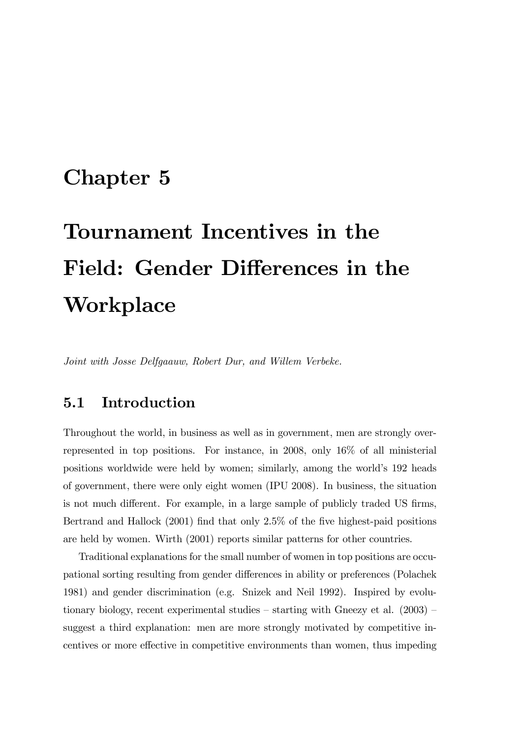# Chapter 5

# Tournament Incentives in the Field: Gender Differences in the Workplace

*Joint with Josse Delfgaauw, Robert Dur, and Willem Verbeke.*

## 5.1 Introduction

Throughout the world, in business as well as in government, men are strongly over-represented in top positions. For instance, in 2008, only 16% of all ministerial positions worldwide were held by women; similarly, among the world's 192 heads of government, there were only eight women (IPU 2008). In business, the situation is not much different. For example, in a large sample of publicly traded US firms, Bertrand and Hallock (2001) find that only 2.5% of the five highest-paid positions are held by women. Wirth (2001) reports similar patterns for other countries.

Traditional explanations for the small number of women in top positions are occupational sorting resulting from gender differences in ability or preferences (Polachek 1981) and gender discrimination (e.g. Snizek and Neil 1992). Inspired by evolutionary biology, recent experimental studies – starting with Gneezy et al. (2003) – suggest a third explanation: men are more strongly motivated by competitive incentives or more effective in competitive environments than women, thus impeding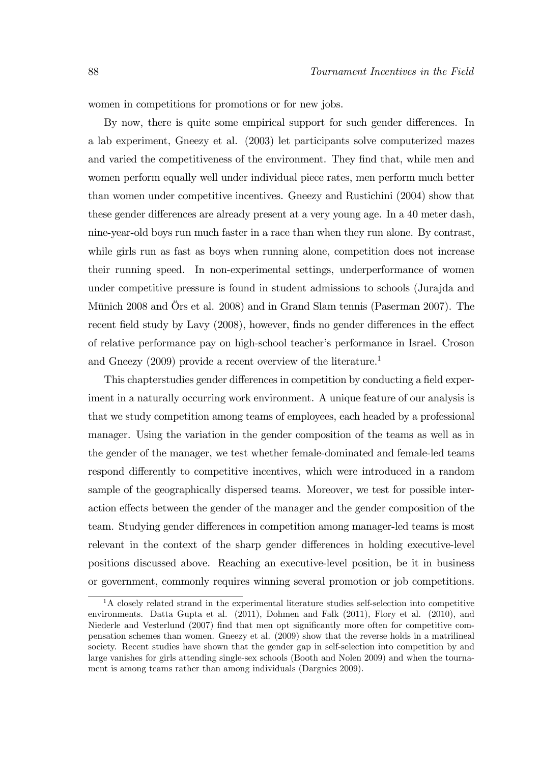women in competitions for promotions or for new jobs.

By now, there is quite some empirical support for such gender differences. In a lab experiment, Gneezy et al. (2003) let participants solve computerized mazes and varied the competitiveness of the environment. They find that, while men and women perform equally well under individual piece rates, men perform much better than women under competitive incentives. Gneezy and Rustichini (2004) show that these gender differences are already present at a very young age. In a 40 meter dash, nine-year-old boys run much faster in a race than when they run alone. By contrast, while girls run as fast as boys when running alone, competition does not increase their running speed. In non-experimental settings, underperformance of women under competitive pressure is found in student admissions to schools (Jurajda and Münich 2008 and Örs et al. 2008) and in Grand Slam tennis (Paserman 2007). The recent field study by Lavy (2008), however, finds no gender differences in the effect of relative performance pay on high-school teacher's performance in Israel. Croson and Gneezy (2009) provide a recent overview of the literature.[1]

This chapterstudies gender differences in competition by conducting a field experiment in a naturally occurring work environment. A unique feature of our analysis is that we study competition among teams of employees, each headed by a professional manager. Using the variation in the gender composition of the teams as well as in the gender of the manager, we test whether female-dominated and female-led teams respond differently to competitive incentives, which were introduced in a random sample of the geographically dispersed teams. Moreover, we test for possible interaction effects between the gender of the manager and the gender composition of the team. Studying gender differences in competition among manager-led teams is most relevant in the context of the sharp gender differences in holding executive-level positions discussed above. Reaching an executive-level position, be it in business or government, commonly requires winning several promotion or job competitions.

[1] A closely related strand in the experimental literature studies self-selection into competitive environments. Datta Gupta et al. (2011), Dohmen and Falk (2011), Flory et al. (2010), and Niederle and Vesterlund (2007) find that men opt significantly more often for competitive compensation schemes than women. Gneezy et al. (2009) show that the reverse holds in a matrilineal society. Recent studies have shown that the gender gap in self-selection into competition by and large vanishes for girls attending single-sex schools (Booth and Nolen 2009) and when the tournament is among teams rather than among individuals (Dargnies 2009).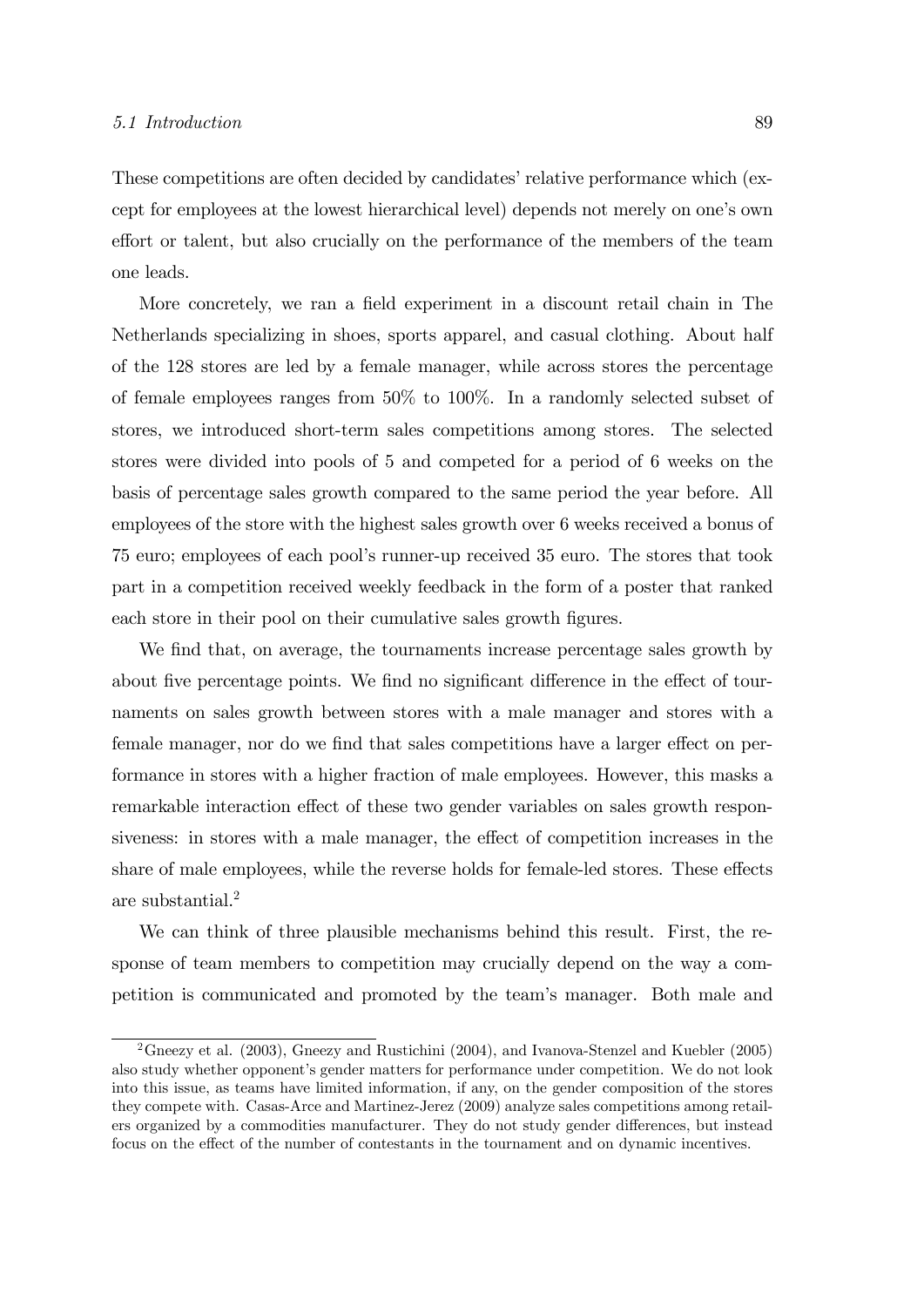These competitions are often decided by candidates' relative performance which (except for employees at the lowest hierarchical level) depends not merely on one's own effort or talent, but also crucially on the performance of the members of the team one leads.

More concretely, we ran a field experiment in a discount retail chain in The Netherlands specializing in shoes, sports apparel, and casual clothing. About half of the 128 stores are led by a female manager, while across stores the percentage of female employees ranges from 50% to 100%. In a randomly selected subset of stores, we introduced short-term sales competitions among stores. The selected stores were divided into pools of 5 and competed for a period of 6 weeks on the basis of percentage sales growth compared to the same period the year before. All employees of the store with the highest sales growth over 6 weeks received a bonus of 75 euro; employees of each pool's runner-up received 35 euro. The stores that took part in a competition received weekly feedback in the form of a poster that ranked each store in their pool on their cumulative sales growth figures.

We find that, on average, the tournaments increase percentage sales growth by about five percentage points. We find no significant difference in the effect of tournaments on sales growth between stores with a male manager and stores with a female manager, nor do we find that sales competitions have a larger effect on performance in stores with a higher fraction of male employees. However, this masks a remarkable interaction effect of these two gender variables on sales growth responsiveness: in stores with a male manager, the effect of competition increases in the share of male employees, while the reverse holds for female-led stores. These effects are substantial.[2]

We can think of three plausible mechanisms behind this result. First, the response of team members to competition may crucially depend on the way a competition is communicated and promoted by the team's manager. Both male and

[2] Gneezy et al. (2003), Gneezy and Rustichini (2004), and Ivanova-Stenzel and Kuebler (2005) also study whether opponent's gender matters for performance under competition. We do not look into this issue, as teams have limited information, if any, on the gender composition of the stores they compete with. Casas-Arce and Martinez-Jerez (2009) analyze sales competitions among retailers organized by a commodities manufacturer. They do not study gender differences, but instead focus on the effect of the number of contestants in the tournament and on dynamic incentives.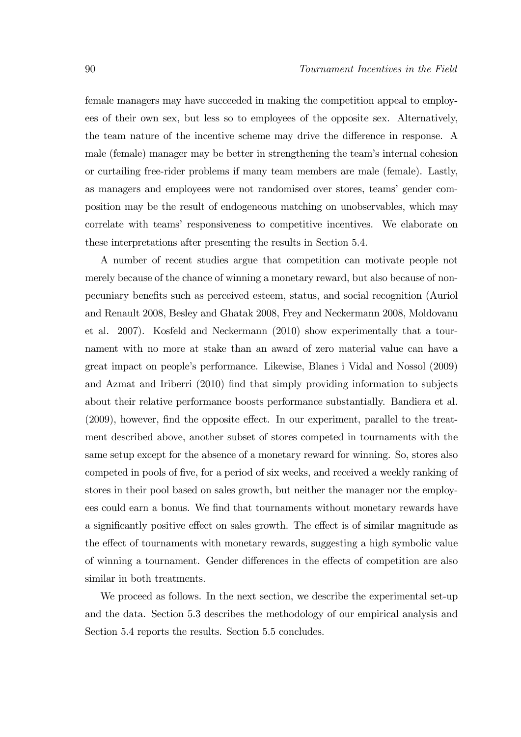female managers may have succeeded in making the competition appeal to employees of their own sex, but less so to employees of the opposite sex. Alternatively, the team nature of the incentive scheme may drive the difference in response. A male (female) manager may be better in strengthening the team's internal cohesion or curtailing free-rider problems if many team members are male (female). Lastly, as managers and employees were not randomised over stores, teams' gender composition may be the result of endogeneous matching on unobservables, which may correlate with teams' responsiveness to competitive incentives. We elaborate on these interpretations after presenting the results in Section 5.4.

A number of recent studies argue that competition can motivate people not merely because of the chance of winning a monetary reward, but also because of nonpecuniary benefits such as perceived esteem, status, and social recognition (Auriol and Renault 2008, Besley and Ghatak 2008, Frey and Neckermann 2008, Moldovanu et al. 2007). Kosfeld and Neckermann (2010) show experimentally that a tournament with no more at stake than an award of zero material value can have a great impact on people's performance. Likewise, Blanes i Vidal and Nossol (2009) and Azmat and Iriberri (2010) find that simply providing information to subjects about their relative performance boosts performance substantially. Bandiera et al. (2009), however, find the opposite effect. In our experiment, parallel to the treatment described above, another subset of stores competed in tournaments with the same setup except for the absence of a monetary reward for winning. So, stores also competed in pools of five, for a period of six weeks, and received a weekly ranking of stores in their pool based on sales growth, but neither the manager nor the employees could earn a bonus. We find that tournaments without monetary rewards have a significantly positive effect on sales growth. The effect is of similar magnitude as the effect of tournaments with monetary rewards, suggesting a high symbolic value of winning a tournament. Gender differences in the effects of competition are also similar in both treatments.

We proceed as follows. In the next section, we describe the experimental set-up and the data. Section 5.3 describes the methodology of our empirical analysis and Section 5.4 reports the results. Section 5.5 concludes.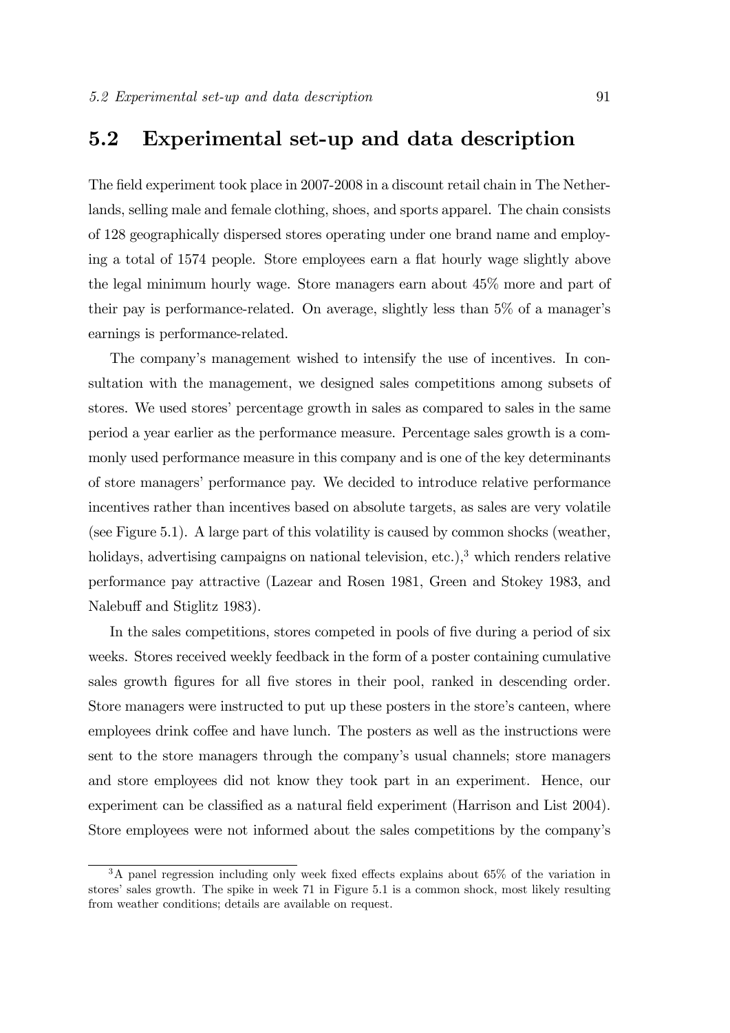## 5.2 Experimental set-up and data description

The field experiment took place in 2007-2008 in a discount retail chain in The Netherlands, selling male and female clothing, shoes, and sports apparel. The chain consists of 128 geographically dispersed stores operating under one brand name and employing a total of 1574 people. Store employees earn a flat hourly wage slightly above the legal minimum hourly wage. Store managers earn about 45% more and part of their pay is performance-related. On average, slightly less than 5% of a manager's earnings is performance-related.

The company's management wished to intensify the use of incentives. In consultation with the management, we designed sales competitions among subsets of stores. We used stores' percentage growth in sales as compared to sales in the same period a year earlier as the performance measure. Percentage sales growth is a commonly used performance measure in this company and is one of the key determinants of store managers' performance pay. We decided to introduce relative performance incentives rather than incentives based on absolute targets, as sales are very volatile (see Figure 5.1). A large part of this volatility is caused by common shocks (weather, holidays, advertising campaigns on national television, etc.),[3] which renders relative performance pay attractive (Lazear and Rosen 1981, Green and Stokey 1983, and Nalebuff and Stiglitz 1983).

In the sales competitions, stores competed in pools of five during a period of six weeks. Stores received weekly feedback in the form of a poster containing cumulative sales growth figures for all five stores in their pool, ranked in descending order. Store managers were instructed to put up these posters in the store's canteen, where employees drink coffee and have lunch. The posters as well as the instructions were sent to the store managers through the company's usual channels; store managers and store employees did not know they took part in an experiment. Hence, our experiment can be classified as a natural field experiment (Harrison and List 2004). Store employees were not informed about the sales competitions by the company's

---

[3] A panel regression including only week fixed effects explains about 65% of the variation in stores' sales growth. The spike in week 71 in Figure 5.1 is a common shock, most likely resulting from weather conditions; details are available on request.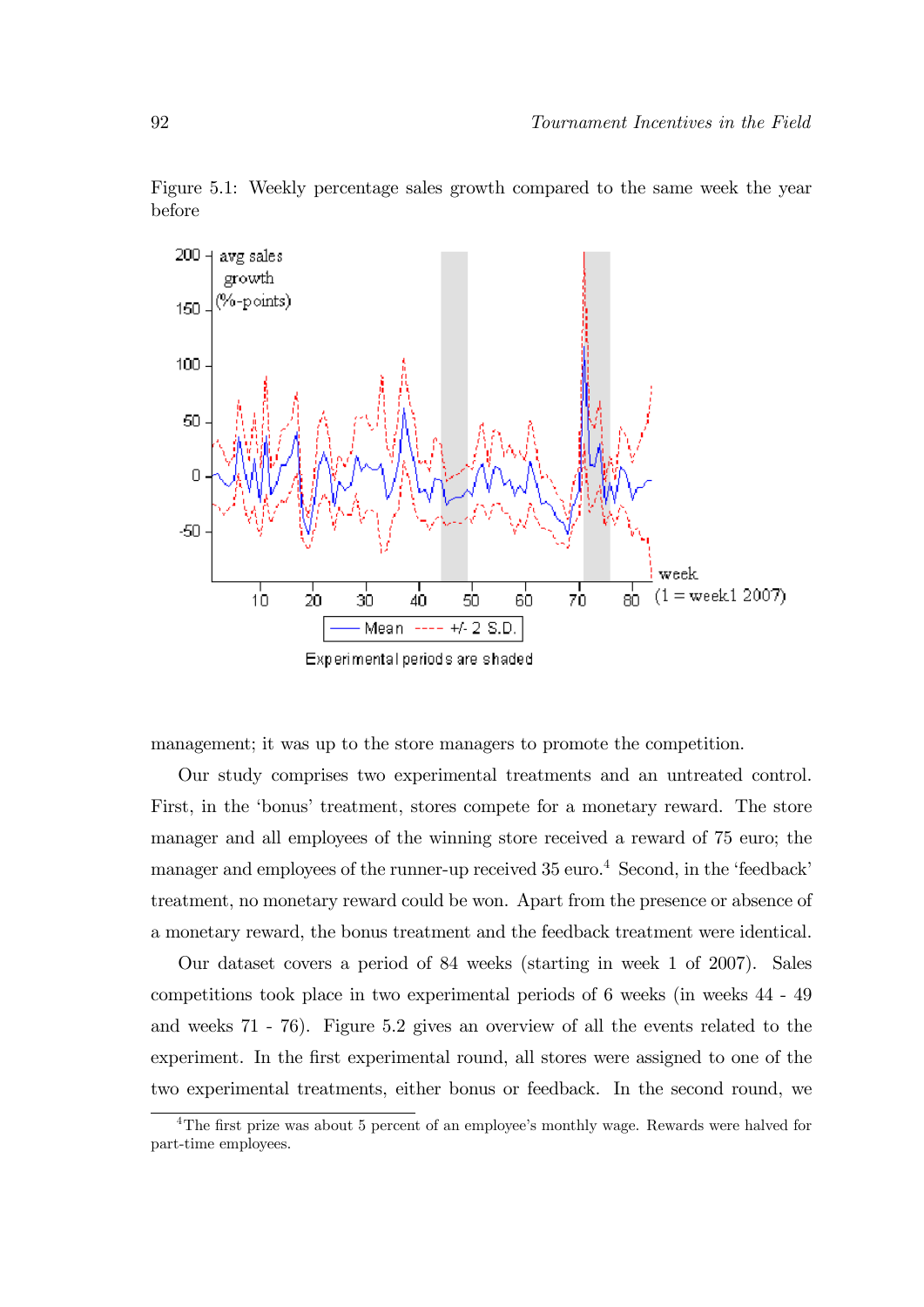Figure 5.1: Weekly percentage sales growth compared to the same week the year before

management; it was up to the store managers to promote the competition.

Our study comprises two experimental treatments and an untreated control. First, in the 'bonus' treatment, stores compete for a monetary reward. The store manager and all employees of the winning store received a reward of 75 euro; the manager and employees of the runner-up received 35 euro.[4] Second, in the 'feedback' treatment, no monetary reward could be won. Apart from the presence or absence of a monetary reward, the bonus treatment and the feedback treatment were identical.

Our dataset covers a period of 84 weeks (starting in week 1 of 2007). Sales competitions took place in two experimental periods of 6 weeks (in weeks 44 - 49 and weeks 71 - 76). Figure 5.2 gives an overview of all the events related to the experiment. In the first experimental round, all stores were assigned to one of the two experimental treatments, either bonus or feedback. In the second round, we

[4] The first prize was about 5 percent of an employee's monthly wage. Rewards were halved for part-time employees.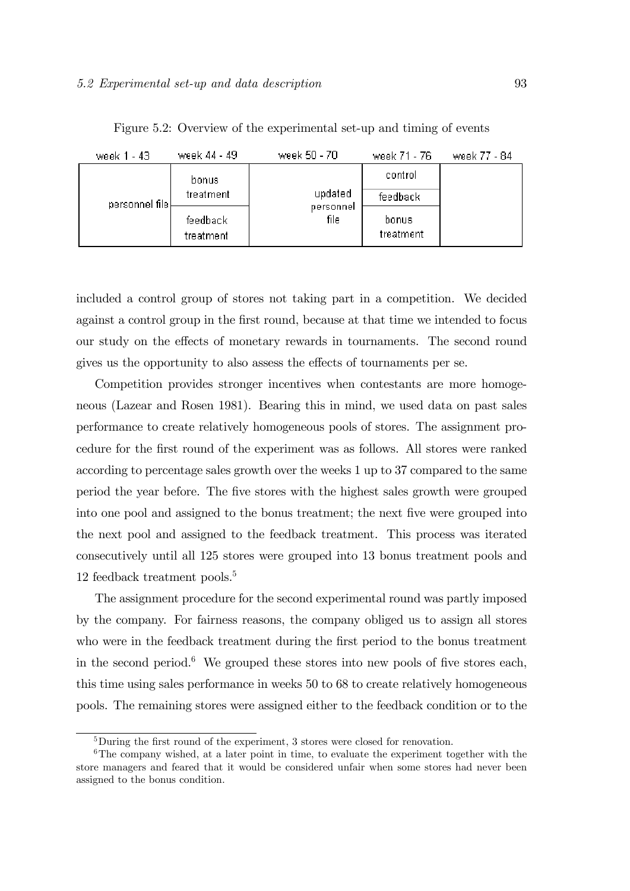Figure 5.2: Overview of the experimental set-up and timing of events

| week 1 - 43 | week 44 - 49 | week 50 - 70 | week 71 - 76 | week 77 - 84 |
|---|---|---|---|---|
| personnel file | bonus treatment | updated personnel file | control | |
| | | | feedback | |
| | feedback treatment | | bonus treatment | |

included a control group of stores not taking part in a competition. We decided against a control group in the first round, because at that time we intended to focus our study on the effects of monetary rewards in tournaments. The second round gives us the opportunity to also assess the effects of tournaments per se.

Competition provides stronger incentives when contestants are more homogeneous (Lazear and Rosen 1981). Bearing this in mind, we used data on past sales performance to create relatively homogeneous pools of stores. The assignment procedure for the first round of the experiment was as follows. All stores were ranked according to percentage sales growth over the weeks 1 up to 37 compared to the same period the year before. The five stores with the highest sales growth were grouped into one pool and assigned to the bonus treatment; the next five were grouped into the next pool and assigned to the feedback treatment. This process was iterated consecutively until all 125 stores were grouped into 13 bonus treatment pools and 12 feedback treatment pools.[5]

The assignment procedure for the second experimental round was partly imposed by the company. For fairness reasons, the company obliged us to assign all stores who were in the feedback treatment during the first period to the bonus treatment in the second period.[6] We grouped these stores into new pools of five stores each, this time using sales performance in weeks 50 to 68 to create relatively homogeneous pools. The remaining stores were assigned either to the feedback condition or to the

[5] During the first round of the experiment, 3 stores were closed for renovation.

[6] The company wished, at a later point in time, to evaluate the experiment together with the store managers and feared that it would be considered unfair when some stores had never been assigned to the bonus condition.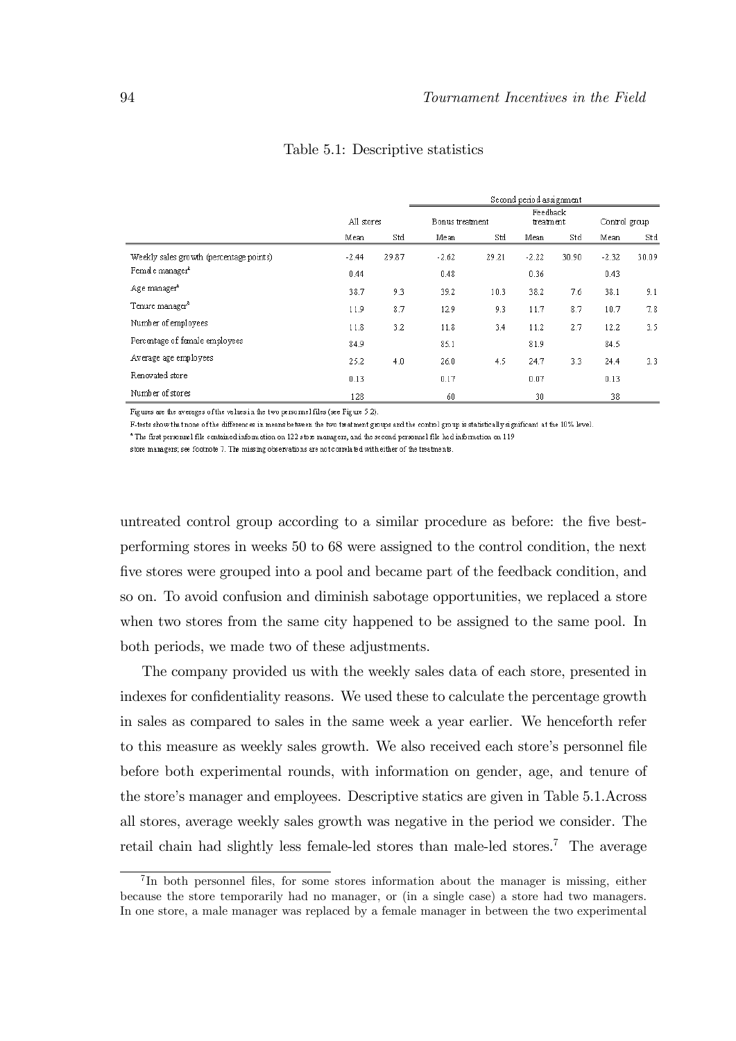Table 5.1: Descriptive statistics

| | All stores | | Second period assignment | | | | | |
|---|---|---|---|---|---|---|---|---|
| | | | Bonus treatment | | Feedback treatment | | Control group | |
| | Mean | Std | Mean | Std | Mean | Std | Mean | Std |
| Weekly sales growth (percentage points) | -2.44 | 29.87 | -2.62 | 29.21 | -2.22 | 30.90 | -2.32 | 30.09 |
| Female manager[a] | 0.44 | | 0.48 | | 0.36 | | 0.43 | |
| Age manager[a] | 38.7 | 9.3 | 39.2 | 10.3 | 38.2 | 7.6 | 38.1 | 9.1 |
| Tenure manager[a] | 11.9 | 8.7 | 12.9 | 9.3 | 11.7 | 8.7 | 10.7 | 7.8 |
| Number of employees | 11.8 | 3.2 | 11.8 | 3.4 | 11.2 | 2.7 | 12.2 | 3.5 |
| Percentage of female employees | 84.9 | | 85.1 | | 81.9 | | 84.5 | |
| Average age employees | 25.2 | 4.0 | 26.0 | 4.5 | 24.7 | 3.3 | 24.4 | 3.3 |
| Renovated store | 0.13 | | 0.17 | | 0.07 | | 0.13 | |
| Number of stores | 128 | | 60 | | 30 | | 38 | |

Figures are the averages of the values in the two personnel files (see Figure 5.2).

F-tests show that none of the differences in means between the two treatment groups and the control group is statistically significant at the 10% level.

[a] The first personnel file contained information on 122 store managers, and the second personnel file had information on 119 store managers; see footnote 7. The missing observations are not correlated with either of the treatments.

untreated control group according to a similar procedure as before: the five best-performing stores in weeks 50 to 68 were assigned to the control condition, the next five stores were grouped into a pool and became part of the feedback condition, and so on. To avoid confusion and diminish sabotage opportunities, we replaced a store when two stores from the same city happened to be assigned to the same pool. In both periods, we made two of these adjustments.

The company provided us with the weekly sales data of each store, presented in indexes for confidentiality reasons. We used these to calculate the percentage growth in sales as compared to sales in the same week a year earlier. We henceforth refer to this measure as weekly sales growth. We also received each store's personnel file before both experimental rounds, with information on gender, age, and tenure of the store's manager and employees. Descriptive statics are given in Table 5.1.Across all stores, average weekly sales growth was negative in the period we consider. The retail chain had slightly less female-led stores than male-led stores.[7] The average

[7] In both personnel files, for some stores information about the manager is missing, either because the store temporarily had no manager, or (in a single case) a store had two managers. In one store, a male manager was replaced by a female manager in between the two experimental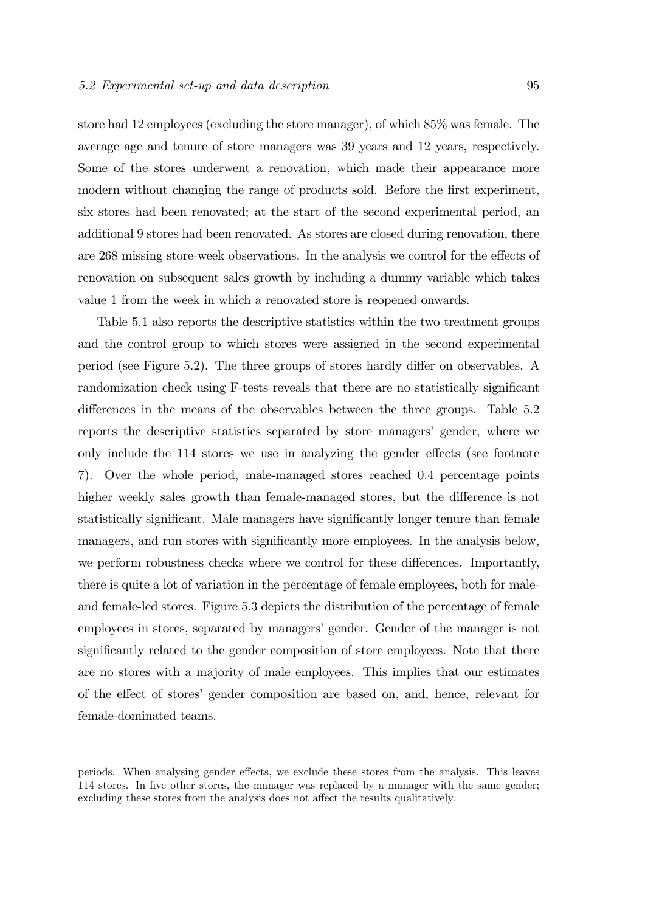store had 12 employees (excluding the store manager), of which 85% was female. The average age and tenure of store managers was 39 years and 12 years, respectively. Some of the stores underwent a renovation, which made their appearance more modern without changing the range of products sold. Before the first experiment, six stores had been renovated; at the start of the second experimental period, an additional 9 stores had been renovated. As stores are closed during renovation, there are 268 missing store-week observations. In the analysis we control for the effects of renovation on subsequent sales growth by including a dummy variable which takes value 1 from the week in which a renovated store is reopened onwards.

Table 5.1 also reports the descriptive statistics within the two treatment groups and the control group to which stores were assigned in the second experimental period (see Figure 5.2). The three groups of stores hardly differ on observables. A randomization check using F-tests reveals that there are no statistically significant differences in the means of the observables between the three groups. Table 5.2 reports the descriptive statistics separated by store managers' gender, where we only include the 114 stores we use in analyzing the gender effects (see footnote 7). Over the whole period, male-managed stores reached 0.4 percentage points higher weekly sales growth than female-managed stores, but the difference is not statistically significant. Male managers have significantly longer tenure than female managers, and run stores with significantly more employees. In the analysis below, we perform robustness checks where we control for these differences. Importantly, there is quite a lot of variation in the percentage of female employees, both for male- and female-led stores. Figure 5.3 depicts the distribution of the percentage of female employees in stores, separated by managers' gender. Gender of the manager is not significantly related to the gender composition of store employees. Note that there are no stores with a majority of male employees. This implies that our estimates of the effect of stores' gender composition are based on, and, hence, relevant for female-dominated teams.

periods. When analysing gender effects, we exclude these stores from the analysis. This leaves 114 stores. In five other stores, the manager was replaced by a manager with the same gender; excluding these stores from the analysis does not affect the results qualitatively.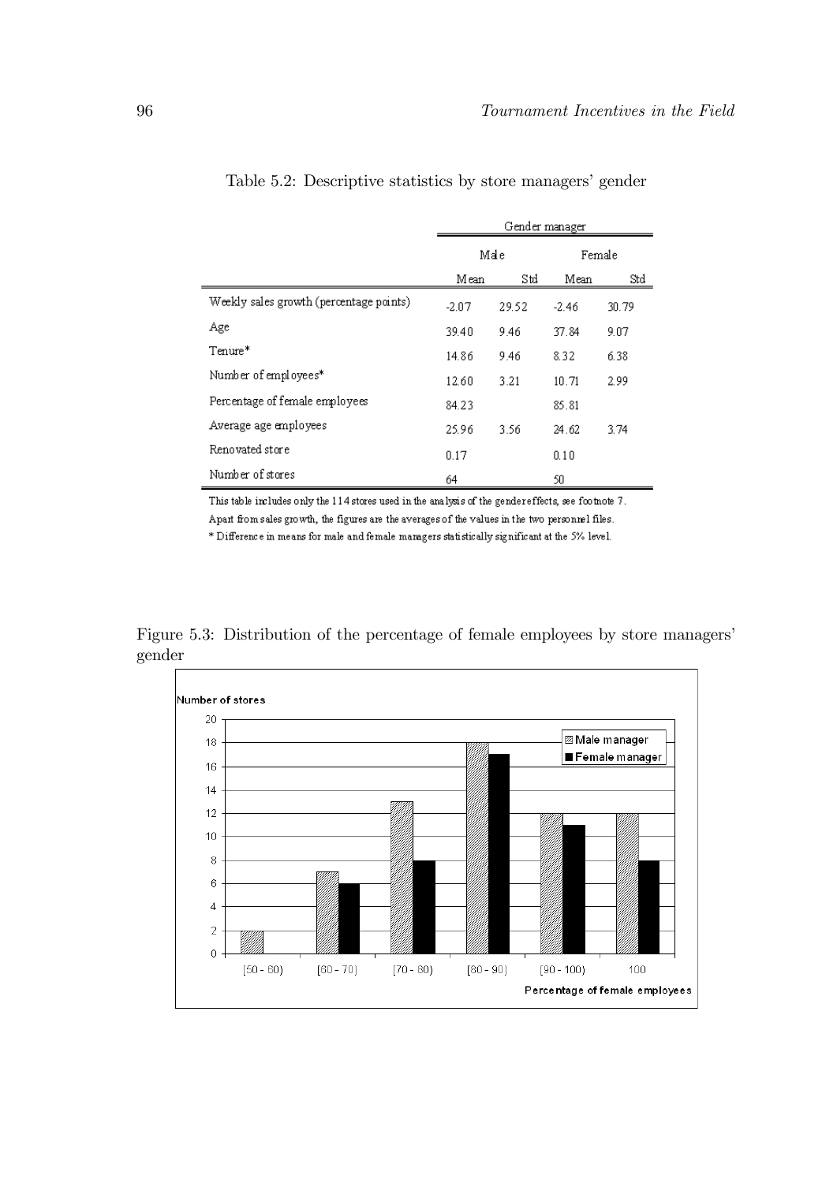Table 5.2: Descriptive statistics by store managers' gender

| | Gender manager | | | |
|---|---|---|---|---|
| | Male | | Female | |
| | Mean | Std | Mean | Std |
| Weekly sales growth (percentage points) | -2.07 | 29.52 | -2.46 | 30.79 |
| Age | 39.40 | 9.46 | 37.84 | 9.07 |
| Tenure* | 14.86 | 9.46 | 8.32 | 6.38 |
| Number of employees* | 12.60 | 3.21 | 10.71 | 2.99 |
| Percentage of female employees | 84.23 | | 85.81 | |
| Average age employees | 25.96 | 3.56 | 24.62 | 3.74 |
| Renovated store | 0.17 | | 0.10 | |
| Number of stores | 64 | | 50 | |

This table includes only the 114 stores used in the analysis of the gender effects, see footnote 7.
Apart from sales growth, the figures are the averages of the values in the two personnel files.
* Difference in means for male and female managers statistically significant at the 5% level.

Figure 5.3: Distribution of the percentage of female employees by store managers' gender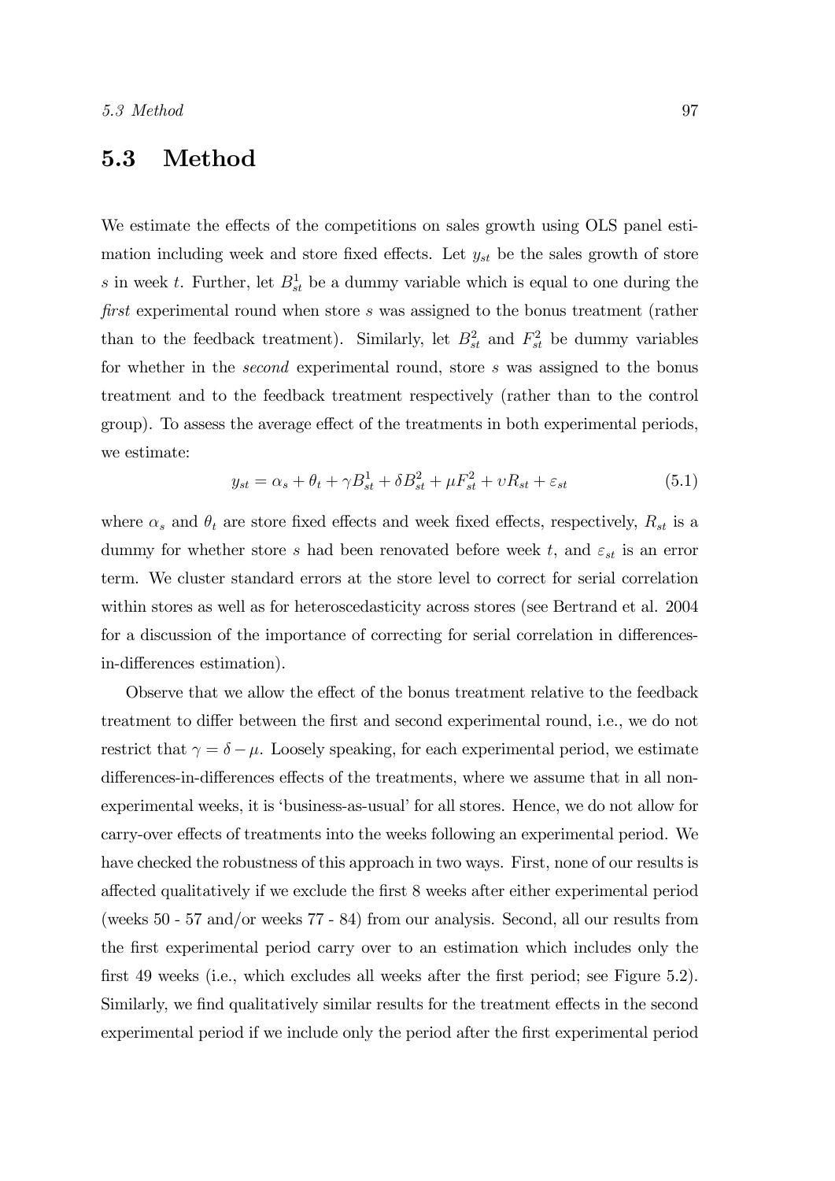## 5.3 Method

We estimate the effects of the competitions on sales growth using OLS panel estimation including week and store fixed effects. Let $y_{st}$ be the sales growth of store $s$ in week $t$. Further, let $B^1_{st}$ be a dummy variable which is equal to one during the *first* experimental round when store $s$ was assigned to the bonus treatment (rather than to the feedback treatment). Similarly, let $B^2_{st}$ and $F^2_{st}$ be dummy variables for whether in the *second* experimental round, store $s$ was assigned to the bonus treatment and to the feedback treatment respectively (rather than to the control group). To assess the average effect of the treatments in both experimental periods, we estimate:

$$y_{st} = \alpha_s + \theta_t + \gamma B^1_{st} + \delta B^2_{st} + \mu F^2_{st} + \upsilon R_{st} + \varepsilon_{st} \tag{5.1}$$

where $\alpha_s$ and $\theta_t$ are store fixed effects and week fixed effects, respectively, $R_{st}$ is a dummy for whether store $s$ had been renovated before week $t$, and $\varepsilon_{st}$ is an error term. We cluster standard errors at the store level to correct for serial correlation within stores as well as for heteroscedasticity across stores (see Bertrand et al. 2004 for a discussion of the importance of correcting for serial correlation in differences-in-differences estimation).

Observe that we allow the effect of the bonus treatment relative to the feedback treatment to differ between the first and second experimental round, i.e., we do not restrict that $\gamma = \delta - \mu$. Loosely speaking, for each experimental period, we estimate differences-in-differences effects of the treatments, where we assume that in all non-experimental weeks, it is 'business-as-usual' for all stores. Hence, we do not allow for carry-over effects of treatments into the weeks following an experimental period. We have checked the robustness of this approach in two ways. First, none of our results is affected qualitatively if we exclude the first 8 weeks after either experimental period (weeks 50 - 57 and/or weeks 77 - 84) from our analysis. Second, all our results from the first experimental period carry over to an estimation which includes only the first 49 weeks (i.e., which excludes all weeks after the first period; see Figure 5.2). Similarly, we find qualitatively similar results for the treatment effects in the second experimental period if we include only the period after the first experimental period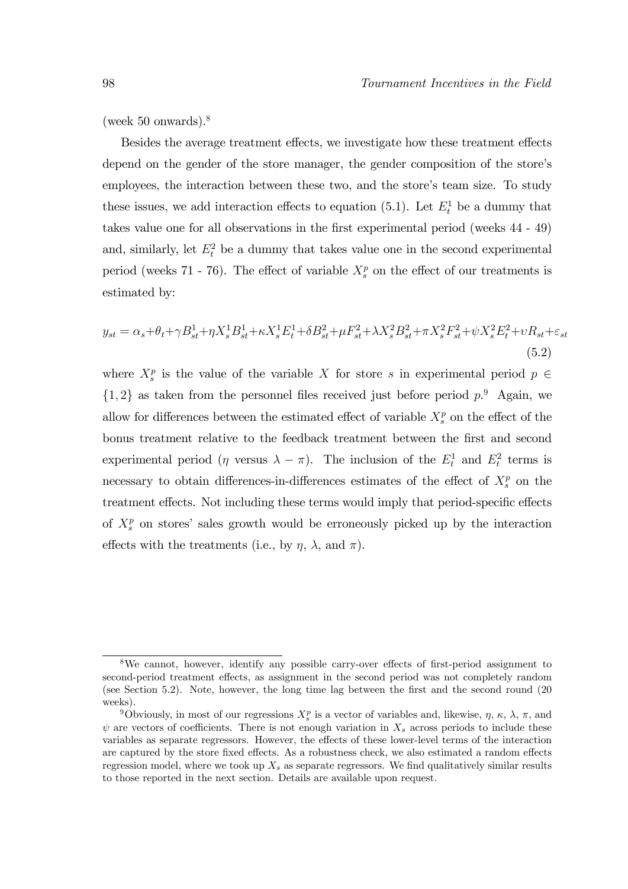(week 50 onwards).[8]

Besides the average treatment effects, we investigate how these treatment effects depend on the gender of the store manager, the gender composition of the store's employees, the interaction between these two, and the store's team size. To study these issues, we add interaction effects to equation (5.1). Let $E_t^1$ be a dummy that takes value one for all observations in the first experimental period (weeks 44 - 49) and, similarly, let $E_t^2$ be a dummy that takes value one in the second experimental period (weeks 71 - 76). The effect of variable $X_s^p$ on the effect of our treatments is estimated by:

$$y_{st} = \alpha_s + \theta_t + \gamma B_{st}^1 + \eta X_s^1 B_{st}^1 + \kappa X_s^1 E_t^1 + \delta B_{st}^2 + \mu F_{st}^2 + \lambda X_s^2 B_{st}^2 + \pi X_s^2 F_{st}^2 + \psi X_s^2 E_t^2 + \upsilon R_{st} + \varepsilon_{st} \tag{5.2}$$

where $X_s^p$ is the value of the variable $X$ for store $s$ in experimental period $p \in \{1, 2\}$ as taken from the personnel files received just before period $p$.[9] Again, we allow for differences between the estimated effect of variable $X_s^p$ on the effect of the bonus treatment relative to the feedback treatment between the first and second experimental period ($\eta$ versus $\lambda - \pi$). The inclusion of the $E_t^1$ and $E_t^2$ terms is necessary to obtain differences-in-differences estimates of the effect of $X_s^p$ on the treatment effects. Not including these terms would imply that period-specific effects of $X_s^p$ on stores' sales growth would be erroneously picked up by the interaction effects with the treatments (i.e., by $\eta$, $\lambda$, and $\pi$).

---

[8] We cannot, however, identify any possible carry-over effects of first-period assignment to second-period treatment effects, as assignment in the second period was not completely random (see Section 5.2). Note, however, the long time lag between the first and the second round (20 weeks).

[9] Obviously, in most of our regressions $X_s^p$ is a vector of variables and, likewise, $\eta$, $\kappa$, $\lambda$, $\pi$, and $\psi$ are vectors of coefficients. There is not enough variation in $X_s$ across periods to include these variables as separate regressors. However, the effects of these lower-level terms of the interaction are captured by the store fixed effects. As a robustness check, we also estimated a random effects regression model, where we took up $X_s$ as separate regressors. We find qualitatively similar results to those reported in the next section. Details are available upon request.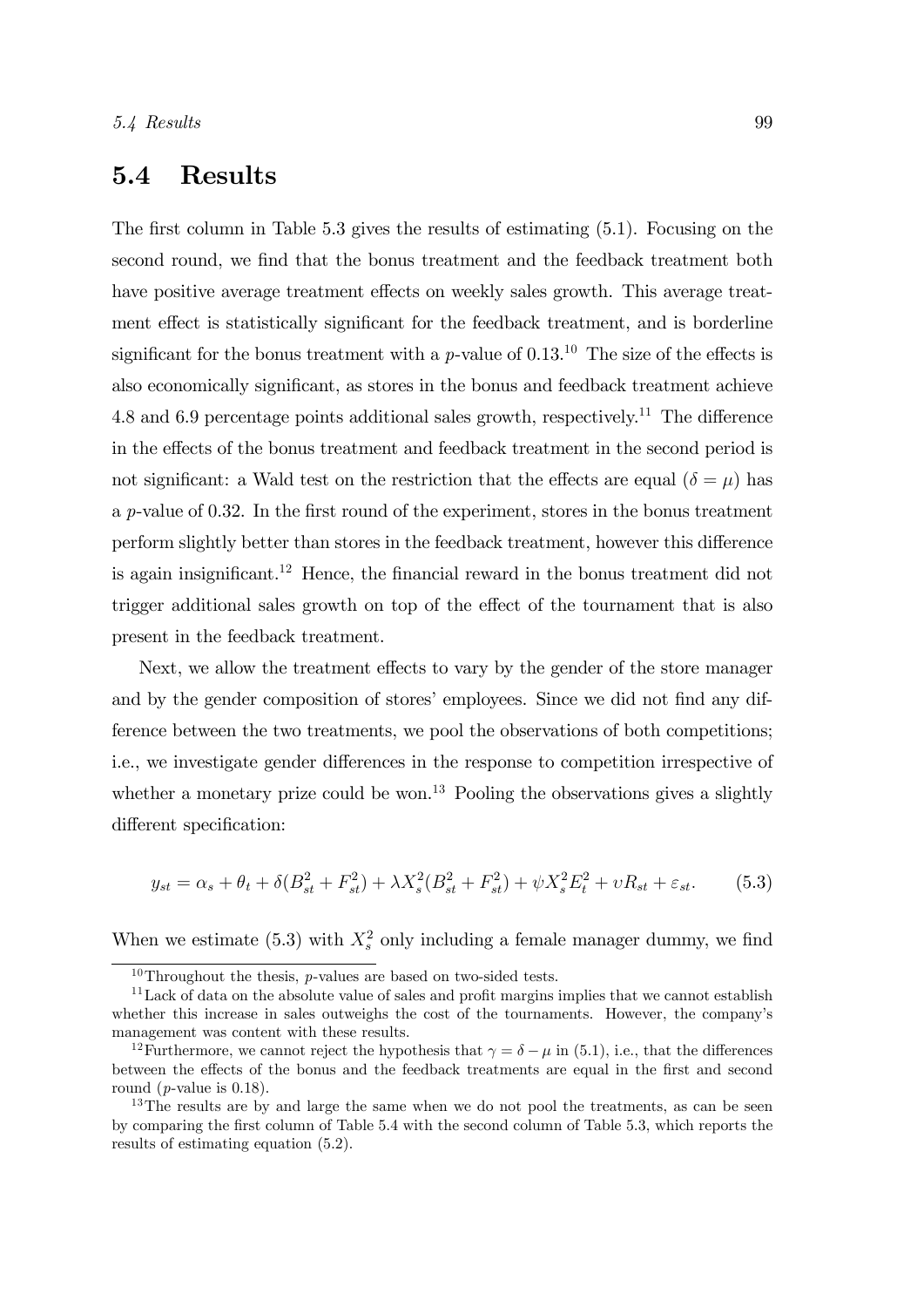## 5.4 Results

The first column in Table 5.3 gives the results of estimating (5.1). Focusing on the second round, we find that the bonus treatment and the feedback treatment both have positive average treatment effects on weekly sales growth. This average treatment effect is statistically significant for the feedback treatment, and is borderline significant for the bonus treatment with a $p$-value of 0.13.[10] The size of the effects is also economically significant, as stores in the bonus and feedback treatment achieve 4.8 and 6.9 percentage points additional sales growth, respectively.[11] The difference in the effects of the bonus treatment and feedback treatment in the second period is not significant: a Wald test on the restriction that the effects are equal ($\delta = \mu$) has a $p$-value of 0.32. In the first round of the experiment, stores in the bonus treatment perform slightly better than stores in the feedback treatment, however this difference is again insignificant.[12] Hence, the financial reward in the bonus treatment did not trigger additional sales growth on top of the effect of the tournament that is also present in the feedback treatment.

Next, we allow the treatment effects to vary by the gender of the store manager and by the gender composition of stores' employees. Since we did not find any difference between the two treatments, we pool the observations of both competitions; i.e., we investigate gender differences in the response to competition irrespective of whether a monetary prize could be won.[13] Pooling the observations gives a slightly different specification:

$$y_{st} = \alpha_s + \theta_t + \delta(B^2_{st} + F^2_{st}) + \lambda X^2_s(B^2_{st} + F^2_{st}) + \psi X^2_s E^2_t + \upsilon R_{st} + \varepsilon_{st}. \tag{5.3}$$

When we estimate (5.3) with $X^2_s$ only including a female manager dummy, we find

[10] Throughout the thesis, $p$-values are based on two-sided tests.

[11] Lack of data on the absolute value of sales and profit margins implies that we cannot establish whether this increase in sales outweighs the cost of the tournaments. However, the company's management was content with these results.

[12] Furthermore, we cannot reject the hypothesis that $\gamma = \delta - \mu$ in (5.1), i.e., that the differences between the effects of the bonus and the feedback treatments are equal in the first and second round ($p$-value is 0.18).

[13] The results are by and large the same when we do not pool the treatments, as can be seen by comparing the first column of Table 5.4 with the second column of Table 5.3, which reports the results of estimating equation (5.2).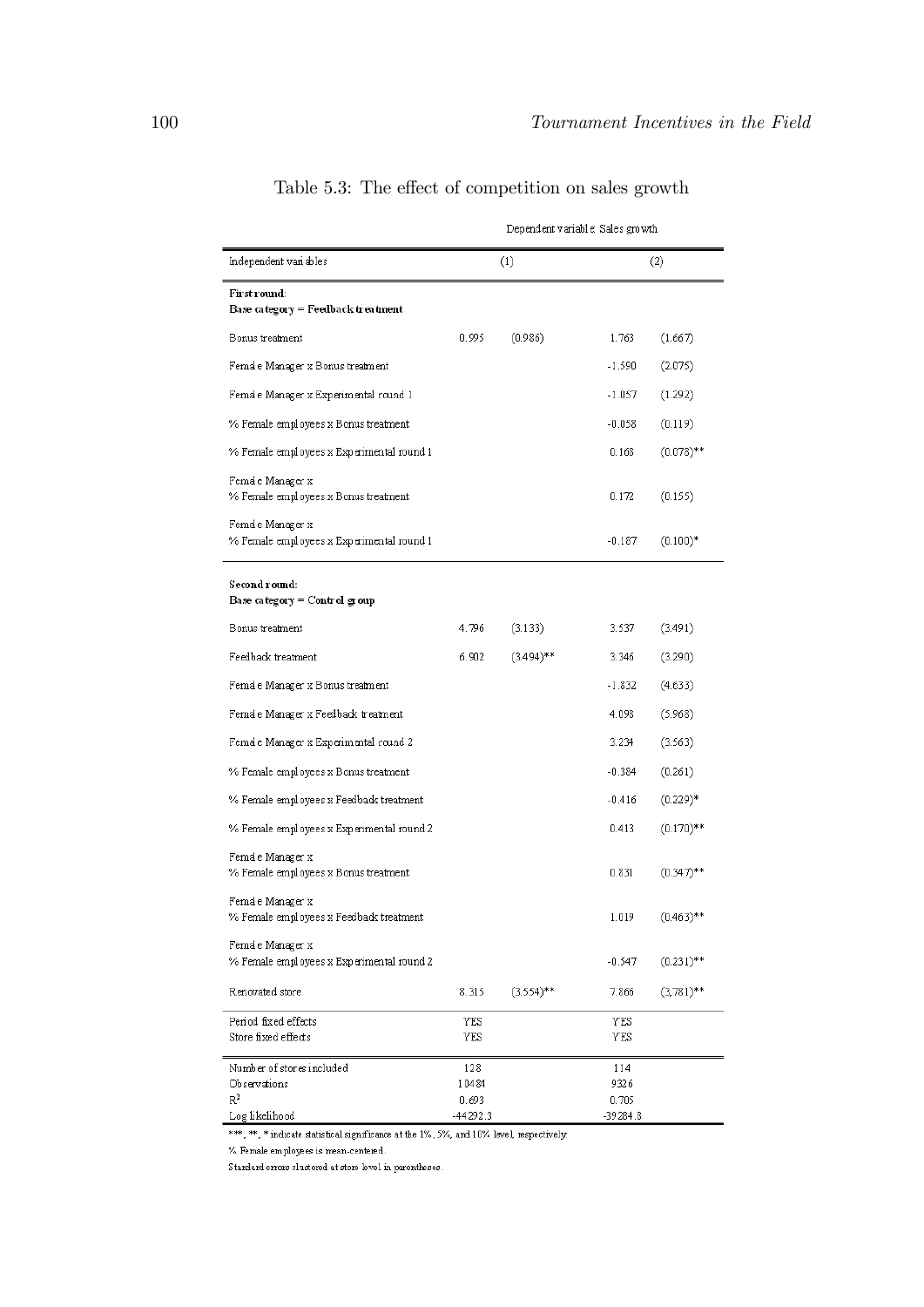Table 5.3: The effect of competition on sales growth

| | Dependent variable: Sales growth | | | |
|---|---|---|---|---|
| Independent variables | (1) | | (2) | |
| **First round:** **Base category = Feedback treatment** | | | | |
| Bonus treatment | 0.995 | (0.986) | 1.763 | (1.667) |
| Female Manager x Bonus treatment | | | -1.590 | (2.075) |
| Female Manager x Experimental round 1 | | | -1.057 | (1.292) |
| % Female employees x Bonus treatment | | | -0.058 | (0.119) |
| % Female employees x Experimental round 1 | | | 0.168 | (0.078)** |
| Female Manager x % Female employees x Bonus treatment | | | 0.172 | (0.155) |
| Female Manager x % Female employees x Experimental round 1 | | | -0.187 | (0.100)* |
| **Second round:** **Base category = Control group** | | | | |
| Bonus treatment | 4.796 | (3.133) | 3.537 | (3.491) |
| Feedback treatment | 6.902 | (3.494)** | 3.346 | (3.290) |
| Female Manager x Bonus treatment | | | -1.832 | (4.633) |
| Female Manager x Feedback treatment | | | 4.098 | (5.968) |
| Female Manager x Experimental round 2 | | | 3.234 | (3.563) |
| % Female employees x Bonus treatment | | | -0.384 | (0.261) |
| % Female employees x Feedback treatment | | | -0.416 | (0.229)* |
| % Female employees x Experimental round 2 | | | 0.413 | (0.170)** |
| Female Manager x % Female employees x Bonus treatment | | | 0.831 | (0.347)** |
| Female Manager x % Female employees x Feedback treatment | | | 1.019 | (0.463)** |
| Female Manager x % Female employees x Experimental round 2 | | | -0.547 | (0.231)** |
| Renovated store | 8.315 | (3.554)** | 7.866 | (3.781)** |
| Period fixed effects | YES | | YES | |
| Store fixed effects | YES | | YES | |
| Number of stores included | 128 | | 114 | |
| Observations | 10484 | | 9326 | |
| $R^2$ | 0.693 | | 0.705 | |
| Log likelihood | -44292.3 | | -39284.8 | |

***, **, * indicate statistical significance at the 1%, 5%, and 10% level, respectively.

% Female employees is mean-centered.

Standard errors clustered at store level in parentheses.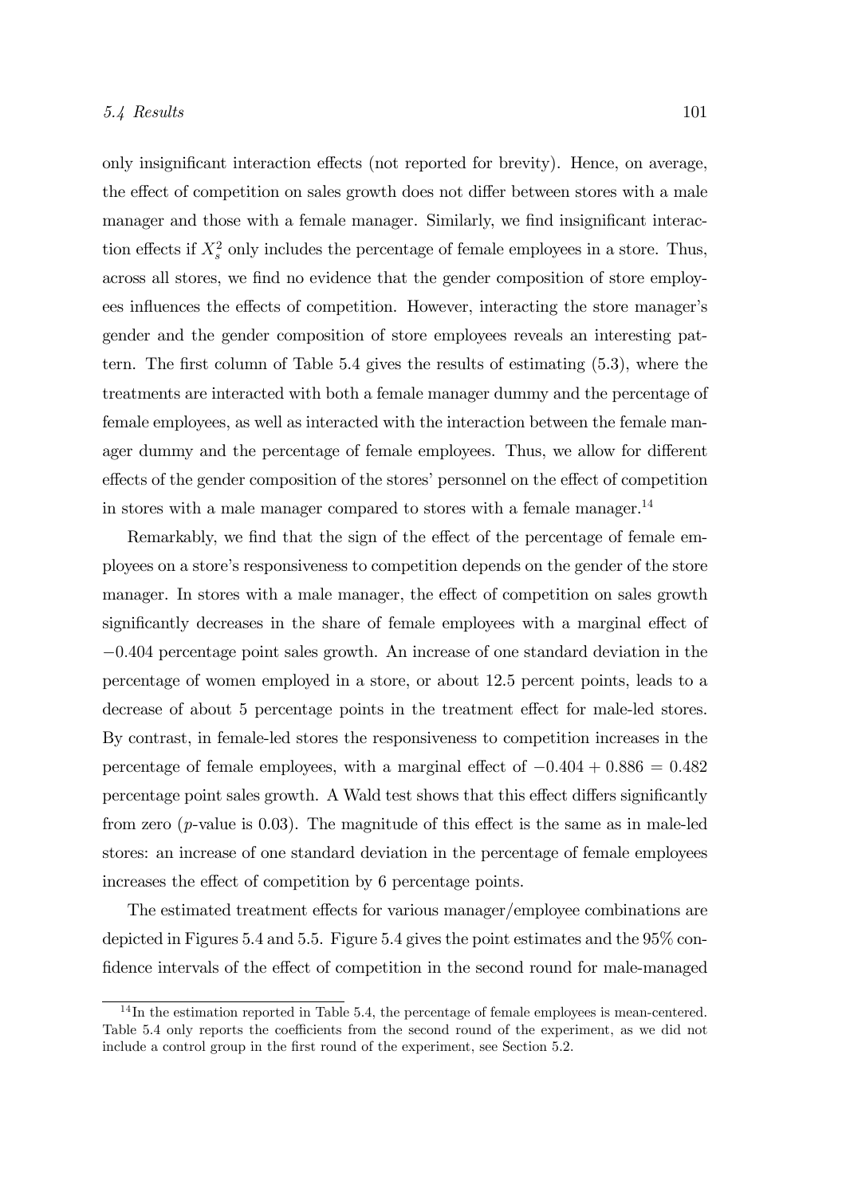only insignificant interaction effects (not reported for brevity). Hence, on average, the effect of competition on sales growth does not differ between stores with a male manager and those with a female manager. Similarly, we find insignificant interaction effects if $X_s^2$ only includes the percentage of female employees in a store. Thus, across all stores, we find no evidence that the gender composition of store employees influences the effects of competition. However, interacting the store manager's gender and the gender composition of store employees reveals an interesting pattern. The first column of Table 5.4 gives the results of estimating (5.3), where the treatments are interacted with both a female manager dummy and the percentage of female employees, as well as interacted with the interaction between the female manager dummy and the percentage of female employees. Thus, we allow for different effects of the gender composition of the stores' personnel on the effect of competition in stores with a male manager compared to stores with a female manager.[14]

Remarkably, we find that the sign of the effect of the percentage of female employees on a store's responsiveness to competition depends on the gender of the store manager. In stores with a male manager, the effect of competition on sales growth significantly decreases in the share of female employees with a marginal effect of $-0.404$ percentage point sales growth. An increase of one standard deviation in the percentage of women employed in a store, or about 12.5 percent points, leads to a decrease of about 5 percentage points in the treatment effect for male-led stores. By contrast, in female-led stores the responsiveness to competition increases in the percentage of female employees, with a marginal effect of $-0.404 + 0.886 = 0.482$ percentage point sales growth. A Wald test shows that this effect differs significantly from zero ($p$-value is 0.03). The magnitude of this effect is the same as in male-led stores: an increase of one standard deviation in the percentage of female employees increases the effect of competition by 6 percentage points.

The estimated treatment effects for various manager/employee combinations are depicted in Figures 5.4 and 5.5. Figure 5.4 gives the point estimates and the 95% confidence intervals of the effect of competition in the second round for male-managed

[14] In the estimation reported in Table 5.4, the percentage of female employees is mean-centered. Table 5.4 only reports the coefficients from the second round of the experiment, as we did not include a control group in the first round of the experiment, see Section 5.2.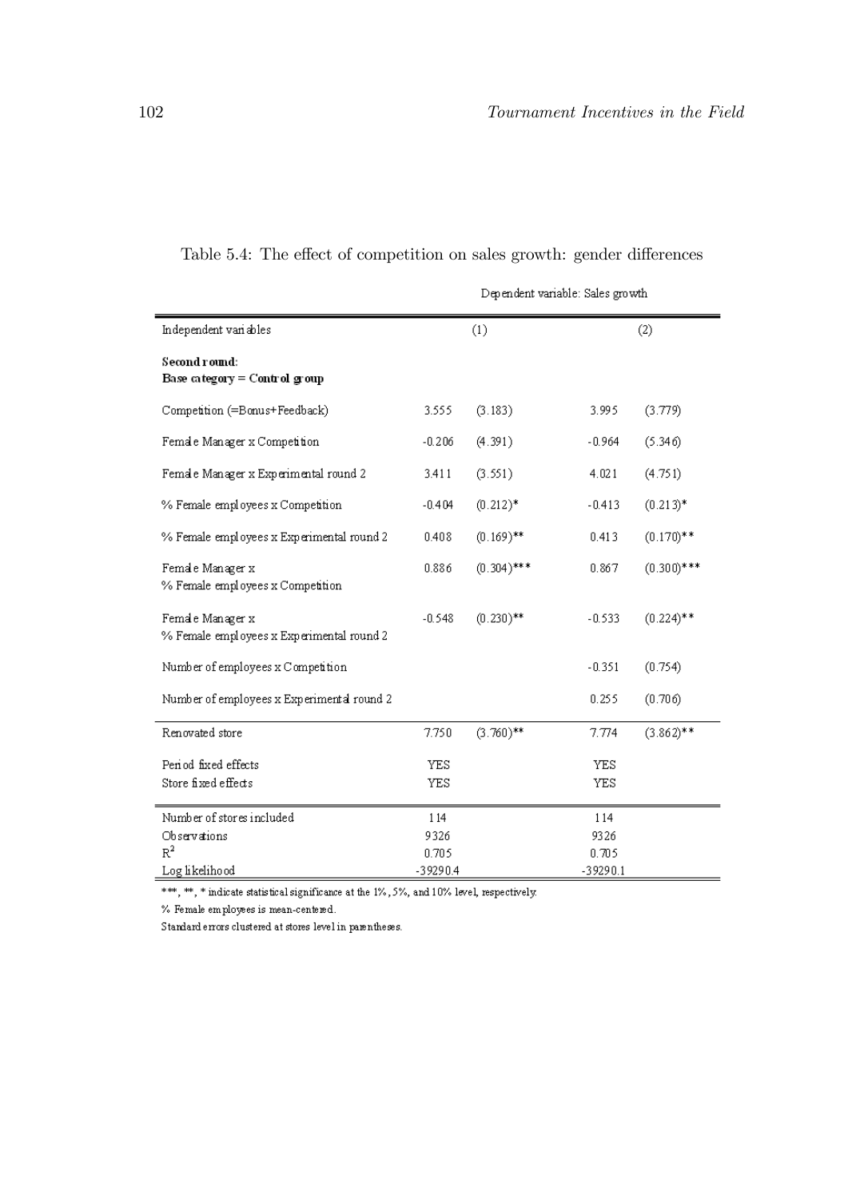Table 5.4: The effect of competition on sales growth: gender differences

| | Dependent variable: Sales growth | | | |
|---|---|---|---|---|
| Independent variables | (1) | | (2) | |
| **Second round:** **Base category = Control group** | | | | |
| Competition (=Bonus+Feedback) | 3.555 | (3.183) | 3.995 | (3.779) |
| Female Manager x Competition | -0.206 | (4.391) | -0.964 | (5.346) |
| Female Manager x Experimental round 2 | 3.411 | (3.551) | 4.021 | (4.751) |
| % Female employees x Competition | -0.404 | (0.212)* | -0.413 | (0.213)* |
| % Female employees x Experimental round 2 | 0.408 | (0.169)** | 0.413 | (0.170)** |
| Female Manager x % Female employees x Competition | 0.886 | (0.304)*** | 0.867 | (0.300)*** |
| Female Manager x % Female employees x Experimental round 2 | -0.548 | (0.230)** | -0.533 | (0.224)** |
| Number of employees x Competition | | | -0.351 | (0.754) |
| Number of employees x Experimental round 2 | | | 0.255 | (0.706) |
| Renovated store | 7.750 | (3.760)** | 7.774 | (3.862)** |
| Period fixed effects | YES | | YES | |
| Store fixed effects | YES | | YES | |
| Number of stores included | 114 | | 114 | |
| Observations | 9326 | | 9326 | |
| $R^2$ | 0.705 | | 0.705 | |
| Log likelihood | -39290.4 | | -39290.1 | |

***, **, * indicate statistical significance at the 1%, 5%, and 10% level, respectively.

% Female employees is mean-centered.

Standard errors clustered at stores level in parentheses.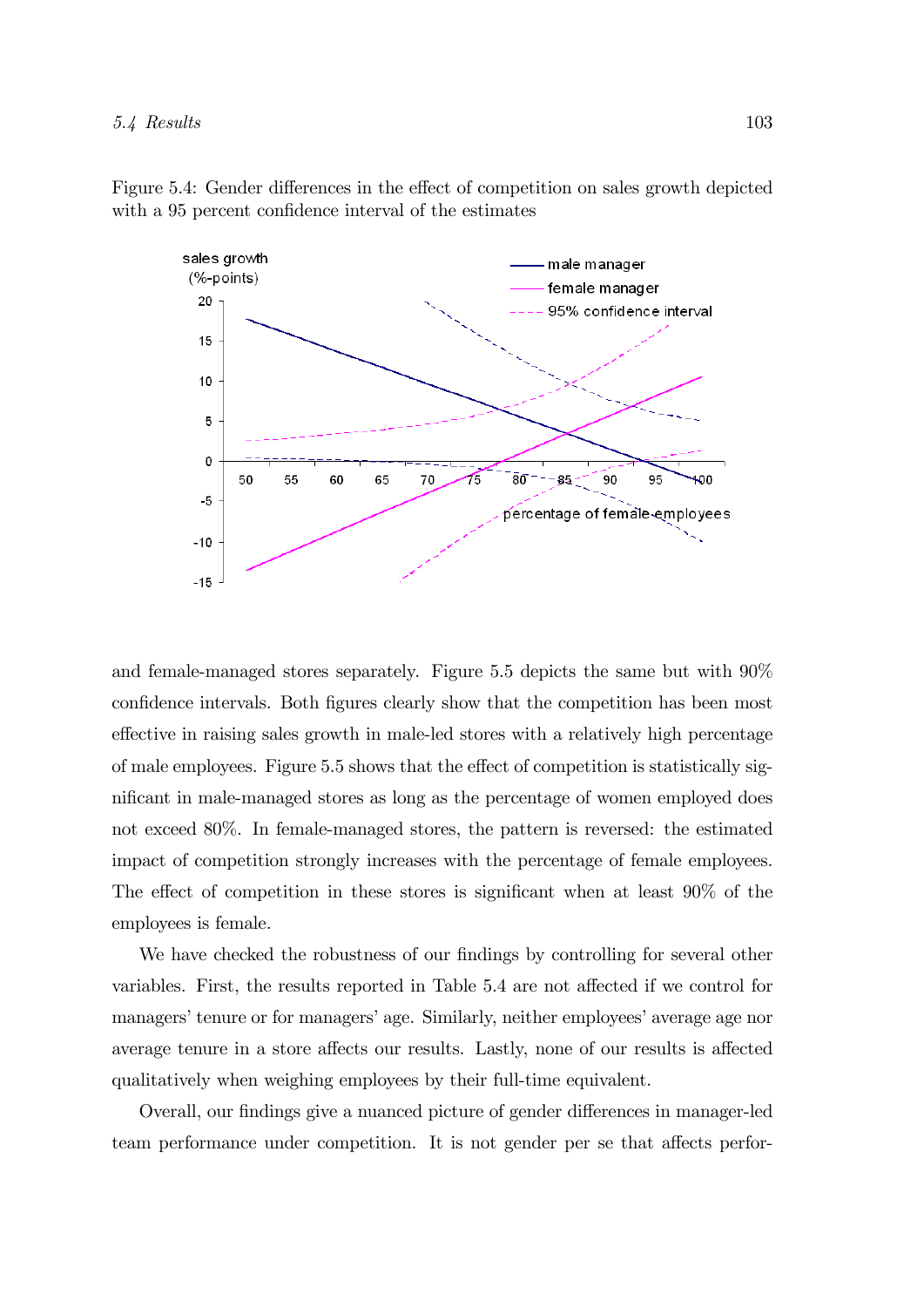Figure 5.4: Gender differences in the effect of competition on sales growth depicted with a 95 percent confidence interval of the estimates

and female-managed stores separately. Figure 5.5 depicts the same but with 90% confidence intervals. Both figures clearly show that the competition has been most effective in raising sales growth in male-led stores with a relatively high percentage of male employees. Figure 5.5 shows that the effect of competition is statistically significant in male-managed stores as long as the percentage of women employed does not exceed 80%. In female-managed stores, the pattern is reversed: the estimated impact of competition strongly increases with the percentage of female employees. The effect of competition in these stores is significant when at least 90% of the employees is female.

We have checked the robustness of our findings by controlling for several other variables. First, the results reported in Table 5.4 are not affected if we control for managers' tenure or for managers' age. Similarly, neither employees' average age nor average tenure in a store affects our results. Lastly, none of our results is affected qualitatively when weighing employees by their full-time equivalent.

Overall, our findings give a nuanced picture of gender differences in manager-led team performance under competition. It is not gender per se that affects perfor-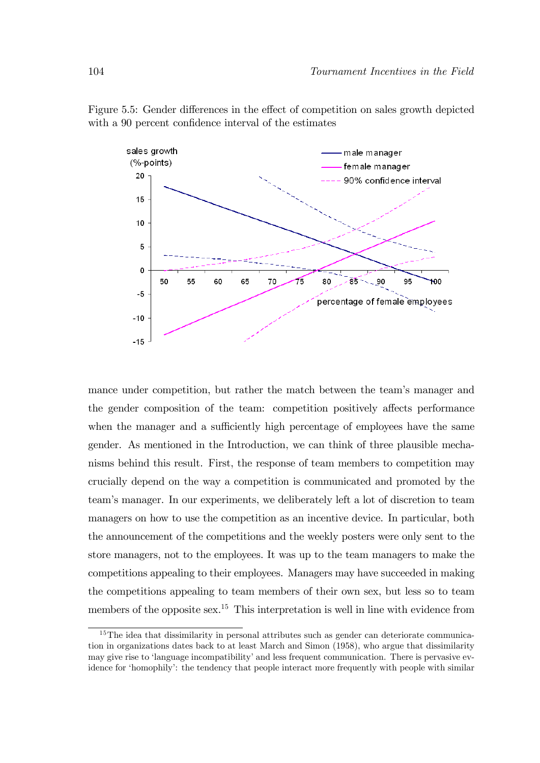Figure 5.5: Gender differences in the effect of competition on sales growth depicted with a 90 percent confidence interval of the estimates

mance under competition, but rather the match between the team's manager and the gender composition of the team: competition positively affects performance when the manager and a sufficiently high percentage of employees have the same gender. As mentioned in the Introduction, we can think of three plausible mechanisms behind this result. First, the response of team members to competition may crucially depend on the way a competition is communicated and promoted by the team's manager. In our experiments, we deliberately left a lot of discretion to team managers on how to use the competition as an incentive device. In particular, both the announcement of the competitions and the weekly posters were only sent to the store managers, not to the employees. It was up to the team managers to make the competitions appealing to their employees. Managers may have succeeded in making the competitions appealing to team members of their own sex, but less so to team members of the opposite sex.[15] This interpretation is well in line with evidence from

[15] The idea that dissimilarity in personal attributes such as gender can deteriorate communication in organizations dates back to at least March and Simon (1958), who argue that dissimilarity may give rise to 'language incompatibility' and less frequent communication. There is pervasive evidence for 'homophily': the tendency that people interact more frequently with people with similar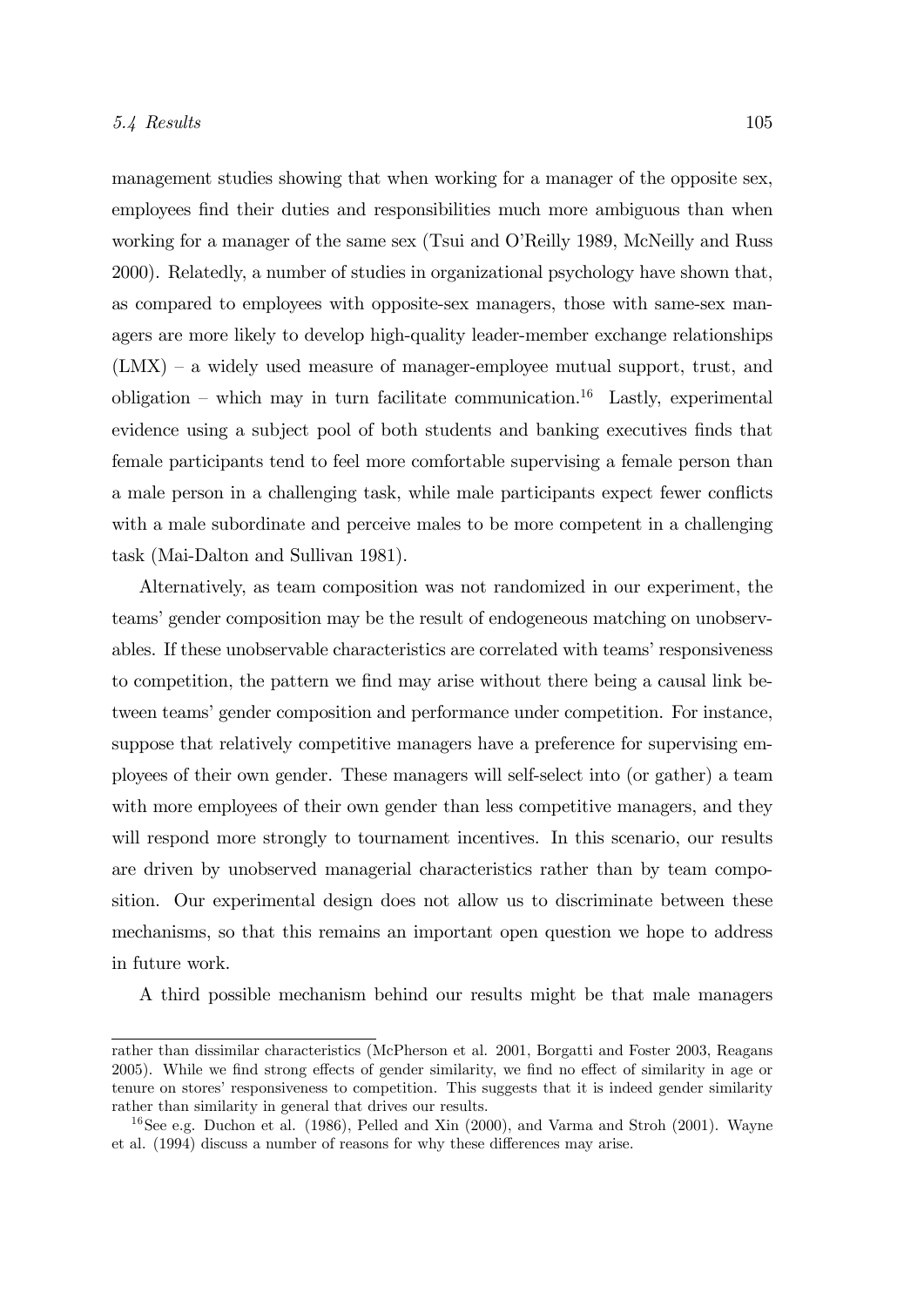management studies showing that when working for a manager of the opposite sex, employees find their duties and responsibilities much more ambiguous than when working for a manager of the same sex (Tsui and O'Reilly 1989, McNeilly and Russ 2000). Relatedly, a number of studies in organizational psychology have shown that, as compared to employees with opposite-sex managers, those with same-sex managers are more likely to develop high-quality leader-member exchange relationships (LMX) – a widely used measure of manager-employee mutual support, trust, and obligation – which may in turn facilitate communication.[16] Lastly, experimental evidence using a subject pool of both students and banking executives finds that female participants tend to feel more comfortable supervising a female person than a male person in a challenging task, while male participants expect fewer conflicts with a male subordinate and perceive males to be more competent in a challenging task (Mai-Dalton and Sullivan 1981).

Alternatively, as team composition was not randomized in our experiment, the teams' gender composition may be the result of endogeneous matching on unobservables. If these unobservable characteristics are correlated with teams' responsiveness to competition, the pattern we find may arise without there being a causal link between teams' gender composition and performance under competition. For instance, suppose that relatively competitive managers have a preference for supervising employees of their own gender. These managers will self-select into (or gather) a team with more employees of their own gender than less competitive managers, and they will respond more strongly to tournament incentives. In this scenario, our results are driven by unobserved managerial characteristics rather than by team composition. Our experimental design does not allow us to discriminate between these mechanisms, so that this remains an important open question we hope to address in future work.

A third possible mechanism behind our results might be that male managers

---

rather than dissimilar characteristics (McPherson et al. 2001, Borgatti and Foster 2003, Reagans 2005). While we find strong effects of gender similarity, we find no effect of similarity in age or tenure on stores' responsiveness to competition. This suggests that it is indeed gender similarity rather than similarity in general that drives our results.

[16] See e.g. Duchon et al. (1986), Pelled and Xin (2000), and Varma and Stroh (2001). Wayne et al. (1994) discuss a number of reasons for why these differences may arise.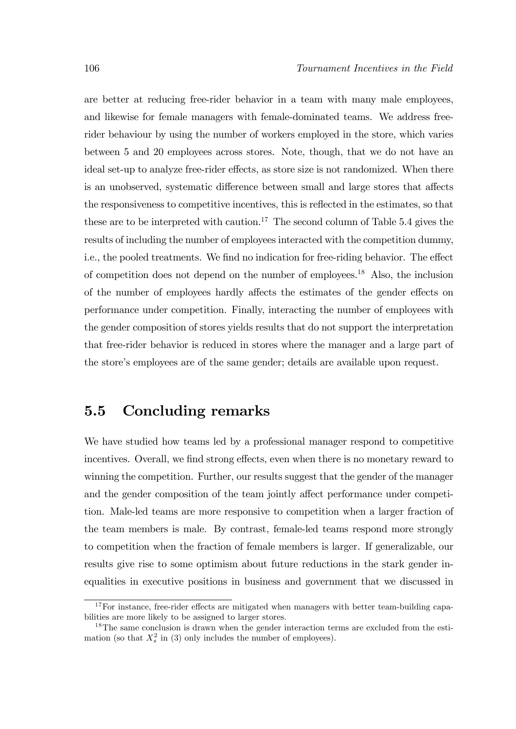are better at reducing free-rider behavior in a team with many male employees, and likewise for female managers with female-dominated teams. We address free-rider behaviour by using the number of workers employed in the store, which varies between 5 and 20 employees across stores. Note, though, that we do not have an ideal set-up to analyze free-rider effects, as store size is not randomized. When there is an unobserved, systematic difference between small and large stores that affects the responsiveness to competitive incentives, this is reflected in the estimates, so that these are to be interpreted with caution.[17] The second column of Table 5.4 gives the results of including the number of employees interacted with the competition dummy, i.e., the pooled treatments. We find no indication for free-riding behavior. The effect of competition does not depend on the number of employees.[18] Also, the inclusion of the number of employees hardly affects the estimates of the gender effects on performance under competition. Finally, interacting the number of employees with the gender composition of stores yields results that do not support the interpretation that free-rider behavior is reduced in stores where the manager and a large part of the store's employees are of the same gender; details are available upon request.

## 5.5 Concluding remarks

We have studied how teams led by a professional manager respond to competitive incentives. Overall, we find strong effects, even when there is no monetary reward to winning the competition. Further, our results suggest that the gender of the manager and the gender composition of the team jointly affect performance under competition. Male-led teams are more responsive to competition when a larger fraction of the team members is male. By contrast, female-led teams respond more strongly to competition when the fraction of female members is larger. If generalizable, our results give rise to some optimism about future reductions in the stark gender inequalities in executive positions in business and government that we discussed in

---

[17] For instance, free-rider effects are mitigated when managers with better team-building capabilities are more likely to be assigned to larger stores.

[18] The same conclusion is drawn when the gender interaction terms are excluded from the estimation (so that $X_s^2$ in (3) only includes the number of employees).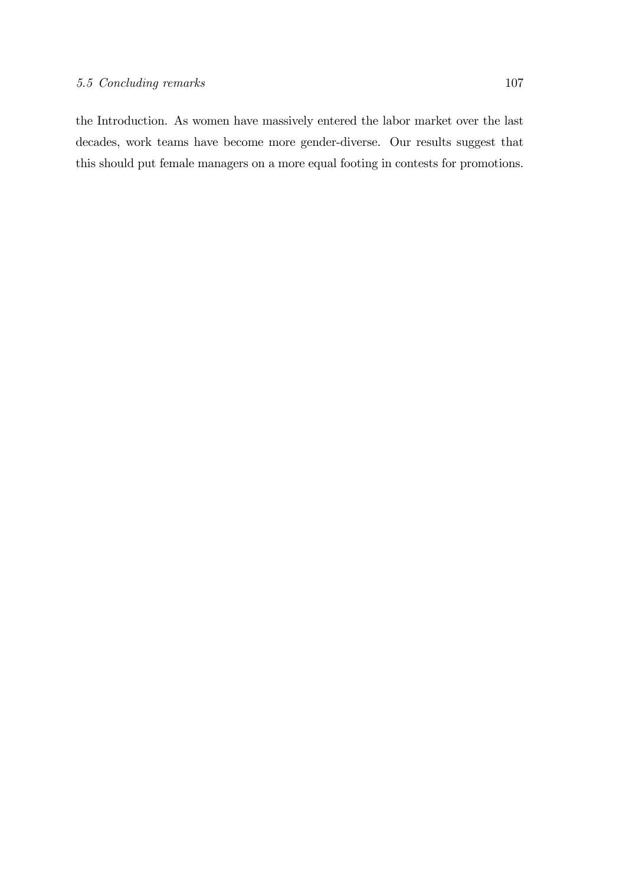the Introduction. As women have massively entered the labor market over the last decades, work teams have become more gender-diverse. Our results suggest that this should put female managers on a more equal footing in contests for promotions.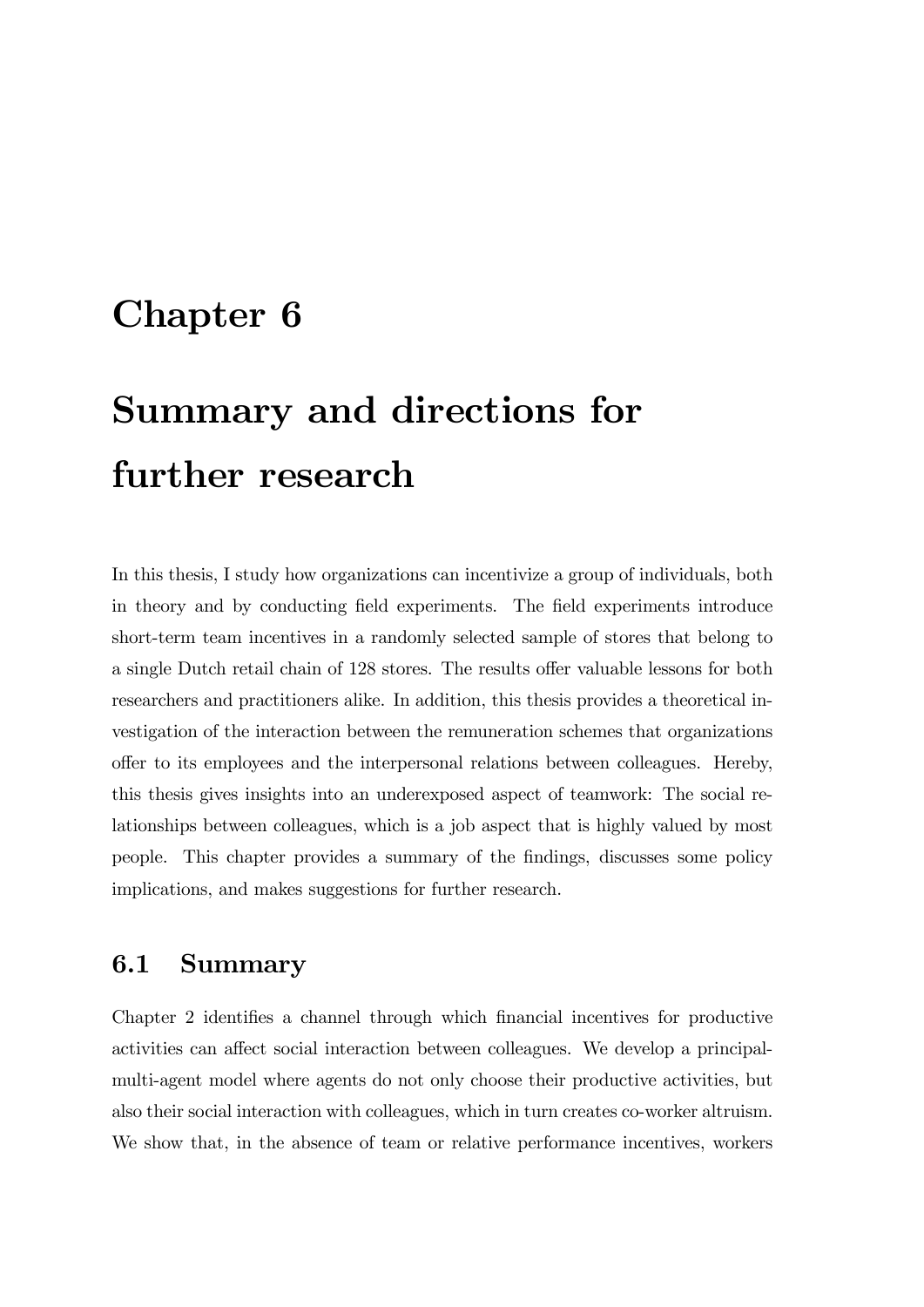# Chapter 6

# Summary and directions for further research

In this thesis, I study how organizations can incentivize a group of individuals, both in theory and by conducting field experiments. The field experiments introduce short-term team incentives in a randomly selected sample of stores that belong to a single Dutch retail chain of 128 stores. The results offer valuable lessons for both researchers and practitioners alike. In addition, this thesis provides a theoretical investigation of the interaction between the remuneration schemes that organizations offer to its employees and the interpersonal relations between colleagues. Hereby, this thesis gives insights into an underexposed aspect of teamwork: The social relationships between colleagues, which is a job aspect that is highly valued by most people. This chapter provides a summary of the findings, discusses some policy implications, and makes suggestions for further research.

## 6.1 Summary

Chapter 2 identifies a channel through which financial incentives for productive activities can affect social interaction between colleagues. We develop a principal-multi-agent model where agents do not only choose their productive activities, but also their social interaction with colleagues, which in turn creates co-worker altruism. We show that, in the absence of team or relative performance incentives, workers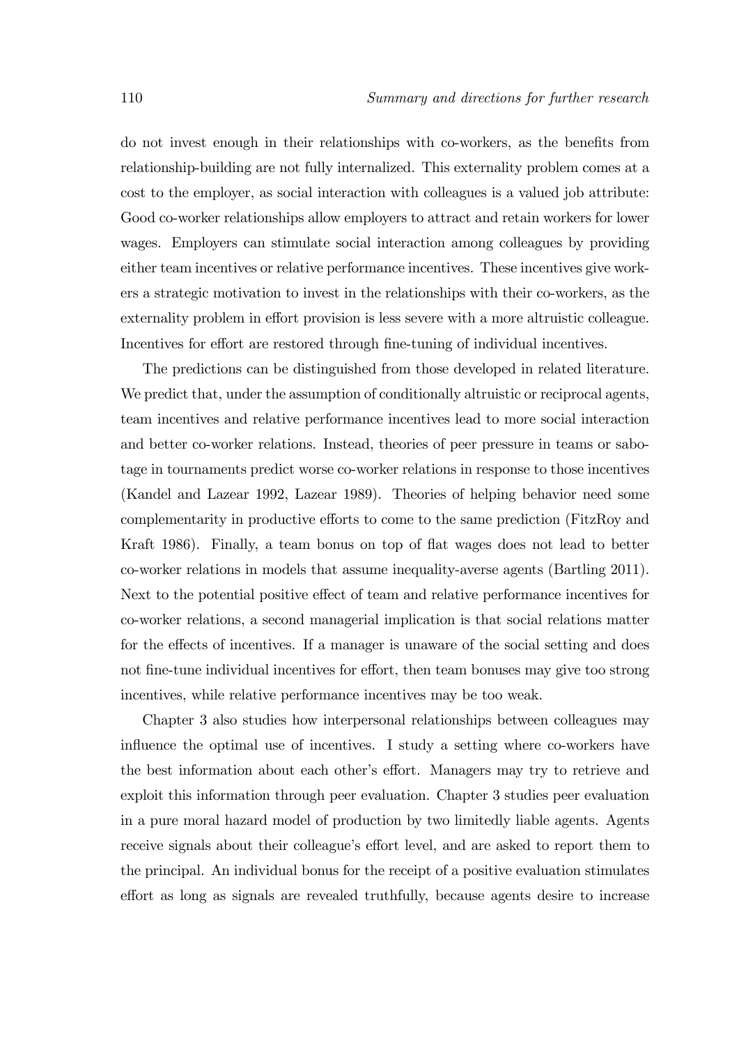do not invest enough in their relationships with co-workers, as the benefits from relationship-building are not fully internalized. This externality problem comes at a cost to the employer, as social interaction with colleagues is a valued job attribute: Good co-worker relationships allow employers to attract and retain workers for lower wages. Employers can stimulate social interaction among colleagues by providing either team incentives or relative performance incentives. These incentives give workers a strategic motivation to invest in the relationships with their co-workers, as the externality problem in effort provision is less severe with a more altruistic colleague. Incentives for effort are restored through fine-tuning of individual incentives.

The predictions can be distinguished from those developed in related literature. We predict that, under the assumption of conditionally altruistic or reciprocal agents, team incentives and relative performance incentives lead to more social interaction and better co-worker relations. Instead, theories of peer pressure in teams or sabotage in tournaments predict worse co-worker relations in response to those incentives (Kandel and Lazear 1992, Lazear 1989). Theories of helping behavior need some complementarity in productive efforts to come to the same prediction (FitzRoy and Kraft 1986). Finally, a team bonus on top of flat wages does not lead to better co-worker relations in models that assume inequality-averse agents (Bartling 2011). Next to the potential positive effect of team and relative performance incentives for co-worker relations, a second managerial implication is that social relations matter for the effects of incentives. If a manager is unaware of the social setting and does not fine-tune individual incentives for effort, then team bonuses may give too strong incentives, while relative performance incentives may be too weak.

Chapter 3 also studies how interpersonal relationships between colleagues may influence the optimal use of incentives. I study a setting where co-workers have the best information about each other's effort. Managers may try to retrieve and exploit this information through peer evaluation. Chapter 3 studies peer evaluation in a pure moral hazard model of production by two limitedly liable agents. Agents receive signals about their colleague's effort level, and are asked to report them to the principal. An individual bonus for the receipt of a positive evaluation stimulates effort as long as signals are revealed truthfully, because agents desire to increase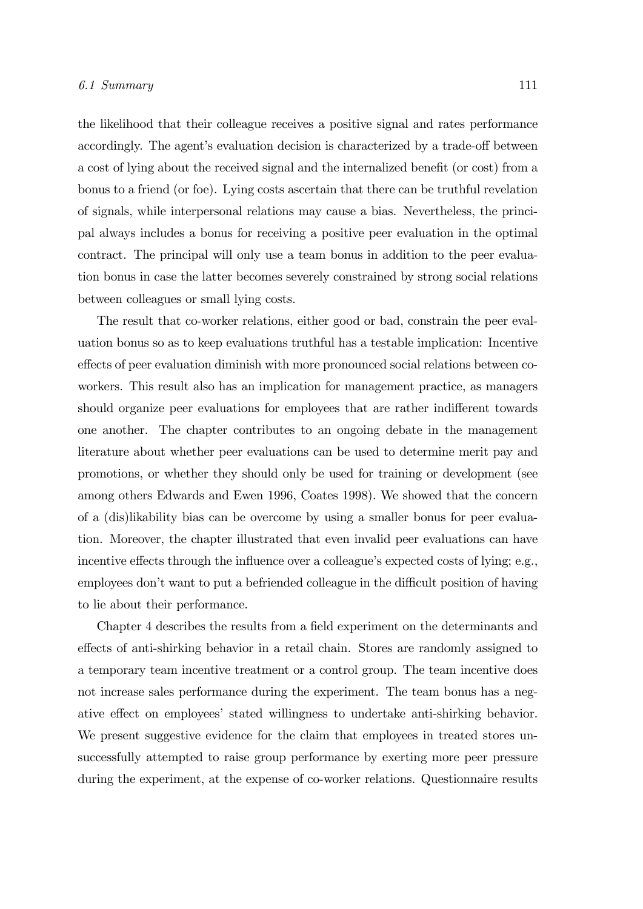the likelihood that their colleague receives a positive signal and rates performance accordingly. The agent's evaluation decision is characterized by a trade-off between a cost of lying about the received signal and the internalized benefit (or cost) from a bonus to a friend (or foe). Lying costs ascertain that there can be truthful revelation of signals, while interpersonal relations may cause a bias. Nevertheless, the principal always includes a bonus for receiving a positive peer evaluation in the optimal contract. The principal will only use a team bonus in addition to the peer evaluation bonus in case the latter becomes severely constrained by strong social relations between colleagues or small lying costs.

The result that co-worker relations, either good or bad, constrain the peer evaluation bonus so as to keep evaluations truthful has a testable implication: Incentive effects of peer evaluation diminish with more pronounced social relations between co-workers. This result also has an implication for management practice, as managers should organize peer evaluations for employees that are rather indifferent towards one another. The chapter contributes to an ongoing debate in the management literature about whether peer evaluations can be used to determine merit pay and promotions, or whether they should only be used for training or development (see among others Edwards and Ewen 1996, Coates 1998). We showed that the concern of a (dis)likability bias can be overcome by using a smaller bonus for peer evaluation. Moreover, the chapter illustrated that even invalid peer evaluations can have incentive effects through the influence over a colleague's expected costs of lying; e.g., employees don't want to put a befriended colleague in the difficult position of having to lie about their performance.

Chapter 4 describes the results from a field experiment on the determinants and effects of anti-shirking behavior in a retail chain. Stores are randomly assigned to a temporary team incentive treatment or a control group. The team incentive does not increase sales performance during the experiment. The team bonus has a negative effect on employees' stated willingness to undertake anti-shirking behavior. We present suggestive evidence for the claim that employees in treated stores unsuccessfully attempted to raise group performance by exerting more peer pressure during the experiment, at the expense of co-worker relations. Questionnaire results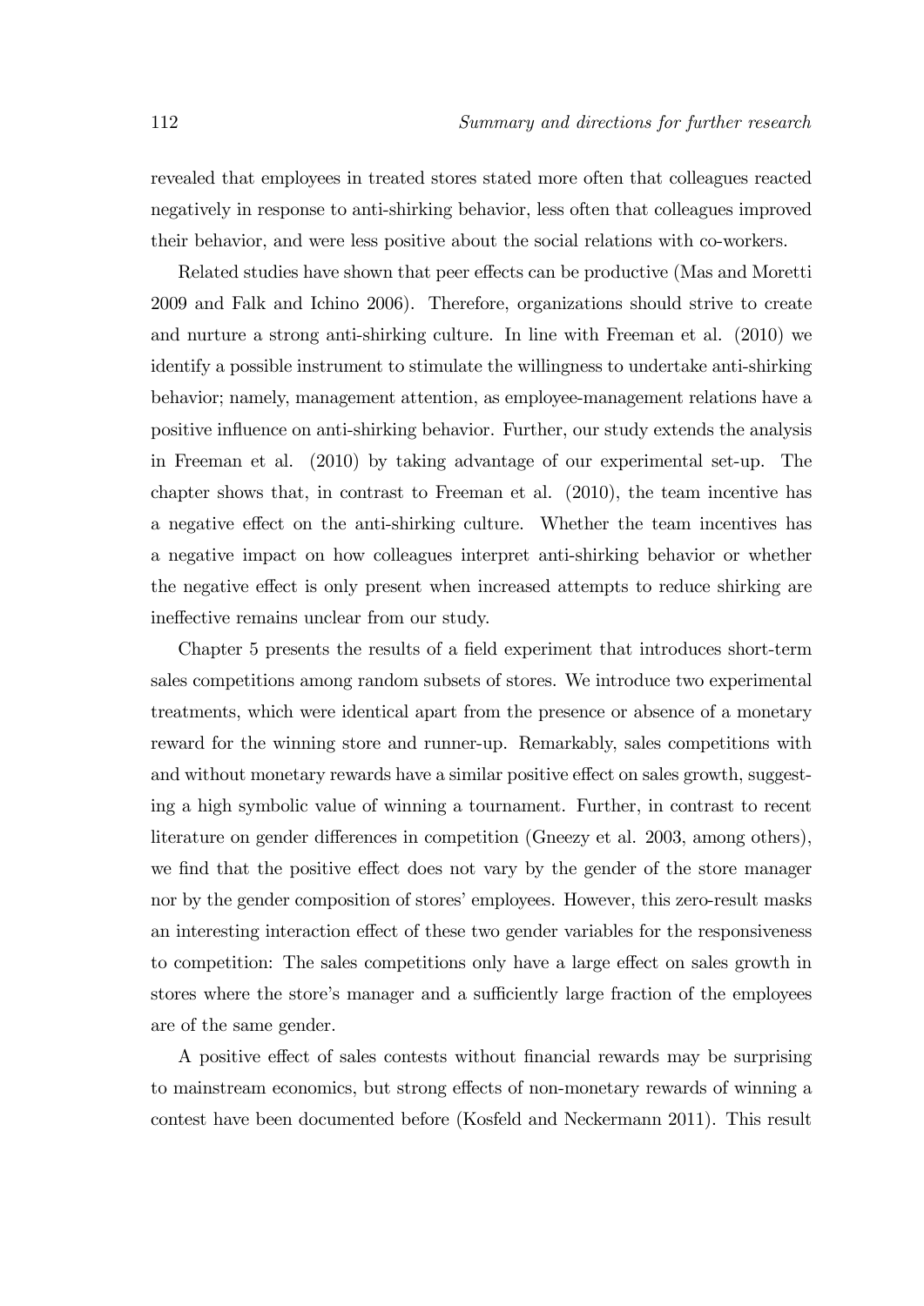revealed that employees in treated stores stated more often that colleagues reacted negatively in response to anti-shirking behavior, less often that colleagues improved their behavior, and were less positive about the social relations with co-workers.

Related studies have shown that peer effects can be productive (Mas and Moretti 2009 and Falk and Ichino 2006). Therefore, organizations should strive to create and nurture a strong anti-shirking culture. In line with Freeman et al. (2010) we identify a possible instrument to stimulate the willingness to undertake anti-shirking behavior; namely, management attention, as employee-management relations have a positive influence on anti-shirking behavior. Further, our study extends the analysis in Freeman et al. (2010) by taking advantage of our experimental set-up. The chapter shows that, in contrast to Freeman et al. (2010), the team incentive has a negative effect on the anti-shirking culture. Whether the team incentives has a negative impact on how colleagues interpret anti-shirking behavior or whether the negative effect is only present when increased attempts to reduce shirking are ineffective remains unclear from our study.

Chapter 5 presents the results of a field experiment that introduces short-term sales competitions among random subsets of stores. We introduce two experimental treatments, which were identical apart from the presence or absence of a monetary reward for the winning store and runner-up. Remarkably, sales competitions with and without monetary rewards have a similar positive effect on sales growth, suggesting a high symbolic value of winning a tournament. Further, in contrast to recent literature on gender differences in competition (Gneezy et al. 2003, among others), we find that the positive effect does not vary by the gender of the store manager nor by the gender composition of stores' employees. However, this zero-result masks an interesting interaction effect of these two gender variables for the responsiveness to competition: The sales competitions only have a large effect on sales growth in stores where the store's manager and a sufficiently large fraction of the employees are of the same gender.

A positive effect of sales contests without financial rewards may be surprising to mainstream economics, but strong effects of non-monetary rewards of winning a contest have been documented before (Kosfeld and Neckermann 2011). This result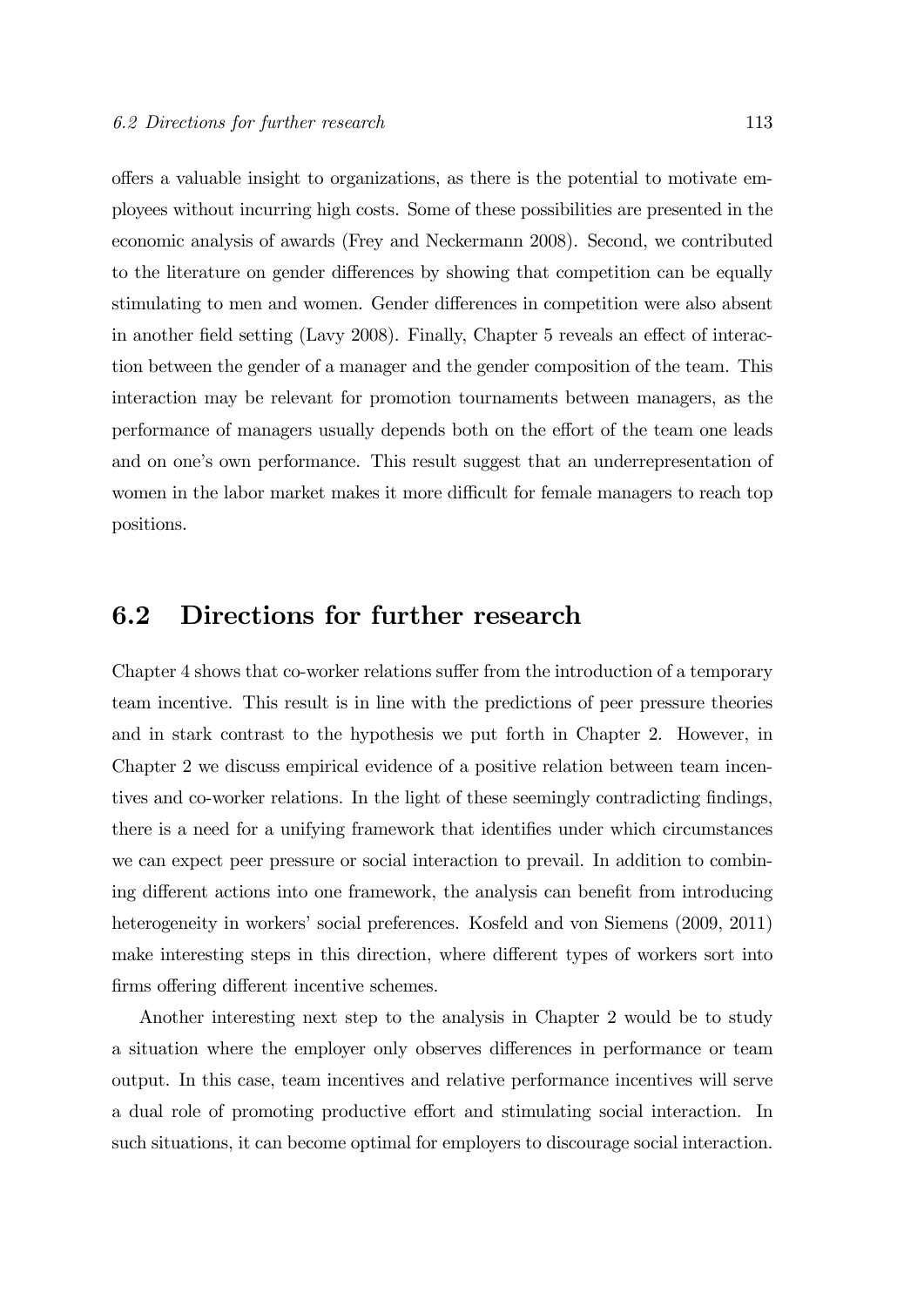offers a valuable insight to organizations, as there is the potential to motivate employees without incurring high costs. Some of these possibilities are presented in the economic analysis of awards (Frey and Neckermann 2008). Second, we contributed to the literature on gender differences by showing that competition can be equally stimulating to men and women. Gender differences in competition were also absent in another field setting (Lavy 2008). Finally, Chapter 5 reveals an effect of interaction between the gender of a manager and the gender composition of the team. This interaction may be relevant for promotion tournaments between managers, as the performance of managers usually depends both on the effort of the team one leads and on one's own performance. This result suggest that an underrepresentation of women in the labor market makes it more difficult for female managers to reach top positions.

## 6.2 Directions for further research

Chapter 4 shows that co-worker relations suffer from the introduction of a temporary team incentive. This result is in line with the predictions of peer pressure theories and in stark contrast to the hypothesis we put forth in Chapter 2. However, in Chapter 2 we discuss empirical evidence of a positive relation between team incentives and co-worker relations. In the light of these seemingly contradicting findings, there is a need for a unifying framework that identifies under which circumstances we can expect peer pressure or social interaction to prevail. In addition to combining different actions into one framework, the analysis can benefit from introducing heterogeneity in workers' social preferences. Kosfeld and von Siemens (2009, 2011) make interesting steps in this direction, where different types of workers sort into firms offering different incentive schemes.

Another interesting next step to the analysis in Chapter 2 would be to study a situation where the employer only observes differences in performance or team output. In this case, team incentives and relative performance incentives will serve a dual role of promoting productive effort and stimulating social interaction. In such situations, it can become optimal for employers to discourage social interaction.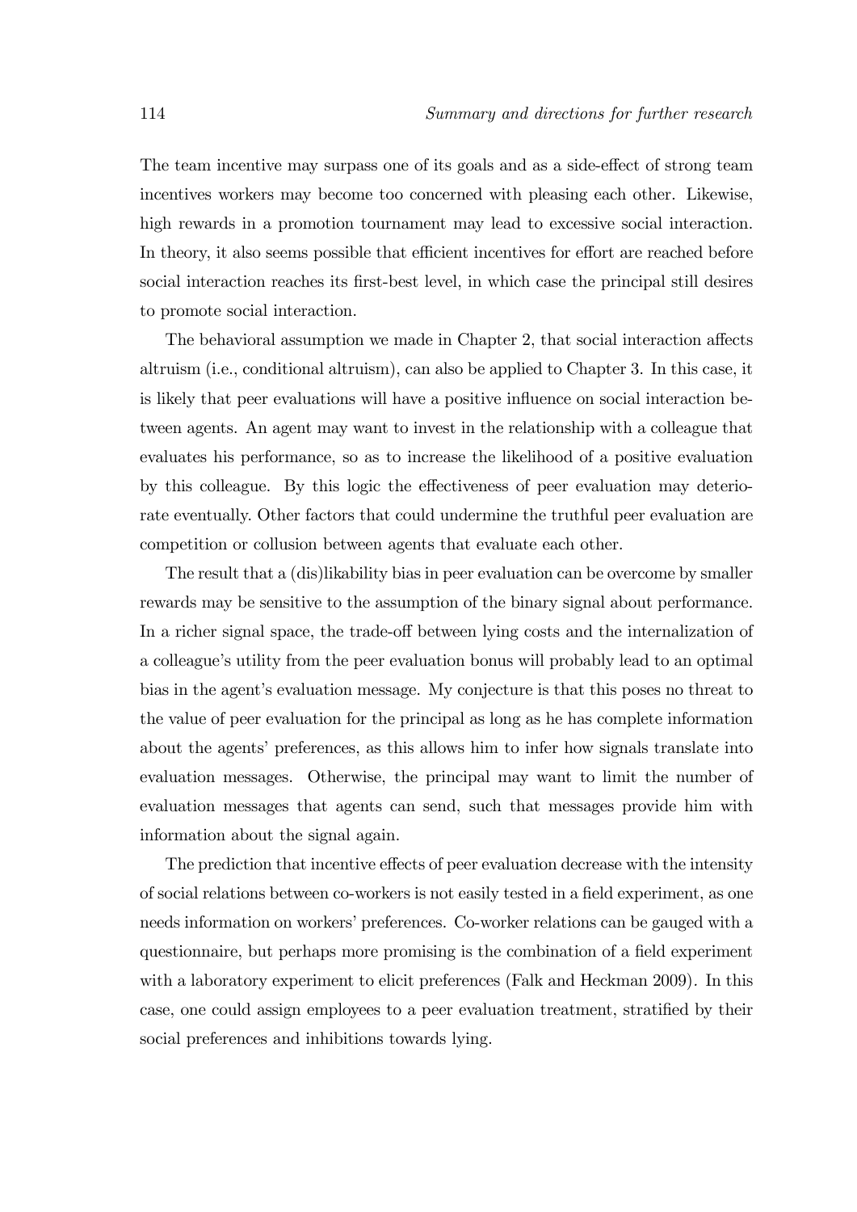The team incentive may surpass one of its goals and as a side-effect of strong team incentives workers may become too concerned with pleasing each other. Likewise, high rewards in a promotion tournament may lead to excessive social interaction. In theory, it also seems possible that efficient incentives for effort are reached before social interaction reaches its first-best level, in which case the principal still desires to promote social interaction.

The behavioral assumption we made in Chapter 2, that social interaction affects altruism (i.e., conditional altruism), can also be applied to Chapter 3. In this case, it is likely that peer evaluations will have a positive influence on social interaction between agents. An agent may want to invest in the relationship with a colleague that evaluates his performance, so as to increase the likelihood of a positive evaluation by this colleague. By this logic the effectiveness of peer evaluation may deteriorate eventually. Other factors that could undermine the truthful peer evaluation are competition or collusion between agents that evaluate each other.

The result that a (dis)likability bias in peer evaluation can be overcome by smaller rewards may be sensitive to the assumption of the binary signal about performance. In a richer signal space, the trade-off between lying costs and the internalization of a colleague's utility from the peer evaluation bonus will probably lead to an optimal bias in the agent's evaluation message. My conjecture is that this poses no threat to the value of peer evaluation for the principal as long as he has complete information about the agents' preferences, as this allows him to infer how signals translate into evaluation messages. Otherwise, the principal may want to limit the number of evaluation messages that agents can send, such that messages provide him with information about the signal again.

The prediction that incentive effects of peer evaluation decrease with the intensity of social relations between co-workers is not easily tested in a field experiment, as one needs information on workers' preferences. Co-worker relations can be gauged with a questionnaire, but perhaps more promising is the combination of a field experiment with a laboratory experiment to elicit preferences (Falk and Heckman 2009). In this case, one could assign employees to a peer evaluation treatment, stratified by their social preferences and inhibitions towards lying.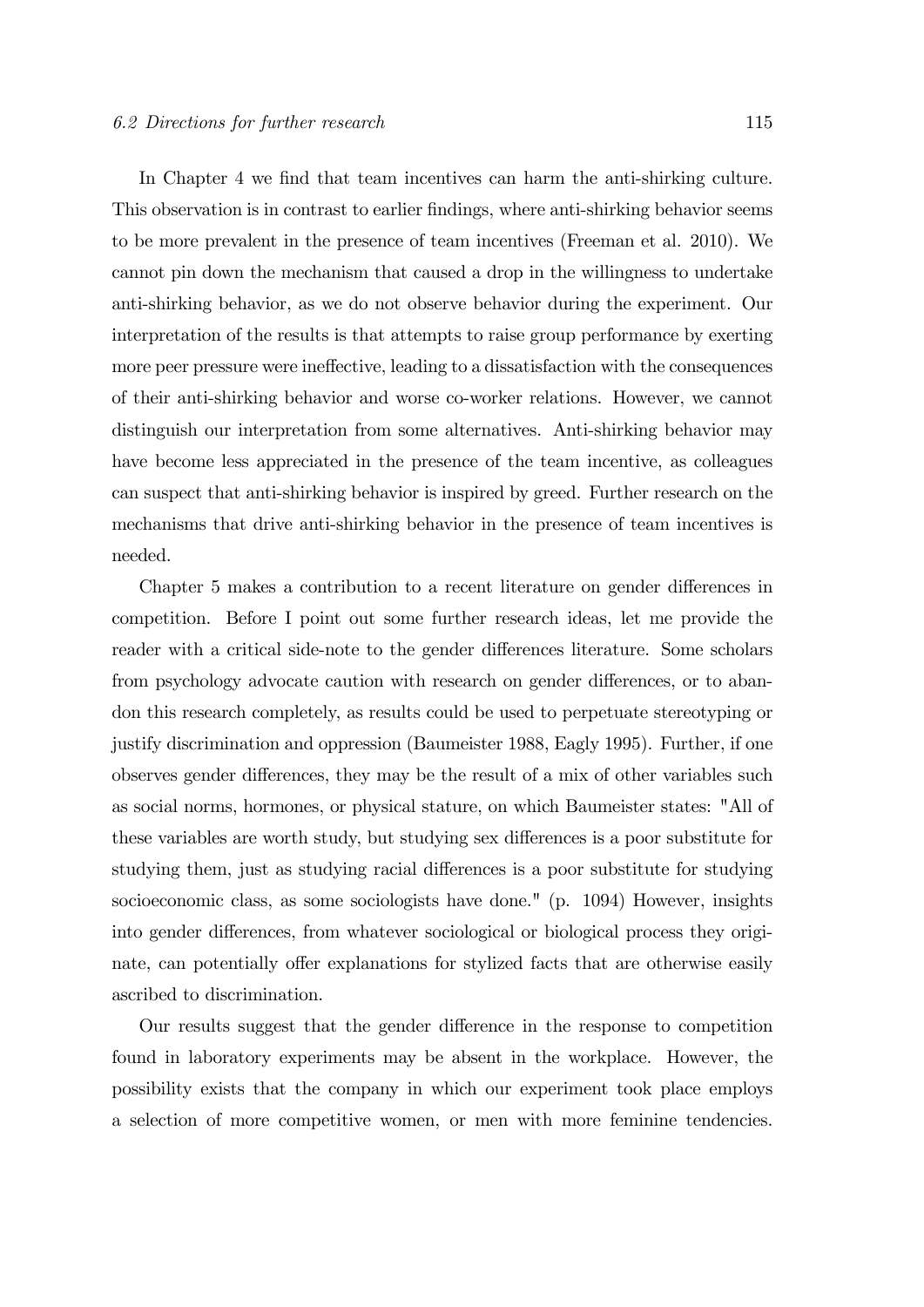In Chapter 4 we find that team incentives can harm the anti-shirking culture. This observation is in contrast to earlier findings, where anti-shirking behavior seems to be more prevalent in the presence of team incentives (Freeman et al. 2010). We cannot pin down the mechanism that caused a drop in the willingness to undertake anti-shirking behavior, as we do not observe behavior during the experiment. Our interpretation of the results is that attempts to raise group performance by exerting more peer pressure were ineffective, leading to a dissatisfaction with the consequences of their anti-shirking behavior and worse co-worker relations. However, we cannot distinguish our interpretation from some alternatives. Anti-shirking behavior may have become less appreciated in the presence of the team incentive, as colleagues can suspect that anti-shirking behavior is inspired by greed. Further research on the mechanisms that drive anti-shirking behavior in the presence of team incentives is needed.

Chapter 5 makes a contribution to a recent literature on gender differences in competition. Before I point out some further research ideas, let me provide the reader with a critical side-note to the gender differences literature. Some scholars from psychology advocate caution with research on gender differences, or to abandon this research completely, as results could be used to perpetuate stereotyping or justify discrimination and oppression (Baumeister 1988, Eagly 1995). Further, if one observes gender differences, they may be the result of a mix of other variables such as social norms, hormones, or physical stature, on which Baumeister states: "All of these variables are worth study, but studying sex differences is a poor substitute for studying them, just as studying racial differences is a poor substitute for studying socioeconomic class, as some sociologists have done." (p. 1094) However, insights into gender differences, from whatever sociological or biological process they originate, can potentially offer explanations for stylized facts that are otherwise easily ascribed to discrimination.

Our results suggest that the gender difference in the response to competition found in laboratory experiments may be absent in the workplace. However, the possibility exists that the company in which our experiment took place employs a selection of more competitive women, or men with more feminine tendencies.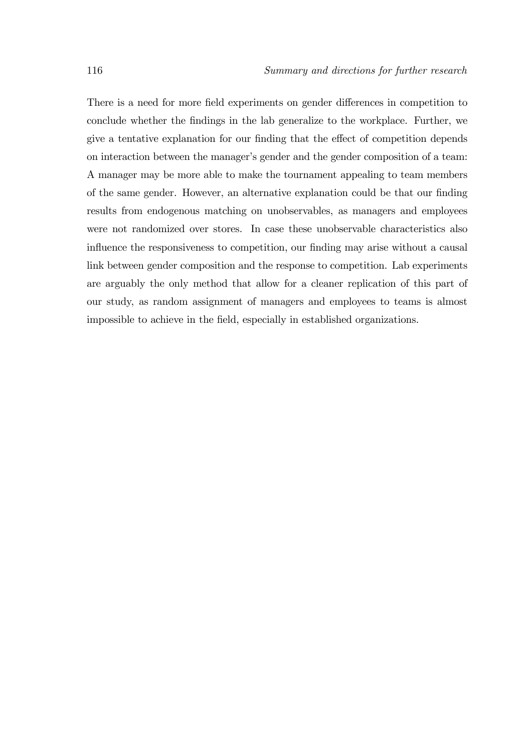There is a need for more field experiments on gender differences in competition to conclude whether the findings in the lab generalize to the workplace. Further, we give a tentative explanation for our finding that the effect of competition depends on interaction between the manager's gender and the gender composition of a team: A manager may be more able to make the tournament appealing to team members of the same gender. However, an alternative explanation could be that our finding results from endogenous matching on unobservables, as managers and employees were not randomized over stores. In case these unobservable characteristics also influence the responsiveness to competition, our finding may arise without a causal link between gender composition and the response to competition. Lab experiments are arguably the only method that allow for a cleaner replication of this part of our study, as random assignment of managers and employees to teams is almost impossible to achieve in the field, especially in established organizations.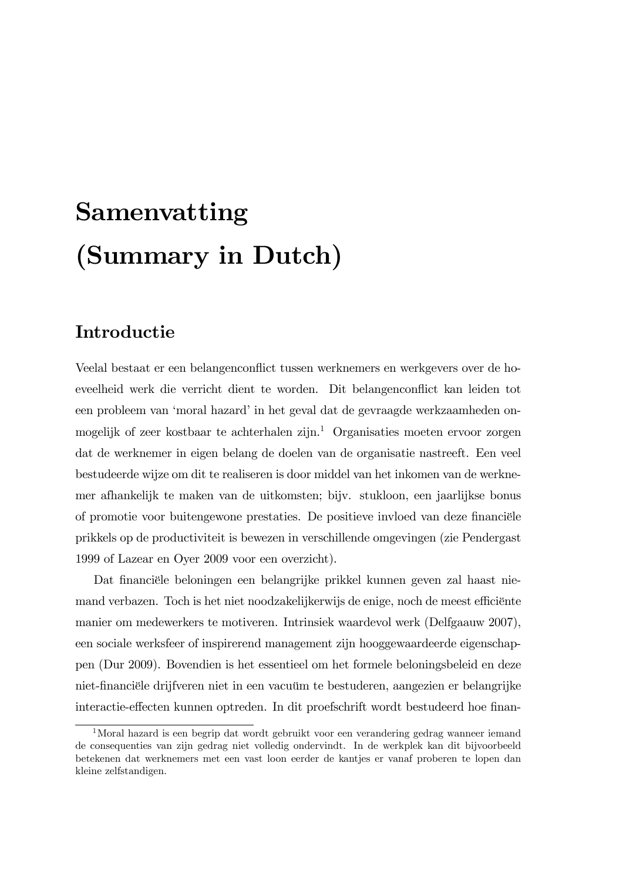# Samenvatting (Summary in Dutch)

## Introductie

Veelal bestaat er een belangenconflict tussen werknemers en werkgevers over de hoeveelheid werk die verricht dient te worden. Dit belangenconflict kan leiden tot een probleem van 'moral hazard' in het geval dat de gevraagde werkzaamheden onmogelijk of zeer kostbaar te achterhalen zijn.[1] Organisaties moeten ervoor zorgen dat de werknemer in eigen belang de doelen van de organisatie nastreeft. Een veel bestudeerde wijze om dit te realiseren is door middel van het inkomen van de werknemer afhankelijk te maken van de uitkomsten; bijv. stukloon, een jaarlijkse bonus of promotie voor buitengewone prestaties. De positieve invloed van deze financiële prikkels op de productiviteit is bewezen in verschillende omgevingen (zie Pendergast 1999 of Lazear en Oyer 2009 voor een overzicht).

Dat financiële beloningen een belangrijke prikkel kunnen geven zal haast niemand verbazen. Toch is het niet noodzakelijkerwijs de enige, noch de meest efficiënte manier om medewerkers te motiveren. Intrinsiek waardevol werk (Delfgaauw 2007), een sociale werksfeer of inspirerend management zijn hooggewaardeerde eigenschappen (Dur 2009). Bovendien is het essentieel om het formele beloningsbeleid en deze niet-financiële drijfveren niet in een vacuüm te bestuderen, aangezien er belangrijke interactie-effecten kunnen optreden. In dit proefschrift wordt bestudeerd hoe finan-

[1] Moral hazard is een begrip dat wordt gebruikt voor een verandering gedrag wanneer iemand de consequenties van zijn gedrag niet volledig ondervindt. In de werkplek kan dit bijvoorbeeld betekenen dat werknemers met een vast loon eerder de kantjes er vanaf proberen te lopen dan kleine zelfstandigen.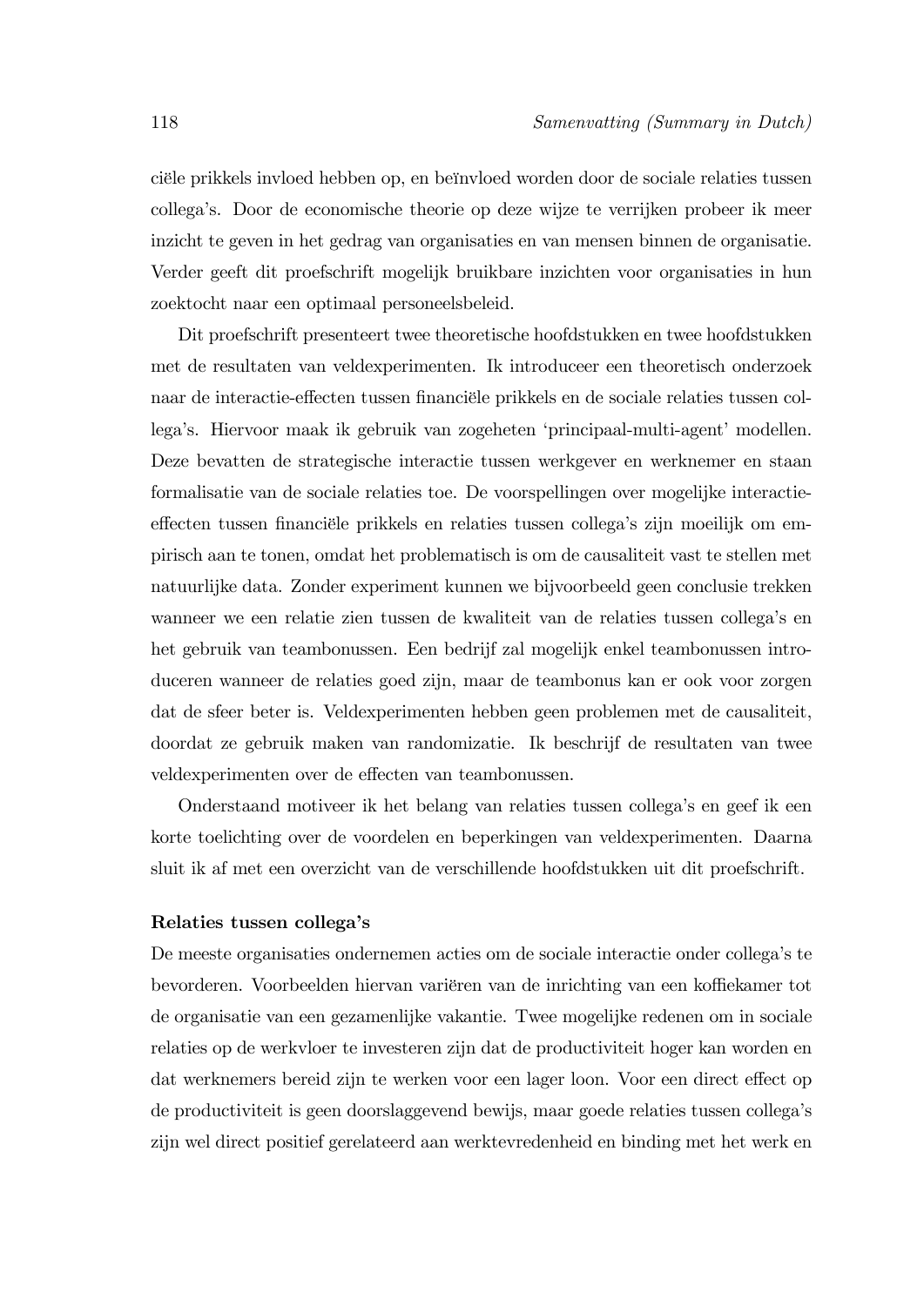ciële prikkels invloed hebben op, en beïnvloed worden door de sociale relaties tussen collega's. Door de economische theorie op deze wijze te verrijken probeer ik meer inzicht te geven in het gedrag van organisaties en van mensen binnen de organisatie. Verder geeft dit proefschrift mogelijk bruikbare inzichten voor organisaties in hun zoektocht naar een optimaal personeelsbeleid.

Dit proefschrift presenteert twee theoretische hoofdstukken en twee hoofdstukken met de resultaten van veldexperimenten. Ik introduceer een theoretisch onderzoek naar de interactie-effecten tussen financiële prikkels en de sociale relaties tussen collega's. Hiervoor maak ik gebruik van zogeheten 'principaal-multi-agent' modellen. Deze bevatten de strategische interactie tussen werkgever en werknemer en staan formalisatie van de sociale relaties toe. De voorspellingen over mogelijke interactie-effecten tussen financiële prikkels en relaties tussen collega's zijn moeilijk om empirisch aan te tonen, omdat het problematisch is om de causaliteit vast te stellen met natuurlijke data. Zonder experiment kunnen we bijvoorbeeld geen conclusie trekken wanneer we een relatie zien tussen de kwaliteit van de relaties tussen collega's en het gebruik van teambonussen. Een bedrijf zal mogelijk enkel teambonussen introduceren wanneer de relaties goed zijn, maar de teambonus kan er ook voor zorgen dat de sfeer beter is. Veldexperimenten hebben geen problemen met de causaliteit, doordat ze gebruik maken van randomizatie. Ik beschrijf de resultaten van twee veldexperimenten over de effecten van teambonussen.

Onderstaand motiveer ik het belang van relaties tussen collega's en geef ik een korte toelichting over de voordelen en beperkingen van veldexperimenten. Daarna sluit ik af met een overzicht van de verschillende hoofdstukken uit dit proefschrift.

#### Relaties tussen collega's

De meeste organisaties ondernemen acties om de sociale interactie onder collega's te bevorderen. Voorbeelden hiervan variëren van de inrichting van een koffiekamer tot de organisatie van een gezamenlijke vakantie. Twee mogelijke redenen om in sociale relaties op de werkvloer te investeren zijn dat de productiviteit hoger kan worden en dat werknemers bereid zijn te werken voor een lager loon. Voor een direct effect op de productiviteit is geen doorslaggevend bewijs, maar goede relaties tussen collega's zijn wel direct positief gerelateerd aan werktevredenheid en binding met het werk en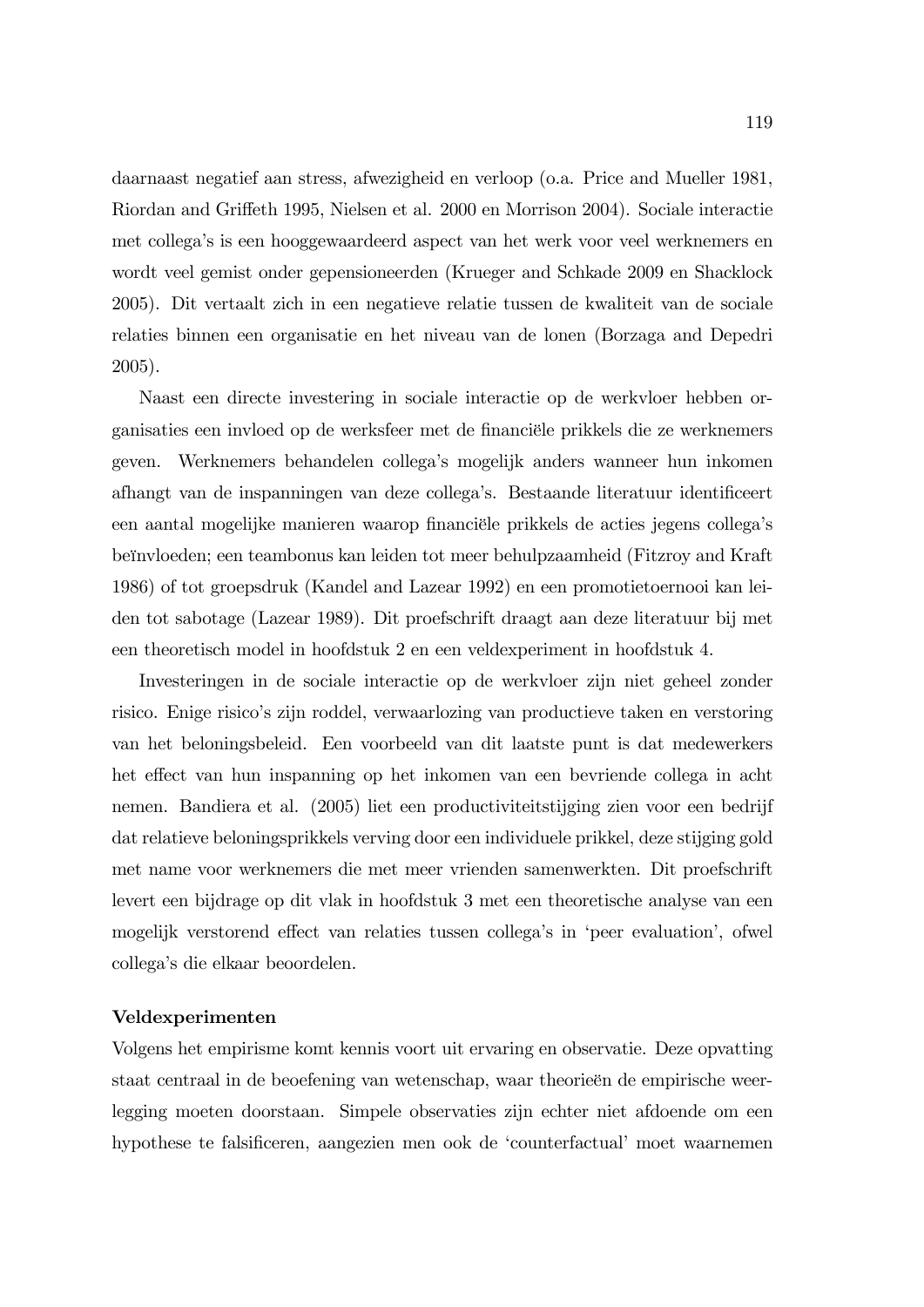daarnaast negatief aan stress, afwezigheid en verloop (o.a. Price and Mueller 1981, Riordan and Griffeth 1995, Nielsen et al. 2000 en Morrison 2004). Sociale interactie met collega's is een hooggewaardeerd aspect van het werk voor veel werknemers en wordt veel gemist onder gepensioneerden (Krueger and Schkade 2009 en Shacklock 2005). Dit vertaalt zich in een negatieve relatie tussen de kwaliteit van de sociale relaties binnen een organisatie en het niveau van de lonen (Borzaga and Depedri 2005).

Naast een directe investering in sociale interactie op de werkvloer hebben organisaties een invloed op de werksfeer met de financiële prikkels die ze werknemers geven. Werknemers behandelen collega's mogelijk anders wanneer hun inkomen afhangt van de inspanningen van deze collega's. Bestaande literatuur identificeert een aantal mogelijke manieren waarop financiële prikkels de acties jegens collega's beïnvloeden; een teambonus kan leiden tot meer behulpzaamheid (Fitzroy and Kraft 1986) of tot groepsdruk (Kandel and Lazear 1992) en een promotietoernooi kan leiden tot sabotage (Lazear 1989). Dit proefschrift draagt aan deze literatuur bij met een theoretisch model in hoofdstuk 2 en een veldexperiment in hoofdstuk 4.

Investeringen in de sociale interactie op de werkvloer zijn niet geheel zonder risico. Enige risico's zijn roddel, verwaarlozing van productieve taken en verstoring van het beloningsbeleid. Een voorbeeld van dit laatste punt is dat medewerkers het effect van hun inspanning op het inkomen van een bevriende collega in acht nemen. Bandiera et al. (2005) liet een productiviteitstijging zien voor een bedrijf dat relatieve beloningsprikkels verving door een individuele prikkel, deze stijging gold met name voor werknemers die met meer vrienden samenwerkten. Dit proefschrift levert een bijdrage op dit vlak in hoofdstuk 3 met een theoretische analyse van een mogelijk verstorend effect van relaties tussen collega's in 'peer evaluation', ofwel collega's die elkaar beoordelen.

**Veldexperimenten**

Volgens het empirisme komt kennis voort uit ervaring en observatie. Deze opvatting staat centraal in de beoefening van wetenschap, waar theorieën de empirische weerlegging moeten doorstaan. Simpele observaties zijn echter niet afdoende om een hypothese te falsificeren, aangezien men ook de 'counterfactual' moet waarnemen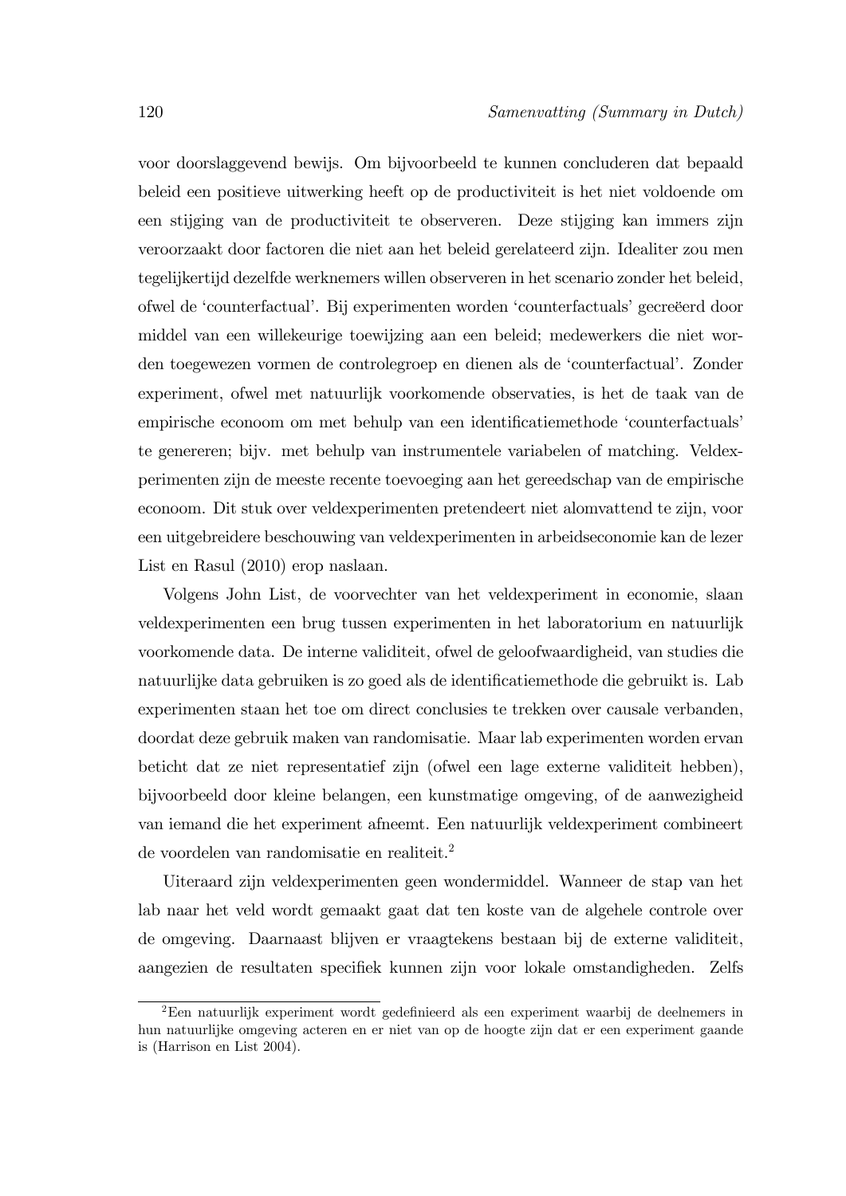voor doorslaggevend bewijs. Om bijvoorbeeld te kunnen concluderen dat bepaald beleid een positieve uitwerking heeft op de productiviteit is het niet voldoende om een stijging van de productiviteit te observeren. Deze stijging kan immers zijn veroorzaakt door factoren die niet aan het beleid gerelateerd zijn. Idealiter zou men tegelijkertijd dezelfde werknemers willen observeren in het scenario zonder het beleid, ofwel de 'counterfactual'. Bij experimenten worden 'counterfactuals' gecreëerd door middel van een willekeurige toewijzing aan een beleid; medewerkers die niet worden toegewezen vormen de controlegroep en dienen als de 'counterfactual'. Zonder experiment, ofwel met natuurlijk voorkomende observaties, is het de taak van de empirische econoom om met behulp van een identificatiemethode 'counterfactuals' te genereren; bijv. met behulp van instrumentele variabelen of matching. Veldexperimenten zijn de meeste recente toevoeging aan het gereedschap van de empirische econoom. Dit stuk over veldexperimenten pretendeert niet alomvattend te zijn, voor een uitgebreidere beschouwing van veldexperimenten in arbeidseconomie kan de lezer List en Rasul (2010) erop naslaan.

Volgens John List, de voorvechter van het veldexperiment in economie, slaan veldexperimenten een brug tussen experimenten in het laboratorium en natuurlijk voorkomende data. De interne validiteit, ofwel de geloofwaardigheid, van studies die natuurlijke data gebruiken is zo goed als de identificatiemethode die gebruikt is. Lab experimenten staan het toe om direct conclusies te trekken over causale verbanden, doordat deze gebruik maken van randomisatie. Maar lab experimenten worden ervan beticht dat ze niet representatief zijn (ofwel een lage externe validiteit hebben), bijvoorbeeld door kleine belangen, een kunstmatige omgeving, of de aanwezigheid van iemand die het experiment afneemt. Een natuurlijk veldexperiment combineert de voordelen van randomisatie en realiteit.[2]

Uiteraard zijn veldexperimenten geen wondermiddel. Wanneer de stap van het lab naar het veld wordt gemaakt gaat dat ten koste van de algehele controle over de omgeving. Daarnaast blijven er vraagtekens bestaan bij de externe validiteit, aangezien de resultaten specifiek kunnen zijn voor lokale omstandigheden. Zelfs

[2] Een natuurlijk experiment wordt gedefinieerd als een experiment waarbij de deelnemers in hun natuurlijke omgeving acteren en er niet van op de hoogte zijn dat er een experiment gaande is (Harrison en List 2004).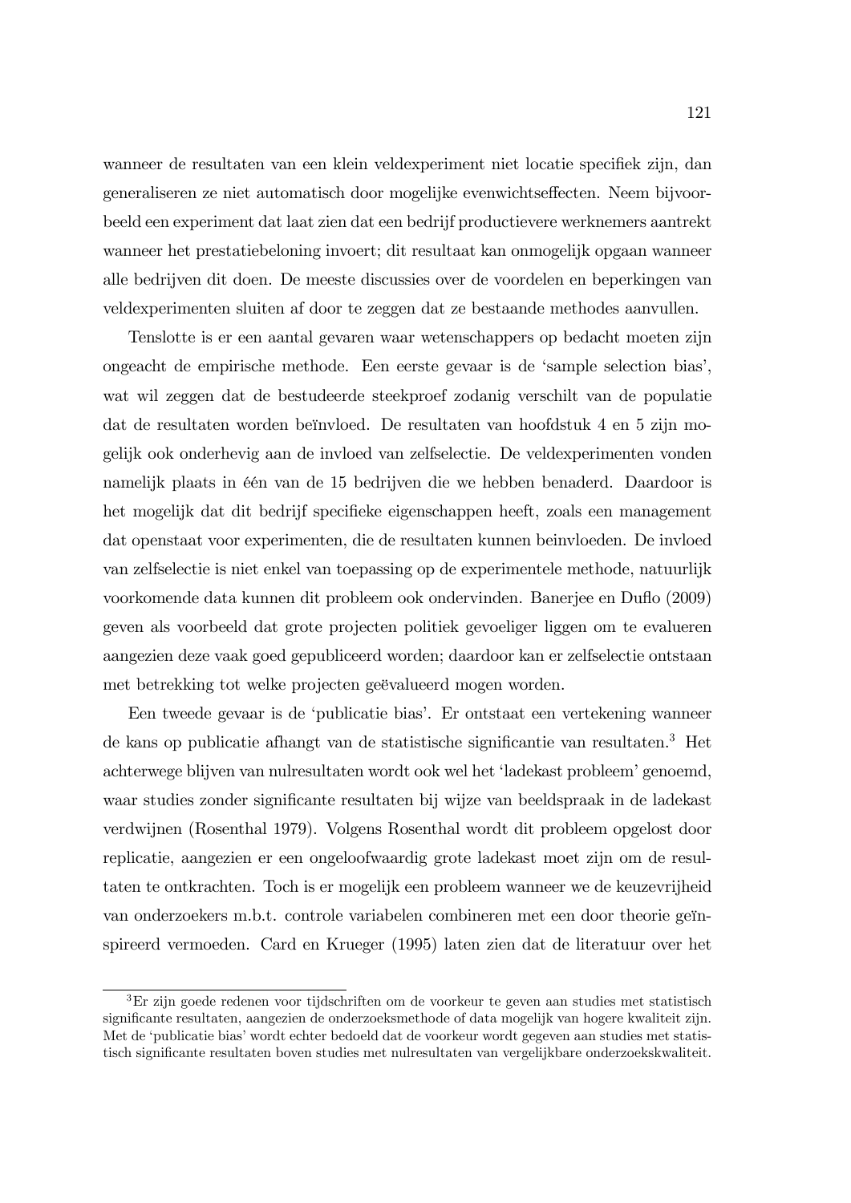wanneer de resultaten van een klein veldexperiment niet locatie specifiek zijn, dan generaliseren ze niet automatisch door mogelijke evenwichtseffecten. Neem bijvoorbeeld een experiment dat laat zien dat een bedrijf productievere werknemers aantrekt wanneer het prestatiebeloning invoert; dit resultaat kan onmogelijk opgaan wanneer alle bedrijven dit doen. De meeste discussies over de voordelen en beperkingen van veldexperimenten sluiten af door te zeggen dat ze bestaande methodes aanvullen.

Tenslotte is er een aantal gevaren waar wetenschappers op bedacht moeten zijn ongeacht de empirische methode. Een eerste gevaar is de 'sample selection bias', wat wil zeggen dat de bestudeerde steekproef zodanig verschilt van de populatie dat de resultaten worden beïnvloed. De resultaten van hoofdstuk 4 en 5 zijn mogelijk ook onderhevig aan de invloed van zelfselectie. De veldexperimenten vonden namelijk plaats in één van de 15 bedrijven die we hebben benaderd. Daardoor is het mogelijk dat dit bedrijf specifieke eigenschappen heeft, zoals een management dat openstaat voor experimenten, die de resultaten kunnen beinvloeden. De invloed van zelfselectie is niet enkel van toepassing op de experimentele methode, natuurlijk voorkomende data kunnen dit probleem ook ondervinden. Banerjee en Duflo (2009) geven als voorbeeld dat grote projecten politiek gevoeliger liggen om te evalueren aangezien deze vaak goed gepubliceerd worden; daardoor kan er zelfselectie ontstaan met betrekking tot welke projecten geëvalueerd mogen worden.

Een tweede gevaar is de 'publicatie bias'. Er ontstaat een vertekening wanneer de kans op publicatie afhangt van de statistische significantie van resultaten.[3] Het achterwege blijven van nulresultaten wordt ook wel het 'ladekast probleem' genoemd, waar studies zonder significante resultaten bij wijze van beeldspraak in de ladekast verdwijnen (Rosenthal 1979). Volgens Rosenthal wordt dit probleem opgelost door replicatie, aangezien er een ongeloofwaardig grote ladekast moet zijn om de resultaten te ontkrachten. Toch is er mogelijk een probleem wanneer we de keuzevrijheid van onderzoekers m.b.t. controle variabelen combineren met een door theorie geïnspireerd vermoeden. Card en Krueger (1995) laten zien dat de literatuur over het

[3] Er zijn goede redenen voor tijdschriften om de voorkeur te geven aan studies met statistisch significante resultaten, aangezien de onderzoeksmethode of data mogelijk van hogere kwaliteit zijn. Met de 'publicatie bias' wordt echter bedoeld dat de voorkeur wordt gegeven aan studies met statistisch significante resultaten boven studies met nulresultaten van vergelijkbare onderzoekskwaliteit.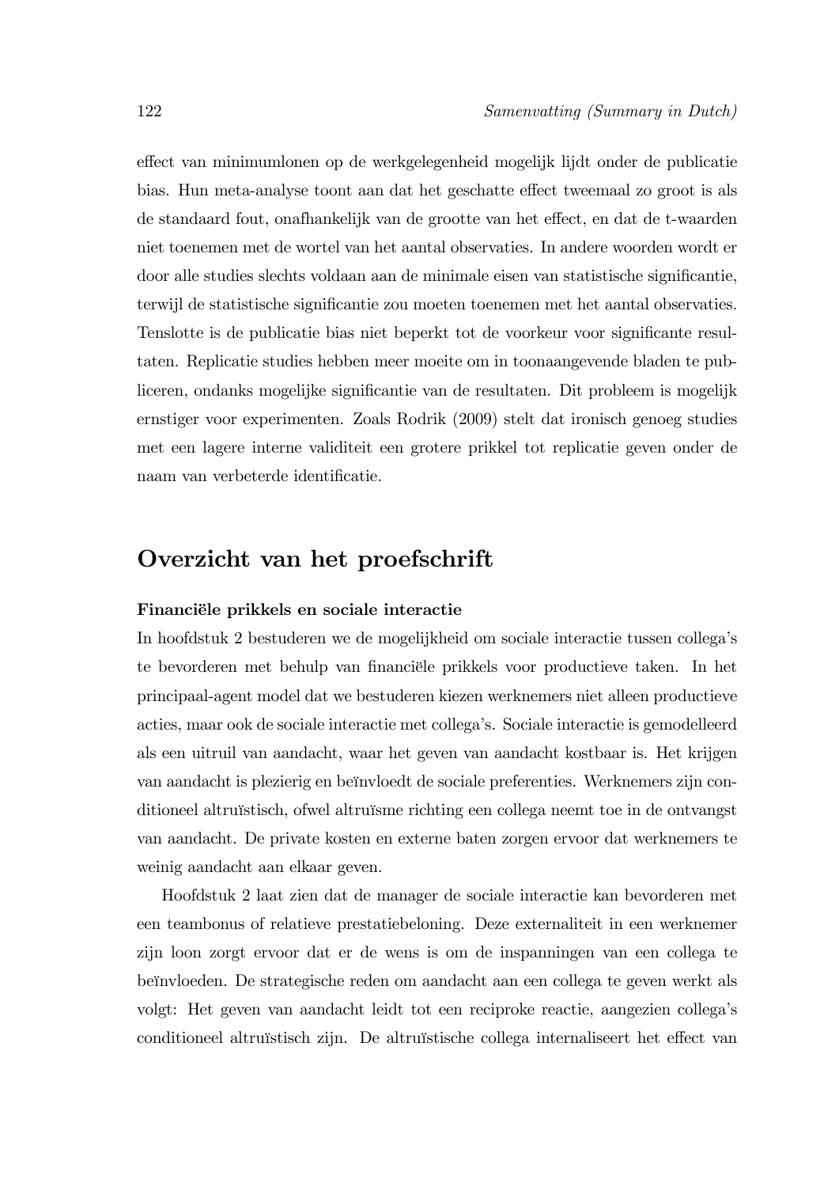effect van minimumlonen op de werkgelegenheid mogelijk lijdt onder de publicatie bias. Hun meta-analyse toont aan dat het geschatte effect tweemaal zo groot is als de standaard fout, onafhankelijk van de grootte van het effect, en dat de t-waarden niet toenemen met de wortel van het aantal observaties. In andere woorden wordt er door alle studies slechts voldaan aan de minimale eisen van statistische significantie, terwijl de statistische significantie zou moeten toenemen met het aantal observaties. Tenslotte is de publicatie bias niet beperkt tot de voorkeur voor significante resultaten. Replicatie studies hebben meer moeite om in toonaangevende bladen te publiceren, ondanks mogelijke significantie van de resultaten. Dit probleem is mogelijk ernstiger voor experimenten. Zoals Rodrik (2009) stelt dat ironisch genoeg studies met een lagere interne validiteit een grotere prikkel tot replicatie geven onder de naam van verbeterde identificatie.

## Overzicht van het proefschrift

### Financiële prikkels en sociale interactie

In hoofdstuk 2 bestuderen we de mogelijkheid om sociale interactie tussen collega's te bevorderen met behulp van financiële prikkels voor productieve taken. In het principaal-agent model dat we bestuderen kiezen werknemers niet alleen productieve acties, maar ook de sociale interactie met collega's. Sociale interactie is gemodelleerd als een uitruil van aandacht, waar het geven van aandacht kostbaar is. Het krijgen van aandacht is plezierig en beïnvloedt de sociale preferenties. Werknemers zijn conditioneel altruïstisch, ofwel altruïsme richting een collega neemt toe in de ontvangst van aandacht. De private kosten en externe baten zorgen ervoor dat werknemers te weinig aandacht aan elkaar geven.

Hoofdstuk 2 laat zien dat de manager de sociale interactie kan bevorderen met een teambonus of relatieve prestatiebeloning. Deze externaliteit in een werknemer zijn loon zorgt ervoor dat er de wens is om de inspanningen van een collega te beïnvloeden. De strategische reden om aandacht aan een collega te geven werkt als volgt: Het geven van aandacht leidt tot een reciproke reactie, aangezien collega's conditioneel altruïstisch zijn. De altruïstische collega internaliseert het effect van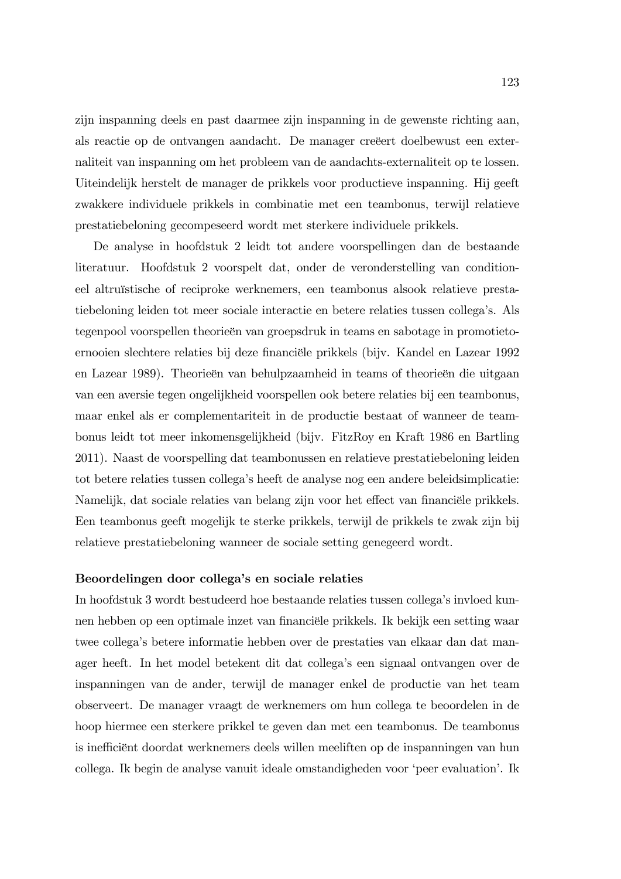zijn inspanning deels en past daarmee zijn inspanning in de gewenste richting aan, als reactie op de ontvangen aandacht. De manager creëert doelbewust een externaliteit van inspanning om het probleem van de aandachts-externaliteit op te lossen. Uiteindelijk herstelt de manager de prikkels voor productieve inspanning. Hij geeft zwakkere individuele prikkels in combinatie met een teambonus, terwijl relatieve prestatiebeloning gecompeseerd wordt met sterkere individuele prikkels.

De analyse in hoofdstuk 2 leidt tot andere voorspellingen dan de bestaande literatuur. Hoofdstuk 2 voorspelt dat, onder de veronderstelling van conditioneel altruïstische of reciproke werknemers, een teambonus alsook relatieve prestatiebeloning leiden tot meer sociale interactie en betere relaties tussen collega's. Als tegenpool voorspellen theorieën van groepsdruk in teams en sabotage in promotietoernooien slechtere relaties bij deze financiële prikkels (bijv. Kandel en Lazear 1992 en Lazear 1989). Theorieën van behulpzaamheid in teams of theorieën die uitgaan van een aversie tegen ongelijkheid voorspellen ook betere relaties bij een teambonus, maar enkel als er complementariteit in de productie bestaat of wanneer de teambonus leidt tot meer inkomensgelijkheid (bijv. FitzRoy en Kraft 1986 en Bartling 2011). Naast de voorspelling dat teambonussen en relatieve prestatiebeloning leiden tot betere relaties tussen collega's heeft de analyse nog een andere beleidsimplicatie: Namelijk, dat sociale relaties van belang zijn voor het effect van financiële prikkels. Een teambonus geeft mogelijk te sterke prikkels, terwijl de prikkels te zwak zijn bij relatieve prestatiebeloning wanneer de sociale setting genegeerd wordt.

**Beoordelingen door collega's en sociale relaties**

In hoofdstuk 3 wordt bestudeerd hoe bestaande relaties tussen collega's invloed kunnen hebben op een optimale inzet van financiële prikkels. Ik bekijk een setting waar twee collega's betere informatie hebben over de prestaties van elkaar dan dat manager heeft. In het model betekent dit dat collega's een signaal ontvangen over de inspanningen van de ander, terwijl de manager enkel de productie van het team observeert. De manager vraagt de werknemers om hun collega te beoordelen in de hoop hiermee een sterkere prikkel te geven dan met een teambonus. De teambonus is inefficiënt doordat werknemers deels willen meeliften op de inspanningen van hun collega. Ik begin de analyse vanuit ideale omstandigheden voor 'peer evaluation'. Ik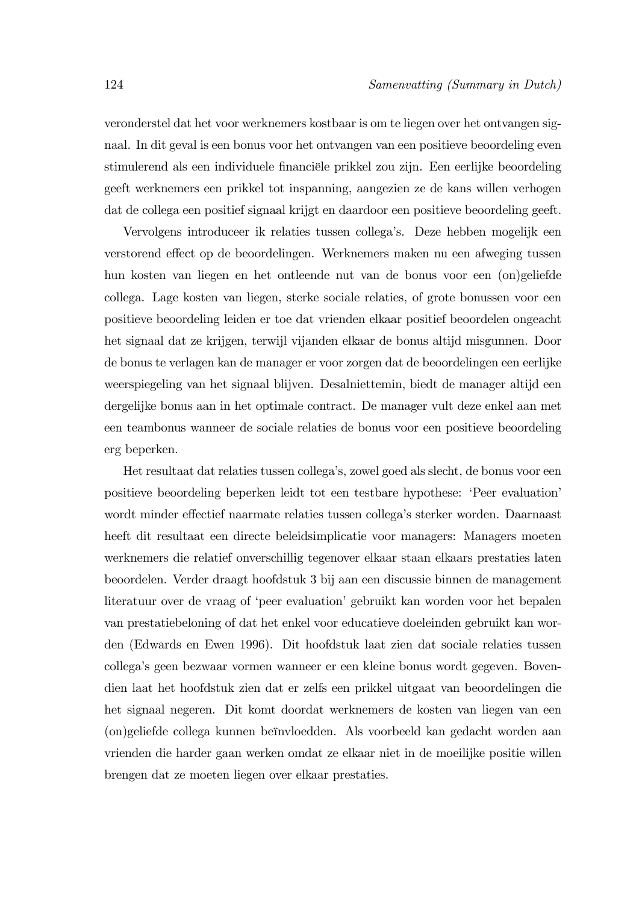veronderstel dat het voor werknemers kostbaar is om te liegen over het ontvangen signaal. In dit geval is een bonus voor het ontvangen van een positieve beoordeling even stimulerend als een individuele financiële prikkel zou zijn. Een eerlijke beoordeling geeft werknemers een prikkel tot inspanning, aangezien ze de kans willen verhogen dat de collega een positief signaal krijgt en daardoor een positieve beoordeling geeft.

Vervolgens introduceer ik relaties tussen collega's. Deze hebben mogelijk een verstorend effect op de beoordelingen. Werknemers maken nu een afweging tussen hun kosten van liegen en het ontleende nut van de bonus voor een (on)geliefde collega. Lage kosten van liegen, sterke sociale relaties, of grote bonussen voor een positieve beoordeling leiden er toe dat vrienden elkaar positief beoordelen ongeacht het signaal dat ze krijgen, terwijl vijanden elkaar de bonus altijd misgunnen. Door de bonus te verlagen kan de manager er voor zorgen dat de beoordelingen een eerlijke weerspiegeling van het signaal blijven. Desalniettemin, biedt de manager altijd een dergelijke bonus aan in het optimale contract. De manager vult deze enkel aan met een teambonus wanneer de sociale relaties de bonus voor een positieve beoordeling erg beperken.

Het resultaat dat relaties tussen collega's, zowel goed als slecht, de bonus voor een positieve beoordeling beperken leidt tot een testbare hypothese: 'Peer evaluation' wordt minder effectief naarmate relaties tussen collega's sterker worden. Daarnaast heeft dit resultaat een directe beleidsimplicatie voor managers: Managers moeten werknemers die relatief onverschillig tegenover elkaar staan elkaars prestaties laten beoordelen. Verder draagt hoofdstuk 3 bij aan een discussie binnen de management literatuur over de vraag of 'peer evaluation' gebruikt kan worden voor het bepalen van prestatiebeloning of dat het enkel voor educatieve doeleinden gebruikt kan worden (Edwards en Ewen 1996). Dit hoofdstuk laat zien dat sociale relaties tussen collega's geen bezwaar vormen wanneer er een kleine bonus wordt gegeven. Bovendien laat het hoofdstuk zien dat er zelfs een prikkel uitgaat van beoordelingen die het signaal negeren. Dit komt doordat werknemers de kosten van liegen van een (on)geliefde collega kunnen beïnvloedden. Als voorbeeld kan gedacht worden aan vrienden die harder gaan werken omdat ze elkaar niet in de moeilijke positie willen brengen dat ze moeten liegen over elkaar prestaties.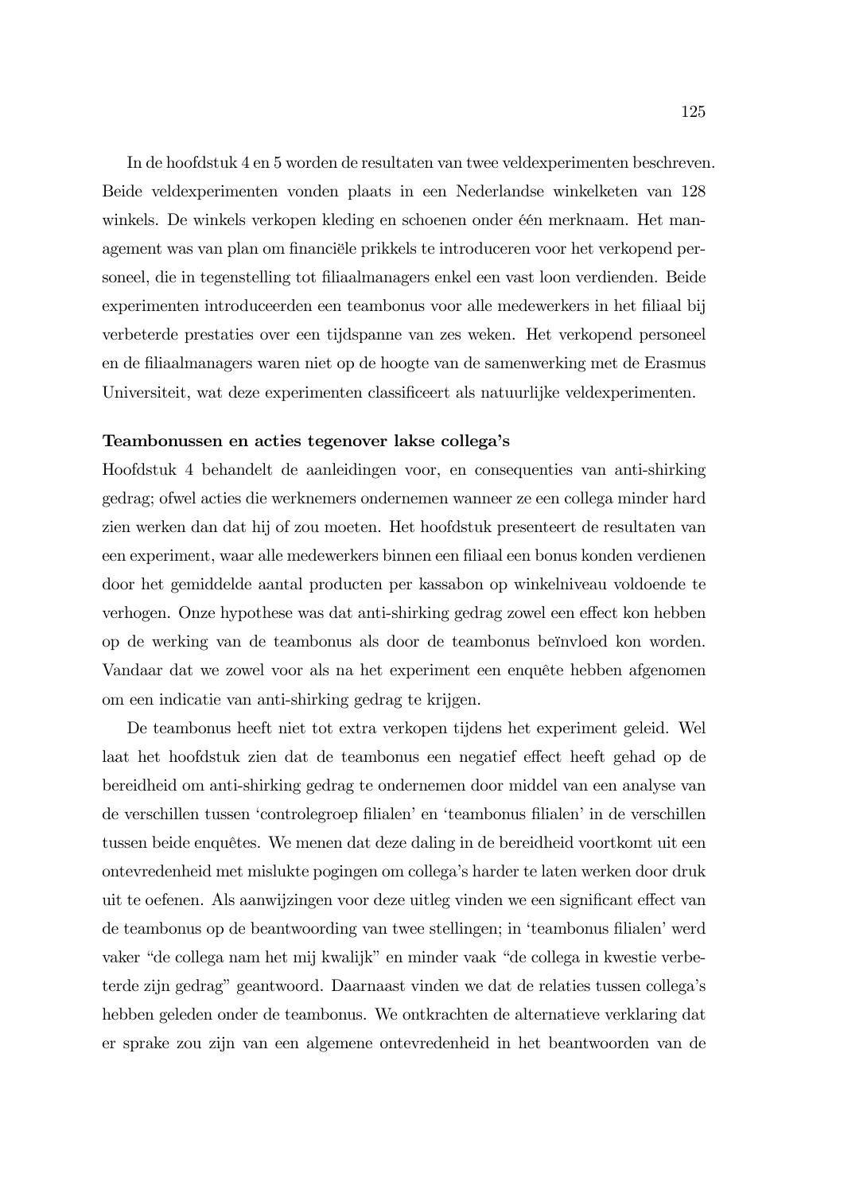In de hoofdstuk 4 en 5 worden de resultaten van twee veldexperimenten beschreven. Beide veldexperimenten vonden plaats in een Nederlandse winkelketen van 128 winkels. De winkels verkopen kleding en schoenen onder één merknaam. Het management was van plan om financiële prikkels te introduceren voor het verkopend personeel, die in tegenstelling tot filiaalmanagers enkel een vast loon verdienden. Beide experimenten introduceerden een teambonus voor alle medewerkers in het filiaal bij verbeterde prestaties over een tijdspanne van zes weken. Het verkopend personeel en de filiaalmanagers waren niet op de hoogte van de samenwerking met de Erasmus Universiteit, wat deze experimenten classificeert als natuurlijke veldexperimenten.

**Teambonussen en acties tegenover lakse collega's**

Hoofdstuk 4 behandelt de aanleidingen voor, en consequenties van anti-shirking gedrag; ofwel acties die werknemers ondernemen wanneer ze een collega minder hard zien werken dan dat hij of zou moeten. Het hoofdstuk presenteert de resultaten van een experiment, waar alle medewerkers binnen een filiaal een bonus konden verdienen door het gemiddelde aantal producten per kassabon op winkelniveau voldoende te verhogen. Onze hypothese was dat anti-shirking gedrag zowel een effect kon hebben op de werking van de teambonus als door de teambonus beïnvloed kon worden. Vandaar dat we zowel voor als na het experiment een enquête hebben afgenomen om een indicatie van anti-shirking gedrag te krijgen.

De teambonus heeft niet tot extra verkopen tijdens het experiment geleid. Wel laat het hoofdstuk zien dat de teambonus een negatief effect heeft gehad op de bereidheid om anti-shirking gedrag te ondernemen door middel van een analyse van de verschillen tussen 'controlegroep filialen' en 'teambonus filialen' in de verschillen tussen beide enquêtes. We menen dat deze daling in de bereidheid voortkomt uit een ontevredenheid met mislukte pogingen om collega's harder te laten werken door druk uit te oefenen. Als aanwijzingen voor deze uitleg vinden we een significant effect van de teambonus op de beantwoording van twee stellingen; in 'teambonus filialen' werd vaker "de collega nam het mij kwalijk" en minder vaak "de collega in kwestie verbeterde zijn gedrag" geantwoord. Daarnaast vinden we dat de relaties tussen collega's hebben geleden onder de teambonus. We ontkrachten de alternatieve verklaring dat er sprake zou zijn van een algemene ontevredenheid in het beantwoorden van de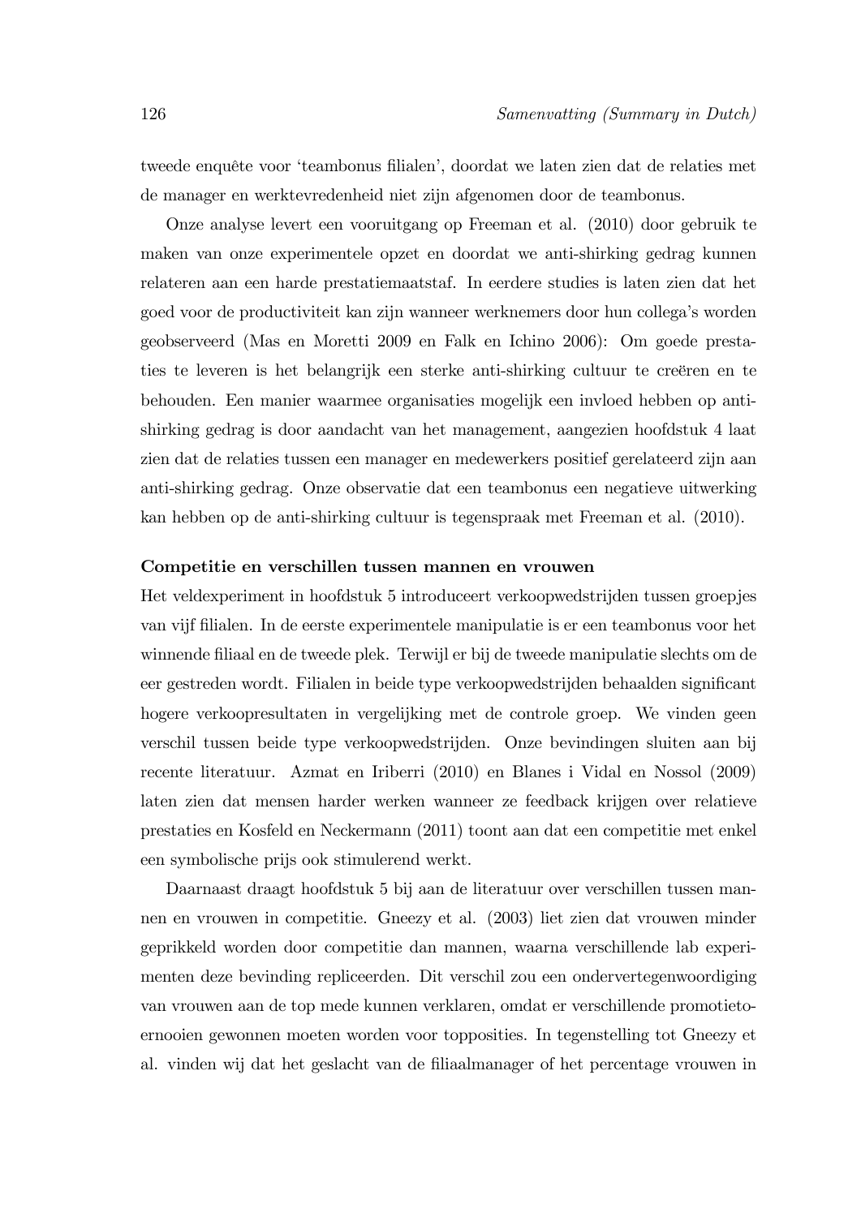tweede enquête voor 'teambonus filialen', doordat we laten zien dat de relaties met de manager en werktevredenheid niet zijn afgenomen door de teambonus.

Onze analyse levert een vooruitgang op Freeman et al. (2010) door gebruik te maken van onze experimentele opzet en doordat we anti-shirking gedrag kunnen relateren aan een harde prestatiemaatstaf. In eerdere studies is laten zien dat het goed voor de productiviteit kan zijn wanneer werknemers door hun collega's worden geobserveerd (Mas en Moretti 2009 en Falk en Ichino 2006): Om goede prestaties te leveren is het belangrijk een sterke anti-shirking cultuur te creëren en te behouden. Een manier waarmee organisaties mogelijk een invloed hebben op anti-shirking gedrag is door aandacht van het management, aangezien hoofdstuk 4 laat zien dat de relaties tussen een manager en medewerkers positief gerelateerd zijn aan anti-shirking gedrag. Onze observatie dat een teambonus een negatieve uitwerking kan hebben op de anti-shirking cultuur is tegenspraak met Freeman et al. (2010).

**Competitie en verschillen tussen mannen en vrouwen**

Het veldexperiment in hoofdstuk 5 introduceert verkoopwedstrijden tussen groepjes van vijf filialen. In de eerste experimentele manipulatie is er een teambonus voor het winnende filiaal en de tweede plek. Terwijl er bij de tweede manipulatie slechts om de eer gestreden wordt. Filialen in beide type verkoopwedstrijden behaalden significant hogere verkoopresultaten in vergelijking met de controle groep. We vinden geen verschil tussen beide type verkoopwedstrijden. Onze bevindingen sluiten aan bij recente literatuur. Azmat en Iriberri (2010) en Blanes i Vidal en Nossol (2009) laten zien dat mensen harder werken wanneer ze feedback krijgen over relatieve prestaties en Kosfeld en Neckermann (2011) toont aan dat een competitie met enkel een symbolische prijs ook stimulerend werkt.

Daarnaast draagt hoofdstuk 5 bij aan de literatuur over verschillen tussen mannen en vrouwen in competitie. Gneezy et al. (2003) liet zien dat vrouwen minder geprikkeld worden door competitie dan mannen, waarna verschillende lab experimenten deze bevinding repliceerden. Dit verschil zou een ondervertegenwoordiging van vrouwen aan de top mede kunnen verklaren, omdat er verschillende promotietoernooien gewonnen moeten worden voor topposities. In tegenstelling tot Gneezy et al. vinden wij dat het geslacht van de filiaalmanager of het percentage vrouwen in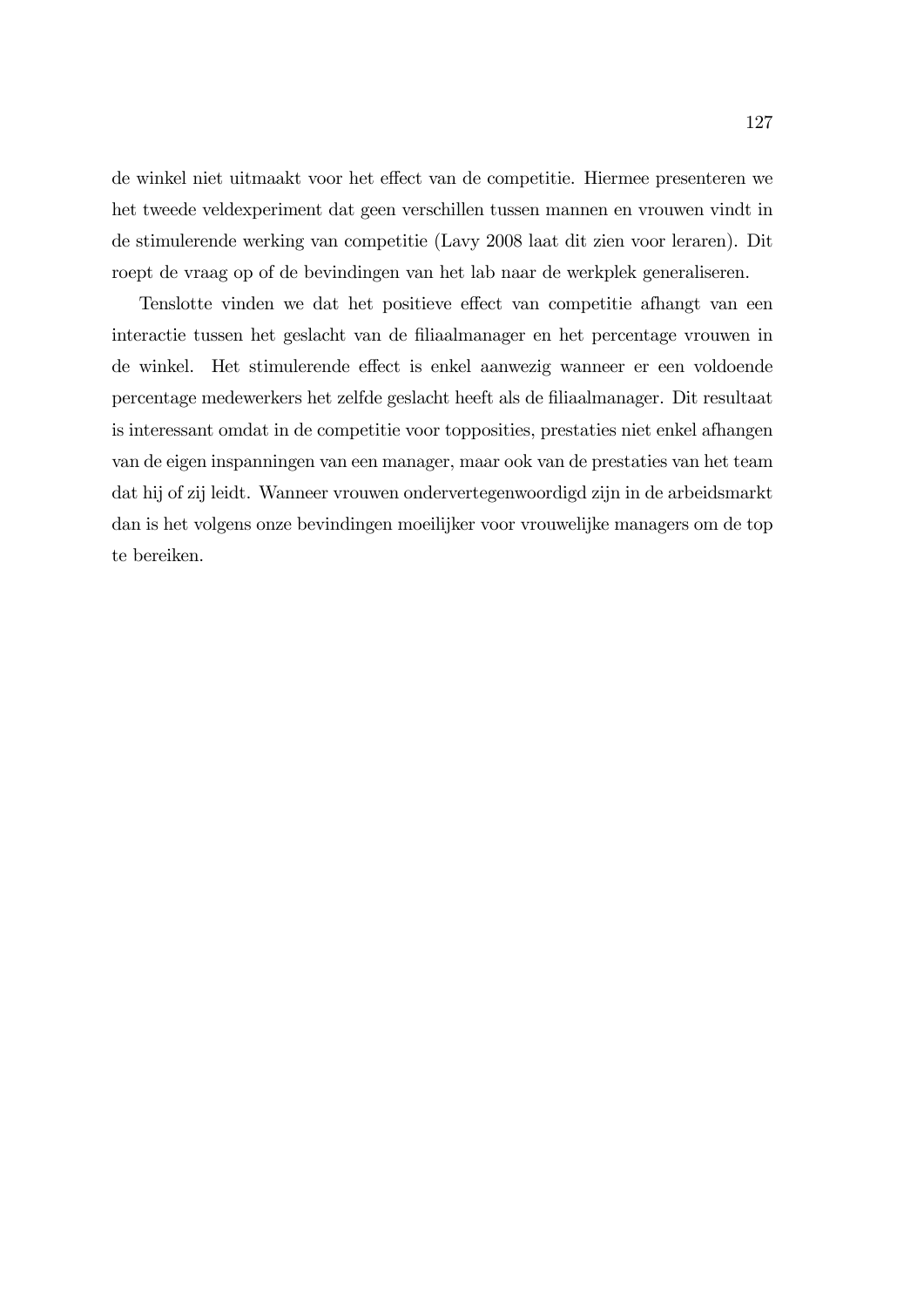de winkel niet uitmaakt voor het effect van de competitie. Hiermee presenteren we het tweede veldexperiment dat geen verschillen tussen mannen en vrouwen vindt in de stimulerende werking van competitie (Lavy 2008 laat dit zien voor leraren). Dit roept de vraag op of de bevindingen van het lab naar de werkplek generaliseren.

Tenslotte vinden we dat het positieve effect van competitie afhangt van een interactie tussen het geslacht van de filiaalmanager en het percentage vrouwen in de winkel. Het stimulerende effect is enkel aanwezig wanneer er een voldoende percentage medewerkers het zelfde geslacht heeft als de filiaalmanager. Dit resultaat is interessant omdat in de competitie voor topposities, prestaties niet enkel afhangen van de eigen inspanningen van een manager, maar ook van de prestaties van het team dat hij of zij leidt. Wanneer vrouwen ondervertegenwoordigd zijn in de arbeidsmarkt dan is het volgens onze bevindingen moeilijker voor vrouwelijke managers om de top te bereiken.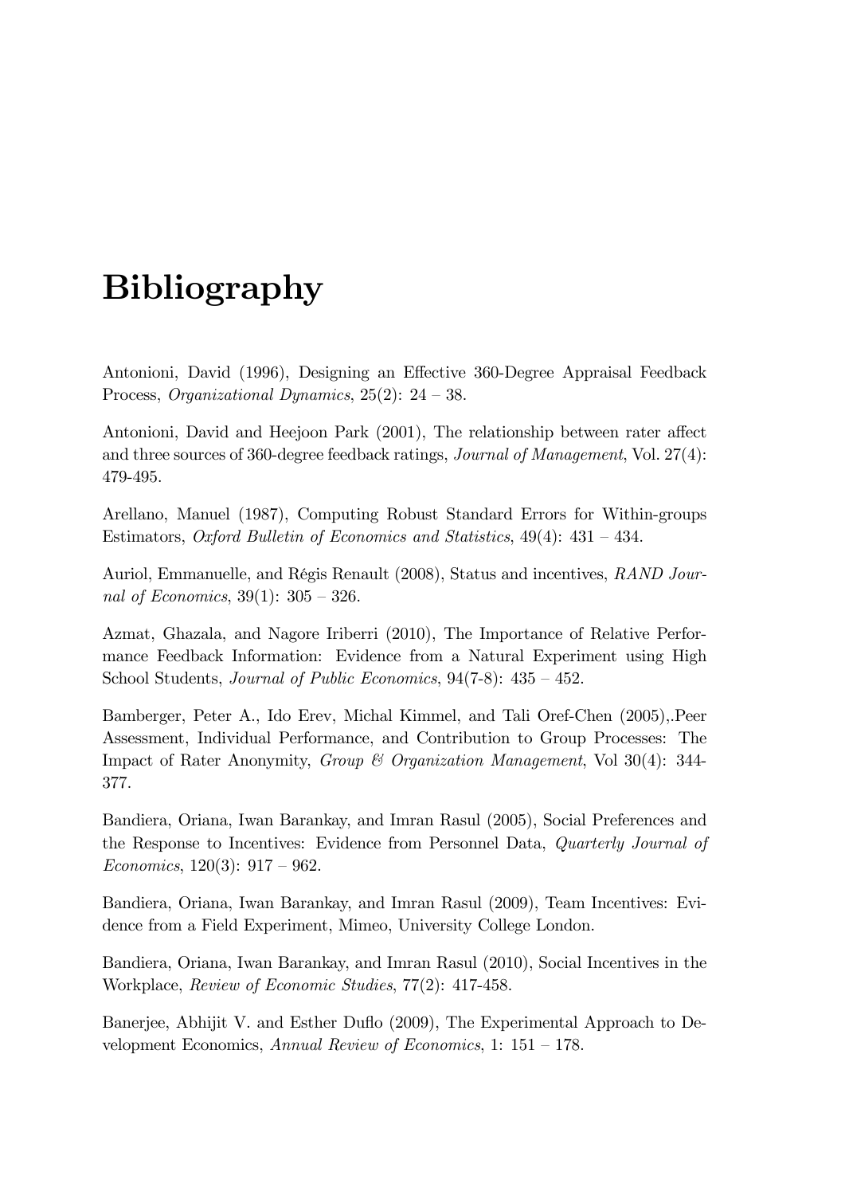# Bibliography

Antonioni, David (1996), Designing an Effective 360-Degree Appraisal Feedback Process, *Organizational Dynamics*, 25(2): 24 – 38.

Antonioni, David and Heejoon Park (2001), The relationship between rater affect and three sources of 360-degree feedback ratings, *Journal of Management*, Vol. 27(4): 479-495.

Arellano, Manuel (1987), Computing Robust Standard Errors for Within-groups Estimators, *Oxford Bulletin of Economics and Statistics*, 49(4): 431 – 434.

Auriol, Emmanuelle, and Régis Renault (2008), Status and incentives, *RAND Journal of Economics*, 39(1): 305 – 326.

Azmat, Ghazala, and Nagore Iriberri (2010), The Importance of Relative Performance Feedback Information: Evidence from a Natural Experiment using High School Students, *Journal of Public Economics*, 94(7-8): 435 – 452.

Bamberger, Peter A., Ido Erev, Michal Kimmel, and Tali Oref-Chen (2005),.Peer Assessment, Individual Performance, and Contribution to Group Processes: The Impact of Rater Anonymity, *Group & Organization Management*, Vol 30(4): 344-377.

Bandiera, Oriana, Iwan Barankay, and Imran Rasul (2005), Social Preferences and the Response to Incentives: Evidence from Personnel Data, *Quarterly Journal of Economics*, 120(3): 917 – 962.

Bandiera, Oriana, Iwan Barankay, and Imran Rasul (2009), Team Incentives: Evidence from a Field Experiment, Mimeo, University College London.

Bandiera, Oriana, Iwan Barankay, and Imran Rasul (2010), Social Incentives in the Workplace, *Review of Economic Studies*, 77(2): 417-458.

Banerjee, Abhijit V. and Esther Duflo (2009), The Experimental Approach to Development Economics, *Annual Review of Economics*, 1: 151 – 178.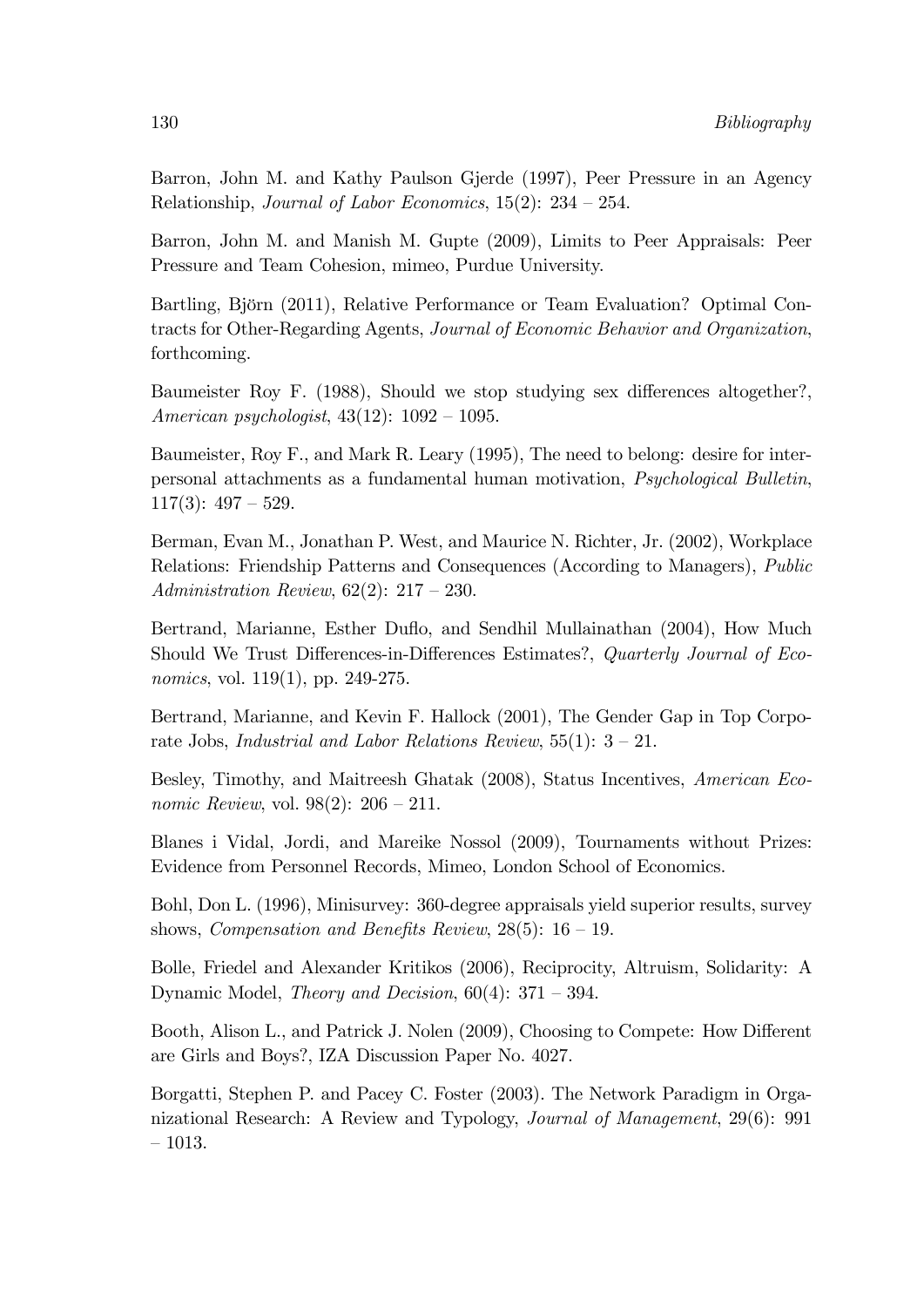Barron, John M. and Kathy Paulson Gjerde (1997), Peer Pressure in an Agency Relationship, *Journal of Labor Economics*, 15(2): 234 – 254.

Barron, John M. and Manish M. Gupte (2009), Limits to Peer Appraisals: Peer Pressure and Team Cohesion, mimeo, Purdue University.

Bartling, Björn (2011), Relative Performance or Team Evaluation? Optimal Contracts for Other-Regarding Agents, *Journal of Economic Behavior and Organization*, forthcoming.

Baumeister Roy F. (1988), Should we stop studying sex differences altogether?, *American psychologist*, 43(12): 1092 – 1095.

Baumeister, Roy F., and Mark R. Leary (1995), The need to belong: desire for interpersonal attachments as a fundamental human motivation, *Psychological Bulletin*, 117(3): 497 – 529.

Berman, Evan M., Jonathan P. West, and Maurice N. Richter, Jr. (2002), Workplace Relations: Friendship Patterns and Consequences (According to Managers), *Public Administration Review*, 62(2): 217 – 230.

Bertrand, Marianne, Esther Duflo, and Sendhil Mullainathan (2004), How Much Should We Trust Differences-in-Differences Estimates?, *Quarterly Journal of Economics*, vol. 119(1), pp. 249-275.

Bertrand, Marianne, and Kevin F. Hallock (2001), The Gender Gap in Top Corporate Jobs, *Industrial and Labor Relations Review*, 55(1): 3 – 21.

Besley, Timothy, and Maitreesh Ghatak (2008), Status Incentives, *American Economic Review*, vol. 98(2): 206 – 211.

Blanes i Vidal, Jordi, and Mareike Nossol (2009), Tournaments without Prizes: Evidence from Personnel Records, Mimeo, London School of Economics.

Bohl, Don L. (1996), Minisurvey: 360-degree appraisals yield superior results, survey shows, *Compensation and Benefits Review*, 28(5): 16 – 19.

Bolle, Friedel and Alexander Kritikos (2006), Reciprocity, Altruism, Solidarity: A Dynamic Model, *Theory and Decision*, 60(4): 371 – 394.

Booth, Alison L., and Patrick J. Nolen (2009), Choosing to Compete: How Different are Girls and Boys?, IZA Discussion Paper No. 4027.

Borgatti, Stephen P. and Pacey C. Foster (2003). The Network Paradigm in Organizational Research: A Review and Typology, *Journal of Management*, 29(6): 991 – 1013.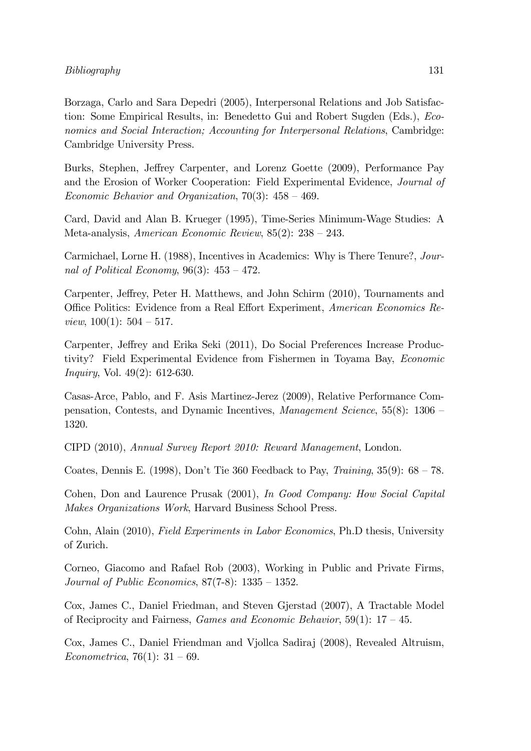Borzaga, Carlo and Sara Depedri (2005), Interpersonal Relations and Job Satisfaction: Some Empirical Results, in: Benedetto Gui and Robert Sugden (Eds.), *Economics and Social Interaction; Accounting for Interpersonal Relations*, Cambridge: Cambridge University Press.

Burks, Stephen, Jeffrey Carpenter, and Lorenz Goette (2009), Performance Pay and the Erosion of Worker Cooperation: Field Experimental Evidence, *Journal of Economic Behavior and Organization*, 70(3): 458 – 469.

Card, David and Alan B. Krueger (1995), Time-Series Minimum-Wage Studies: A Meta-analysis, *American Economic Review*, 85(2): 238 – 243.

Carmichael, Lorne H. (1988), Incentives in Academics: Why is There Tenure?, *Journal of Political Economy*, 96(3): 453 – 472.

Carpenter, Jeffrey, Peter H. Matthews, and John Schirm (2010), Tournaments and Office Politics: Evidence from a Real Effort Experiment, *American Economics Review*, 100(1): 504 – 517.

Carpenter, Jeffrey and Erika Seki (2011), Do Social Preferences Increase Productivity? Field Experimental Evidence from Fishermen in Toyama Bay, *Economic Inquiry*, Vol. 49(2): 612-630.

Casas-Arce, Pablo, and F. Asis Martinez-Jerez (2009), Relative Performance Compensation, Contests, and Dynamic Incentives, *Management Science*, 55(8): 1306 – 1320.

CIPD (2010), *Annual Survey Report 2010: Reward Management*, London.

Coates, Dennis E. (1998), Don't Tie 360 Feedback to Pay, *Training*, 35(9): 68 – 78.

Cohen, Don and Laurence Prusak (2001), *In Good Company: How Social Capital Makes Organizations Work*, Harvard Business School Press.

Cohn, Alain (2010), *Field Experiments in Labor Economics*, Ph.D thesis, University of Zurich.

Corneo, Giacomo and Rafael Rob (2003), Working in Public and Private Firms, *Journal of Public Economics*, 87(7-8): 1335 – 1352.

Cox, James C., Daniel Friedman, and Steven Gjerstad (2007), A Tractable Model of Reciprocity and Fairness, *Games and Economic Behavior*, 59(1): 17 – 45.

Cox, James C., Daniel Friendman and Vjollca Sadiraj (2008), Revealed Altruism, *Econometrica*, 76(1): 31 – 69.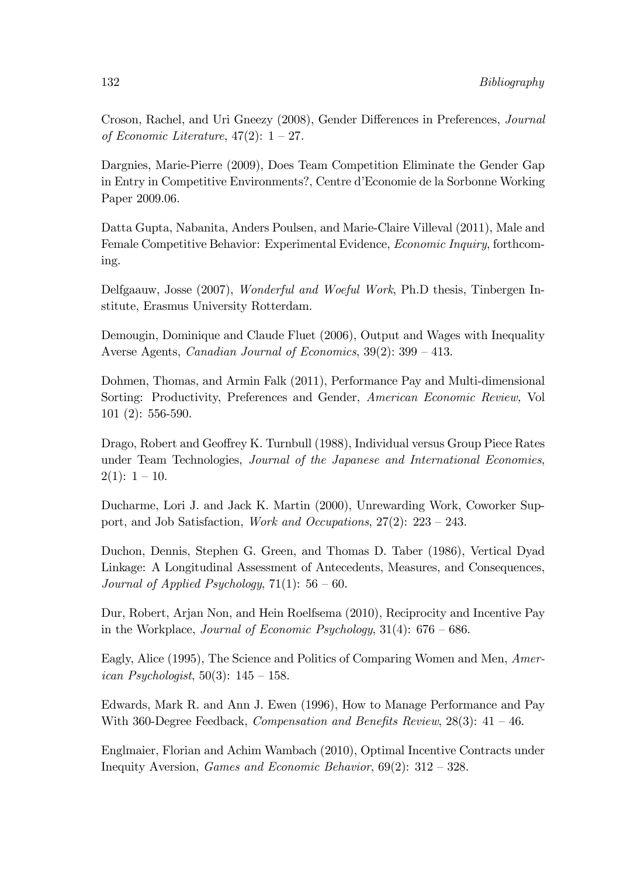Croson, Rachel, and Uri Gneezy (2008), Gender Differences in Preferences, *Journal of Economic Literature*, 47(2): 1 – 27.

Dargnies, Marie-Pierre (2009), Does Team Competition Eliminate the Gender Gap in Entry in Competitive Environments?, Centre d'Economie de la Sorbonne Working Paper 2009.06.

Datta Gupta, Nabanita, Anders Poulsen, and Marie-Claire Villeval (2011), Male and Female Competitive Behavior: Experimental Evidence, *Economic Inquiry*, forthcoming.

Delfgaauw, Josse (2007), *Wonderful and Woeful Work*, Ph.D thesis, Tinbergen Institute, Erasmus University Rotterdam.

Demougin, Dominique and Claude Fluet (2006), Output and Wages with Inequality Averse Agents, *Canadian Journal of Economics*, 39(2): 399 – 413.

Dohmen, Thomas, and Armin Falk (2011), Performance Pay and Multi-dimensional Sorting: Productivity, Preferences and Gender, *American Economic Review,* Vol 101 (2): 556-590.

Drago, Robert and Geoffrey K. Turnbull (1988), Individual versus Group Piece Rates under Team Technologies, *Journal of the Japanese and International Economies*, 2(1): 1 – 10.

Ducharme, Lori J. and Jack K. Martin (2000), Unrewarding Work, Coworker Support, and Job Satisfaction, *Work and Occupations*, 27(2): 223 – 243.

Duchon, Dennis, Stephen G. Green, and Thomas D. Taber (1986), Vertical Dyad Linkage: A Longitudinal Assessment of Antecedents, Measures, and Consequences, *Journal of Applied Psychology*, 71(1): 56 – 60.

Dur, Robert, Arjan Non, and Hein Roelfsema (2010), Reciprocity and Incentive Pay in the Workplace, *Journal of Economic Psychology*, 31(4): 676 – 686.

Eagly, Alice (1995), The Science and Politics of Comparing Women and Men, *American Psychologist*, 50(3): 145 – 158.

Edwards, Mark R. and Ann J. Ewen (1996), How to Manage Performance and Pay With 360-Degree Feedback, *Compensation and Benefits Review*, 28(3): 41 – 46.

Englmaier, Florian and Achim Wambach (2010), Optimal Incentive Contracts under Inequity Aversion, *Games and Economic Behavior*, 69(2): 312 – 328.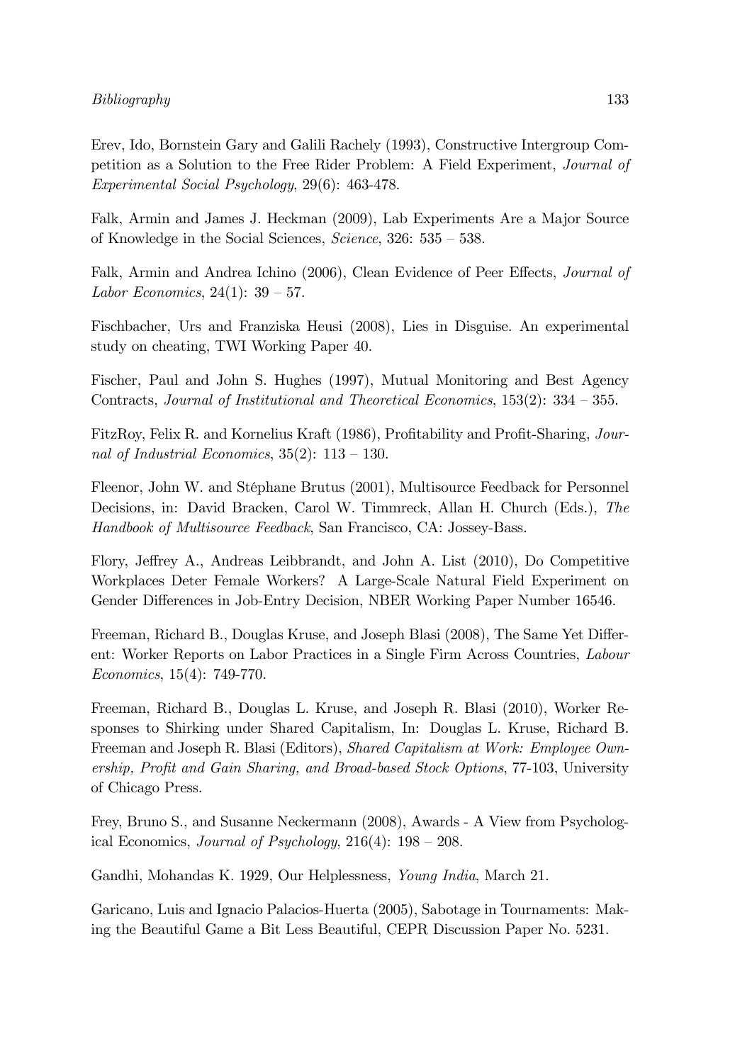Erev, Ido, Bornstein Gary and Galili Rachely (1993), Constructive Intergroup Competition as a Solution to the Free Rider Problem: A Field Experiment, *Journal of Experimental Social Psychology*, 29(6): 463-478.

Falk, Armin and James J. Heckman (2009), Lab Experiments Are a Major Source of Knowledge in the Social Sciences, *Science*, 326: 535 – 538.

Falk, Armin and Andrea Ichino (2006), Clean Evidence of Peer Effects, *Journal of Labor Economics*, 24(1): 39 – 57.

Fischbacher, Urs and Franziska Heusi (2008), Lies in Disguise. An experimental study on cheating, TWI Working Paper 40.

Fischer, Paul and John S. Hughes (1997), Mutual Monitoring and Best Agency Contracts, *Journal of Institutional and Theoretical Economics*, 153(2): 334 – 355.

FitzRoy, Felix R. and Kornelius Kraft (1986), Profitability and Profit-Sharing, *Journal of Industrial Economics*, 35(2): 113 – 130.

Fleenor, John W. and Stéphane Brutus (2001), Multisource Feedback for Personnel Decisions, in: David Bracken, Carol W. Timmreck, Allan H. Church (Eds.), *The Handbook of Multisource Feedback*, San Francisco, CA: Jossey-Bass.

Flory, Jeffrey A., Andreas Leibbrandt, and John A. List (2010), Do Competitive Workplaces Deter Female Workers? A Large-Scale Natural Field Experiment on Gender Differences in Job-Entry Decision, NBER Working Paper Number 16546.

Freeman, Richard B., Douglas Kruse, and Joseph Blasi (2008), The Same Yet Different: Worker Reports on Labor Practices in a Single Firm Across Countries, *Labour Economics*, 15(4): 749-770.

Freeman, Richard B., Douglas L. Kruse, and Joseph R. Blasi (2010), Worker Responses to Shirking under Shared Capitalism, In: Douglas L. Kruse, Richard B. Freeman and Joseph R. Blasi (Editors), *Shared Capitalism at Work: Employee Ownership, Profit and Gain Sharing, and Broad-based Stock Options*, 77-103, University of Chicago Press.

Frey, Bruno S., and Susanne Neckermann (2008), Awards - A View from Psychological Economics, *Journal of Psychology*, 216(4): 198 – 208.

Gandhi, Mohandas K. 1929, Our Helplessness, *Young India*, March 21.

Garicano, Luis and Ignacio Palacios-Huerta (2005), Sabotage in Tournaments: Making the Beautiful Game a Bit Less Beautiful, CEPR Discussion Paper No. 5231.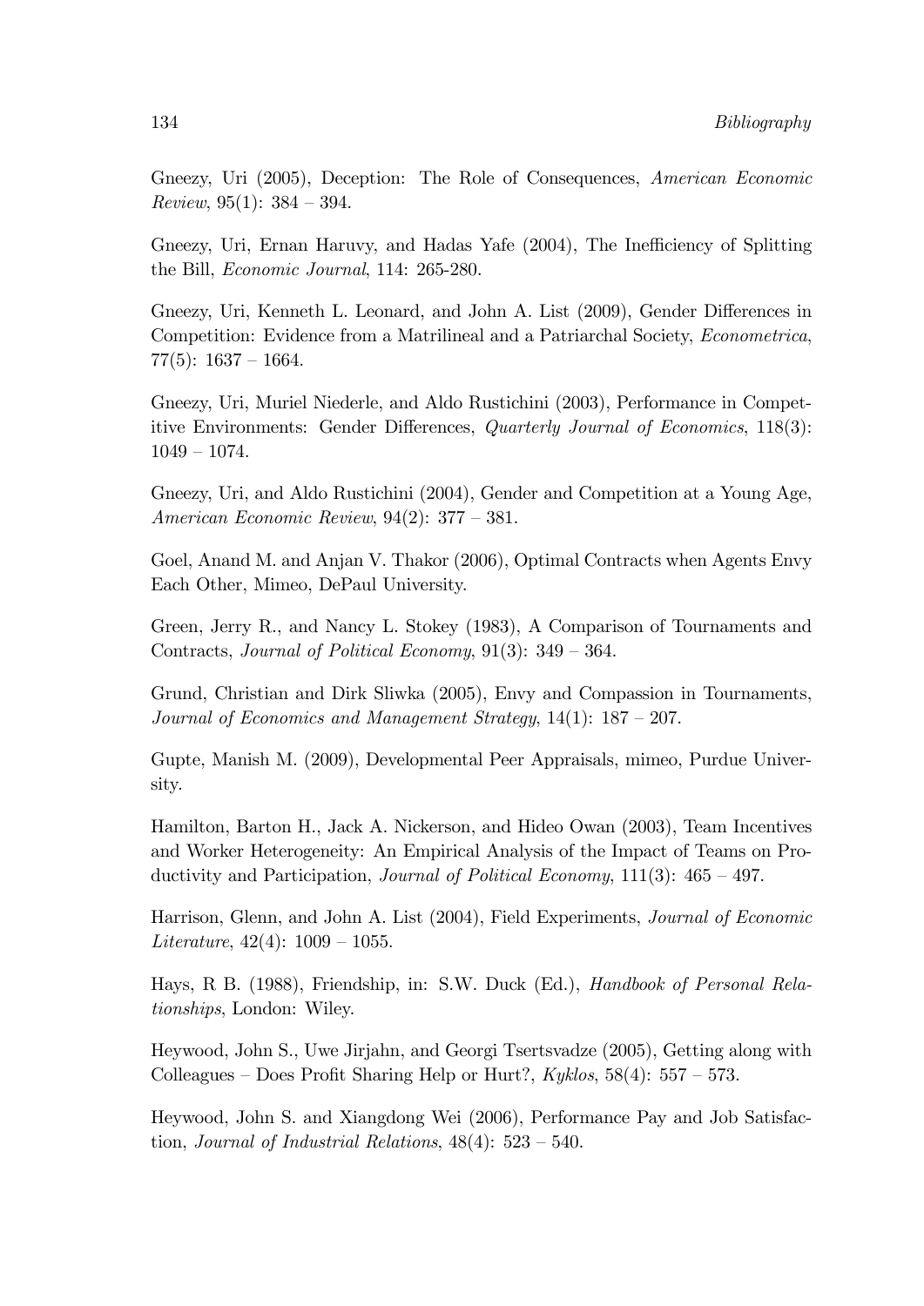Gneezy, Uri (2005), Deception: The Role of Consequences, *American Economic Review*, 95(1): 384 – 394.

Gneezy, Uri, Ernan Haruvy, and Hadas Yafe (2004), The Inefficiency of Splitting the Bill, *Economic Journal*, 114: 265-280.

Gneezy, Uri, Kenneth L. Leonard, and John A. List (2009), Gender Differences in Competition: Evidence from a Matrilineal and a Patriarchal Society, *Econometrica*, 77(5): 1637 – 1664.

Gneezy, Uri, Muriel Niederle, and Aldo Rustichini (2003), Performance in Competitive Environments: Gender Differences, *Quarterly Journal of Economics*, 118(3): 1049 – 1074.

Gneezy, Uri, and Aldo Rustichini (2004), Gender and Competition at a Young Age, *American Economic Review*, 94(2): 377 – 381.

Goel, Anand M. and Anjan V. Thakor (2006), Optimal Contracts when Agents Envy Each Other, Mimeo, DePaul University.

Green, Jerry R., and Nancy L. Stokey (1983), A Comparison of Tournaments and Contracts, *Journal of Political Economy*, 91(3): 349 – 364.

Grund, Christian and Dirk Sliwka (2005), Envy and Compassion in Tournaments, *Journal of Economics and Management Strategy*, 14(1): 187 – 207.

Gupte, Manish M. (2009), Developmental Peer Appraisals, mimeo, Purdue University.

Hamilton, Barton H., Jack A. Nickerson, and Hideo Owan (2003), Team Incentives and Worker Heterogeneity: An Empirical Analysis of the Impact of Teams on Productivity and Participation, *Journal of Political Economy*, 111(3): 465 – 497.

Harrison, Glenn, and John A. List (2004), Field Experiments, *Journal of Economic Literature*, 42(4): 1009 – 1055.

Hays, R B. (1988), Friendship, in: S.W. Duck (Ed.), *Handbook of Personal Relationships*, London: Wiley.

Heywood, John S., Uwe Jirjahn, and Georgi Tsertsvadze (2005), Getting along with Colleagues – Does Profit Sharing Help or Hurt?, *Kyklos*, 58(4): 557 – 573.

Heywood, John S. and Xiangdong Wei (2006), Performance Pay and Job Satisfaction, *Journal of Industrial Relations*, 48(4): 523 – 540.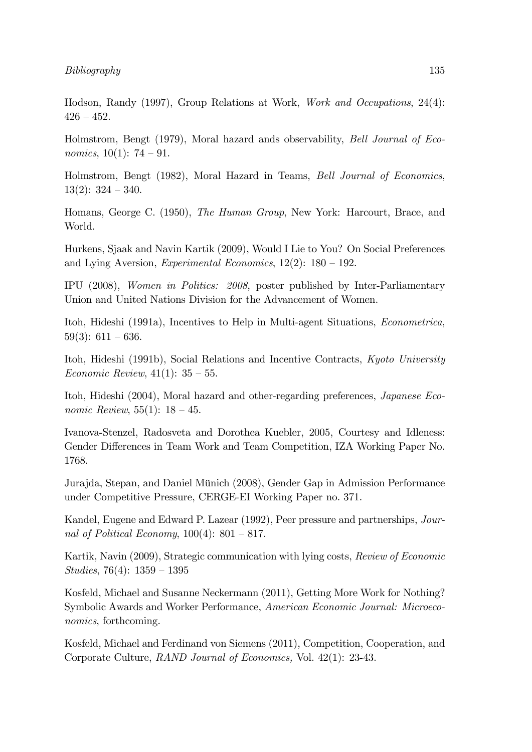Hodson, Randy (1997), Group Relations at Work, *Work and Occupations*, 24(4): 426 – 452.

Holmstrom, Bengt (1979), Moral hazard ands observability, *Bell Journal of Economics*, 10(1): 74 – 91.

Holmstrom, Bengt (1982), Moral Hazard in Teams, *Bell Journal of Economics*, 13(2): 324 – 340.

Homans, George C. (1950), *The Human Group*, New York: Harcourt, Brace, and World.

Hurkens, Sjaak and Navin Kartik (2009), Would I Lie to You? On Social Preferences and Lying Aversion, *Experimental Economics*, 12(2): 180 – 192.

IPU (2008), *Women in Politics: 2008*, poster published by Inter-Parliamentary Union and United Nations Division for the Advancement of Women.

Itoh, Hideshi (1991a), Incentives to Help in Multi-agent Situations, *Econometrica*, 59(3): 611 – 636.

Itoh, Hideshi (1991b), Social Relations and Incentive Contracts, *Kyoto University Economic Review*, 41(1): 35 – 55.

Itoh, Hideshi (2004), Moral hazard and other-regarding preferences, *Japanese Economic Review*, 55(1): 18 – 45.

Ivanova-Stenzel, Radosveta and Dorothea Kuebler, 2005, Courtesy and Idleness: Gender Differences in Team Work and Team Competition, IZA Working Paper No. 1768.

Jurajda, Stepan, and Daniel Münich (2008), Gender Gap in Admission Performance under Competitive Pressure, CERGE-EI Working Paper no. 371.

Kandel, Eugene and Edward P. Lazear (1992), Peer pressure and partnerships, *Journal of Political Economy*, 100(4): 801 – 817.

Kartik, Navin (2009), Strategic communication with lying costs, *Review of Economic Studies*, 76(4): 1359 – 1395

Kosfeld, Michael and Susanne Neckermann (2011), Getting More Work for Nothing? Symbolic Awards and Worker Performance, *American Economic Journal: Microeconomics*, forthcoming.

Kosfeld, Michael and Ferdinand von Siemens (2011), Competition, Cooperation, and Corporate Culture, *RAND Journal of Economics,* Vol. 42(1): 23-43.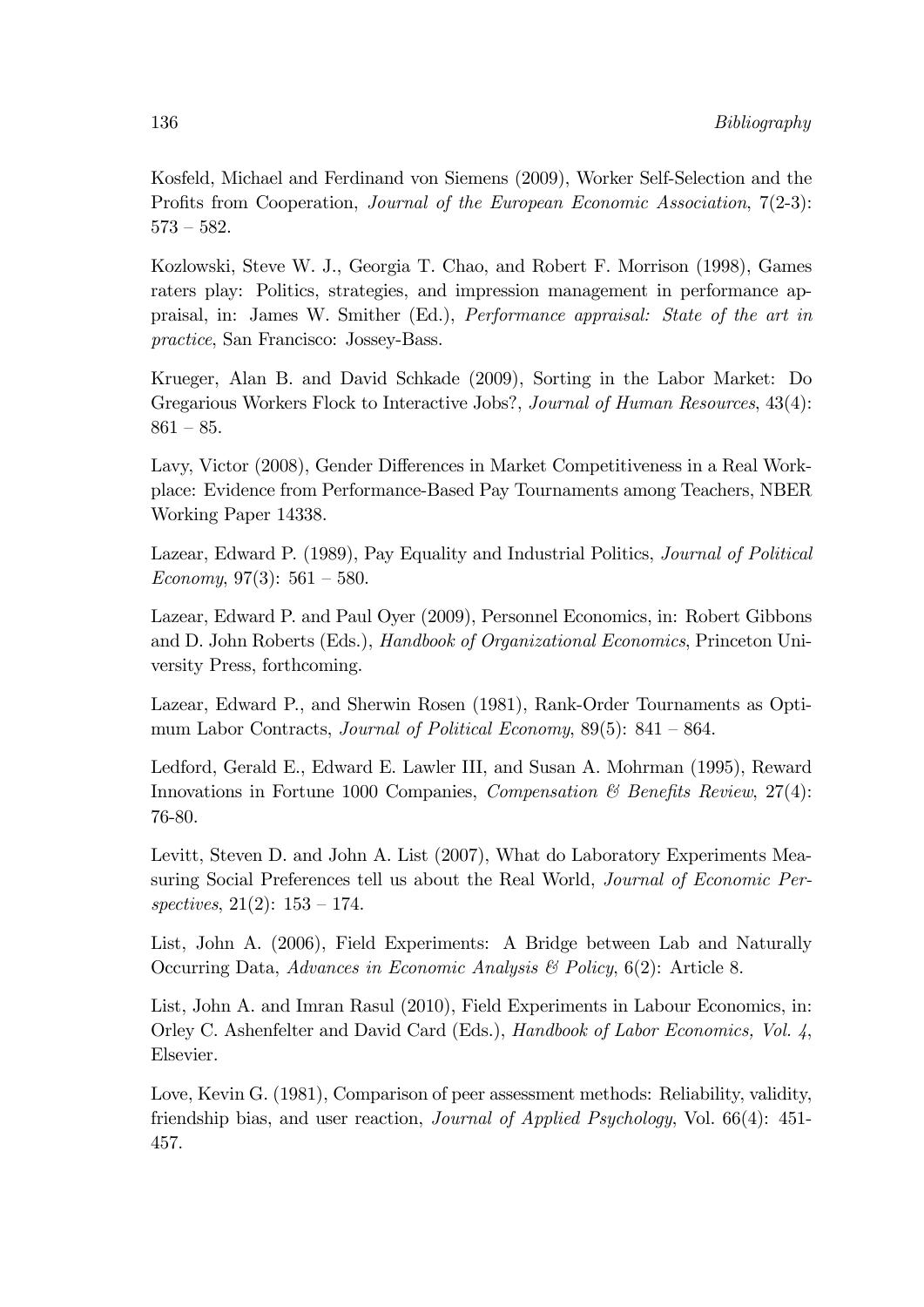Kosfeld, Michael and Ferdinand von Siemens (2009), Worker Self-Selection and the Profits from Cooperation, *Journal of the European Economic Association*, 7(2-3): 573 – 582.

Kozlowski, Steve W. J., Georgia T. Chao, and Robert F. Morrison (1998), Games raters play: Politics, strategies, and impression management in performance appraisal, in: James W. Smither (Ed.), *Performance appraisal: State of the art in practice*, San Francisco: Jossey-Bass.

Krueger, Alan B. and David Schkade (2009), Sorting in the Labor Market: Do Gregarious Workers Flock to Interactive Jobs?, *Journal of Human Resources*, 43(4): 861 – 85.

Lavy, Victor (2008), Gender Differences in Market Competitiveness in a Real Workplace: Evidence from Performance-Based Pay Tournaments among Teachers, NBER Working Paper 14338.

Lazear, Edward P. (1989), Pay Equality and Industrial Politics, *Journal of Political Economy*, 97(3): 561 – 580.

Lazear, Edward P. and Paul Oyer (2009), Personnel Economics, in: Robert Gibbons and D. John Roberts (Eds.), *Handbook of Organizational Economics*, Princeton University Press, forthcoming.

Lazear, Edward P., and Sherwin Rosen (1981), Rank-Order Tournaments as Optimum Labor Contracts, *Journal of Political Economy*, 89(5): 841 – 864.

Ledford, Gerald E., Edward E. Lawler III, and Susan A. Mohrman (1995), Reward Innovations in Fortune 1000 Companies, *Compensation & Benefits Review*, 27(4): 76-80.

Levitt, Steven D. and John A. List (2007), What do Laboratory Experiments Measuring Social Preferences tell us about the Real World, *Journal of Economic Perspectives*, 21(2): 153 – 174.

List, John A. (2006), Field Experiments: A Bridge between Lab and Naturally Occurring Data, *Advances in Economic Analysis & Policy*, 6(2): Article 8.

List, John A. and Imran Rasul (2010), Field Experiments in Labour Economics, in: Orley C. Ashenfelter and David Card (Eds.), *Handbook of Labor Economics, Vol. 4*, Elsevier.

Love, Kevin G. (1981), Comparison of peer assessment methods: Reliability, validity, friendship bias, and user reaction, *Journal of Applied Psychology*, Vol. 66(4): 451-457.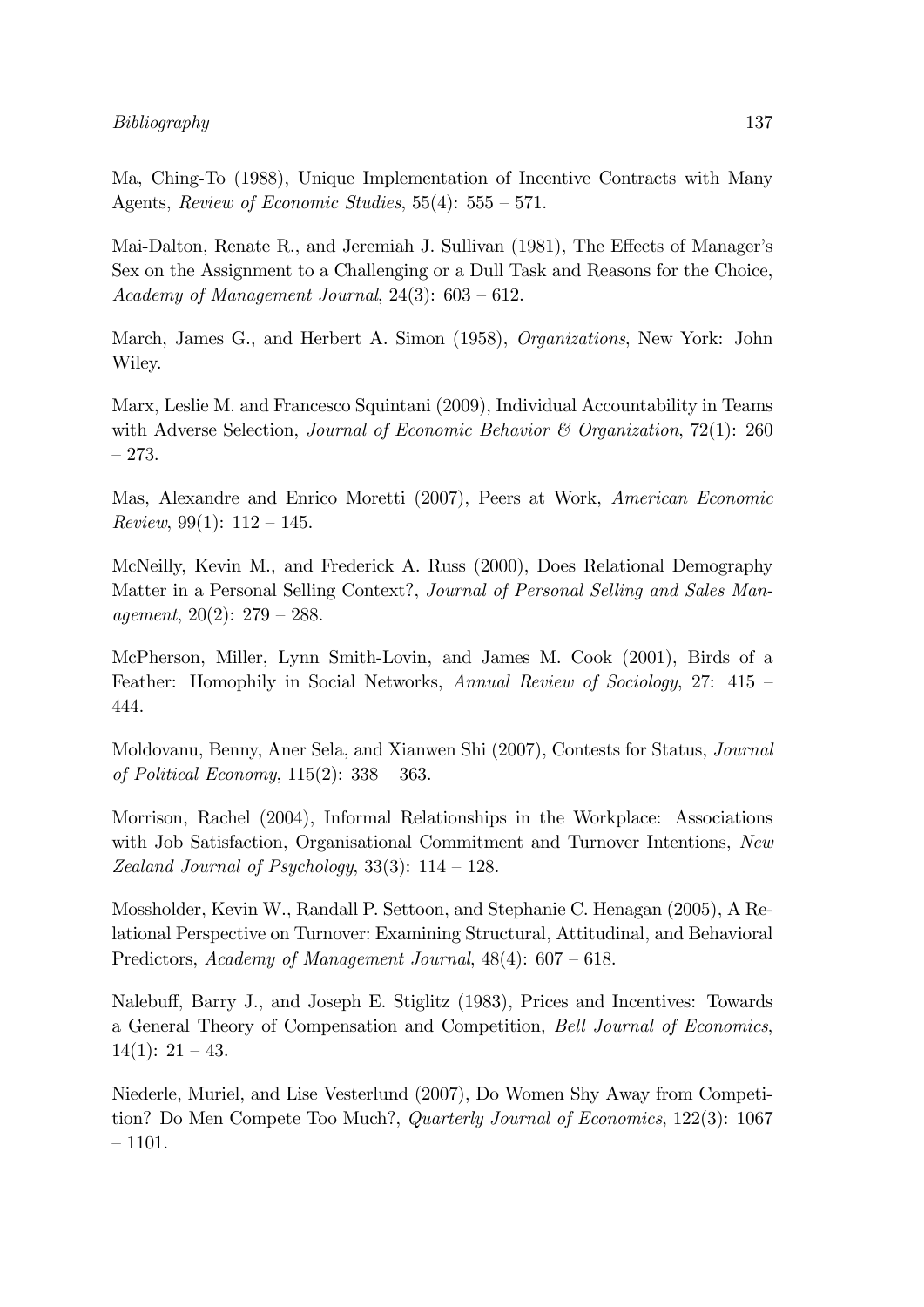Ma, Ching-To (1988), Unique Implementation of Incentive Contracts with Many Agents, *Review of Economic Studies*, 55(4): 555 – 571.

Mai-Dalton, Renate R., and Jeremiah J. Sullivan (1981), The Effects of Manager's Sex on the Assignment to a Challenging or a Dull Task and Reasons for the Choice, *Academy of Management Journal*, 24(3): 603 – 612.

March, James G., and Herbert A. Simon (1958), *Organizations*, New York: John Wiley.

Marx, Leslie M. and Francesco Squintani (2009), Individual Accountability in Teams with Adverse Selection, *Journal of Economic Behavior & Organization*, 72(1): 260 – 273.

Mas, Alexandre and Enrico Moretti (2007), Peers at Work, *American Economic Review*, 99(1): 112 – 145.

McNeilly, Kevin M., and Frederick A. Russ (2000), Does Relational Demography Matter in a Personal Selling Context?, *Journal of Personal Selling and Sales Management*, 20(2): 279 – 288.

McPherson, Miller, Lynn Smith-Lovin, and James M. Cook (2001), Birds of a Feather: Homophily in Social Networks, *Annual Review of Sociology*, 27: 415 – 444.

Moldovanu, Benny, Aner Sela, and Xianwen Shi (2007), Contests for Status, *Journal of Political Economy*, 115(2): 338 – 363.

Morrison, Rachel (2004), Informal Relationships in the Workplace: Associations with Job Satisfaction, Organisational Commitment and Turnover Intentions, *New Zealand Journal of Psychology*, 33(3): 114 – 128.

Mossholder, Kevin W., Randall P. Settoon, and Stephanie C. Henagan (2005), A Relational Perspective on Turnover: Examining Structural, Attitudinal, and Behavioral Predictors, *Academy of Management Journal*, 48(4): 607 – 618.

Nalebuff, Barry J., and Joseph E. Stiglitz (1983), Prices and Incentives: Towards a General Theory of Compensation and Competition, *Bell Journal of Economics*, 14(1): 21 – 43.

Niederle, Muriel, and Lise Vesterlund (2007), Do Women Shy Away from Competition? Do Men Compete Too Much?, *Quarterly Journal of Economics*, 122(3): 1067 – 1101.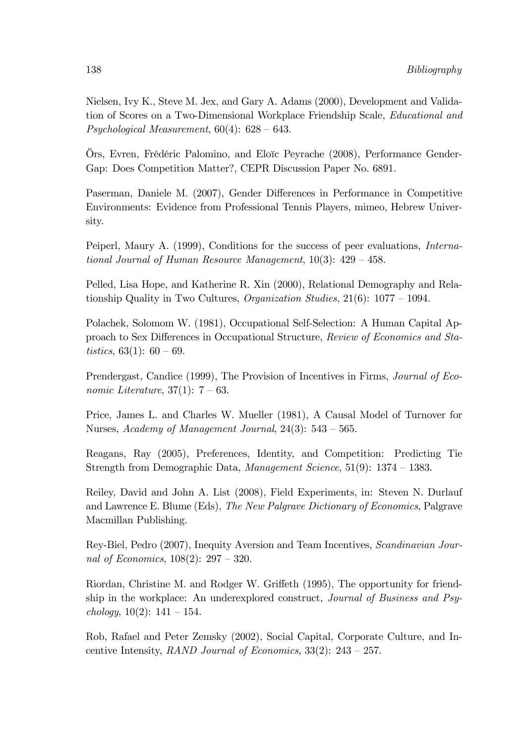Nielsen, Ivy K., Steve M. Jex, and Gary A. Adams (2000), Development and Validation of Scores on a Two-Dimensional Workplace Friendship Scale, *Educational and Psychological Measurement*, 60(4): 628 – 643.

Örs, Evren, Frédéric Palomino, and Eloïc Peyrache (2008), Performance Gender-Gap: Does Competition Matter?, CEPR Discussion Paper No. 6891.

Paserman, Daniele M. (2007), Gender Differences in Performance in Competitive Environments: Evidence from Professional Tennis Players, mimeo, Hebrew University.

Peiperl, Maury A. (1999), Conditions for the success of peer evaluations, *International Journal of Human Resource Management*, 10(3): 429 – 458.

Pelled, Lisa Hope, and Katherine R. Xin (2000), Relational Demography and Relationship Quality in Two Cultures, *Organization Studies*, 21(6): 1077 – 1094.

Polachek, Solomom W. (1981), Occupational Self-Selection: A Human Capital Approach to Sex Differences in Occupational Structure, *Review of Economics and Statistics*, 63(1): 60 – 69.

Prendergast, Candice (1999), The Provision of Incentives in Firms, *Journal of Economic Literature*, 37(1): 7 – 63.

Price, James L. and Charles W. Mueller (1981), A Causal Model of Turnover for Nurses, *Academy of Management Journal*, 24(3): 543 – 565.

Reagans, Ray (2005), Preferences, Identity, and Competition: Predicting Tie Strength from Demographic Data, *Management Science*, 51(9): 1374 – 1383.

Reiley, David and John A. List (2008), Field Experiments, in: Steven N. Durlauf and Lawrence E. Blume (Eds), *The New Palgrave Dictionary of Economics*, Palgrave Macmillan Publishing.

Rey-Biel, Pedro (2007), Inequity Aversion and Team Incentives, *Scandinavian Journal of Economics*, 108(2): 297 – 320.

Riordan, Christine M. and Rodger W. Griffeth (1995), The opportunity for friendship in the workplace: An underexplored construct, *Journal of Business and Psychology*, 10(2): 141 – 154.

Rob, Rafael and Peter Zemsky (2002), Social Capital, Corporate Culture, and Incentive Intensity, *RAND Journal of Economics*, 33(2): 243 – 257.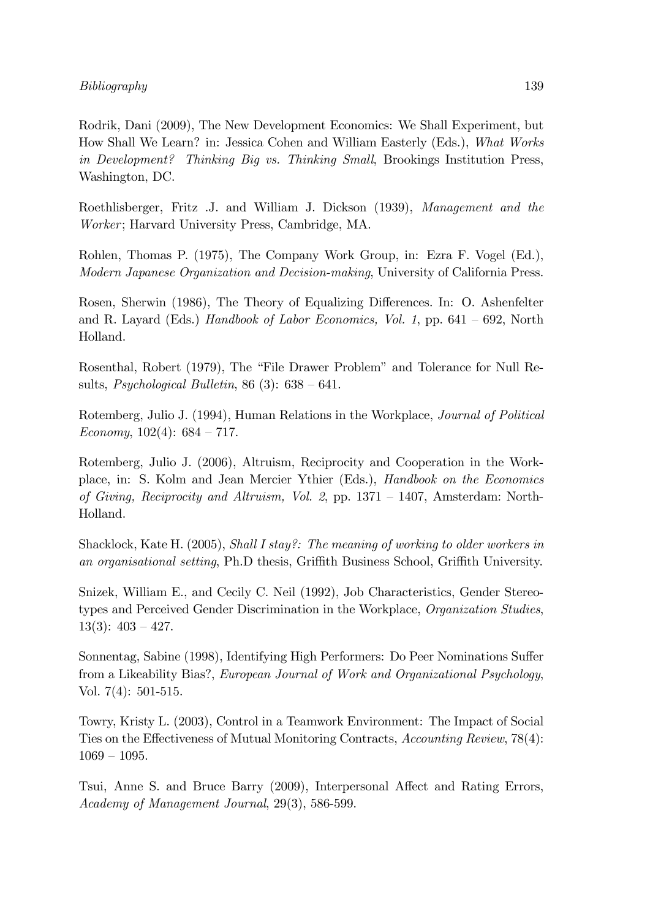Rodrik, Dani (2009), The New Development Economics: We Shall Experiment, but How Shall We Learn? in: Jessica Cohen and William Easterly (Eds.), *What Works in Development? Thinking Big vs. Thinking Small*, Brookings Institution Press, Washington, DC.

Roethlisberger, Fritz .J. and William J. Dickson (1939), *Management and the Worker*; Harvard University Press, Cambridge, MA.

Rohlen, Thomas P. (1975), The Company Work Group, in: Ezra F. Vogel (Ed.), *Modern Japanese Organization and Decision-making*, University of California Press.

Rosen, Sherwin (1986), The Theory of Equalizing Differences. In: O. Ashenfelter and R. Layard (Eds.) *Handbook of Labor Economics, Vol. 1*, pp. 641 – 692, North Holland.

Rosenthal, Robert (1979), The "File Drawer Problem" and Tolerance for Null Results, *Psychological Bulletin*, 86 (3): 638 – 641.

Rotemberg, Julio J. (1994), Human Relations in the Workplace, *Journal of Political Economy*, 102(4): 684 – 717.

Rotemberg, Julio J. (2006), Altruism, Reciprocity and Cooperation in the Workplace, in: S. Kolm and Jean Mercier Ythier (Eds.), *Handbook on the Economics of Giving, Reciprocity and Altruism, Vol. 2*, pp. 1371 – 1407, Amsterdam: North-Holland.

Shacklock, Kate H. (2005), *Shall I stay?: The meaning of working to older workers in an organisational setting*, Ph.D thesis, Griffith Business School, Griffith University.

Snizek, William E., and Cecily C. Neil (1992), Job Characteristics, Gender Stereotypes and Perceived Gender Discrimination in the Workplace, *Organization Studies*, 13(3): 403 – 427.

Sonnentag, Sabine (1998), Identifying High Performers: Do Peer Nominations Suffer from a Likeability Bias?, *European Journal of Work and Organizational Psychology*, Vol. 7(4): 501-515.

Towry, Kristy L. (2003), Control in a Teamwork Environment: The Impact of Social Ties on the Effectiveness of Mutual Monitoring Contracts, *Accounting Review*, 78(4): 1069 – 1095.

Tsui, Anne S. and Bruce Barry (2009), Interpersonal Affect and Rating Errors, *Academy of Management Journal*, 29(3), 586-599.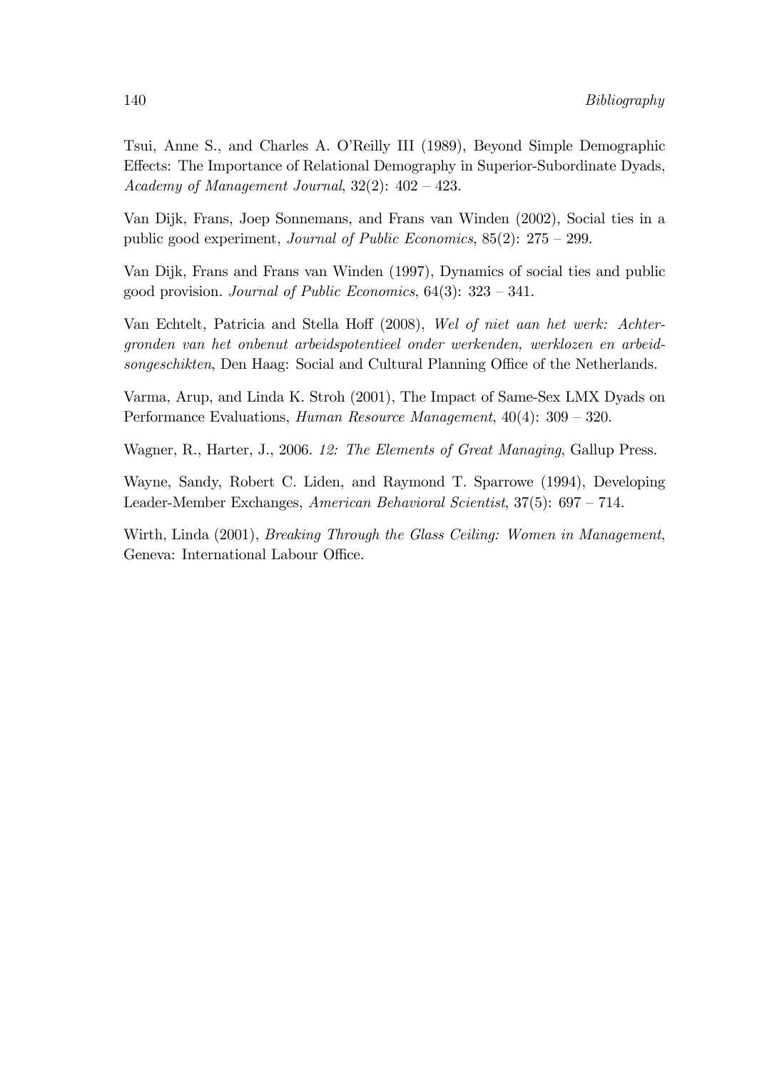Tsui, Anne S., and Charles A. O'Reilly III (1989), Beyond Simple Demographic Effects: The Importance of Relational Demography in Superior-Subordinate Dyads, *Academy of Management Journal*, 32(2): 402 – 423.

Van Dijk, Frans, Joep Sonnemans, and Frans van Winden (2002), Social ties in a public good experiment, *Journal of Public Economics*, 85(2): 275 – 299.

Van Dijk, Frans and Frans van Winden (1997), Dynamics of social ties and public good provision. *Journal of Public Economics*, 64(3): 323 – 341.

Van Echtelt, Patricia and Stella Hoff (2008), *Wel of niet aan het werk: Achtergronden van het onbenut arbeidspotentieel onder werkenden, werklozen en arbeidsongeschikten*, Den Haag: Social and Cultural Planning Office of the Netherlands.

Varma, Arup, and Linda K. Stroh (2001), The Impact of Same-Sex LMX Dyads on Performance Evaluations, *Human Resource Management*, 40(4): 309 – 320.

Wagner, R., Harter, J., 2006. *12: The Elements of Great Managing*, Gallup Press.

Wayne, Sandy, Robert C. Liden, and Raymond T. Sparrowe (1994), Developing Leader-Member Exchanges, *American Behavioral Scientist*, 37(5): 697 – 714.

Wirth, Linda (2001), *Breaking Through the Glass Ceiling: Women in Management*, Geneva: International Labour Office.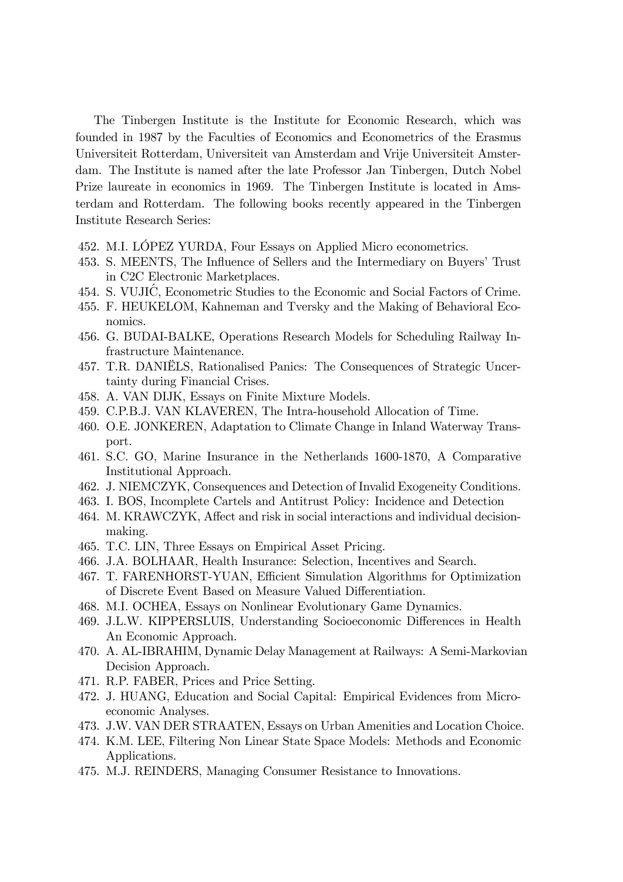The Tinbergen Institute is the Institute for Economic Research, which was founded in 1987 by the Faculties of Economics and Econometrics of the Erasmus Universiteit Rotterdam, Universiteit van Amsterdam and Vrije Universiteit Amsterdam. The Institute is named after the late Professor Jan Tinbergen, Dutch Nobel Prize laureate in economics in 1969. The Tinbergen Institute is located in Amsterdam and Rotterdam. The following books recently appeared in the Tinbergen Institute Research Series:

452. M.I. LÓPEZ YURDA, Four Essays on Applied Micro econometrics.
453. S. MEENTS, The Influence of Sellers and the Intermediary on Buyers' Trust in C2C Electronic Marketplaces.
454. S. VUJIĆ, Econometric Studies to the Economic and Social Factors of Crime.
455. F. HEUKELOM, Kahneman and Tversky and the Making of Behavioral Economics.
456. G. BUDAI-BALKE, Operations Research Models for Scheduling Railway Infrastructure Maintenance.
457. T.R. DANIËLS, Rationalised Panics: The Consequences of Strategic Uncertainty during Financial Crises.
458. A. VAN DIJK, Essays on Finite Mixture Models.
459. C.P.B.J. VAN KLAVEREN, The Intra-household Allocation of Time.
460. O.E. JONKEREN, Adaptation to Climate Change in Inland Waterway Transport.
461. S.C. GO, Marine Insurance in the Netherlands 1600-1870, A Comparative Institutional Approach.
462. J. NIEMCZYK, Consequences and Detection of Invalid Exogeneity Conditions.
463. I. BOS, Incomplete Cartels and Antitrust Policy: Incidence and Detection
464. M. KRAWCZYK, Affect and risk in social interactions and individual decision-making.
465. T.C. LIN, Three Essays on Empirical Asset Pricing.
466. J.A. BOLHAAR, Health Insurance: Selection, Incentives and Search.
467. T. FARENHORST-YUAN, Efficient Simulation Algorithms for Optimization of Discrete Event Based on Measure Valued Differentiation.
468. M.I. OCHEA, Essays on Nonlinear Evolutionary Game Dynamics.
469. J.L.W. KIPPERSLUIS, Understanding Socioeconomic Differences in Health An Economic Approach.
470. A. AL-IBRAHIM, Dynamic Delay Management at Railways: A Semi-Markovian Decision Approach.
471. R.P. FABER, Prices and Price Setting.
472. J. HUANG, Education and Social Capital: Empirical Evidences from Microeconomic Analyses.
473. J.W. VAN DER STRAATEN, Essays on Urban Amenities and Location Choice.
474. K.M. LEE, Filtering Non Linear State Space Models: Methods and Economic Applications.
475. M.J. REINDERS, Managing Consumer Resistance to Innovations.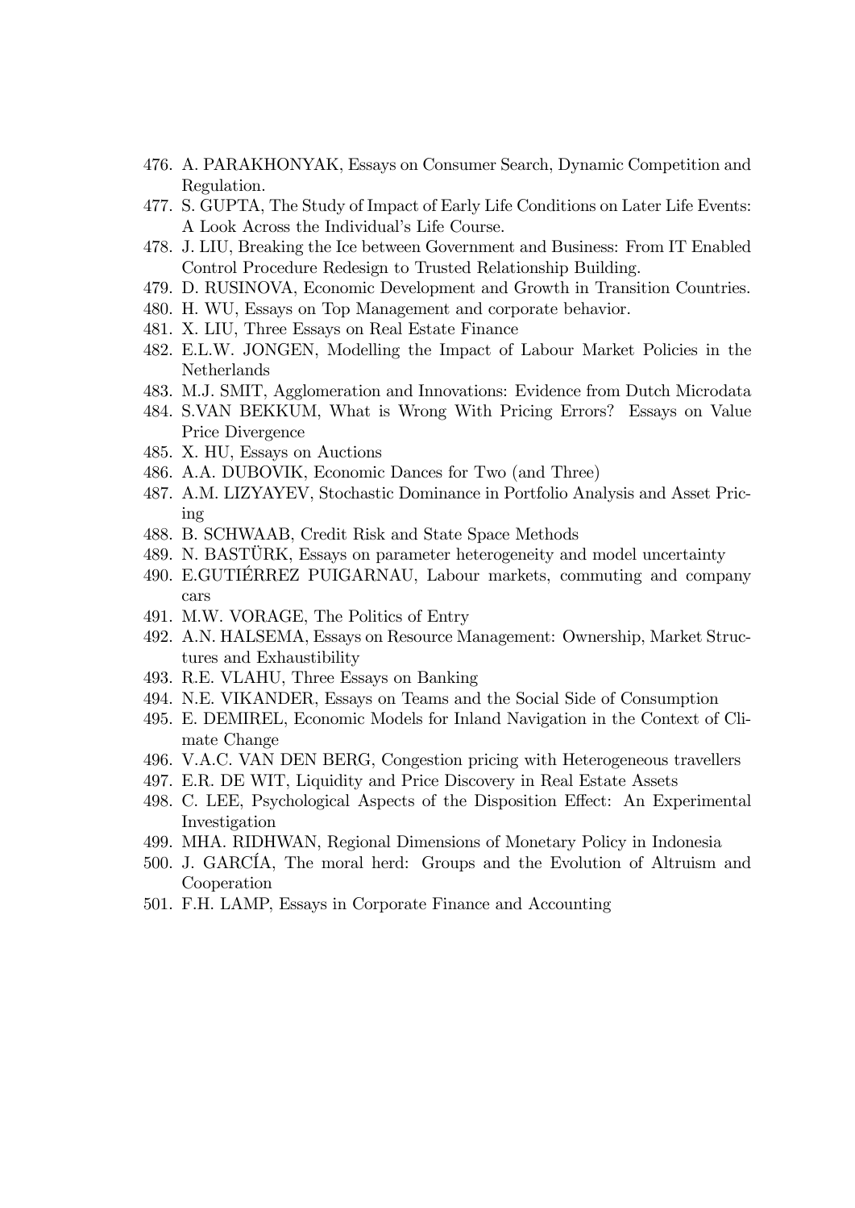476. A. PARAKHONYAK, Essays on Consumer Search, Dynamic Competition and Regulation.
477. S. GUPTA, The Study of Impact of Early Life Conditions on Later Life Events: A Look Across the Individual's Life Course.
478. J. LIU, Breaking the Ice between Government and Business: From IT Enabled Control Procedure Redesign to Trusted Relationship Building.
479. D. RUSINOVA, Economic Development and Growth in Transition Countries.
480. H. WU, Essays on Top Management and corporate behavior.
481. X. LIU, Three Essays on Real Estate Finance
482. E.L.W. JONGEN, Modelling the Impact of Labour Market Policies in the Netherlands
483. M.J. SMIT, Agglomeration and Innovations: Evidence from Dutch Microdata
484. S.VAN BEKKUM, What is Wrong With Pricing Errors? Essays on Value Price Divergence
485. X. HU, Essays on Auctions
486. A.A. DUBOVIK, Economic Dances for Two (and Three)
487. A.M. LIZYAYEV, Stochastic Dominance in Portfolio Analysis and Asset Pricing
488. B. SCHWAAB, Credit Risk and State Space Methods
489. N. BASTÜRK, Essays on parameter heterogeneity and model uncertainty
490. E.GUTIÉRREZ PUIGARNAU, Labour markets, commuting and company cars
491. M.W. VORAGE, The Politics of Entry
492. A.N. HALSEMA, Essays on Resource Management: Ownership, Market Structures and Exhaustibility
493. R.E. VLAHU, Three Essays on Banking
494. N.E. VIKANDER, Essays on Teams and the Social Side of Consumption
495. E. DEMIREL, Economic Models for Inland Navigation in the Context of Climate Change
496. V.A.C. VAN DEN BERG, Congestion pricing with Heterogeneous travellers
497. E.R. DE WIT, Liquidity and Price Discovery in Real Estate Assets
498. C. LEE, Psychological Aspects of the Disposition Effect: An Experimental Investigation
499. MHA. RIDHWAN, Regional Dimensions of Monetary Policy in Indonesia
500. J. GARCÍA, The moral herd: Groups and the Evolution of Altruism and Cooperation
501. F.H. LAMP, Essays in Corporate Finance and Accounting